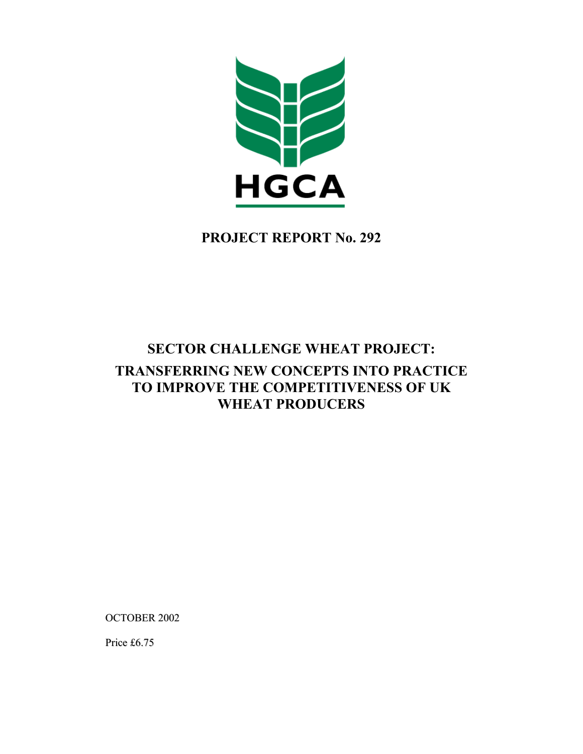HGCA

**PROJECT REPORT No. 292**

# SECTOR CHALLENGE WHEAT PROJECT: TRANSFERRING NEW CONCEPTS INTO PRACTICE TO IMPROVE THE COMPETITIVENESS OF UK WHEAT PRODUCERS

OCTOBER 2002

Price £6.75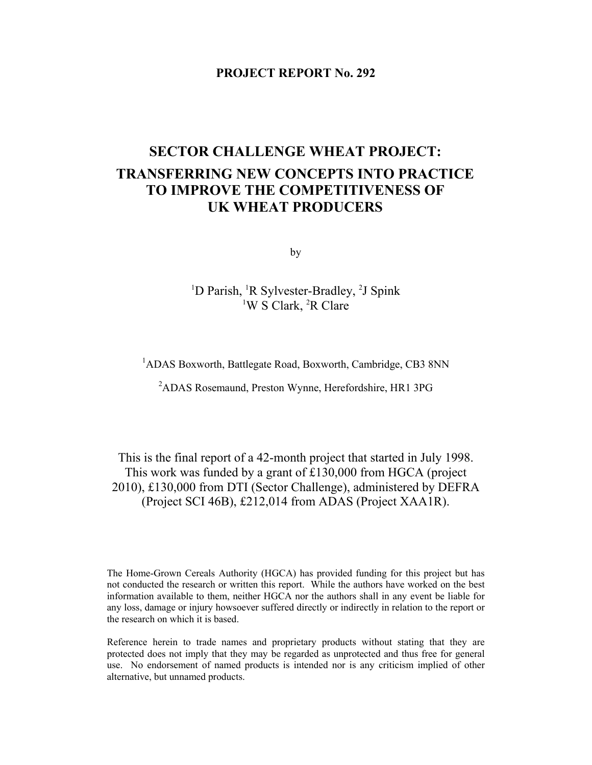**PROJECT REPORT No. 292**

# SECTOR CHALLENGE WHEAT PROJECT:
# TRANSFERRING NEW CONCEPTS INTO PRACTICE TO IMPROVE THE COMPETITIVENESS OF UK WHEAT PRODUCERS

by

[1]D Parish, [1]R Sylvester-Bradley, [2]J Spink
[1]W S Clark, [2]R Clare

[1]ADAS Boxworth, Battlegate Road, Boxworth, Cambridge, CB3 8NN

[2]ADAS Rosemaund, Preston Wynne, Herefordshire, HR1 3PG

This is the final report of a 42-month project that started in July 1998. This work was funded by a grant of £130,000 from HGCA (project 2010), £130,000 from DTI (Sector Challenge), administered by DEFRA (Project SCI 46B), £212,014 from ADAS (Project XAA1R).

The Home-Grown Cereals Authority (HGCA) has provided funding for this project but has not conducted the research or written this report. While the authors have worked on the best information available to them, neither HGCA nor the authors shall in any event be liable for any loss, damage or injury howsoever suffered directly or indirectly in relation to the report or the research on which it is based.

Reference herein to trade names and proprietary products without stating that they are protected does not imply that they may be regarded as unprotected and thus free for general use. No endorsement of named products is intended nor is any criticism implied of other alternative, but unnamed products.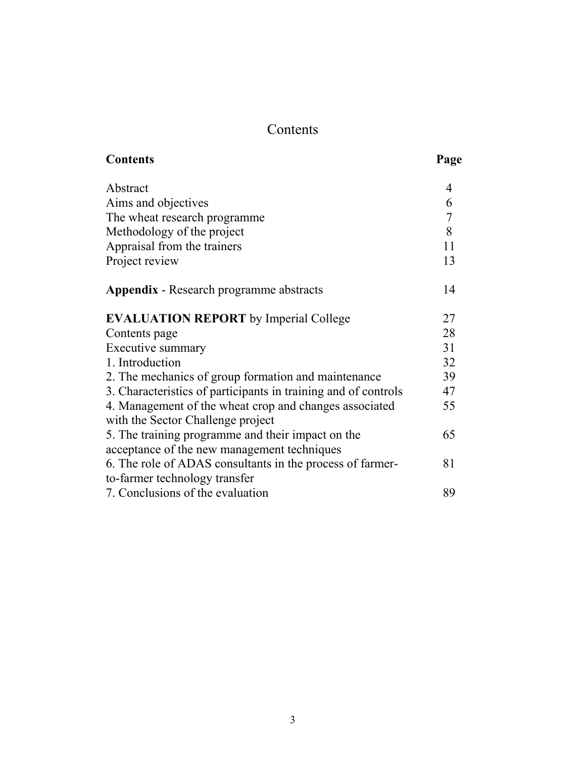# Contents

| **Contents** | **Page** |
|---|---|
| Abstract | 4 |
| Aims and objectives | 6 |
| The wheat research programme | 7 |
| Methodology of the project | 8 |
| Appraisal from the trainers | 11 |
| Project review | 13 |
| | |
| **Appendix** - Research programme abstracts | 14 |
| | |
| **EVALUATION REPORT** by Imperial College | 27 |
| Contents page | 28 |
| Executive summary | 31 |
| 1. Introduction | 32 |
| 2. The mechanics of group formation and maintenance | 39 |
| 3. Characteristics of participants in training and of controls | 47 |
| 4. Management of the wheat crop and changes associated with the Sector Challenge project | 55 |
| 5. The training programme and their impact on the acceptance of the new management techniques | 65 |
| 6. The role of ADAS consultants in the process of farmer-to-farmer technology transfer | 81 |
| 7. Conclusions of the evaluation | 89 |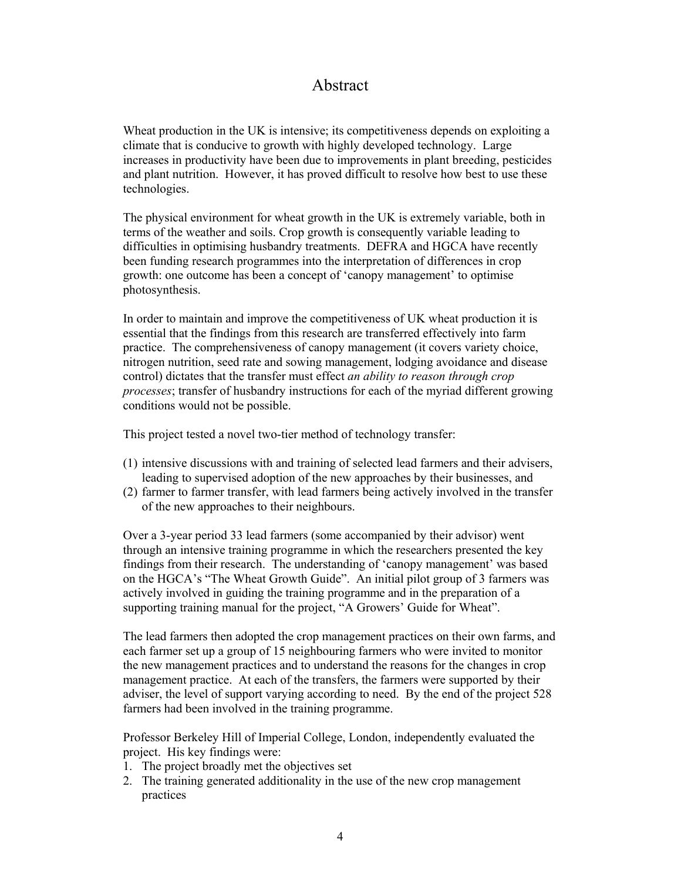# Abstract

Wheat production in the UK is intensive; its competitiveness depends on exploiting a climate that is conducive to growth with highly developed technology. Large increases in productivity have been due to improvements in plant breeding, pesticides and plant nutrition. However, it has proved difficult to resolve how best to use these technologies.

The physical environment for wheat growth in the UK is extremely variable, both in terms of the weather and soils. Crop growth is consequently variable leading to difficulties in optimising husbandry treatments. DEFRA and HGCA have recently been funding research programmes into the interpretation of differences in crop growth: one outcome has been a concept of 'canopy management' to optimise photosynthesis.

In order to maintain and improve the competitiveness of UK wheat production it is essential that the findings from this research are transferred effectively into farm practice. The comprehensiveness of canopy management (it covers variety choice, nitrogen nutrition, seed rate and sowing management, lodging avoidance and disease control) dictates that the transfer must effect *an ability to reason through crop processes*; transfer of husbandry instructions for each of the myriad different growing conditions would not be possible.

This project tested a novel two-tier method of technology transfer:

(1) intensive discussions with and training of selected lead farmers and their advisers, leading to supervised adoption of the new approaches by their businesses, and
(2) farmer to farmer transfer, with lead farmers being actively involved in the transfer of the new approaches to their neighbours.

Over a 3-year period 33 lead farmers (some accompanied by their advisor) went through an intensive training programme in which the researchers presented the key findings from their research. The understanding of 'canopy management' was based on the HGCA's "The Wheat Growth Guide". An initial pilot group of 3 farmers was actively involved in guiding the training programme and in the preparation of a supporting training manual for the project, "A Growers' Guide for Wheat".

The lead farmers then adopted the crop management practices on their own farms, and each farmer set up a group of 15 neighbouring farmers who were invited to monitor the new management practices and to understand the reasons for the changes in crop management practice. At each of the transfers, the farmers were supported by their adviser, the level of support varying according to need. By the end of the project 528 farmers had been involved in the training programme.

Professor Berkeley Hill of Imperial College, London, independently evaluated the project. His key findings were:

1. The project broadly met the objectives set
2. The training generated additionality in the use of the new crop management practices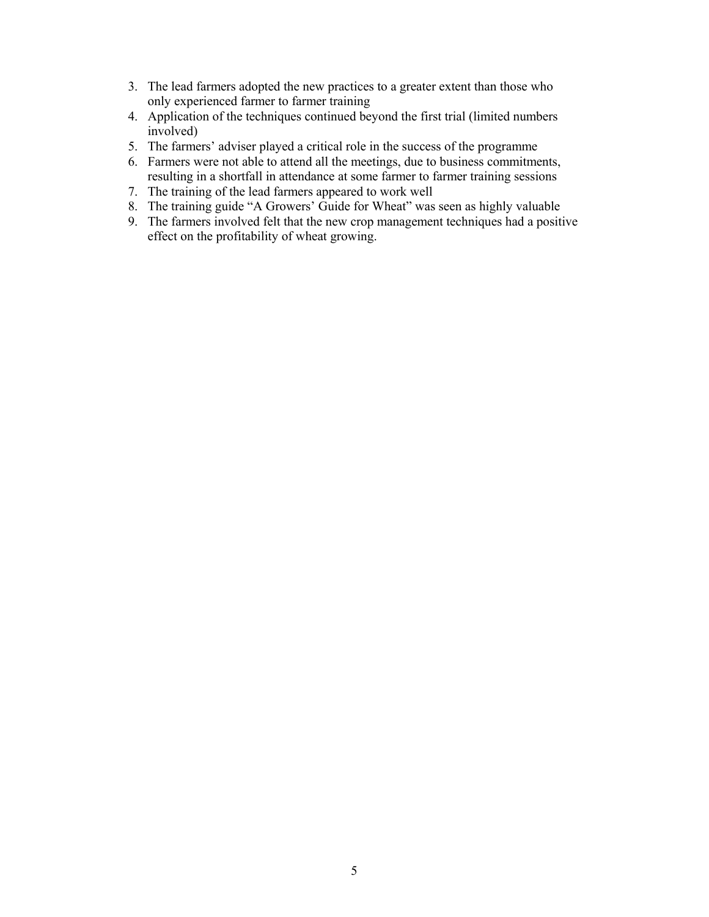3. The lead farmers adopted the new practices to a greater extent than those who only experienced farmer to farmer training
4. Application of the techniques continued beyond the first trial (limited numbers involved)
5. The farmers' adviser played a critical role in the success of the programme
6. Farmers were not able to attend all the meetings, due to business commitments, resulting in a shortfall in attendance at some farmer to farmer training sessions
7. The training of the lead farmers appeared to work well
8. The training guide "A Growers' Guide for Wheat" was seen as highly valuable
9. The farmers involved felt that the new crop management techniques had a positive effect on the profitability of wheat growing.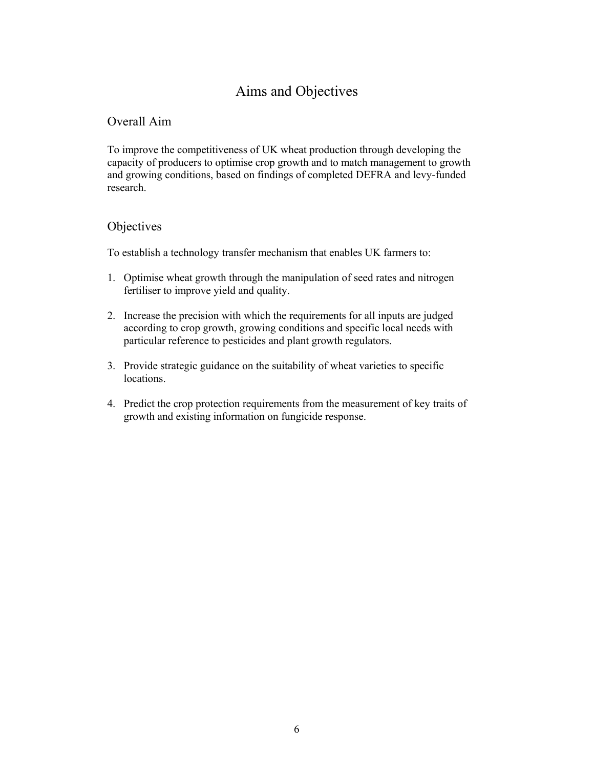# Aims and Objectives

## Overall Aim

To improve the competitiveness of UK wheat production through developing the capacity of producers to optimise crop growth and to match management to growth and growing conditions, based on findings of completed DEFRA and levy-funded research.

## Objectives

To establish a technology transfer mechanism that enables UK farmers to:

1. Optimise wheat growth through the manipulation of seed rates and nitrogen fertiliser to improve yield and quality.

2. Increase the precision with which the requirements for all inputs are judged according to crop growth, growing conditions and specific local needs with particular reference to pesticides and plant growth regulators.

3. Provide strategic guidance on the suitability of wheat varieties to specific locations.

4. Predict the crop protection requirements from the measurement of key traits of growth and existing information on fungicide response.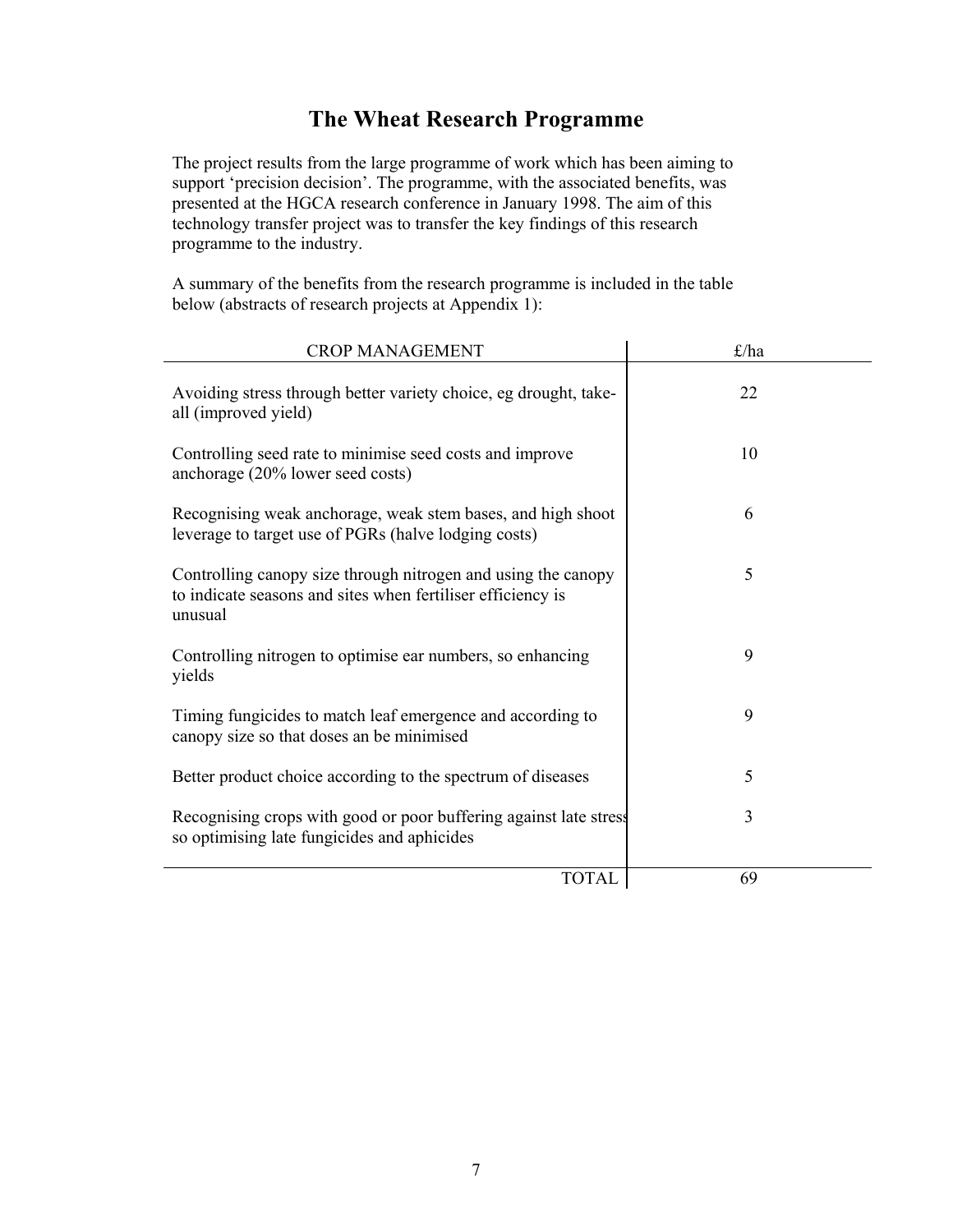# The Wheat Research Programme

The project results from the large programme of work which has been aiming to support 'precision decision'. The programme, with the associated benefits, was presented at the HGCA research conference in January 1998. The aim of this technology transfer project was to transfer the key findings of this research programme to the industry.

A summary of the benefits from the research programme is included in the table below (abstracts of research projects at Appendix 1):

| CROP MANAGEMENT | £/ha |
|---|---|
| Avoiding stress through better variety choice, eg drought, take-all (improved yield) | 22 |
| Controlling seed rate to minimise seed costs and improve anchorage (20% lower seed costs) | 10 |
| Recognising weak anchorage, weak stem bases, and high shoot leverage to target use of PGRs (halve lodging costs) | 6 |
| Controlling canopy size through nitrogen and using the canopy to indicate seasons and sites when fertiliser efficiency is unusual | 5 |
| Controlling nitrogen to optimise ear numbers, so enhancing yields | 9 |
| Timing fungicides to match leaf emergence and according to canopy size so that doses an be minimised | 9 |
| Better product choice according to the spectrum of diseases | 5 |
| Recognising crops with good or poor buffering against late stress so optimising late fungicides and aphicides | 3 |
| TOTAL | 69 |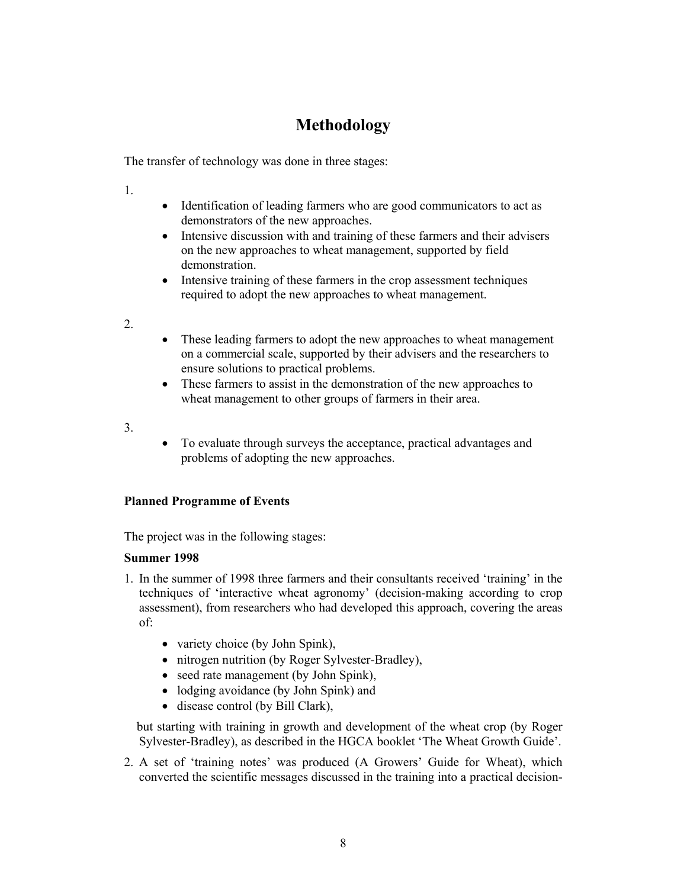# Methodology

The transfer of technology was done in three stages:

1.

- Identification of leading farmers who are good communicators to act as demonstrators of the new approaches.
- Intensive discussion with and training of these farmers and their advisers on the new approaches to wheat management, supported by field demonstration.
- Intensive training of these farmers in the crop assessment techniques required to adopt the new approaches to wheat management.

2.

- These leading farmers to adopt the new approaches to wheat management on a commercial scale, supported by their advisers and the researchers to ensure solutions to practical problems.
- These farmers to assist in the demonstration of the new approaches to wheat management to other groups of farmers in their area.

3.

- To evaluate through surveys the acceptance, practical advantages and problems of adopting the new approaches.

**Planned Programme of Events**

The project was in the following stages:

**Summer 1998**

1. In the summer of 1998 three farmers and their consultants received 'training' in the techniques of 'interactive wheat agronomy' (decision-making according to crop assessment), from researchers who had developed this approach, covering the areas of:

   - variety choice (by John Spink),
   - nitrogen nutrition (by Roger Sylvester-Bradley),
   - seed rate management (by John Spink),
   - lodging avoidance (by John Spink) and
   - disease control (by Bill Clark),

   but starting with training in growth and development of the wheat crop (by Roger Sylvester-Bradley), as described in the HGCA booklet 'The Wheat Growth Guide'.

2. A set of 'training notes' was produced (A Growers' Guide for Wheat), which converted the scientific messages discussed in the training into a practical decision-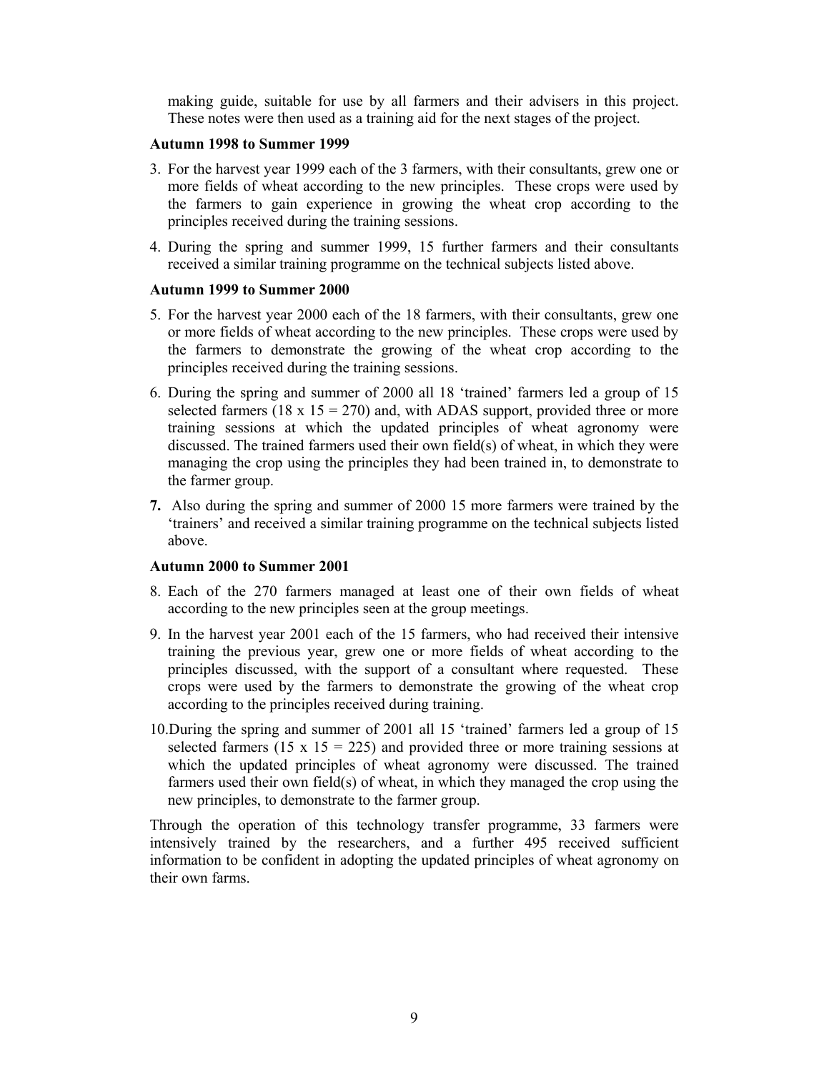making guide, suitable for use by all farmers and their advisers in this project. These notes were then used as a training aid for the next stages of the project.

**Autumn 1998 to Summer 1999**

3. For the harvest year 1999 each of the 3 farmers, with their consultants, grew one or more fields of wheat according to the new principles. These crops were used by the farmers to gain experience in growing the wheat crop according to the principles received during the training sessions.
4. During the spring and summer 1999, 15 further farmers and their consultants received a similar training programme on the technical subjects listed above.

**Autumn 1999 to Summer 2000**

5. For the harvest year 2000 each of the 18 farmers, with their consultants, grew one or more fields of wheat according to the new principles. These crops were used by the farmers to demonstrate the growing of the wheat crop according to the principles received during the training sessions.
6. During the spring and summer of 2000 all 18 'trained' farmers led a group of 15 selected farmers (18 x 15 = 270) and, with ADAS support, provided three or more training sessions at which the updated principles of wheat agronomy were discussed. The trained farmers used their own field(s) of wheat, in which they were managing the crop using the principles they had been trained in, to demonstrate to the farmer group.
7. Also during the spring and summer of 2000 15 more farmers were trained by the 'trainers' and received a similar training programme on the technical subjects listed above.

**Autumn 2000 to Summer 2001**

8. Each of the 270 farmers managed at least one of their own fields of wheat according to the new principles seen at the group meetings.
9. In the harvest year 2001 each of the 15 farmers, who had received their intensive training the previous year, grew one or more fields of wheat according to the principles discussed, with the support of a consultant where requested. These crops were used by the farmers to demonstrate the growing of the wheat crop according to the principles received during training.
10. During the spring and summer of 2001 all 15 'trained' farmers led a group of 15 selected farmers (15 x 15 = 225) and provided three or more training sessions at which the updated principles of wheat agronomy were discussed. The trained farmers used their own field(s) of wheat, in which they managed the crop using the new principles, to demonstrate to the farmer group.

Through the operation of this technology transfer programme, 33 farmers were intensively trained by the researchers, and a further 495 received sufficient information to be confident in adopting the updated principles of wheat agronomy on their own farms.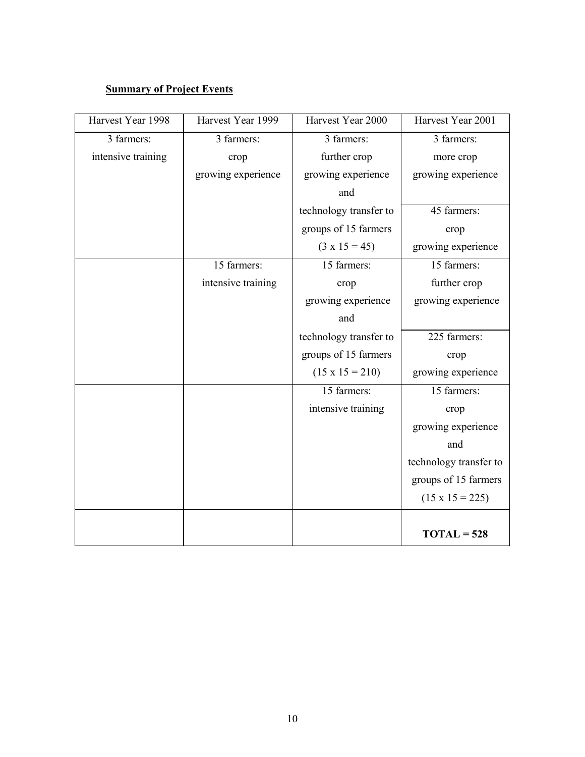**Summary of Project Events**

| Harvest Year 1998 | Harvest Year 1999 | Harvest Year 2000 | Harvest Year 2001 |
|---|---|---|---|
| 3 farmers: intensive training | 3 farmers: crop growing experience | 3 farmers: further crop growing experience and technology transfer to groups of 15 farmers (3 x 15 = 45) | 3 farmers: more crop growing experience |
| | | | 45 farmers: crop growing experience |
| | 15 farmers: intensive training | 15 farmers: crop growing experience and technology transfer to groups of 15 farmers (15 x 15 = 210) | 15 farmers: further crop growing experience |
| | | | 225 farmers: crop growing experience |
| | | 15 farmers: intensive training | 15 farmers: crop growing experience and technology transfer to groups of 15 farmers (15 x 15 = 225) |
| | | | **TOTAL = 528** |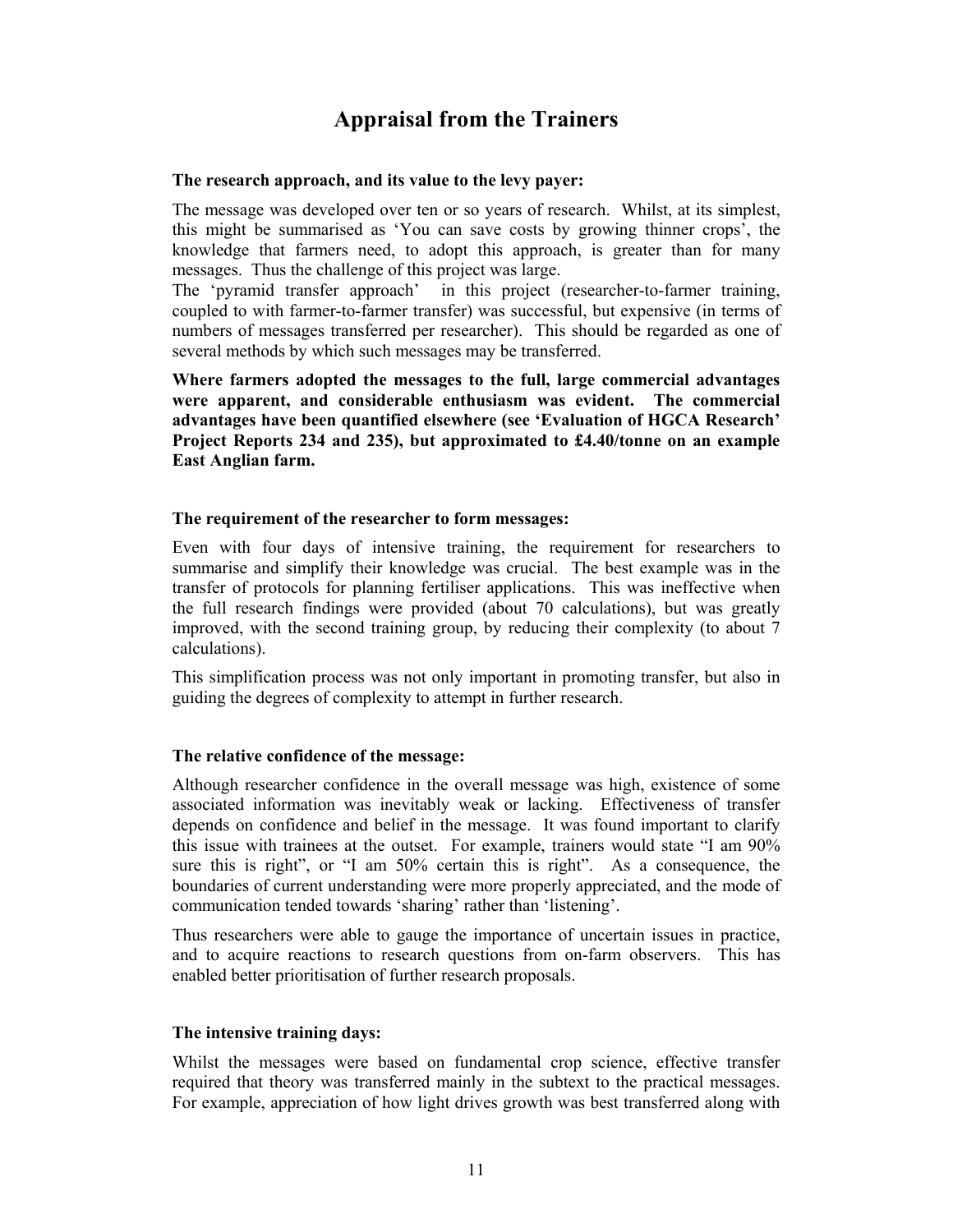# Appraisal from the Trainers

**The research approach, and its value to the levy payer:**

The message was developed over ten or so years of research. Whilst, at its simplest, this might be summarised as 'You can save costs by growing thinner crops', the knowledge that farmers need, to adopt this approach, is greater than for many messages. Thus the challenge of this project was large.

The 'pyramid transfer approach' in this project (researcher-to-farmer training, coupled to with farmer-to-farmer transfer) was successful, but expensive (in terms of numbers of messages transferred per researcher). This should be regarded as one of several methods by which such messages may be transferred.

**Where farmers adopted the messages to the full, large commercial advantages were apparent, and considerable enthusiasm was evident. The commercial advantages have been quantified elsewhere (see 'Evaluation of HGCA Research' Project Reports 234 and 235), but approximated to £4.40/tonne on an example East Anglian farm.**

**The requirement of the researcher to form messages:**

Even with four days of intensive training, the requirement for researchers to summarise and simplify their knowledge was crucial. The best example was in the transfer of protocols for planning fertiliser applications. This was ineffective when the full research findings were provided (about 70 calculations), but was greatly improved, with the second training group, by reducing their complexity (to about 7 calculations).

This simplification process was not only important in promoting transfer, but also in guiding the degrees of complexity to attempt in further research.

**The relative confidence of the message:**

Although researcher confidence in the overall message was high, existence of some associated information was inevitably weak or lacking. Effectiveness of transfer depends on confidence and belief in the message. It was found important to clarify this issue with trainees at the outset. For example, trainers would state "I am 90% sure this is right", or "I am 50% certain this is right". As a consequence, the boundaries of current understanding were more properly appreciated, and the mode of communication tended towards 'sharing' rather than 'listening'.

Thus researchers were able to gauge the importance of uncertain issues in practice, and to acquire reactions to research questions from on-farm observers. This has enabled better prioritisation of further research proposals.

**The intensive training days:**

Whilst the messages were based on fundamental crop science, effective transfer required that theory was transferred mainly in the subtext to the practical messages. For example, appreciation of how light drives growth was best transferred along with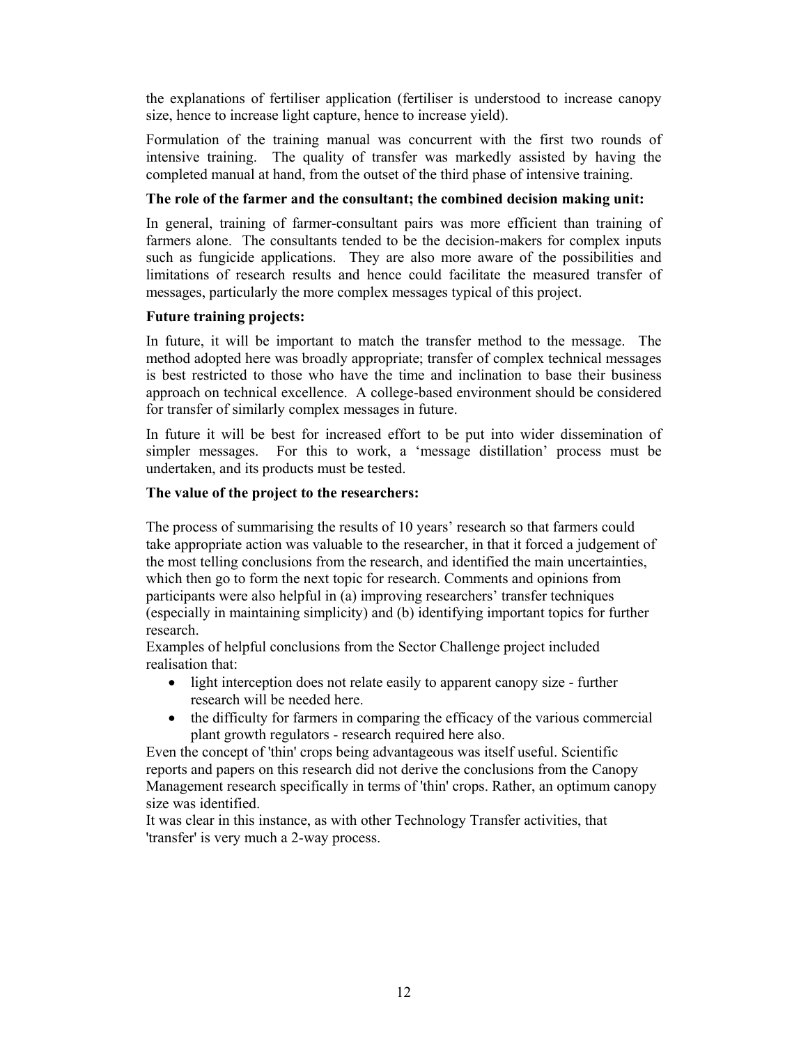the explanations of fertiliser application (fertiliser is understood to increase canopy size, hence to increase light capture, hence to increase yield).

Formulation of the training manual was concurrent with the first two rounds of intensive training. The quality of transfer was markedly assisted by having the completed manual at hand, from the outset of the third phase of intensive training.

**The role of the farmer and the consultant; the combined decision making unit:**

In general, training of farmer-consultant pairs was more efficient than training of farmers alone. The consultants tended to be the decision-makers for complex inputs such as fungicide applications. They are also more aware of the possibilities and limitations of research results and hence could facilitate the measured transfer of messages, particularly the more complex messages typical of this project.

**Future training projects:**

In future, it will be important to match the transfer method to the message. The method adopted here was broadly appropriate; transfer of complex technical messages is best restricted to those who have the time and inclination to base their business approach on technical excellence. A college-based environment should be considered for transfer of similarly complex messages in future.

In future it will be best for increased effort to be put into wider dissemination of simpler messages. For this to work, a 'message distillation' process must be undertaken, and its products must be tested.

**The value of the project to the researchers:**

The process of summarising the results of 10 years' research so that farmers could take appropriate action was valuable to the researcher, in that it forced a judgement of the most telling conclusions from the research, and identified the main uncertainties, which then go to form the next topic for research. Comments and opinions from participants were also helpful in (a) improving researchers' transfer techniques (especially in maintaining simplicity) and (b) identifying important topics for further research.

Examples of helpful conclusions from the Sector Challenge project included realisation that:

- light interception does not relate easily to apparent canopy size - further research will be needed here.
- the difficulty for farmers in comparing the efficacy of the various commercial plant growth regulators - research required here also.

Even the concept of 'thin' crops being advantageous was itself useful. Scientific reports and papers on this research did not derive the conclusions from the Canopy Management research specifically in terms of 'thin' crops. Rather, an optimum canopy size was identified.

It was clear in this instance, as with other Technology Transfer activities, that 'transfer' is very much a 2-way process.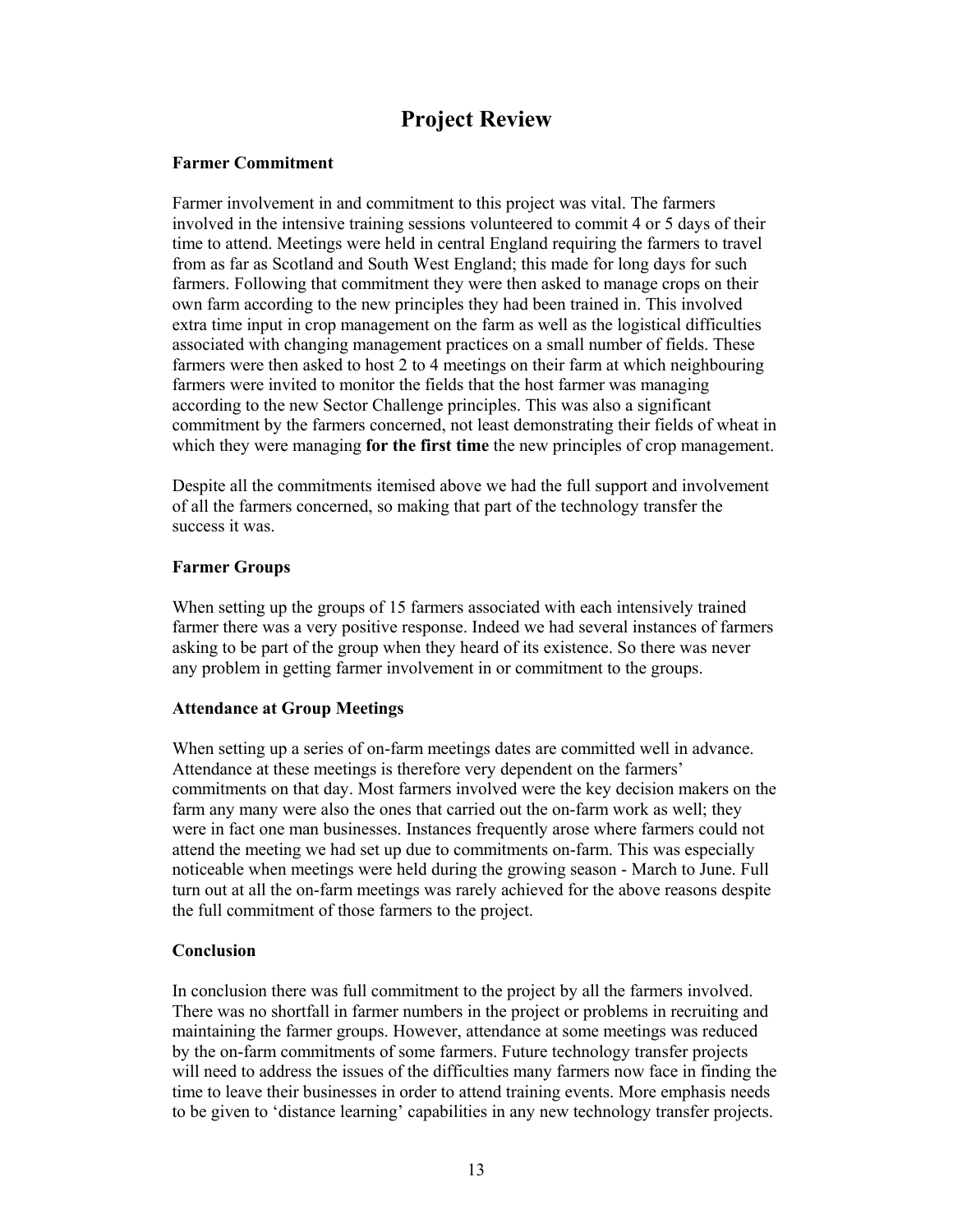# Project Review

### Farmer Commitment

Farmer involvement in and commitment to this project was vital. The farmers involved in the intensive training sessions volunteered to commit 4 or 5 days of their time to attend. Meetings were held in central England requiring the farmers to travel from as far as Scotland and South West England; this made for long days for such farmers. Following that commitment they were then asked to manage crops on their own farm according to the new principles they had been trained in. This involved extra time input in crop management on the farm as well as the logistical difficulties associated with changing management practices on a small number of fields. These farmers were then asked to host 2 to 4 meetings on their farm at which neighbouring farmers were invited to monitor the fields that the host farmer was managing according to the new Sector Challenge principles. This was also a significant commitment by the farmers concerned, not least demonstrating their fields of wheat in which they were managing **for the first time** the new principles of crop management.

Despite all the commitments itemised above we had the full support and involvement of all the farmers concerned, so making that part of the technology transfer the success it was.

### Farmer Groups

When setting up the groups of 15 farmers associated with each intensively trained farmer there was a very positive response. Indeed we had several instances of farmers asking to be part of the group when they heard of its existence. So there was never any problem in getting farmer involvement in or commitment to the groups.

### Attendance at Group Meetings

When setting up a series of on-farm meetings dates are committed well in advance. Attendance at these meetings is therefore very dependent on the farmers' commitments on that day. Most farmers involved were the key decision makers on the farm any many were also the ones that carried out the on-farm work as well; they were in fact one man businesses. Instances frequently arose where farmers could not attend the meeting we had set up due to commitments on-farm. This was especially noticeable when meetings were held during the growing season - March to June. Full turn out at all the on-farm meetings was rarely achieved for the above reasons despite the full commitment of those farmers to the project.

### Conclusion

In conclusion there was full commitment to the project by all the farmers involved. There was no shortfall in farmer numbers in the project or problems in recruiting and maintaining the farmer groups. However, attendance at some meetings was reduced by the on-farm commitments of some farmers. Future technology transfer projects will need to address the issues of the difficulties many farmers now face in finding the time to leave their businesses in order to attend training events. More emphasis needs to be given to 'distance learning' capabilities in any new technology transfer projects.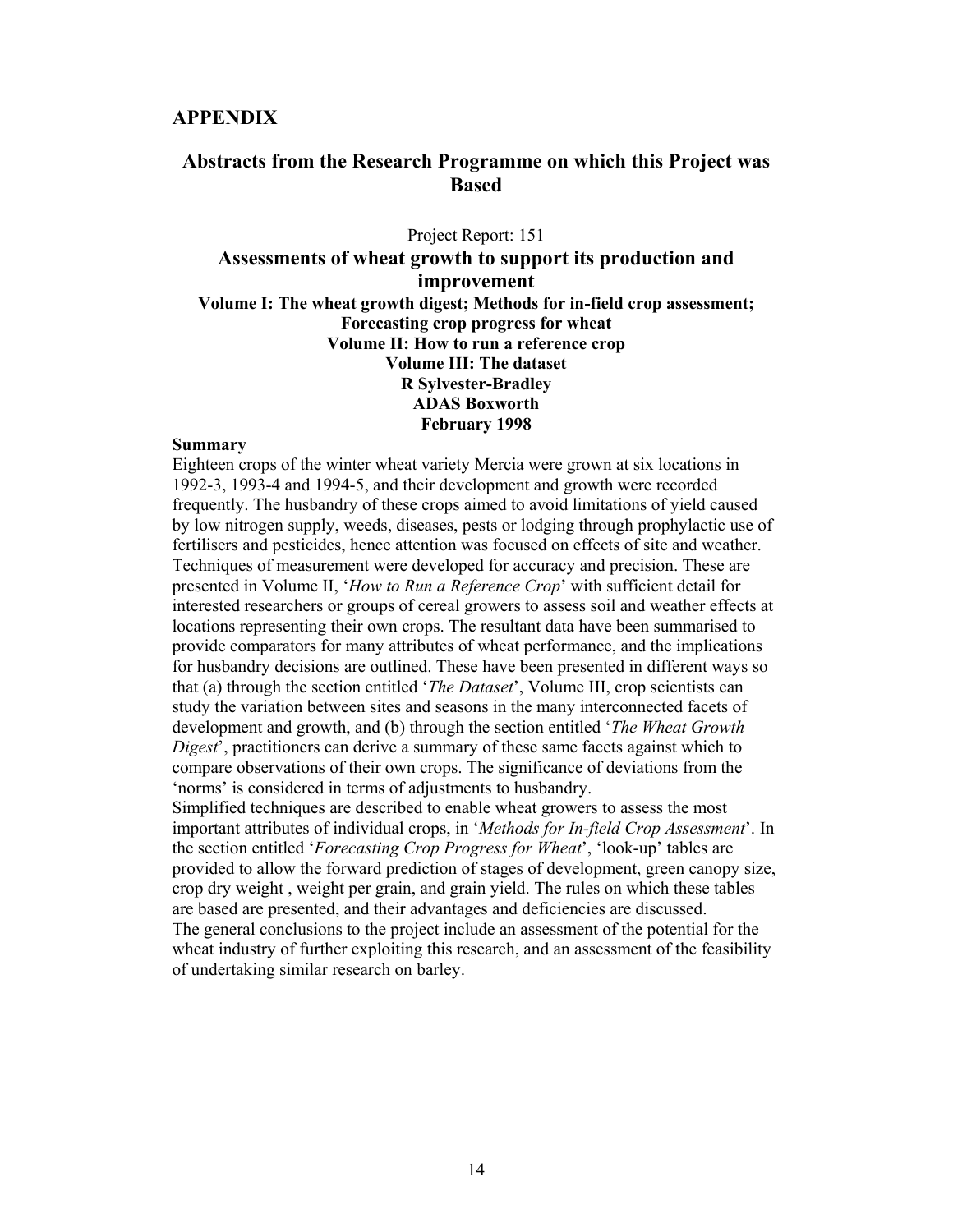## APPENDIX

## Abstracts from the Research Programme on which this Project was Based

Project Report: 151

### Assessments of wheat growth to support its production and improvement

**Volume I: The wheat growth digest; Methods for in-field crop assessment; Forecasting crop progress for wheat**
**Volume II: How to run a reference crop**
**Volume III: The dataset**
**R Sylvester-Bradley**
**ADAS Boxworth**
**February 1998**

**Summary**

Eighteen crops of the winter wheat variety Mercia were grown at six locations in 1992-3, 1993-4 and 1994-5, and their development and growth were recorded frequently. The husbandry of these crops aimed to avoid limitations of yield caused by low nitrogen supply, weeds, diseases, pests or lodging through prophylactic use of fertilisers and pesticides, hence attention was focused on effects of site and weather. Techniques of measurement were developed for accuracy and precision. These are presented in Volume II, '*How to Run a Reference Crop*' with sufficient detail for interested researchers or groups of cereal growers to assess soil and weather effects at locations representing their own crops. The resultant data have been summarised to provide comparators for many attributes of wheat performance, and the implications for husbandry decisions are outlined. These have been presented in different ways so that (a) through the section entitled '*The Dataset*', Volume III, crop scientists can study the variation between sites and seasons in the many interconnected facets of development and growth, and (b) through the section entitled '*The Wheat Growth Digest*', practitioners can derive a summary of these same facets against which to compare observations of their own crops. The significance of deviations from the 'norms' is considered in terms of adjustments to husbandry.

Simplified techniques are described to enable wheat growers to assess the most important attributes of individual crops, in '*Methods for In-field Crop Assessment*'. In the section entitled '*Forecasting Crop Progress for Wheat*', 'look-up' tables are provided to allow the forward prediction of stages of development, green canopy size, crop dry weight , weight per grain, and grain yield. The rules on which these tables are based are presented, and their advantages and deficiencies are discussed.

The general conclusions to the project include an assessment of the potential for the wheat industry of further exploiting this research, and an assessment of the feasibility of undertaking similar research on barley.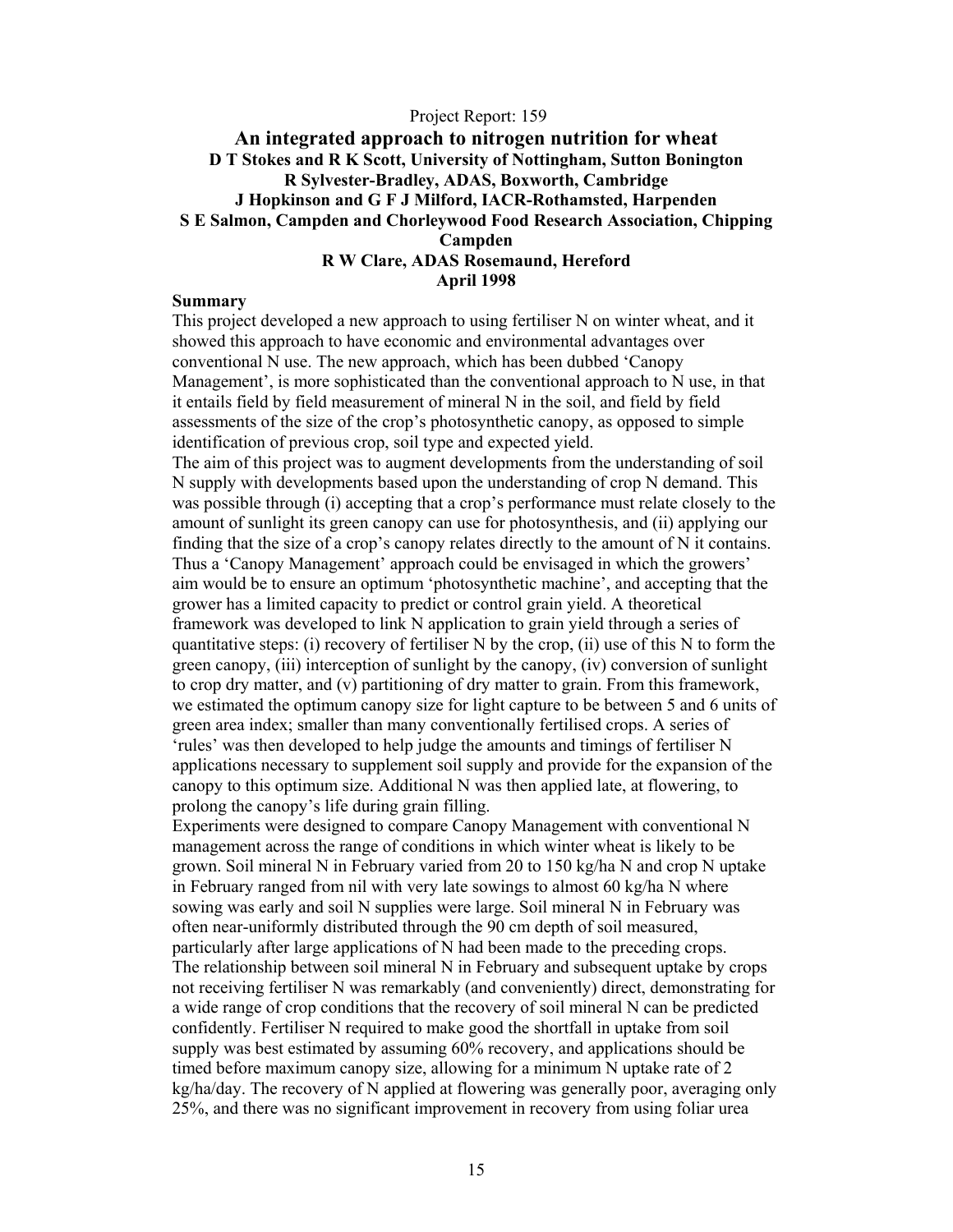Project Report: 159

# An integrated approach to nitrogen nutrition for wheat

**D T Stokes and R K Scott, University of Nottingham, Sutton Bonington**
**R Sylvester-Bradley, ADAS, Boxworth, Cambridge**
**J Hopkinson and G F J Milford, IACR-Rothamsted, Harpenden**
**S E Salmon, Campden and Chorleywood Food Research Association, Chipping Campden**
**R W Clare, ADAS Rosemaund, Hereford**
**April 1998**

## Summary

This project developed a new approach to using fertiliser N on winter wheat, and it showed this approach to have economic and environmental advantages over conventional N use. The new approach, which has been dubbed 'Canopy Management', is more sophisticated than the conventional approach to N use, in that it entails field by field measurement of mineral N in the soil, and field by field assessments of the size of the crop's photosynthetic canopy, as opposed to simple identification of previous crop, soil type and expected yield.

The aim of this project was to augment developments from the understanding of soil N supply with developments based upon the understanding of crop N demand. This was possible through (i) accepting that a crop's performance must relate closely to the amount of sunlight its green canopy can use for photosynthesis, and (ii) applying our finding that the size of a crop's canopy relates directly to the amount of N it contains. Thus a 'Canopy Management' approach could be envisaged in which the growers' aim would be to ensure an optimum 'photosynthetic machine', and accepting that the grower has a limited capacity to predict or control grain yield. A theoretical framework was developed to link N application to grain yield through a series of quantitative steps: (i) recovery of fertiliser N by the crop, (ii) use of this N to form the green canopy, (iii) interception of sunlight by the canopy, (iv) conversion of sunlight to crop dry matter, and (v) partitioning of dry matter to grain. From this framework, we estimated the optimum canopy size for light capture to be between 5 and 6 units of green area index; smaller than many conventionally fertilised crops. A series of 'rules' was then developed to help judge the amounts and timings of fertiliser N applications necessary to supplement soil supply and provide for the expansion of the canopy to this optimum size. Additional N was then applied late, at flowering, to prolong the canopy's life during grain filling.

Experiments were designed to compare Canopy Management with conventional N management across the range of conditions in which winter wheat is likely to be grown. Soil mineral N in February varied from 20 to 150 kg/ha N and crop N uptake in February ranged from nil with very late sowings to almost 60 kg/ha N where sowing was early and soil N supplies were large. Soil mineral N in February was often near-uniformly distributed through the 90 cm depth of soil measured, particularly after large applications of N had been made to the preceding crops.

The relationship between soil mineral N in February and subsequent uptake by crops not receiving fertiliser N was remarkably (and conveniently) direct, demonstrating for a wide range of crop conditions that the recovery of soil mineral N can be predicted confidently. Fertiliser N required to make good the shortfall in uptake from soil supply was best estimated by assuming 60% recovery, and applications should be timed before maximum canopy size, allowing for a minimum N uptake rate of 2 kg/ha/day. The recovery of N applied at flowering was generally poor, averaging only 25%, and there was no significant improvement in recovery from using foliar urea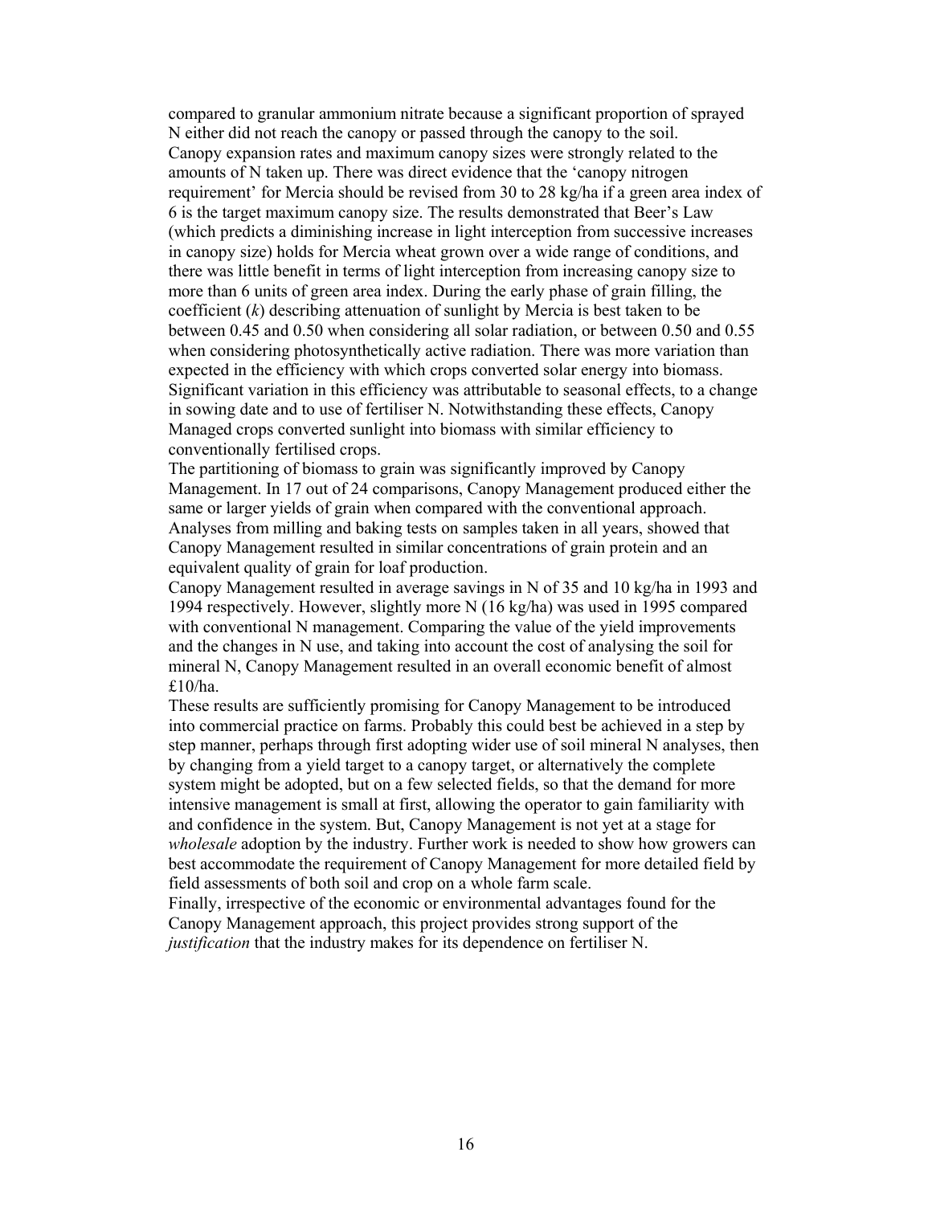compared to granular ammonium nitrate because a significant proportion of sprayed N either did not reach the canopy or passed through the canopy to the soil.

Canopy expansion rates and maximum canopy sizes were strongly related to the amounts of N taken up. There was direct evidence that the 'canopy nitrogen requirement' for Mercia should be revised from 30 to 28 kg/ha if a green area index of 6 is the target maximum canopy size. The results demonstrated that Beer's Law (which predicts a diminishing increase in light interception from successive increases in canopy size) holds for Mercia wheat grown over a wide range of conditions, and there was little benefit in terms of light interception from increasing canopy size to more than 6 units of green area index. During the early phase of grain filling, the coefficient ($k$) describing attenuation of sunlight by Mercia is best taken to be between 0.45 and 0.50 when considering all solar radiation, or between 0.50 and 0.55 when considering photosynthetically active radiation. There was more variation than expected in the efficiency with which crops converted solar energy into biomass. Significant variation in this efficiency was attributable to seasonal effects, to a change in sowing date and to use of fertiliser N. Notwithstanding these effects, Canopy Managed crops converted sunlight into biomass with similar efficiency to conventionally fertilised crops.

The partitioning of biomass to grain was significantly improved by Canopy Management. In 17 out of 24 comparisons, Canopy Management produced either the same or larger yields of grain when compared with the conventional approach. Analyses from milling and baking tests on samples taken in all years, showed that Canopy Management resulted in similar concentrations of grain protein and an equivalent quality of grain for loaf production.

Canopy Management resulted in average savings in N of 35 and 10 kg/ha in 1993 and 1994 respectively. However, slightly more N (16 kg/ha) was used in 1995 compared with conventional N management. Comparing the value of the yield improvements and the changes in N use, and taking into account the cost of analysing the soil for mineral N, Canopy Management resulted in an overall economic benefit of almost £10/ha.

These results are sufficiently promising for Canopy Management to be introduced into commercial practice on farms. Probably this could best be achieved in a step by step manner, perhaps through first adopting wider use of soil mineral N analyses, then by changing from a yield target to a canopy target, or alternatively the complete system might be adopted, but on a few selected fields, so that the demand for more intensive management is small at first, allowing the operator to gain familiarity with and confidence in the system. But, Canopy Management is not yet at a stage for *wholesale* adoption by the industry. Further work is needed to show how growers can best accommodate the requirement of Canopy Management for more detailed field by field assessments of both soil and crop on a whole farm scale.

Finally, irrespective of the economic or environmental advantages found for the Canopy Management approach, this project provides strong support of the *justification* that the industry makes for its dependence on fertiliser N.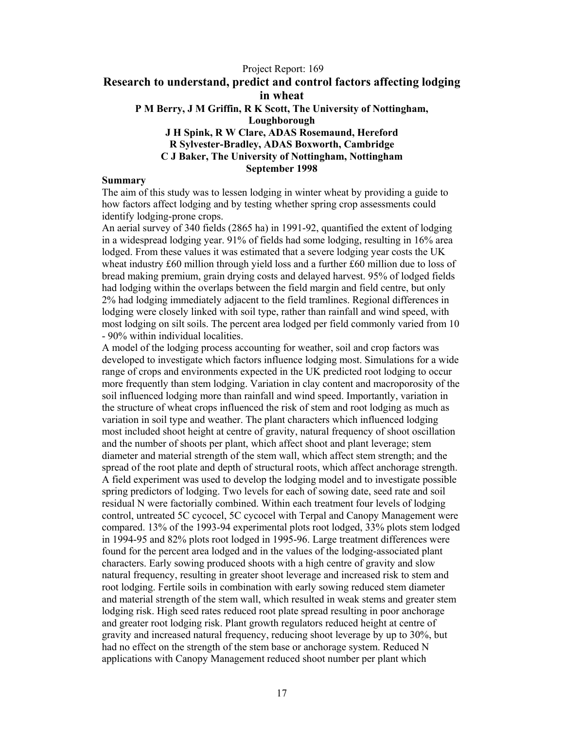Project Report: 169

# Research to understand, predict and control factors affecting lodging in wheat

**P M Berry, J M Griffin, R K Scott, The University of Nottingham, Loughborough**

**J H Spink, R W Clare, ADAS Rosemaund, Hereford**

**R Sylvester-Bradley, ADAS Boxworth, Cambridge**

**C J Baker, The University of Nottingham, Nottingham**

**September 1998**

## Summary

The aim of this study was to lessen lodging in winter wheat by providing a guide to how factors affect lodging and by testing whether spring crop assessments could identify lodging-prone crops.

An aerial survey of 340 fields (2865 ha) in 1991-92, quantified the extent of lodging in a widespread lodging year. 91% of fields had some lodging, resulting in 16% area lodged. From these values it was estimated that a severe lodging year costs the UK wheat industry £60 million through yield loss and a further £60 million due to loss of bread making premium, grain drying costs and delayed harvest. 95% of lodged fields had lodging within the overlaps between the field margin and field centre, but only 2% had lodging immediately adjacent to the field tramlines. Regional differences in lodging were closely linked with soil type, rather than rainfall and wind speed, with most lodging on silt soils. The percent area lodged per field commonly varied from 10 - 90% within individual localities.

A model of the lodging process accounting for weather, soil and crop factors was developed to investigate which factors influence lodging most. Simulations for a wide range of crops and environments expected in the UK predicted root lodging to occur more frequently than stem lodging. Variation in clay content and macroporosity of the soil influenced lodging more than rainfall and wind speed. Importantly, variation in the structure of wheat crops influenced the risk of stem and root lodging as much as variation in soil type and weather. The plant characters which influenced lodging most included shoot height at centre of gravity, natural frequency of shoot oscillation and the number of shoots per plant, which affect shoot and plant leverage; stem diameter and material strength of the stem wall, which affect stem strength; and the spread of the root plate and depth of structural roots, which affect anchorage strength.

A field experiment was used to develop the lodging model and to investigate possible spring predictors of lodging. Two levels for each of sowing date, seed rate and soil residual N were factorially combined. Within each treatment four levels of lodging control, untreated 5C cycocel, 5C cycocel with Terpal and Canopy Management were compared. 13% of the 1993-94 experimental plots root lodged, 33% plots stem lodged in 1994-95 and 82% plots root lodged in 1995-96. Large treatment differences were found for the percent area lodged and in the values of the lodging-associated plant characters. Early sowing produced shoots with a high centre of gravity and slow natural frequency, resulting in greater shoot leverage and increased risk to stem and root lodging. Fertile soils in combination with early sowing reduced stem diameter and material strength of the stem wall, which resulted in weak stems and greater stem lodging risk. High seed rates reduced root plate spread resulting in poor anchorage and greater root lodging risk. Plant growth regulators reduced height at centre of gravity and increased natural frequency, reducing shoot leverage by up to 30%, but had no effect on the strength of the stem base or anchorage system. Reduced N applications with Canopy Management reduced shoot number per plant which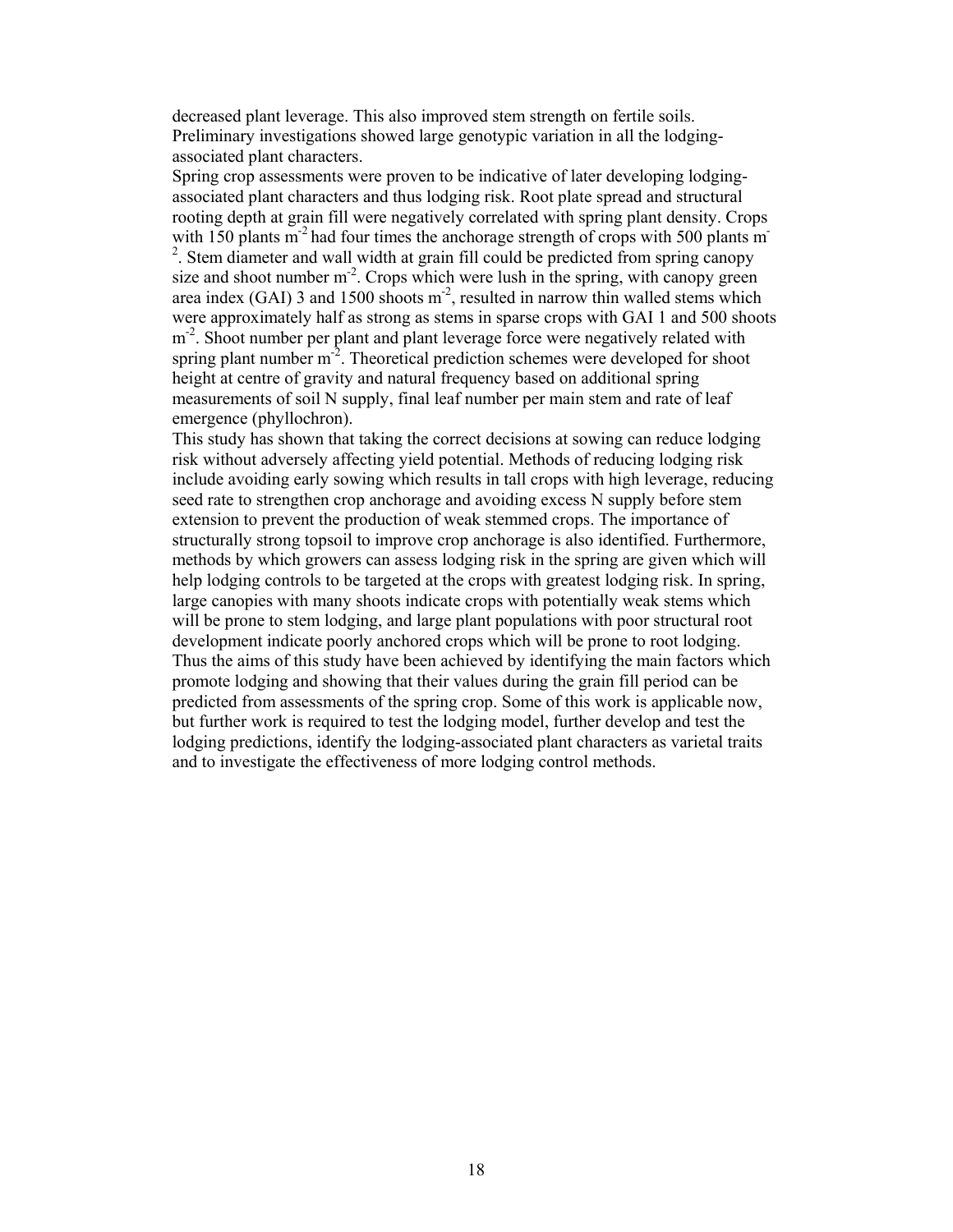decreased plant leverage. This also improved stem strength on fertile soils. Preliminary investigations showed large genotypic variation in all the lodging-associated plant characters.

Spring crop assessments were proven to be indicative of later developing lodging-associated plant characters and thus lodging risk. Root plate spread and structural rooting depth at grain fill were negatively correlated with spring plant density. Crops with 150 plants $m^{-2}$ had four times the anchorage strength of crops with 500 plants $m^{-2}$. Stem diameter and wall width at grain fill could be predicted from spring canopy size and shoot number $m^{-2}$. Crops which were lush in the spring, with canopy green area index (GAI) 3 and 1500 shoots $m^{-2}$, resulted in narrow thin walled stems which were approximately half as strong as stems in sparse crops with GAI 1 and 500 shoots $m^{-2}$. Shoot number per plant and plant leverage force were negatively related with spring plant number $m^{-2}$. Theoretical prediction schemes were developed for shoot height at centre of gravity and natural frequency based on additional spring measurements of soil N supply, final leaf number per main stem and rate of leaf emergence (phyllochron).

This study has shown that taking the correct decisions at sowing can reduce lodging risk without adversely affecting yield potential. Methods of reducing lodging risk include avoiding early sowing which results in tall crops with high leverage, reducing seed rate to strengthen crop anchorage and avoiding excess N supply before stem extension to prevent the production of weak stemmed crops. The importance of structurally strong topsoil to improve crop anchorage is also identified. Furthermore, methods by which growers can assess lodging risk in the spring are given which will help lodging controls to be targeted at the crops with greatest lodging risk. In spring, large canopies with many shoots indicate crops with potentially weak stems which will be prone to stem lodging, and large plant populations with poor structural root development indicate poorly anchored crops which will be prone to root lodging. Thus the aims of this study have been achieved by identifying the main factors which promote lodging and showing that their values during the grain fill period can be predicted from assessments of the spring crop. Some of this work is applicable now, but further work is required to test the lodging model, further develop and test the lodging predictions, identify the lodging-associated plant characters as varietal traits and to investigate the effectiveness of more lodging control methods.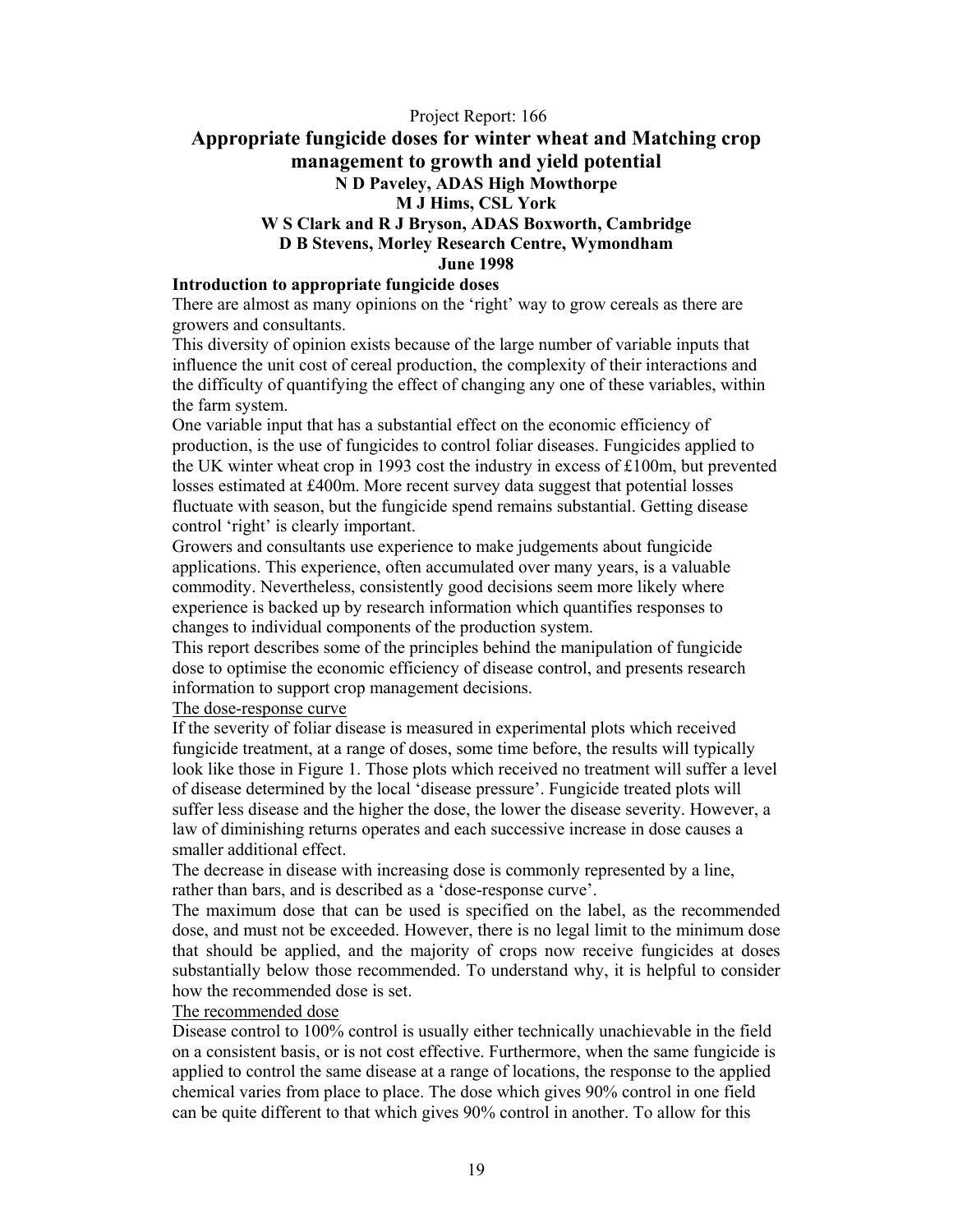Project Report: 166

# Appropriate fungicide doses for winter wheat and Matching crop management to growth and yield potential

**N D Paveley, ADAS High Mowthorpe**
**M J Hims, CSL York**
**W S Clark and R J Bryson, ADAS Boxworth, Cambridge**
**D B Stevens, Morley Research Centre, Wymondham**
**June 1998**

## Introduction to appropriate fungicide doses

There are almost as many opinions on the 'right' way to grow cereals as there are growers and consultants.

This diversity of opinion exists because of the large number of variable inputs that influence the unit cost of cereal production, the complexity of their interactions and the difficulty of quantifying the effect of changing any one of these variables, within the farm system.

One variable input that has a substantial effect on the economic efficiency of production, is the use of fungicides to control foliar diseases. Fungicides applied to the UK winter wheat crop in 1993 cost the industry in excess of £100m, but prevented losses estimated at £400m. More recent survey data suggest that potential losses fluctuate with season, but the fungicide spend remains substantial. Getting disease control 'right' is clearly important.

Growers and consultants use experience to make judgements about fungicide applications. This experience, often accumulated over many years, is a valuable commodity. Nevertheless, consistently good decisions seem more likely where experience is backed up by research information which quantifies responses to changes to individual components of the production system.

This report describes some of the principles behind the manipulation of fungicide dose to optimise the economic efficiency of disease control, and presents research information to support crop management decisions.

### The dose-response curve

If the severity of foliar disease is measured in experimental plots which received fungicide treatment, at a range of doses, some time before, the results will typically look like those in Figure 1. Those plots which received no treatment will suffer a level of disease determined by the local 'disease pressure'. Fungicide treated plots will suffer less disease and the higher the dose, the lower the disease severity. However, a law of diminishing returns operates and each successive increase in dose causes a smaller additional effect.

The decrease in disease with increasing dose is commonly represented by a line, rather than bars, and is described as a 'dose-response curve'.

The maximum dose that can be used is specified on the label, as the recommended dose, and must not be exceeded. However, there is no legal limit to the minimum dose that should be applied, and the majority of crops now receive fungicides at doses substantially below those recommended. To understand why, it is helpful to consider how the recommended dose is set.

### The recommended dose

Disease control to 100% control is usually either technically unachievable in the field on a consistent basis, or is not cost effective. Furthermore, when the same fungicide is applied to control the same disease at a range of locations, the response to the applied chemical varies from place to place. The dose which gives 90% control in one field can be quite different to that which gives 90% control in another. To allow for this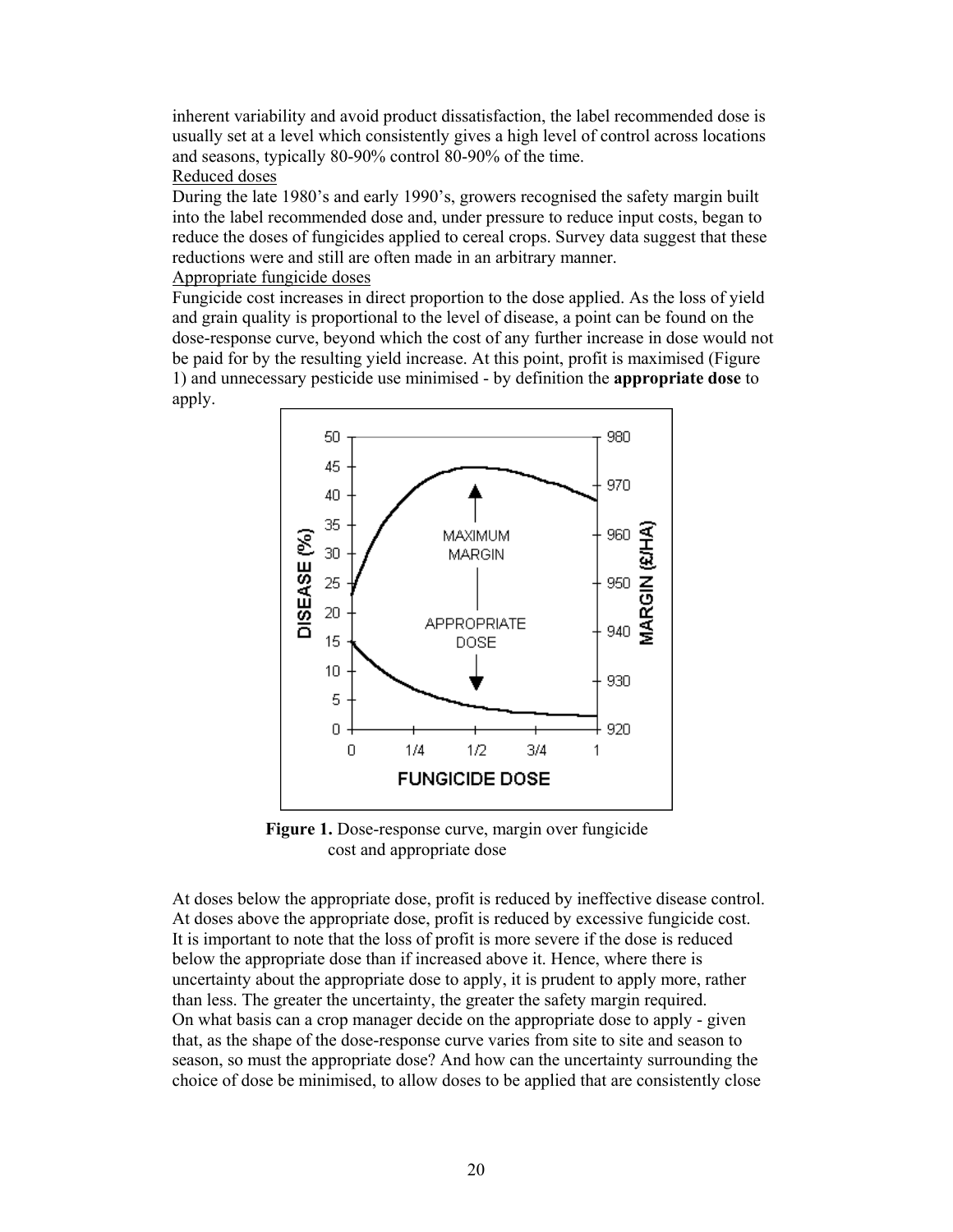inherent variability and avoid product dissatisfaction, the label recommended dose is usually set at a level which consistently gives a high level of control across locations and seasons, typically 80-90% control 80-90% of the time.

Reduced doses

During the late 1980's and early 1990's, growers recognised the safety margin built into the label recommended dose and, under pressure to reduce input costs, began to reduce the doses of fungicides applied to cereal crops. Survey data suggest that these reductions were and still are often made in an arbitrary manner.

Appropriate fungicide doses

Fungicide cost increases in direct proportion to the dose applied. As the loss of yield and grain quality is proportional to the level of disease, a point can be found on the dose-response curve, beyond which the cost of any further increase in dose would not be paid for by the resulting yield increase. At this point, profit is maximised (Figure 1) and unnecessary pesticide use minimised - by definition the **appropriate dose** to apply.

**Figure 1.** Dose-response curve, margin over fungicide cost and appropriate dose

At doses below the appropriate dose, profit is reduced by ineffective disease control. At doses above the appropriate dose, profit is reduced by excessive fungicide cost. It is important to note that the loss of profit is more severe if the dose is reduced below the appropriate dose than if increased above it. Hence, where there is uncertainty about the appropriate dose to apply, it is prudent to apply more, rather than less. The greater the uncertainty, the greater the safety margin required.

On what basis can a crop manager decide on the appropriate dose to apply - given that, as the shape of the dose-response curve varies from site to site and season to season, so must the appropriate dose? And how can the uncertainty surrounding the choice of dose be minimised, to allow doses to be applied that are consistently close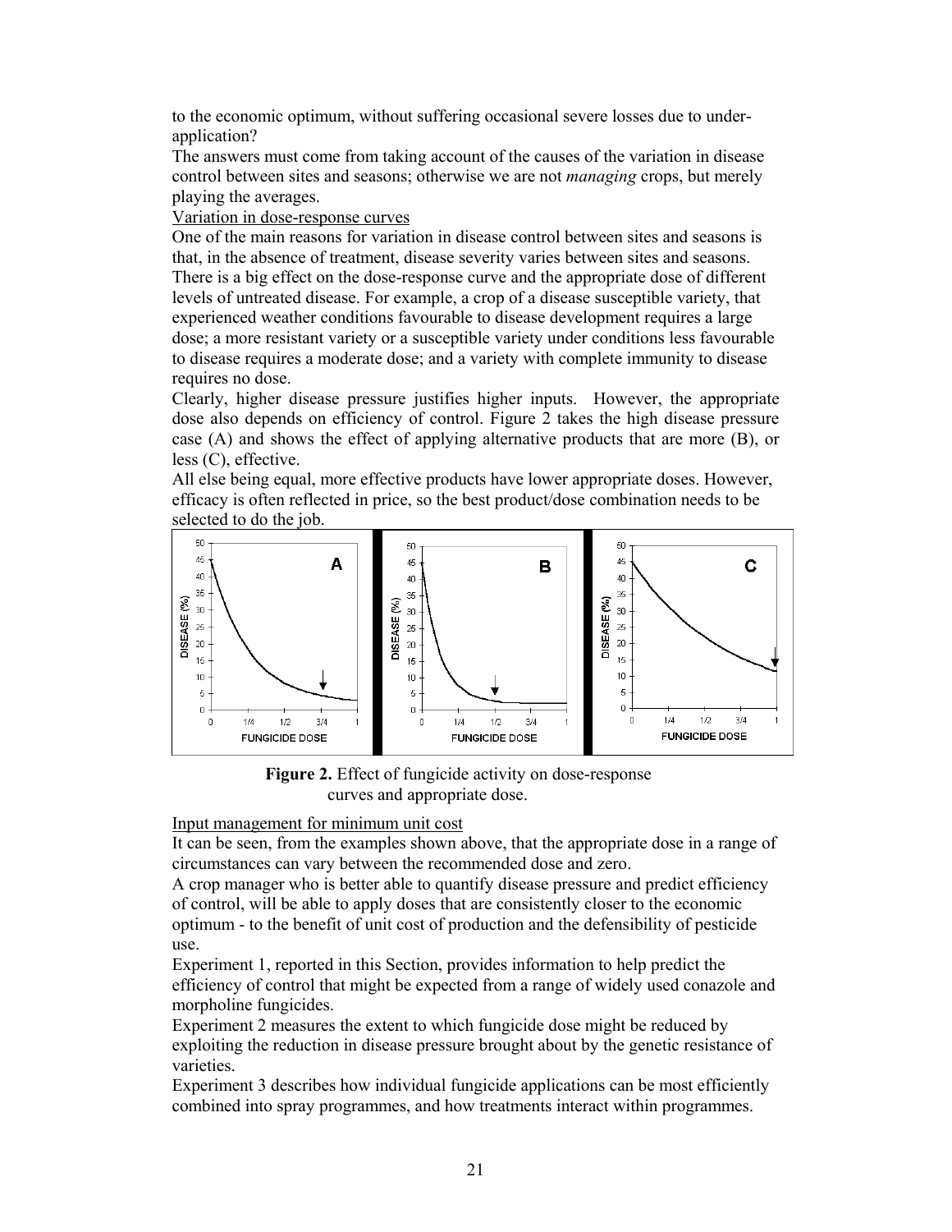to the economic optimum, without suffering occasional severe losses due to under-application?

The answers must come from taking account of the causes of the variation in disease control between sites and seasons; otherwise we are not *managing* crops, but merely playing the averages.

Variation in dose-response curves

One of the main reasons for variation in disease control between sites and seasons is that, in the absence of treatment, disease severity varies between sites and seasons. There is a big effect on the dose-response curve and the appropriate dose of different levels of untreated disease. For example, a crop of a disease susceptible variety, that experienced weather conditions favourable to disease development requires a large dose; a more resistant variety or a susceptible variety under conditions less favourable to disease requires a moderate dose; and a variety with complete immunity to disease requires no dose.

Clearly, higher disease pressure justifies higher inputs. However, the appropriate dose also depends on efficiency of control. Figure 2 takes the high disease pressure case (A) and shows the effect of applying alternative products that are more (B), or less (C), effective.

All else being equal, more effective products have lower appropriate doses. However, efficacy is often reflected in price, so the best product/dose combination needs to be selected to do the job.

**Figure 2.** Effect of fungicide activity on dose-response curves and appropriate dose.

Input management for minimum unit cost

It can be seen, from the examples shown above, that the appropriate dose in a range of circumstances can vary between the recommended dose and zero.

A crop manager who is better able to quantify disease pressure and predict efficiency of control, will be able to apply doses that are consistently closer to the economic optimum - to the benefit of unit cost of production and the defensibility of pesticide use.

Experiment 1, reported in this Section, provides information to help predict the efficiency of control that might be expected from a range of widely used conazole and morpholine fungicides.

Experiment 2 measures the extent to which fungicide dose might be reduced by exploiting the reduction in disease pressure brought about by the genetic resistance of varieties.

Experiment 3 describes how individual fungicide applications can be most efficiently combined into spray programmes, and how treatments interact within programmes.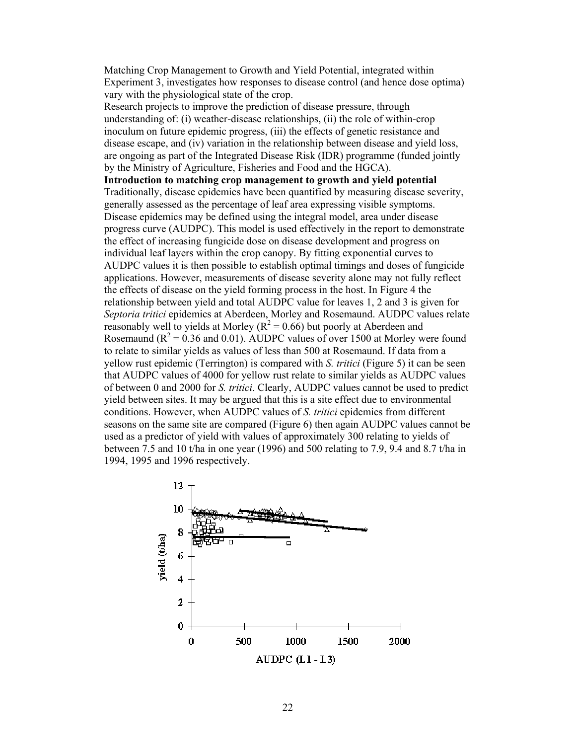Matching Crop Management to Growth and Yield Potential, integrated within Experiment 3, investigates how responses to disease control (and hence dose optima) vary with the physiological state of the crop.

Research projects to improve the prediction of disease pressure, through understanding of: (i) weather-disease relationships, (ii) the role of within-crop inoculum on future epidemic progress, (iii) the effects of genetic resistance and disease escape, and (iv) variation in the relationship between disease and yield loss, are ongoing as part of the Integrated Disease Risk (IDR) programme (funded jointly by the Ministry of Agriculture, Fisheries and Food and the HGCA).

**Introduction to matching crop management to growth and yield potential**

Traditionally, disease epidemics have been quantified by measuring disease severity, generally assessed as the percentage of leaf area expressing visible symptoms. Disease epidemics may be defined using the integral model, area under disease progress curve (AUDPC). This model is used effectively in the report to demonstrate the effect of increasing fungicide dose on disease development and progress on individual leaf layers within the crop canopy. By fitting exponential curves to AUDPC values it is then possible to establish optimal timings and doses of fungicide applications. However, measurements of disease severity alone may not fully reflect the effects of disease on the yield forming process in the host. In Figure 4 the relationship between yield and total AUDPC value for leaves 1, 2 and 3 is given for *Septoria tritici* epidemics at Aberdeen, Morley and Rosemaund. AUDPC values relate reasonably well to yields at Morley ($R^2 = 0.66$) but poorly at Aberdeen and Rosemaund ($R^2 = 0.36$ and 0.01). AUDPC values of over 1500 at Morley were found to relate to similar yields as values of less than 500 at Rosemaund. If data from a yellow rust epidemic (Terrington) is compared with *S. tritici* (Figure 5) it can be seen that AUDPC values of 4000 for yellow rust relate to similar yields as AUDPC values of between 0 and 2000 for *S. tritici*. Clearly, AUDPC values cannot be used to predict yield between sites. It may be argued that this is a site effect due to environmental conditions. However, when AUDPC values of *S. tritici* epidemics from different seasons on the same site are compared (Figure 6) then again AUDPC values cannot be used as a predictor of yield with values of approximately 300 relating to yields of between 7.5 and 10 t/ha in one year (1996) and 500 relating to 7.9, 9.4 and 8.7 t/ha in 1994, 1995 and 1996 respectively.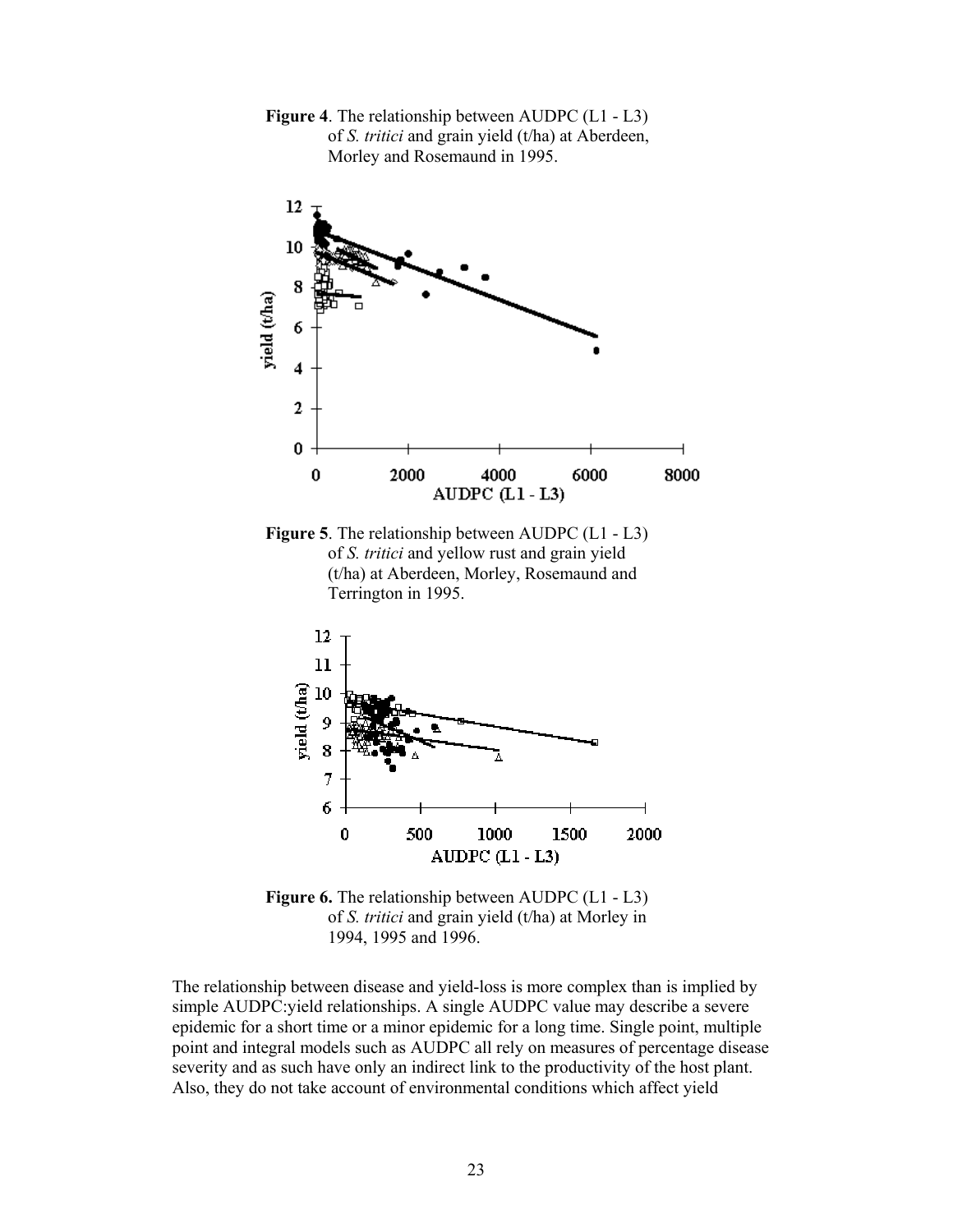**Figure 4**. The relationship between AUDPC (L1 - L3) of *S. tritici* and grain yield (t/ha) at Aberdeen, Morley and Rosemaund in 1995.

**Figure 5**. The relationship between AUDPC (L1 - L3) of *S. tritici* and yellow rust and grain yield (t/ha) at Aberdeen, Morley, Rosemaund and Terrington in 1995.

**Figure 6.** The relationship between AUDPC (L1 - L3) of *S. tritici* and grain yield (t/ha) at Morley in 1994, 1995 and 1996.

The relationship between disease and yield-loss is more complex than is implied by simple AUDPC:yield relationships. A single AUDPC value may describe a severe epidemic for a short time or a minor epidemic for a long time. Single point, multiple point and integral models such as AUDPC all rely on measures of percentage disease severity and as such have only an indirect link to the productivity of the host plant. Also, they do not take account of environmental conditions which affect yield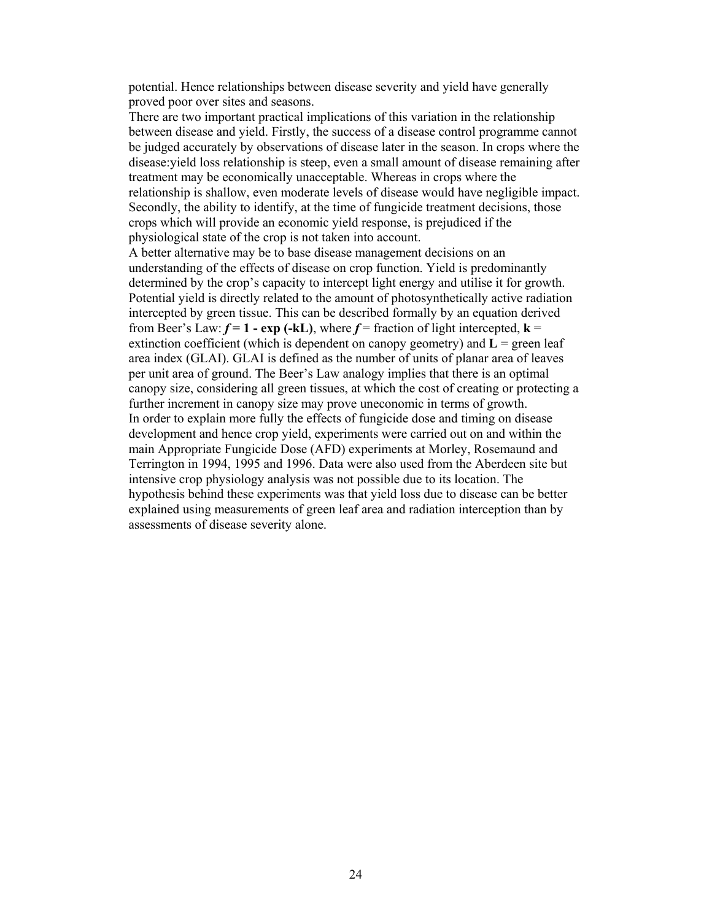potential. Hence relationships between disease severity and yield have generally proved poor over sites and seasons.

There are two important practical implications of this variation in the relationship between disease and yield. Firstly, the success of a disease control programme cannot be judged accurately by observations of disease later in the season. In crops where the disease:yield loss relationship is steep, even a small amount of disease remaining after treatment may be economically unacceptable. Whereas in crops where the relationship is shallow, even moderate levels of disease would have negligible impact. Secondly, the ability to identify, at the time of fungicide treatment decisions, those crops which will provide an economic yield response, is prejudiced if the physiological state of the crop is not taken into account.

A better alternative may be to base disease management decisions on an understanding of the effects of disease on crop function. Yield is predominantly determined by the crop's capacity to intercept light energy and utilise it for growth. Potential yield is directly related to the amount of photosynthetically active radiation intercepted by green tissue. This can be described formally by an equation derived from Beer's Law: $f = 1 - \exp(-kL)$, where $f$ = fraction of light intercepted, $\mathbf{k}$ = extinction coefficient (which is dependent on canopy geometry) and $\mathbf{L}$ = green leaf area index (GLAI). GLAI is defined as the number of units of planar area of leaves per unit area of ground. The Beer's Law analogy implies that there is an optimal canopy size, considering all green tissues, at which the cost of creating or protecting a further increment in canopy size may prove uneconomic in terms of growth.

In order to explain more fully the effects of fungicide dose and timing on disease development and hence crop yield, experiments were carried out on and within the main Appropriate Fungicide Dose (AFD) experiments at Morley, Rosemaund and Terrington in 1994, 1995 and 1996. Data were also used from the Aberdeen site but intensive crop physiology analysis was not possible due to its location. The hypothesis behind these experiments was that yield loss due to disease can be better explained using measurements of green leaf area and radiation interception than by assessments of disease severity alone.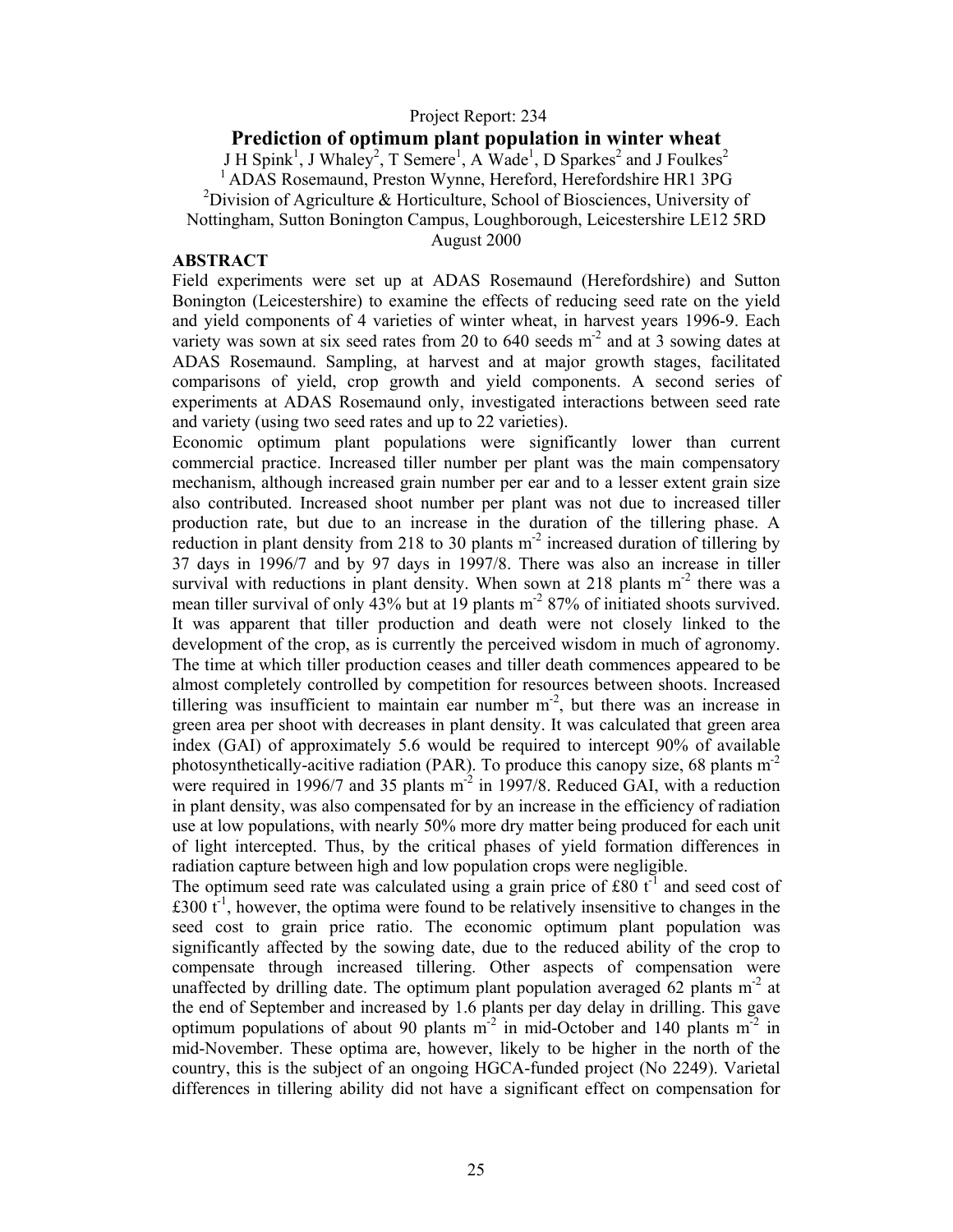Project Report: 234

# Prediction of optimum plant population in winter wheat

J H Spink[1], J Whaley[2], T Semere[1], A Wade[1], D Sparkes[2] and J Foulkes[2]

[1] ADAS Rosemaund, Preston Wynne, Hereford, Herefordshire HR1 3PG

[2]Division of Agriculture & Horticulture, School of Biosciences, University of Nottingham, Sutton Bonington Campus, Loughborough, Leicestershire LE12 5RD

August 2000

## ABSTRACT

Field experiments were set up at ADAS Rosemaund (Herefordshire) and Sutton Bonington (Leicestershire) to examine the effects of reducing seed rate on the yield and yield components of 4 varieties of winter wheat, in harvest years 1996-9. Each variety was sown at six seed rates from 20 to 640 seeds m$^{-2}$ and at 3 sowing dates at ADAS Rosemaund. Sampling, at harvest and at major growth stages, facilitated comparisons of yield, crop growth and yield components. A second series of experiments at ADAS Rosemaund only, investigated interactions between seed rate and variety (using two seed rates and up to 22 varieties).

Economic optimum plant populations were significantly lower than current commercial practice. Increased tiller number per plant was the main compensatory mechanism, although increased grain number per ear and to a lesser extent grain size also contributed. Increased shoot number per plant was not due to increased tiller production rate, but due to an increase in the duration of the tillering phase. A reduction in plant density from 218 to 30 plants m$^{-2}$ increased duration of tillering by 37 days in 1996/7 and by 97 days in 1997/8. There was also an increase in tiller survival with reductions in plant density. When sown at 218 plants m$^{-2}$ there was a mean tiller survival of only 43% but at 19 plants m$^{-2}$ 87% of initiated shoots survived. It was apparent that tiller production and death were not closely linked to the development of the crop, as is currently the perceived wisdom in much of agronomy. The time at which tiller production ceases and tiller death commences appeared to be almost completely controlled by competition for resources between shoots. Increased tillering was insufficient to maintain ear number m$^{-2}$, but there was an increase in green area per shoot with decreases in plant density. It was calculated that green area index (GAI) of approximately 5.6 would be required to intercept 90% of available photosynthetically-acitive radiation (PAR). To produce this canopy size, 68 plants m$^{-2}$ were required in 1996/7 and 35 plants m$^{-2}$ in 1997/8. Reduced GAI, with a reduction in plant density, was also compensated for by an increase in the efficiency of radiation use at low populations, with nearly 50% more dry matter being produced for each unit of light intercepted. Thus, by the critical phases of yield formation differences in radiation capture between high and low population crops were negligible.

The optimum seed rate was calculated using a grain price of £80 t$^{-1}$ and seed cost of £300 t$^{-1}$, however, the optima were found to be relatively insensitive to changes in the seed cost to grain price ratio. The economic optimum plant population was significantly affected by the sowing date, due to the reduced ability of the crop to compensate through increased tillering. Other aspects of compensation were unaffected by drilling date. The optimum plant population averaged 62 plants m$^{-2}$ at the end of September and increased by 1.6 plants per day delay in drilling. This gave optimum populations of about 90 plants m$^{-2}$ in mid-October and 140 plants m$^{-2}$ in mid-November. These optima are, however, likely to be higher in the north of the country, this is the subject of an ongoing HGCA-funded project (No 2249). Varietal differences in tillering ability did not have a significant effect on compensation for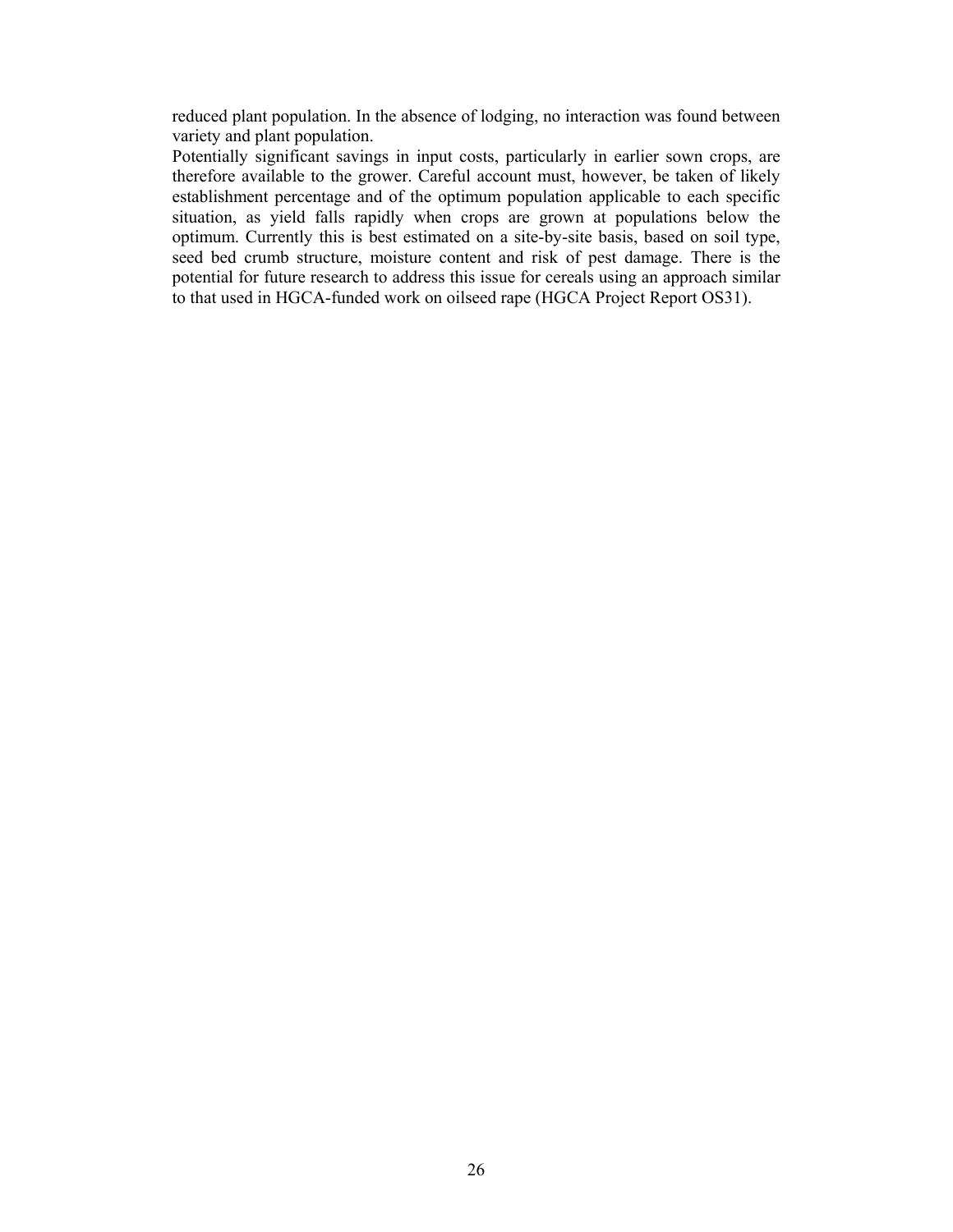reduced plant population. In the absence of lodging, no interaction was found between variety and plant population.

Potentially significant savings in input costs, particularly in earlier sown crops, are therefore available to the grower. Careful account must, however, be taken of likely establishment percentage and of the optimum population applicable to each specific situation, as yield falls rapidly when crops are grown at populations below the optimum. Currently this is best estimated on a site-by-site basis, based on soil type, seed bed crumb structure, moisture content and risk of pest damage. There is the potential for future research to address this issue for cereals using an approach similar to that used in HGCA-funded work on oilseed rape (HGCA Project Report OS31).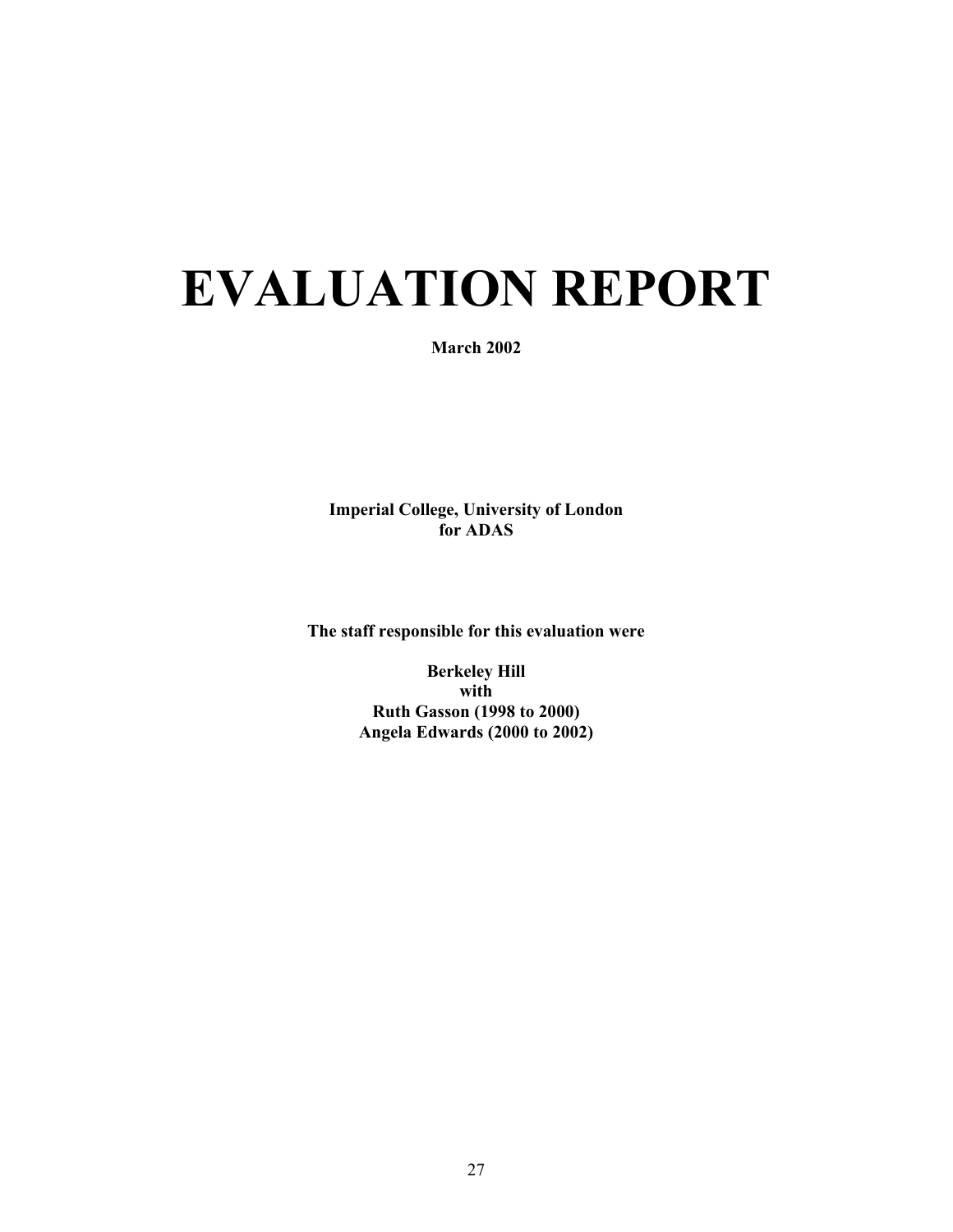# EVALUATION REPORT

**March 2002**

**Imperial College, University of London**
**for ADAS**

**The staff responsible for this evaluation were**

**Berkeley Hill**
**with**
**Ruth Gasson (1998 to 2000)**
**Angela Edwards (2000 to 2002)**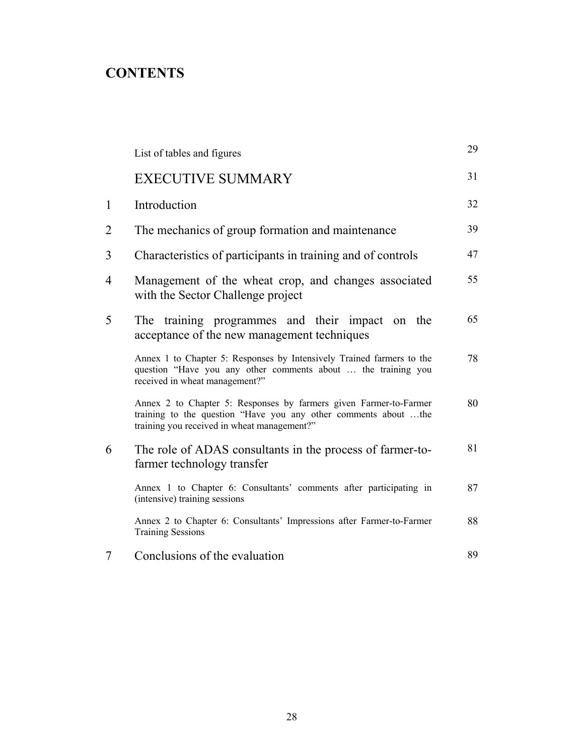# CONTENTS

| | | |
|---|---|---|
| | List of tables and figures | 29 |
| | EXECUTIVE SUMMARY | 31 |
| 1 | Introduction | 32 |
| 2 | The mechanics of group formation and maintenance | 39 |
| 3 | Characteristics of participants in training and of controls | 47 |
| 4 | Management of the wheat crop, and changes associated with the Sector Challenge project | 55 |
| 5 | The training programmes and their impact on the acceptance of the new management techniques | 65 |
| | Annex 1 to Chapter 5: Responses by Intensively Trained farmers to the question "Have you any other comments about … the training you received in wheat management?" | 78 |
| | Annex 2 to Chapter 5: Responses by farmers given Farmer-to-Farmer training to the question "Have you any other comments about …the training you received in wheat management?" | 80 |
| 6 | The role of ADAS consultants in the process of farmer-to-farmer technology transfer | 81 |
| | Annex 1 to Chapter 6: Consultants' comments after participating in (intensive) training sessions | 87 |
| | Annex 2 to Chapter 6: Consultants' Impressions after Farmer-to-Farmer Training Sessions | 88 |
| 7 | Conclusions of the evaluation | 89 |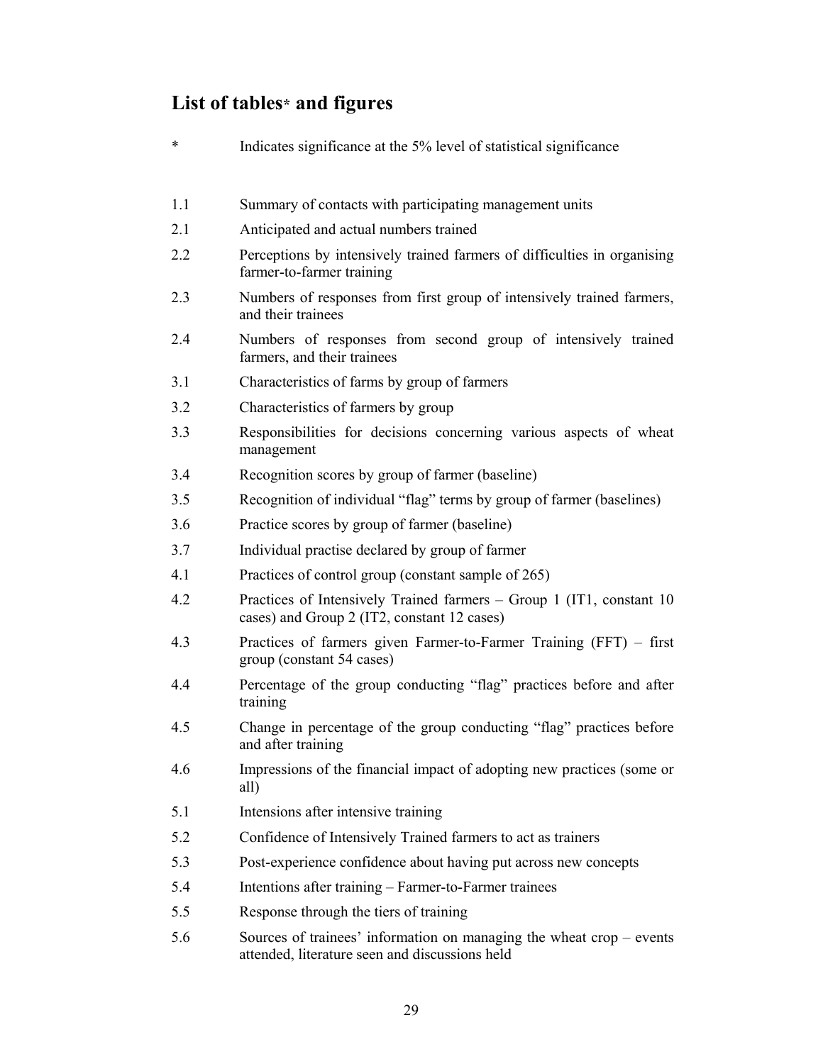## List of tables* and figures

| | |
|---|---|
| * | Indicates significance at the 5% level of statistical significance |
| 1.1 | Summary of contacts with participating management units |
| 2.1 | Anticipated and actual numbers trained |
| 2.2 | Perceptions by intensively trained farmers of difficulties in organising farmer-to-farmer training |
| 2.3 | Numbers of responses from first group of intensively trained farmers, and their trainees |
| 2.4 | Numbers of responses from second group of intensively trained farmers, and their trainees |
| 3.1 | Characteristics of farms by group of farmers |
| 3.2 | Characteristics of farmers by group |
| 3.3 | Responsibilities for decisions concerning various aspects of wheat management |
| 3.4 | Recognition scores by group of farmer (baseline) |
| 3.5 | Recognition of individual "flag" terms by group of farmer (baselines) |
| 3.6 | Practice scores by group of farmer (baseline) |
| 3.7 | Individual practise declared by group of farmer |
| 4.1 | Practices of control group (constant sample of 265) |
| 4.2 | Practices of Intensively Trained farmers – Group 1 (IT1, constant 10 cases) and Group 2 (IT2, constant 12 cases) |
| 4.3 | Practices of farmers given Farmer-to-Farmer Training (FFT) – first group (constant 54 cases) |
| 4.4 | Percentage of the group conducting "flag" practices before and after training |
| 4.5 | Change in percentage of the group conducting "flag" practices before and after training |
| 4.6 | Impressions of the financial impact of adopting new practices (some or all) |
| 5.1 | Intensions after intensive training |
| 5.2 | Confidence of Intensively Trained farmers to act as trainers |
| 5.3 | Post-experience confidence about having put across new concepts |
| 5.4 | Intentions after training – Farmer-to-Farmer trainees |
| 5.5 | Response through the tiers of training |
| 5.6 | Sources of trainees' information on managing the wheat crop – events attended, literature seen and discussions held |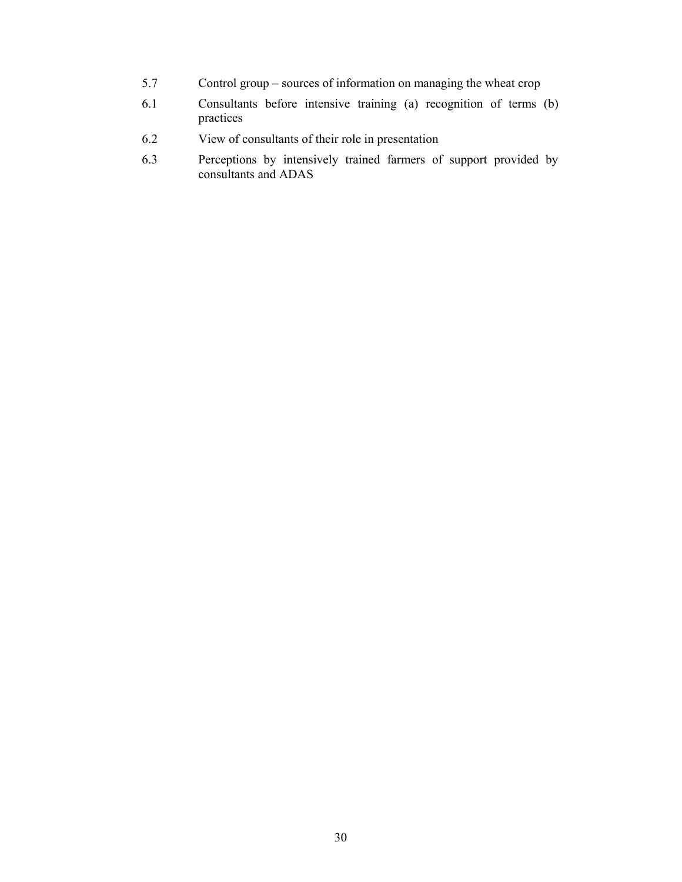5.7 Control group – sources of information on managing the wheat crop

6.1 Consultants before intensive training (a) recognition of terms (b) practices

6.2 View of consultants of their role in presentation

6.3 Perceptions by intensively trained farmers of support provided by consultants and ADAS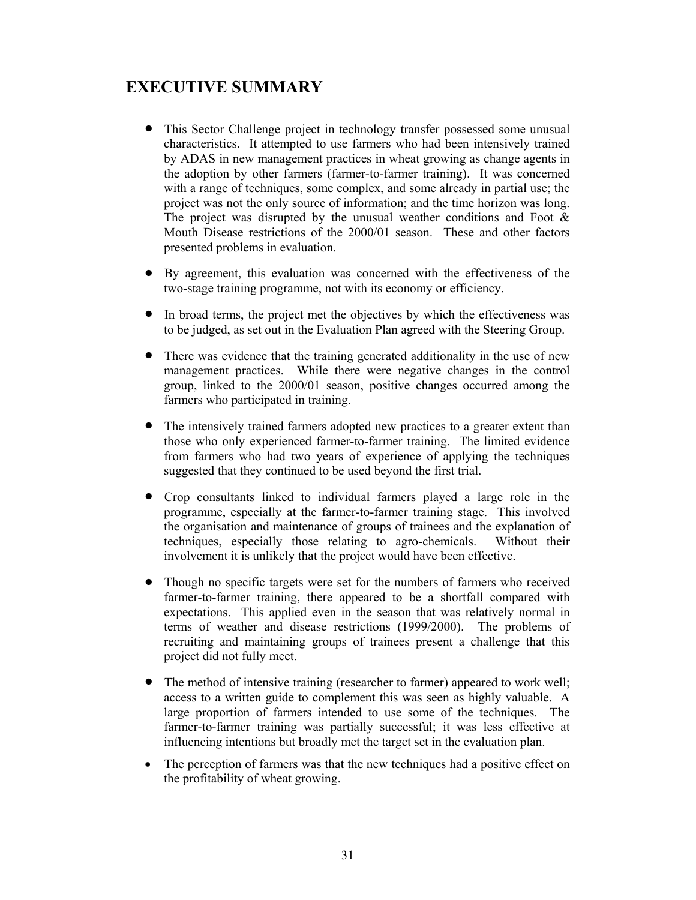# EXECUTIVE SUMMARY

- This Sector Challenge project in technology transfer possessed some unusual characteristics. It attempted to use farmers who had been intensively trained by ADAS in new management practices in wheat growing as change agents in the adoption by other farmers (farmer-to-farmer training). It was concerned with a range of techniques, some complex, and some already in partial use; the project was not the only source of information; and the time horizon was long. The project was disrupted by the unusual weather conditions and Foot & Mouth Disease restrictions of the 2000/01 season. These and other factors presented problems in evaluation.

- By agreement, this evaluation was concerned with the effectiveness of the two-stage training programme, not with its economy or efficiency.

- In broad terms, the project met the objectives by which the effectiveness was to be judged, as set out in the Evaluation Plan agreed with the Steering Group.

- There was evidence that the training generated additionality in the use of new management practices. While there were negative changes in the control group, linked to the 2000/01 season, positive changes occurred among the farmers who participated in training.

- The intensively trained farmers adopted new practices to a greater extent than those who only experienced farmer-to-farmer training. The limited evidence from farmers who had two years of experience of applying the techniques suggested that they continued to be used beyond the first trial.

- Crop consultants linked to individual farmers played a large role in the programme, especially at the farmer-to-farmer training stage. This involved the organisation and maintenance of groups of trainees and the explanation of techniques, especially those relating to agro-chemicals. Without their involvement it is unlikely that the project would have been effective.

- Though no specific targets were set for the numbers of farmers who received farmer-to-farmer training, there appeared to be a shortfall compared with expectations. This applied even in the season that was relatively normal in terms of weather and disease restrictions (1999/2000). The problems of recruiting and maintaining groups of trainees present a challenge that this project did not fully meet.

- The method of intensive training (researcher to farmer) appeared to work well; access to a written guide to complement this was seen as highly valuable. A large proportion of farmers intended to use some of the techniques. The farmer-to-farmer training was partially successful; it was less effective at influencing intentions but broadly met the target set in the evaluation plan.

- The perception of farmers was that the new techniques had a positive effect on the profitability of wheat growing.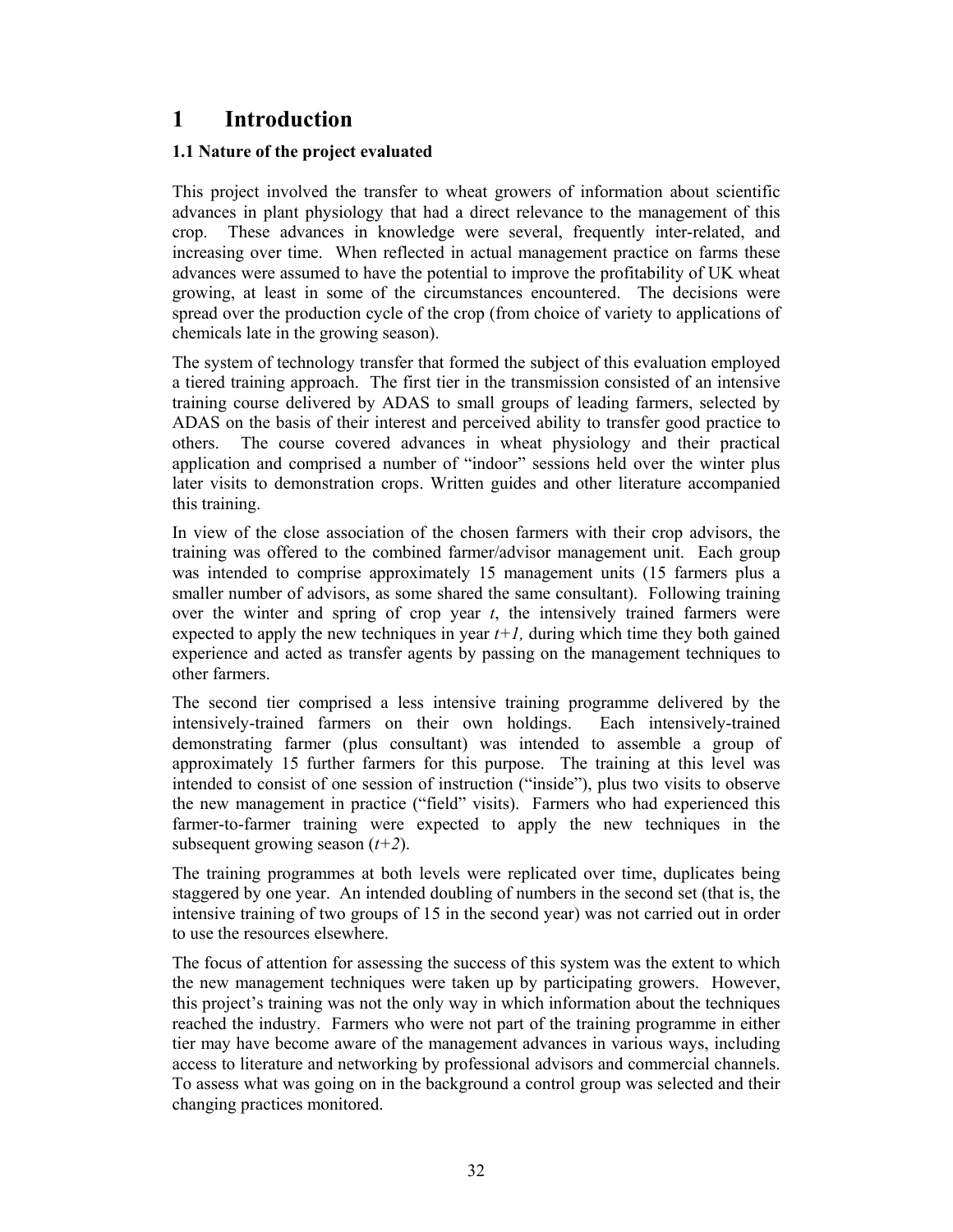# 1 Introduction

## 1.1 Nature of the project evaluated

This project involved the transfer to wheat growers of information about scientific advances in plant physiology that had a direct relevance to the management of this crop. These advances in knowledge were several, frequently inter-related, and increasing over time. When reflected in actual management practice on farms these advances were assumed to have the potential to improve the profitability of UK wheat growing, at least in some of the circumstances encountered. The decisions were spread over the production cycle of the crop (from choice of variety to applications of chemicals late in the growing season).

The system of technology transfer that formed the subject of this evaluation employed a tiered training approach. The first tier in the transmission consisted of an intensive training course delivered by ADAS to small groups of leading farmers, selected by ADAS on the basis of their interest and perceived ability to transfer good practice to others. The course covered advances in wheat physiology and their practical application and comprised a number of "indoor" sessions held over the winter plus later visits to demonstration crops. Written guides and other literature accompanied this training.

In view of the close association of the chosen farmers with their crop advisors, the training was offered to the combined farmer/advisor management unit. Each group was intended to comprise approximately 15 management units (15 farmers plus a smaller number of advisors, as some shared the same consultant). Following training over the winter and spring of crop year *t*, the intensively trained farmers were expected to apply the new techniques in year *t+1,* during which time they both gained experience and acted as transfer agents by passing on the management techniques to other farmers.

The second tier comprised a less intensive training programme delivered by the intensively-trained farmers on their own holdings. Each intensively-trained demonstrating farmer (plus consultant) was intended to assemble a group of approximately 15 further farmers for this purpose. The training at this level was intended to consist of one session of instruction ("inside"), plus two visits to observe the new management in practice ("field" visits). Farmers who had experienced this farmer-to-farmer training were expected to apply the new techniques in the subsequent growing season (*t+2*).

The training programmes at both levels were replicated over time, duplicates being staggered by one year. An intended doubling of numbers in the second set (that is, the intensive training of two groups of 15 in the second year) was not carried out in order to use the resources elsewhere.

The focus of attention for assessing the success of this system was the extent to which the new management techniques were taken up by participating growers. However, this project's training was not the only way in which information about the techniques reached the industry. Farmers who were not part of the training programme in either tier may have become aware of the management advances in various ways, including access to literature and networking by professional advisors and commercial channels. To assess what was going on in the background a control group was selected and their changing practices monitored.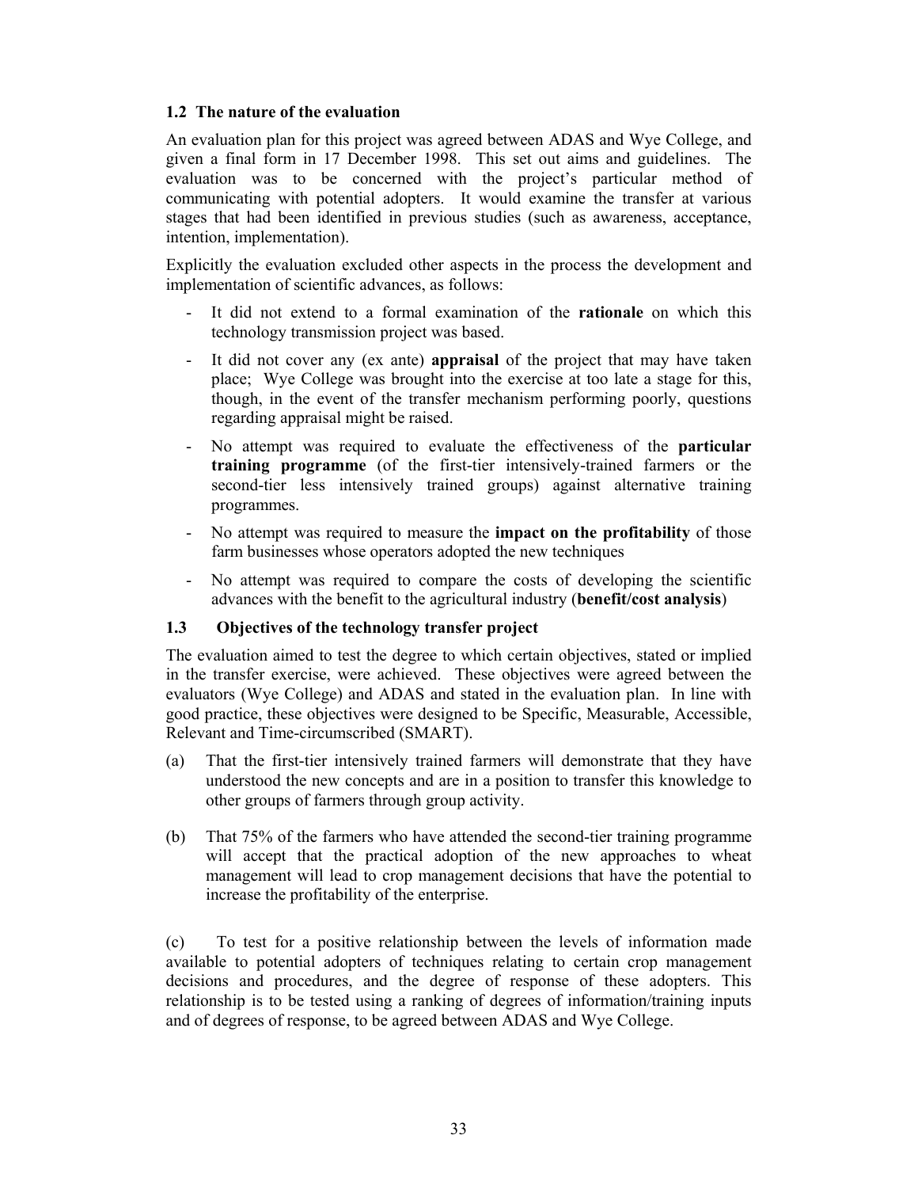### 1.2 The nature of the evaluation

An evaluation plan for this project was agreed between ADAS and Wye College, and given a final form in 17 December 1998. This set out aims and guidelines. The evaluation was to be concerned with the project's particular method of communicating with potential adopters. It would examine the transfer at various stages that had been identified in previous studies (such as awareness, acceptance, intention, implementation).

Explicitly the evaluation excluded other aspects in the process the development and implementation of scientific advances, as follows:

- It did not extend to a formal examination of the **rationale** on which this technology transmission project was based.
- It did not cover any (ex ante) **appraisal** of the project that may have taken place; Wye College was brought into the exercise at too late a stage for this, though, in the event of the transfer mechanism performing poorly, questions regarding appraisal might be raised.
- No attempt was required to evaluate the effectiveness of the **particular training programme** (of the first-tier intensively-trained farmers or the second-tier less intensively trained groups) against alternative training programmes.
- No attempt was required to measure the **impact on the profitability** of those farm businesses whose operators adopted the new techniques
- No attempt was required to compare the costs of developing the scientific advances with the benefit to the agricultural industry (**benefit/cost analysis**)

### 1.3 Objectives of the technology transfer project

The evaluation aimed to test the degree to which certain objectives, stated or implied in the transfer exercise, were achieved. These objectives were agreed between the evaluators (Wye College) and ADAS and stated in the evaluation plan. In line with good practice, these objectives were designed to be Specific, Measurable, Accessible, Relevant and Time-circumscribed (SMART).

(a) That the first-tier intensively trained farmers will demonstrate that they have understood the new concepts and are in a position to transfer this knowledge to other groups of farmers through group activity.

(b) That 75% of the farmers who have attended the second-tier training programme will accept that the practical adoption of the new approaches to wheat management will lead to crop management decisions that have the potential to increase the profitability of the enterprise.

(c) To test for a positive relationship between the levels of information made available to potential adopters of techniques relating to certain crop management decisions and procedures, and the degree of response of these adopters. This relationship is to be tested using a ranking of degrees of information/training inputs and of degrees of response, to be agreed between ADAS and Wye College.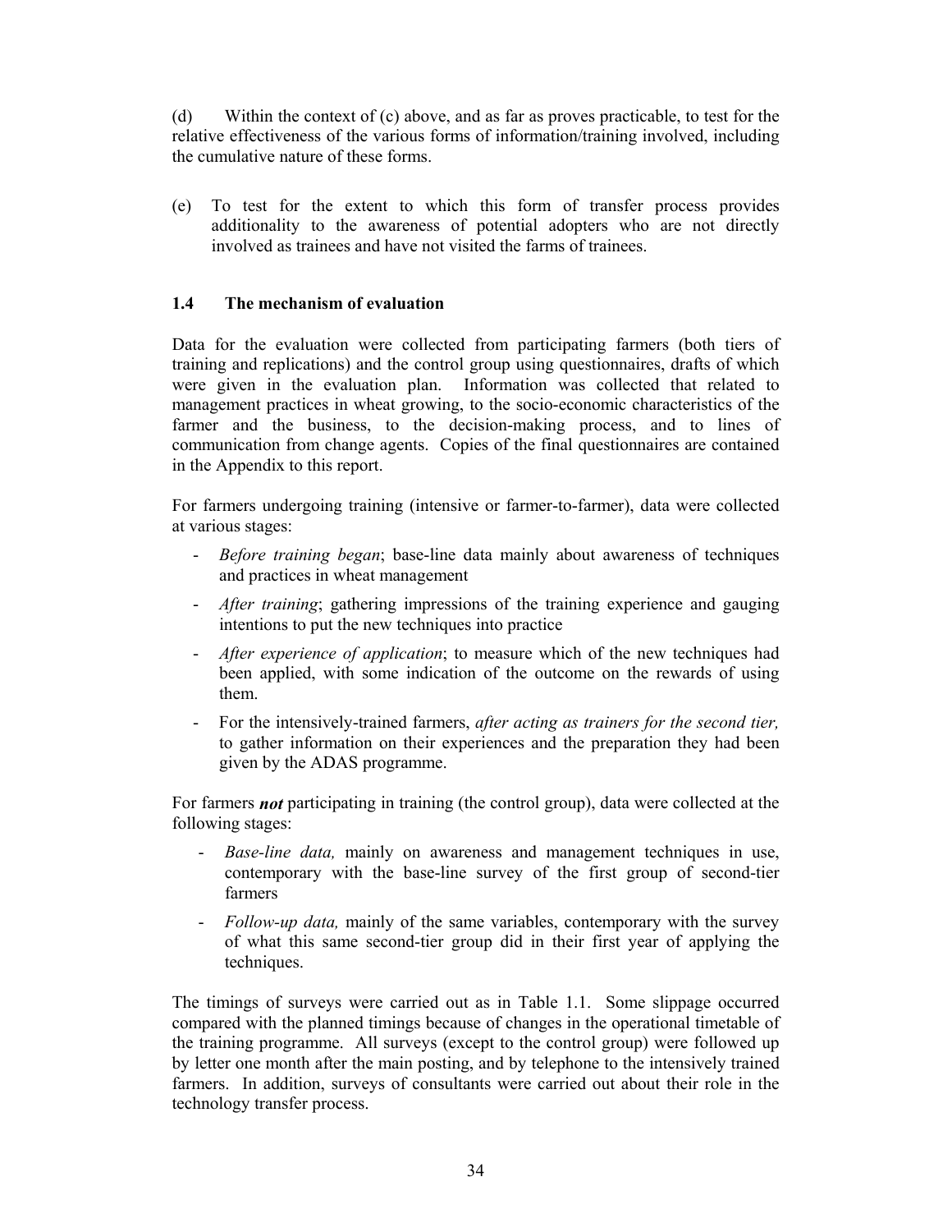(d) Within the context of (c) above, and as far as proves practicable, to test for the relative effectiveness of the various forms of information/training involved, including the cumulative nature of these forms.

(e) To test for the extent to which this form of transfer process provides additionality to the awareness of potential adopters who are not directly involved as trainees and have not visited the farms of trainees.

### 1.4 The mechanism of evaluation

Data for the evaluation were collected from participating farmers (both tiers of training and replications) and the control group using questionnaires, drafts of which were given in the evaluation plan. Information was collected that related to management practices in wheat growing, to the socio-economic characteristics of the farmer and the business, to the decision-making process, and to lines of communication from change agents. Copies of the final questionnaires are contained in the Appendix to this report.

For farmers undergoing training (intensive or farmer-to-farmer), data were collected at various stages:

- *Before training began*; base-line data mainly about awareness of techniques and practices in wheat management
- *After training*; gathering impressions of the training experience and gauging intentions to put the new techniques into practice
- *After experience of application*; to measure which of the new techniques had been applied, with some indication of the outcome on the rewards of using them.
- For the intensively-trained farmers, *after acting as trainers for the second tier,* to gather information on their experiences and the preparation they had been given by the ADAS programme.

For farmers ***not*** participating in training (the control group), data were collected at the following stages:

- *Base-line data,* mainly on awareness and management techniques in use, contemporary with the base-line survey of the first group of second-tier farmers
- *Follow-up data,* mainly of the same variables, contemporary with the survey of what this same second-tier group did in their first year of applying the techniques.

The timings of surveys were carried out as in Table 1.1. Some slippage occurred compared with the planned timings because of changes in the operational timetable of the training programme. All surveys (except to the control group) were followed up by letter one month after the main posting, and by telephone to the intensively trained farmers. In addition, surveys of consultants were carried out about their role in the technology transfer process.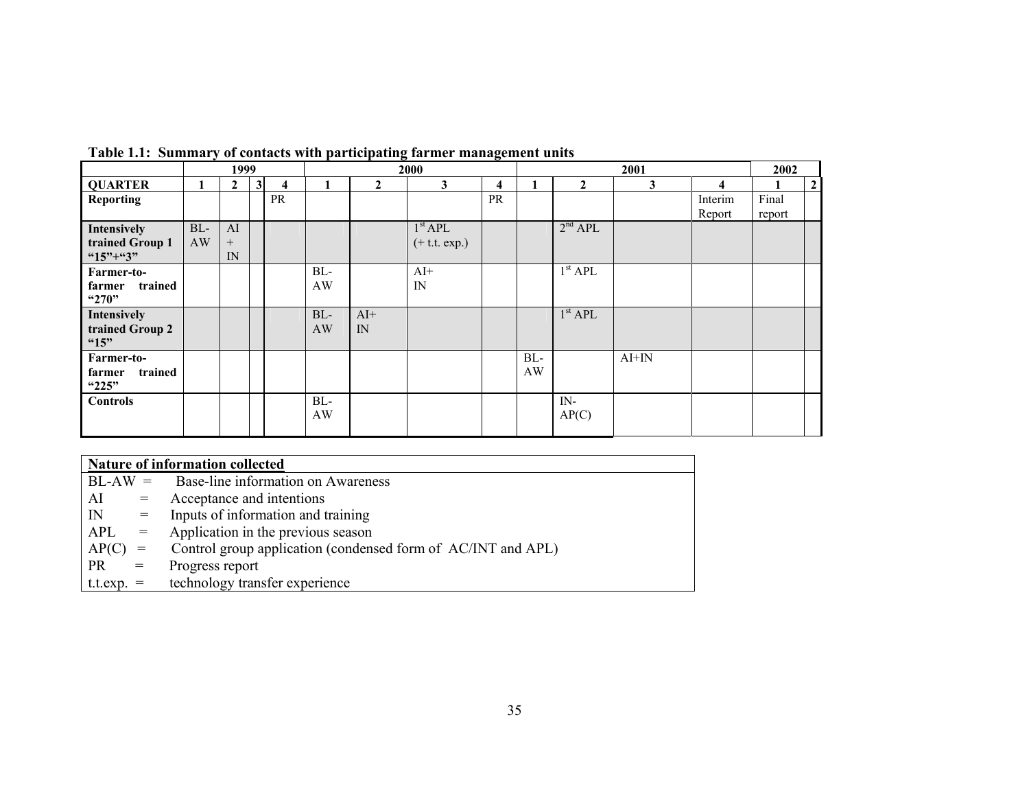**Table 1.1: Summary of contacts with participating farmer management units**

| | 1999 | | | | 2000 | | | | 2001 | | | | 2002 | |
|---|---|---|---|---|---|---|---|---|---|---|---|---|---|---|
| **QUARTER** | **1** | **2** | **3** | **4** | **1** | **2** | **3** | **4** | **1** | **2** | **3** | **4** | **1** | **2** |
| **Reporting** | | | | PR | | | | PR | | | | Interim Report | Final report | |
| **Intensively trained Group 1 "15"+"3"** | BL-AW | AI + IN | | | | | 1st APL (+ t.t. exp.) | | | 2nd APL | | | | |
| **Farmer-to-farmer trained "270"** | | | | | BL-AW | | AI+ IN | | | 1st APL | | | | |
| **Intensively trained Group 2 "15"** | | | | | BL-AW | AI+ IN | | | | 1st APL | | | | |
| **Farmer-to-farmer trained "225"** | | | | | | | | | BL-AW | | AI+IN | | | |
| **Controls** | | | | | BL-AW | | | | | IN-AP(C) | | | | |

| **Nature of information collected** |
|---|
| BL-AW = Base-line information on Awareness |
| AI = Acceptance and intentions |
| IN = Inputs of information and training |
| APL = Application in the previous season |
| AP(C) = Control group application (condensed form of AC/INT and APL) |
| PR = Progress report |
| t.t.exp. = technology transfer experience |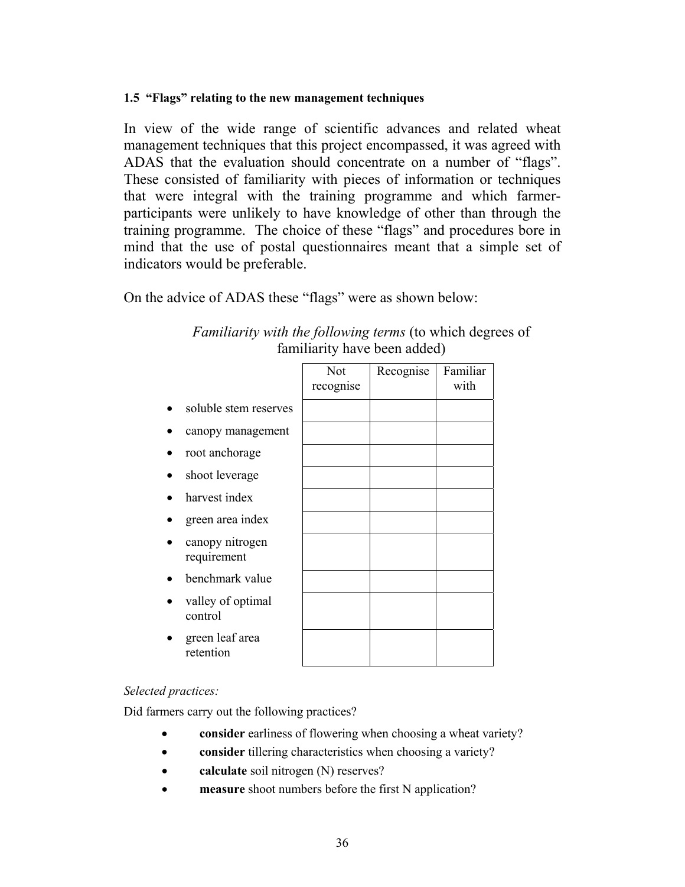### 1.5 "Flags" relating to the new management techniques

In view of the wide range of scientific advances and related wheat management techniques that this project encompassed, it was agreed with ADAS that the evaluation should concentrate on a number of "flags". These consisted of familiarity with pieces of information or techniques that were integral with the training programme and which farmer-participants were unlikely to have knowledge of other than through the training programme. The choice of these "flags" and procedures bore in mind that the use of postal questionnaires meant that a simple set of indicators would be preferable.

On the advice of ADAS these "flags" were as shown below:

*Familiarity with the following terms* (to which degrees of familiarity have been added)

| | Not recognise | Recognise | Familiar with |
|---|---|---|---|
| • soluble stem reserves | | | |
| • canopy management | | | |
| • root anchorage | | | |
| • shoot leverage | | | |
| • harvest index | | | |
| • green area index | | | |
| • canopy nitrogen requirement | | | |
| • benchmark value | | | |
| • valley of optimal control | | | |
| • green leaf area retention | | | |

*Selected practices:*

Did farmers carry out the following practices?

- **consider** earliness of flowering when choosing a wheat variety?
- **consider** tillering characteristics when choosing a variety?
- **calculate** soil nitrogen (N) reserves?
- **measure** shoot numbers before the first N application?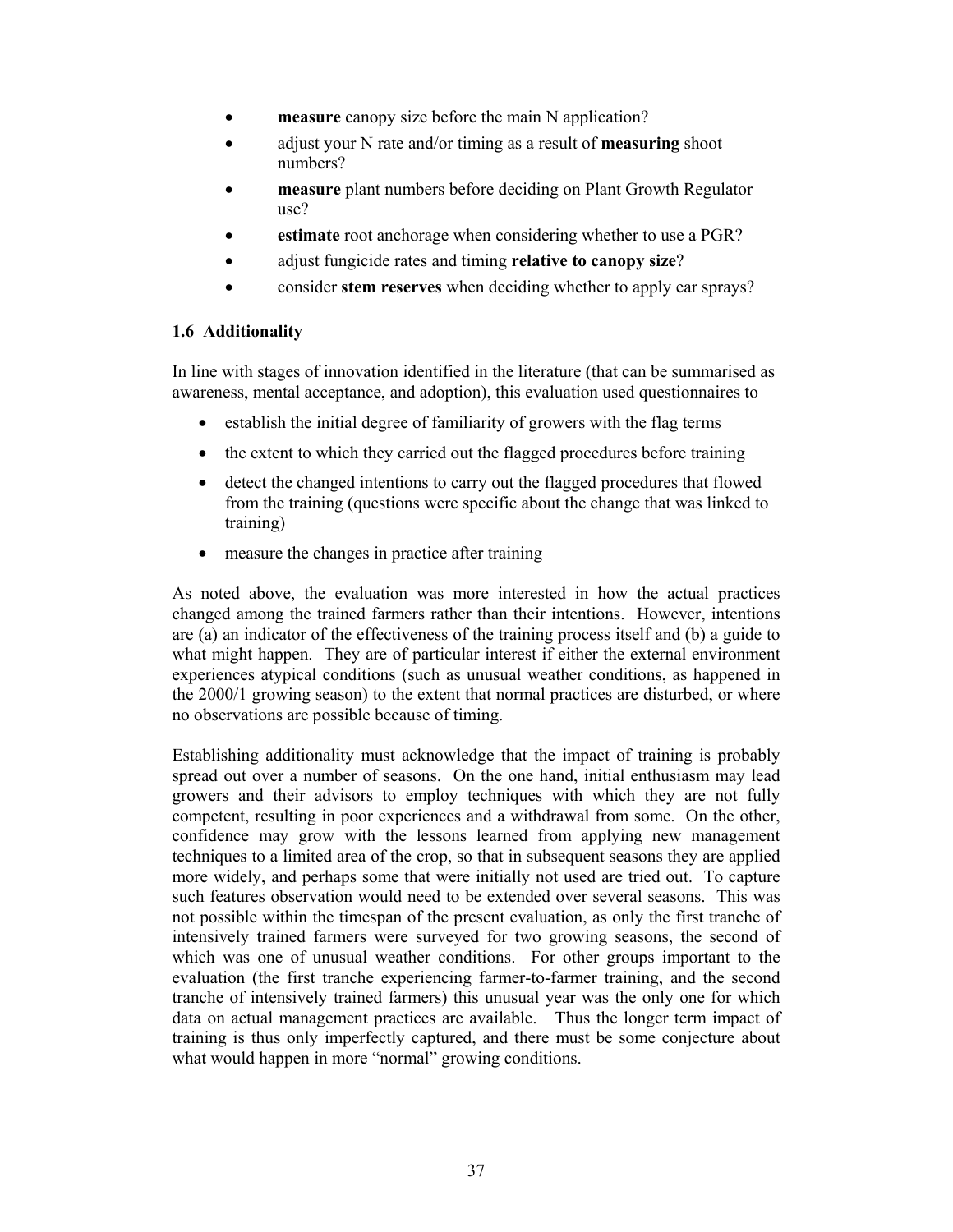- **measure** canopy size before the main N application?
- adjust your N rate and/or timing as a result of **measuring** shoot numbers?
- **measure** plant numbers before deciding on Plant Growth Regulator use?
- **estimate** root anchorage when considering whether to use a PGR?
- adjust fungicide rates and timing **relative to canopy size**?
- consider **stem reserves** when deciding whether to apply ear sprays?

### 1.6 Additionality

In line with stages of innovation identified in the literature (that can be summarised as awareness, mental acceptance, and adoption), this evaluation used questionnaires to

- establish the initial degree of familiarity of growers with the flag terms
- the extent to which they carried out the flagged procedures before training
- detect the changed intentions to carry out the flagged procedures that flowed from the training (questions were specific about the change that was linked to training)
- measure the changes in practice after training

As noted above, the evaluation was more interested in how the actual practices changed among the trained farmers rather than their intentions. However, intentions are (a) an indicator of the effectiveness of the training process itself and (b) a guide to what might happen. They are of particular interest if either the external environment experiences atypical conditions (such as unusual weather conditions, as happened in the 2000/1 growing season) to the extent that normal practices are disturbed, or where no observations are possible because of timing.

Establishing additionality must acknowledge that the impact of training is probably spread out over a number of seasons. On the one hand, initial enthusiasm may lead growers and their advisors to employ techniques with which they are not fully competent, resulting in poor experiences and a withdrawal from some. On the other, confidence may grow with the lessons learned from applying new management techniques to a limited area of the crop, so that in subsequent seasons they are applied more widely, and perhaps some that were initially not used are tried out. To capture such features observation would need to be extended over several seasons. This was not possible within the timespan of the present evaluation, as only the first tranche of intensively trained farmers were surveyed for two growing seasons, the second of which was one of unusual weather conditions. For other groups important to the evaluation (the first tranche experiencing farmer-to-farmer training, and the second tranche of intensively trained farmers) this unusual year was the only one for which data on actual management practices are available. Thus the longer term impact of training is thus only imperfectly captured, and there must be some conjecture about what would happen in more "normal" growing conditions.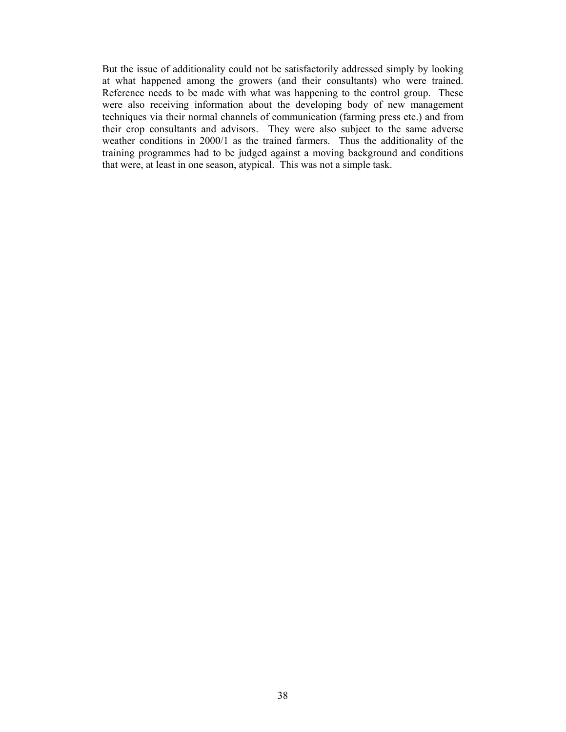But the issue of additionality could not be satisfactorily addressed simply by looking at what happened among the growers (and their consultants) who were trained. Reference needs to be made with what was happening to the control group. These were also receiving information about the developing body of new management techniques via their normal channels of communication (farming press etc.) and from their crop consultants and advisors. They were also subject to the same adverse weather conditions in 2000/1 as the trained farmers. Thus the additionality of the training programmes had to be judged against a moving background and conditions that were, at least in one season, atypical. This was not a simple task.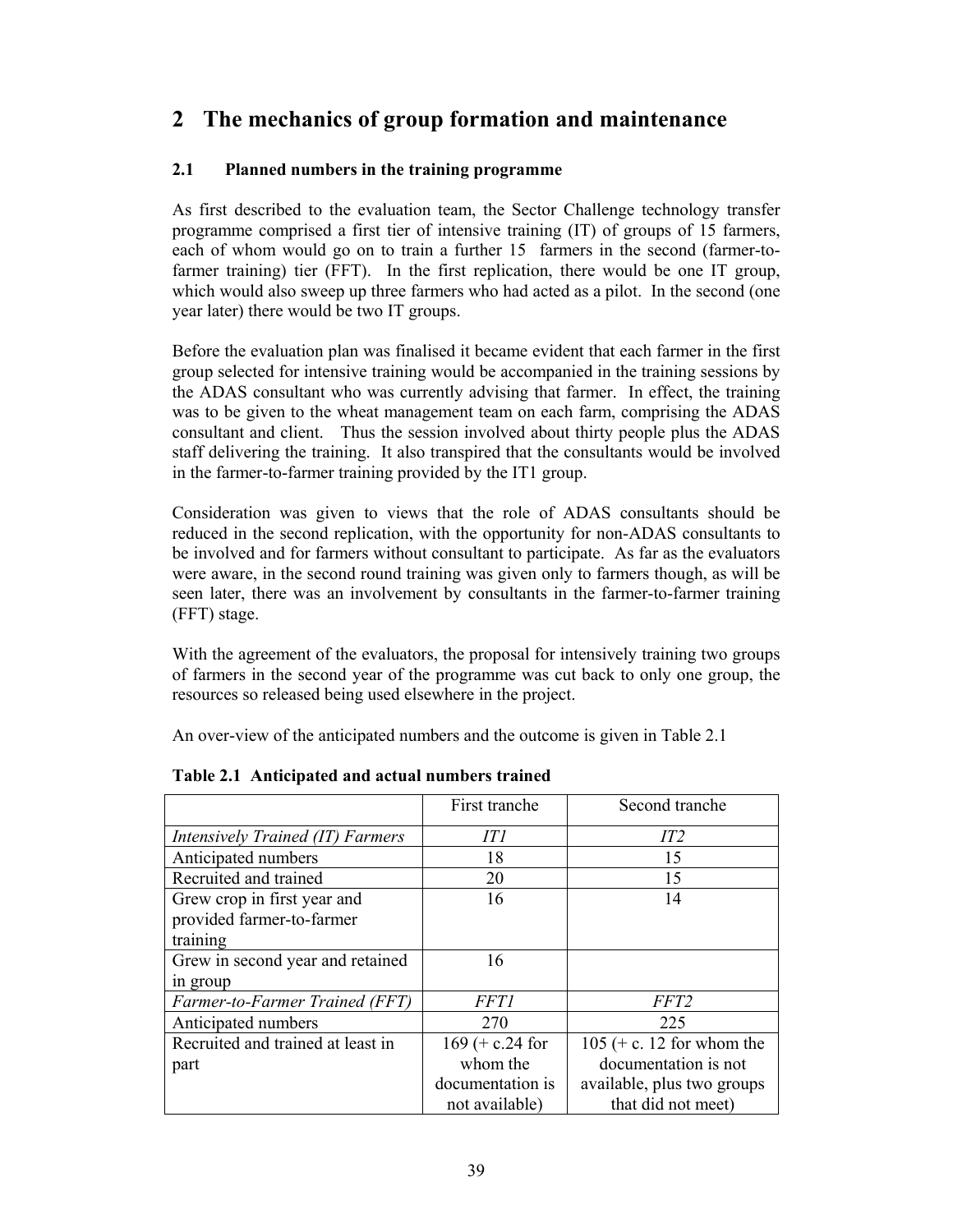# 2 The mechanics of group formation and maintenance

## 2.1 Planned numbers in the training programme

As first described to the evaluation team, the Sector Challenge technology transfer programme comprised a first tier of intensive training (IT) of groups of 15 farmers, each of whom would go on to train a further 15 farmers in the second (farmer-to-farmer training) tier (FFT). In the first replication, there would be one IT group, which would also sweep up three farmers who had acted as a pilot. In the second (one year later) there would be two IT groups.

Before the evaluation plan was finalised it became evident that each farmer in the first group selected for intensive training would be accompanied in the training sessions by the ADAS consultant who was currently advising that farmer. In effect, the training was to be given to the wheat management team on each farm, comprising the ADAS consultant and client. Thus the session involved about thirty people plus the ADAS staff delivering the training. It also transpired that the consultants would be involved in the farmer-to-farmer training provided by the IT1 group.

Consideration was given to views that the role of ADAS consultants should be reduced in the second replication, with the opportunity for non-ADAS consultants to be involved and for farmers without consultant to participate. As far as the evaluators were aware, in the second round training was given only to farmers though, as will be seen later, there was an involvement by consultants in the farmer-to-farmer training (FFT) stage.

With the agreement of the evaluators, the proposal for intensively training two groups of farmers in the second year of the programme was cut back to only one group, the resources so released being used elsewhere in the project.

An over-view of the anticipated numbers and the outcome is given in Table 2.1

**Table 2.1 Anticipated and actual numbers trained**

| | First tranche | Second tranche |
|---|---|---|
| *Intensively Trained (IT) Farmers* | *IT1* | *IT2* |
| Anticipated numbers | 18 | 15 |
| Recruited and trained | 20 | 15 |
| Grew crop in first year and provided farmer-to-farmer training | 16 | 14 |
| Grew in second year and retained in group | 16 | |
| *Farmer-to-Farmer Trained (FFT)* | *FFT1* | *FFT2* |
| Anticipated numbers | 270 | 225 |
| Recruited and trained at least in part | 169 (+ c.24 for whom the documentation is not available) | 105 (+ c. 12 for whom the documentation is not available, plus two groups that did not meet) |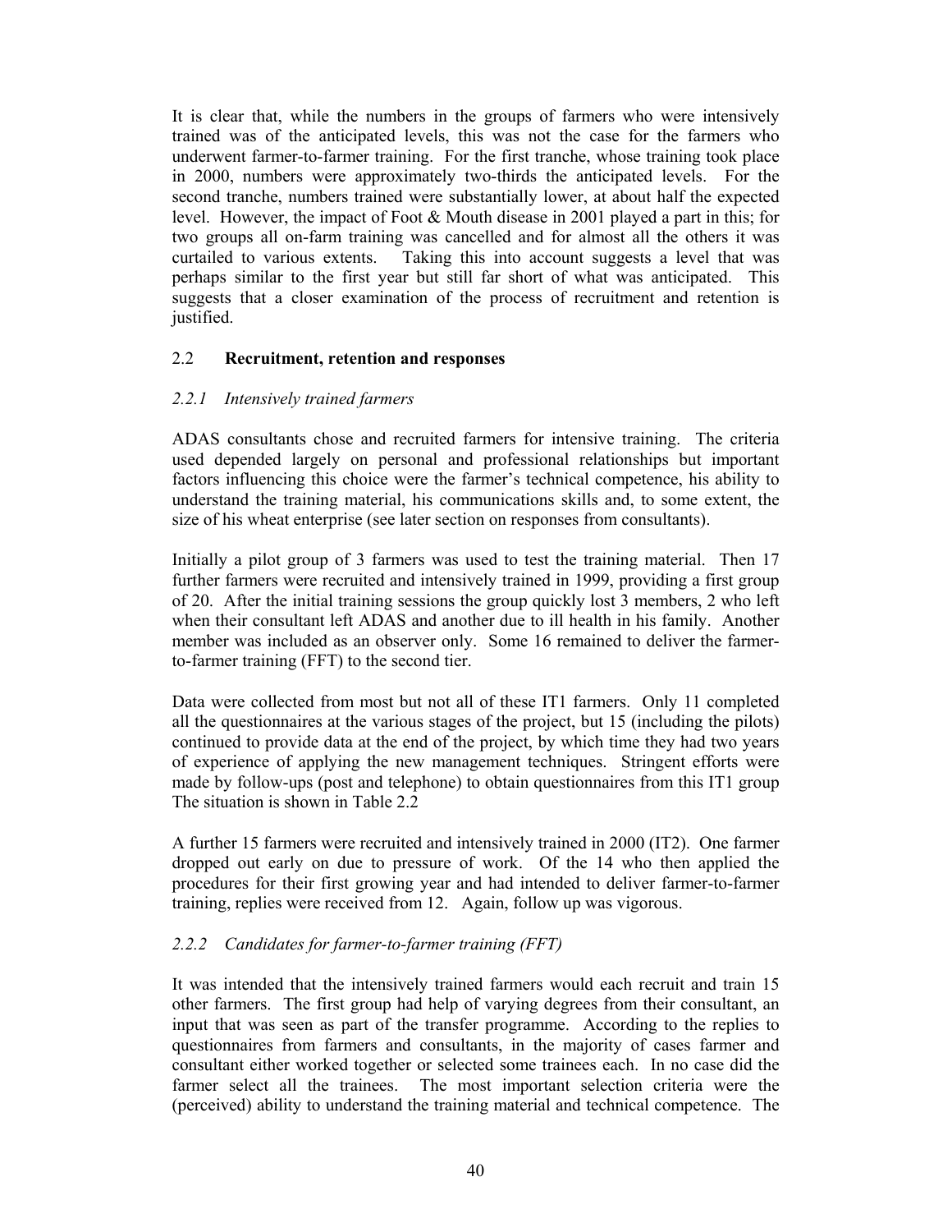It is clear that, while the numbers in the groups of farmers who were intensively trained was of the anticipated levels, this was not the case for the farmers who underwent farmer-to-farmer training. For the first tranche, whose training took place in 2000, numbers were approximately two-thirds the anticipated levels. For the second tranche, numbers trained were substantially lower, at about half the expected level. However, the impact of Foot & Mouth disease in 2001 played a part in this; for two groups all on-farm training was cancelled and for almost all the others it was curtailed to various extents. Taking this into account suggests a level that was perhaps similar to the first year but still far short of what was anticipated. This suggests that a closer examination of the process of recruitment and retention is justified.

## 2.2 **Recruitment, retention and responses**

### *2.2.1 Intensively trained farmers*

ADAS consultants chose and recruited farmers for intensive training. The criteria used depended largely on personal and professional relationships but important factors influencing this choice were the farmer's technical competence, his ability to understand the training material, his communications skills and, to some extent, the size of his wheat enterprise (see later section on responses from consultants).

Initially a pilot group of 3 farmers was used to test the training material. Then 17 further farmers were recruited and intensively trained in 1999, providing a first group of 20. After the initial training sessions the group quickly lost 3 members, 2 who left when their consultant left ADAS and another due to ill health in his family. Another member was included as an observer only. Some 16 remained to deliver the farmer-to-farmer training (FFT) to the second tier.

Data were collected from most but not all of these IT1 farmers. Only 11 completed all the questionnaires at the various stages of the project, but 15 (including the pilots) continued to provide data at the end of the project, by which time they had two years of experience of applying the new management techniques. Stringent efforts were made by follow-ups (post and telephone) to obtain questionnaires from this IT1 group The situation is shown in Table 2.2

A further 15 farmers were recruited and intensively trained in 2000 (IT2). One farmer dropped out early on due to pressure of work. Of the 14 who then applied the procedures for their first growing year and had intended to deliver farmer-to-farmer training, replies were received from 12. Again, follow up was vigorous.

### *2.2.2 Candidates for farmer-to-farmer training (FFT)*

It was intended that the intensively trained farmers would each recruit and train 15 other farmers. The first group had help of varying degrees from their consultant, an input that was seen as part of the transfer programme. According to the replies to questionnaires from farmers and consultants, in the majority of cases farmer and consultant either worked together or selected some trainees each. In no case did the farmer select all the trainees. The most important selection criteria were the (perceived) ability to understand the training material and technical competence. The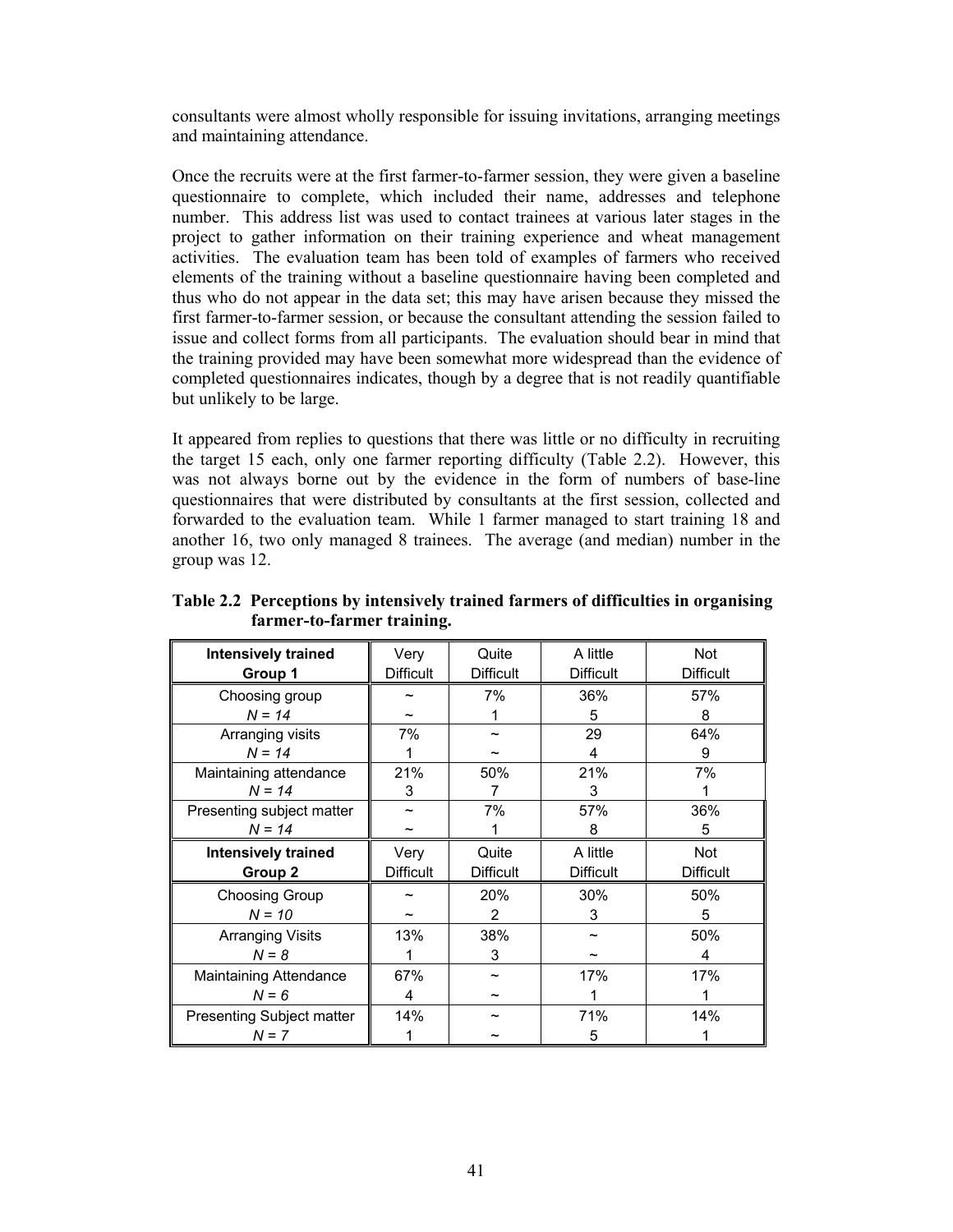consultants were almost wholly responsible for issuing invitations, arranging meetings and maintaining attendance.

Once the recruits were at the first farmer-to-farmer session, they were given a baseline questionnaire to complete, which included their name, addresses and telephone number. This address list was used to contact trainees at various later stages in the project to gather information on their training experience and wheat management activities. The evaluation team has been told of examples of farmers who received elements of the training without a baseline questionnaire having been completed and thus who do not appear in the data set; this may have arisen because they missed the first farmer-to-farmer session, or because the consultant attending the session failed to issue and collect forms from all participants. The evaluation should bear in mind that the training provided may have been somewhat more widespread than the evidence of completed questionnaires indicates, though by a degree that is not readily quantifiable but unlikely to be large.

It appeared from replies to questions that there was little or no difficulty in recruiting the target 15 each, only one farmer reporting difficulty (Table 2.2). However, this was not always borne out by the evidence in the form of numbers of base-line questionnaires that were distributed by consultants at the first session, collected and forwarded to the evaluation team. While 1 farmer managed to start training 18 and another 16, two only managed 8 trainees. The average (and median) number in the group was 12.

**Table 2.2 Perceptions by intensively trained farmers of difficulties in organising farmer-to-farmer training.**

| Intensively trained Group 1 | Very Difficult | Quite Difficult | A little Difficult | Not Difficult |
|---|---|---|---|---|
| Choosing group<br>*N = 14* | ~<br>~ | 7%<br>1 | 36%<br>5 | 57%<br>8 |
| Arranging visits<br>*N = 14* | 7%<br>1 | ~<br>~ | 29<br>4 | 64%<br>9 |
| Maintaining attendance<br>*N = 14* | 21%<br>3 | 50%<br>7 | 21%<br>3 | 7%<br>1 |
| Presenting subject matter<br>*N = 14* | ~<br>~ | 7%<br>1 | 57%<br>8 | 36%<br>5 |
| **Intensively trained Group 2** | Very Difficult | Quite Difficult | A little Difficult | Not Difficult |
| Choosing Group<br>*N = 10* | ~<br>~ | 20%<br>2 | 30%<br>3 | 50%<br>5 |
| Arranging Visits<br>*N = 8* | 13%<br>1 | 38%<br>3 | ~<br>~ | 50%<br>4 |
| Maintaining Attendance<br>*N = 6* | 67%<br>4 | ~<br>~ | 17%<br>1 | 17%<br>1 |
| Presenting Subject matter<br>*N = 7* | 14%<br>1 | ~<br>~ | 71%<br>5 | 14%<br>1 |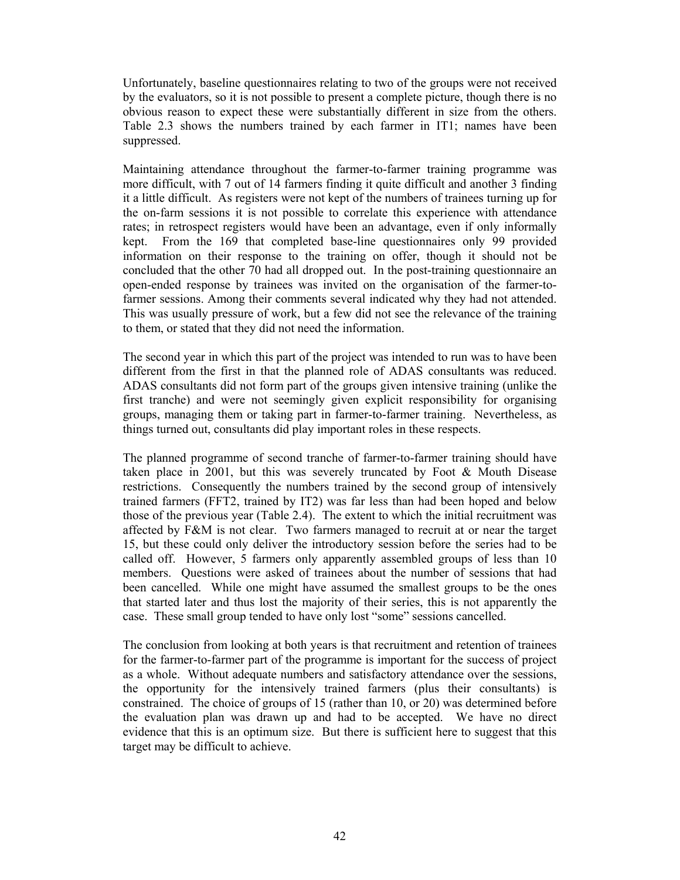Unfortunately, baseline questionnaires relating to two of the groups were not received by the evaluators, so it is not possible to present a complete picture, though there is no obvious reason to expect these were substantially different in size from the others. Table 2.3 shows the numbers trained by each farmer in IT1; names have been suppressed.

Maintaining attendance throughout the farmer-to-farmer training programme was more difficult, with 7 out of 14 farmers finding it quite difficult and another 3 finding it a little difficult. As registers were not kept of the numbers of trainees turning up for the on-farm sessions it is not possible to correlate this experience with attendance rates; in retrospect registers would have been an advantage, even if only informally kept. From the 169 that completed base-line questionnaires only 99 provided information on their response to the training on offer, though it should not be concluded that the other 70 had all dropped out. In the post-training questionnaire an open-ended response by trainees was invited on the organisation of the farmer-to-farmer sessions. Among their comments several indicated why they had not attended. This was usually pressure of work, but a few did not see the relevance of the training to them, or stated that they did not need the information.

The second year in which this part of the project was intended to run was to have been different from the first in that the planned role of ADAS consultants was reduced. ADAS consultants did not form part of the groups given intensive training (unlike the first tranche) and were not seemingly given explicit responsibility for organising groups, managing them or taking part in farmer-to-farmer training. Nevertheless, as things turned out, consultants did play important roles in these respects.

The planned programme of second tranche of farmer-to-farmer training should have taken place in 2001, but this was severely truncated by Foot & Mouth Disease restrictions. Consequently the numbers trained by the second group of intensively trained farmers (FFT2, trained by IT2) was far less than had been hoped and below those of the previous year (Table 2.4). The extent to which the initial recruitment was affected by F&M is not clear. Two farmers managed to recruit at or near the target 15, but these could only deliver the introductory session before the series had to be called off. However, 5 farmers only apparently assembled groups of less than 10 members. Questions were asked of trainees about the number of sessions that had been cancelled. While one might have assumed the smallest groups to be the ones that started later and thus lost the majority of their series, this is not apparently the case. These small group tended to have only lost "some" sessions cancelled.

The conclusion from looking at both years is that recruitment and retention of trainees for the farmer-to-farmer part of the programme is important for the success of project as a whole. Without adequate numbers and satisfactory attendance over the sessions, the opportunity for the intensively trained farmers (plus their consultants) is constrained. The choice of groups of 15 (rather than 10, or 20) was determined before the evaluation plan was drawn up and had to be accepted. We have no direct evidence that this is an optimum size. But there is sufficient here to suggest that this target may be difficult to achieve.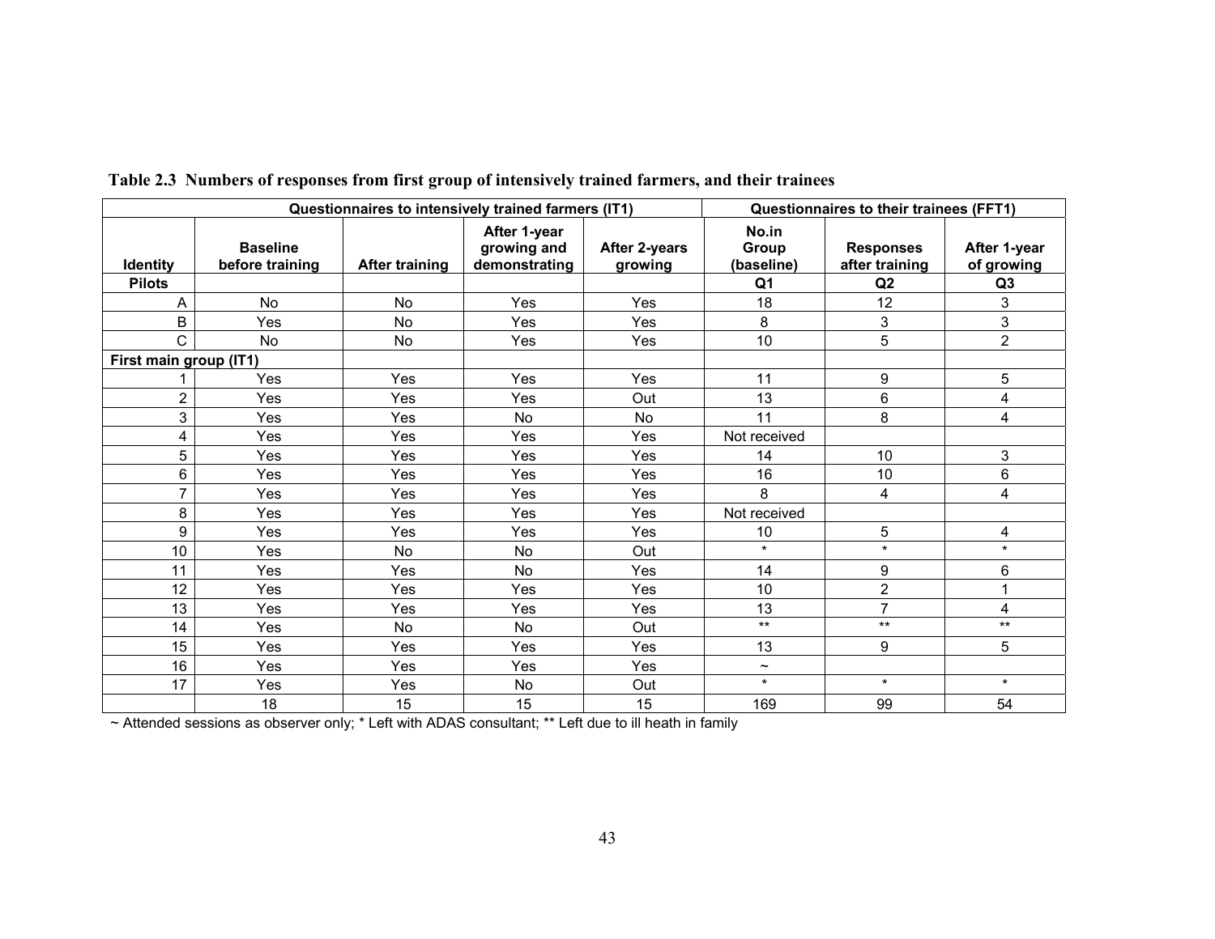**Table 2.3 Numbers of responses from first group of intensively trained farmers, and their trainees**

| Questionnaires to intensively trained farmers (IT1) | | | | | Questionnaires to their trainees (FFT1) | | |
|---|---|---|---|---|---|---|---|
| **Identity** | **Baseline before training** | **After training** | **After 1-year growing and demonstrating** | **After 2-years growing** | **No.in Group (baseline)** | **Responses after training** | **After 1-year of growing** |
| **Pilots** | | | | | **Q1** | **Q2** | **Q3** |
| A | No | No | Yes | Yes | 18 | 12 | 3 |
| B | Yes | No | Yes | Yes | 8 | 3 | 3 |
| C | No | No | Yes | Yes | 10 | 5 | 2 |
| **First main group (IT1)** | | | | | | | |
| 1 | Yes | Yes | Yes | Yes | 11 | 9 | 5 |
| 2 | Yes | Yes | Yes | Out | 13 | 6 | 4 |
| 3 | Yes | Yes | No | No | 11 | 8 | 4 |
| 4 | Yes | Yes | Yes | Yes | Not received | | |
| 5 | Yes | Yes | Yes | Yes | 14 | 10 | 3 |
| 6 | Yes | Yes | Yes | Yes | 16 | 10 | 6 |
| 7 | Yes | Yes | Yes | Yes | 8 | 4 | 4 |
| 8 | Yes | Yes | Yes | Yes | Not received | | |
| 9 | Yes | Yes | Yes | Yes | 10 | 5 | 4 |
| 10 | Yes | No | No | Out | * | * | * |
| 11 | Yes | Yes | No | Yes | 14 | 9 | 6 |
| 12 | Yes | Yes | Yes | Yes | 10 | 2 | 1 |
| 13 | Yes | Yes | Yes | Yes | 13 | 7 | 4 |
| 14 | Yes | No | No | Out | ** | ** | ** |
| 15 | Yes | Yes | Yes | Yes | 13 | 9 | 5 |
| 16 | Yes | Yes | Yes | Yes | ~ | | |
| 17 | Yes | Yes | No | Out | * | * | * |
| | 18 | 15 | 15 | 15 | 169 | 99 | 54 |

~ Attended sessions as observer only; * Left with ADAS consultant; ** Left due to ill heath in family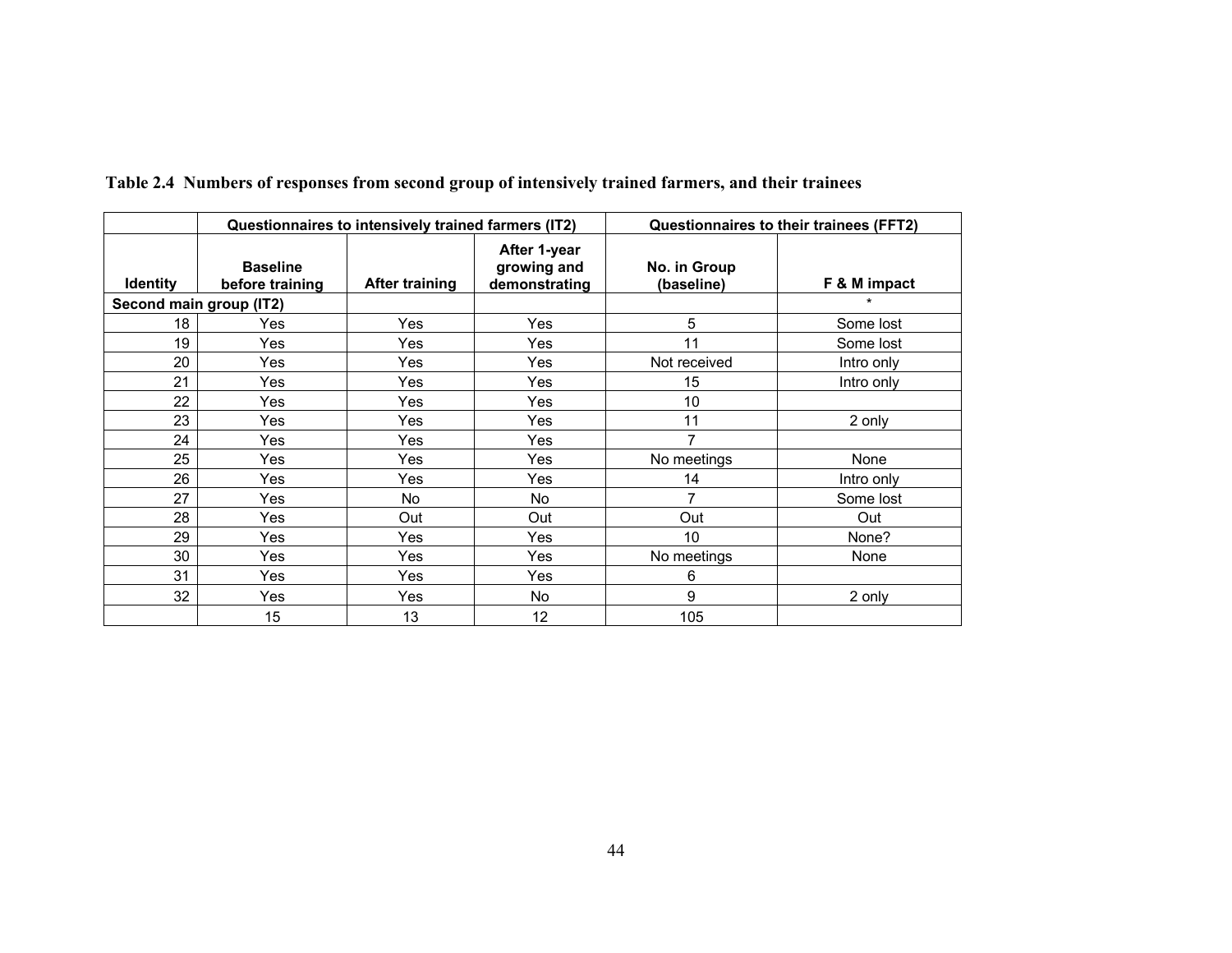**Table 2.4 Numbers of responses from second group of intensively trained farmers, and their trainees**

| | Questionnaires to intensively trained farmers (IT2) | | | Questionnaires to their trainees (FFT2) | |
|---|---|---|---|---|---|
| **Identity** | **Baseline before training** | **After training** | **After 1-year growing and demonstrating** | **No. in Group (baseline)** | **F & M impact** |
| **Second main group (IT2)** | | | | | * |
| 18 | Yes | Yes | Yes | 5 | Some lost |
| 19 | Yes | Yes | Yes | 11 | Some lost |
| 20 | Yes | Yes | Yes | Not received | Intro only |
| 21 | Yes | Yes | Yes | 15 | Intro only |
| 22 | Yes | Yes | Yes | 10 | |
| 23 | Yes | Yes | Yes | 11 | 2 only |
| 24 | Yes | Yes | Yes | 7 | |
| 25 | Yes | Yes | Yes | No meetings | None |
| 26 | Yes | Yes | Yes | 14 | Intro only |
| 27 | Yes | No | No | 7 | Some lost |
| 28 | Yes | Out | Out | Out | Out |
| 29 | Yes | Yes | Yes | 10 | None? |
| 30 | Yes | Yes | Yes | No meetings | None |
| 31 | Yes | Yes | Yes | 6 | |
| 32 | Yes | Yes | No | 9 | 2 only |
| | 15 | 13 | 12 | 105 | |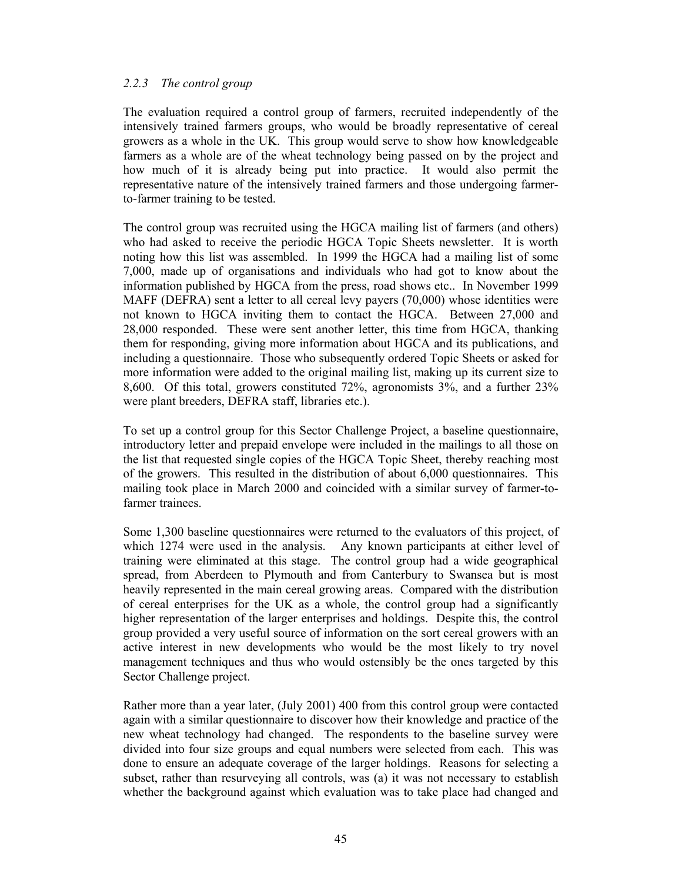### *2.2.3 The control group*

The evaluation required a control group of farmers, recruited independently of the intensively trained farmers groups, who would be broadly representative of cereal growers as a whole in the UK. This group would serve to show how knowledgeable farmers as a whole are of the wheat technology being passed on by the project and how much of it is already being put into practice. It would also permit the representative nature of the intensively trained farmers and those undergoing farmer-to-farmer training to be tested.

The control group was recruited using the HGCA mailing list of farmers (and others) who had asked to receive the periodic HGCA Topic Sheets newsletter. It is worth noting how this list was assembled. In 1999 the HGCA had a mailing list of some 7,000, made up of organisations and individuals who had got to know about the information published by HGCA from the press, road shows etc.. In November 1999 MAFF (DEFRA) sent a letter to all cereal levy payers (70,000) whose identities were not known to HGCA inviting them to contact the HGCA. Between 27,000 and 28,000 responded. These were sent another letter, this time from HGCA, thanking them for responding, giving more information about HGCA and its publications, and including a questionnaire. Those who subsequently ordered Topic Sheets or asked for more information were added to the original mailing list, making up its current size to 8,600. Of this total, growers constituted 72%, agronomists 3%, and a further 23% were plant breeders, DEFRA staff, libraries etc.).

To set up a control group for this Sector Challenge Project, a baseline questionnaire, introductory letter and prepaid envelope were included in the mailings to all those on the list that requested single copies of the HGCA Topic Sheet, thereby reaching most of the growers. This resulted in the distribution of about 6,000 questionnaires. This mailing took place in March 2000 and coincided with a similar survey of farmer-to-farmer trainees.

Some 1,300 baseline questionnaires were returned to the evaluators of this project, of which 1274 were used in the analysis. Any known participants at either level of training were eliminated at this stage. The control group had a wide geographical spread, from Aberdeen to Plymouth and from Canterbury to Swansea but is most heavily represented in the main cereal growing areas. Compared with the distribution of cereal enterprises for the UK as a whole, the control group had a significantly higher representation of the larger enterprises and holdings. Despite this, the control group provided a very useful source of information on the sort cereal growers with an active interest in new developments who would be the most likely to try novel management techniques and thus who would ostensibly be the ones targeted by this Sector Challenge project.

Rather more than a year later, (July 2001) 400 from this control group were contacted again with a similar questionnaire to discover how their knowledge and practice of the new wheat technology had changed. The respondents to the baseline survey were divided into four size groups and equal numbers were selected from each. This was done to ensure an adequate coverage of the larger holdings. Reasons for selecting a subset, rather than resurveying all controls, was (a) it was not necessary to establish whether the background against which evaluation was to take place had changed and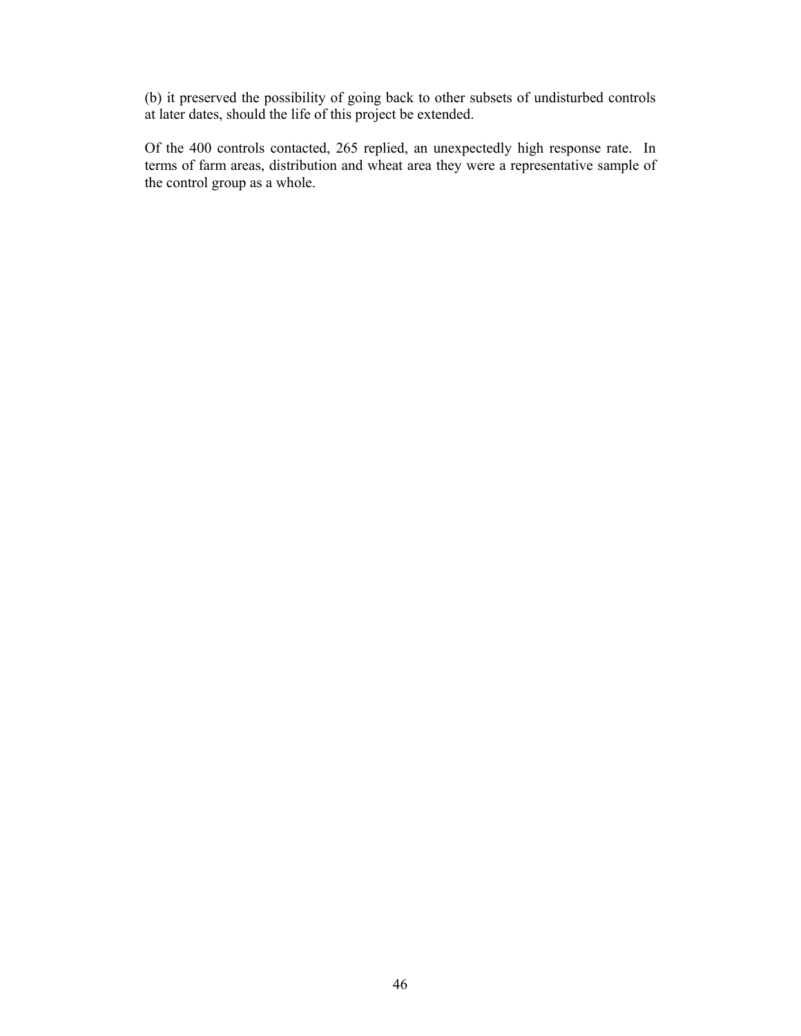(b) it preserved the possibility of going back to other subsets of undisturbed controls at later dates, should the life of this project be extended.

Of the 400 controls contacted, 265 replied, an unexpectedly high response rate. In terms of farm areas, distribution and wheat area they were a representative sample of the control group as a whole.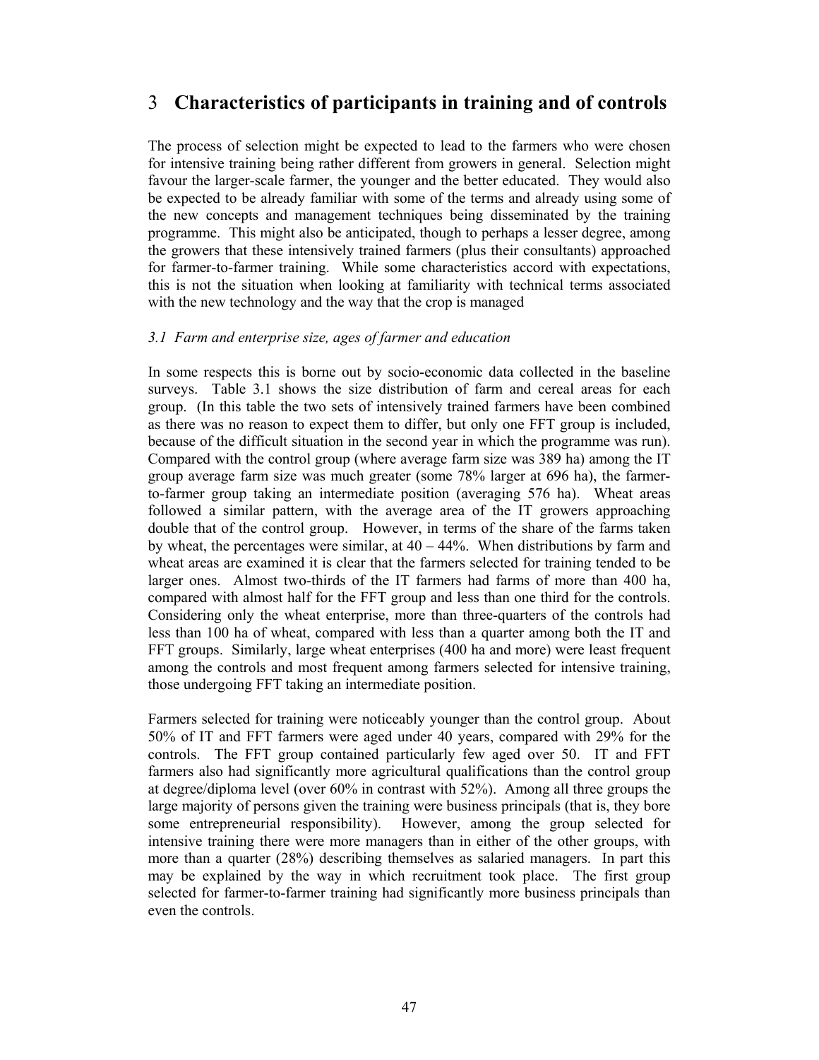# 3 Characteristics of participants in training and of controls

The process of selection might be expected to lead to the farmers who were chosen for intensive training being rather different from growers in general. Selection might favour the larger-scale farmer, the younger and the better educated. They would also be expected to be already familiar with some of the terms and already using some of the new concepts and management techniques being disseminated by the training programme. This might also be anticipated, though to perhaps a lesser degree, among the growers that these intensively trained farmers (plus their consultants) approached for farmer-to-farmer training. While some characteristics accord with expectations, this is not the situation when looking at familiarity with technical terms associated with the new technology and the way that the crop is managed

### *3.1 Farm and enterprise size, ages of farmer and education*

In some respects this is borne out by socio-economic data collected in the baseline surveys. Table 3.1 shows the size distribution of farm and cereal areas for each group. (In this table the two sets of intensively trained farmers have been combined as there was no reason to expect them to differ, but only one FFT group is included, because of the difficult situation in the second year in which the programme was run). Compared with the control group (where average farm size was 389 ha) among the IT group average farm size was much greater (some 78% larger at 696 ha), the farmer-to-farmer group taking an intermediate position (averaging 576 ha). Wheat areas followed a similar pattern, with the average area of the IT growers approaching double that of the control group. However, in terms of the share of the farms taken by wheat, the percentages were similar, at 40 – 44%. When distributions by farm and wheat areas are examined it is clear that the farmers selected for training tended to be larger ones. Almost two-thirds of the IT farmers had farms of more than 400 ha, compared with almost half for the FFT group and less than one third for the controls. Considering only the wheat enterprise, more than three-quarters of the controls had less than 100 ha of wheat, compared with less than a quarter among both the IT and FFT groups. Similarly, large wheat enterprises (400 ha and more) were least frequent among the controls and most frequent among farmers selected for intensive training, those undergoing FFT taking an intermediate position.

Farmers selected for training were noticeably younger than the control group. About 50% of IT and FFT farmers were aged under 40 years, compared with 29% for the controls. The FFT group contained particularly few aged over 50. IT and FFT farmers also had significantly more agricultural qualifications than the control group at degree/diploma level (over 60% in contrast with 52%). Among all three groups the large majority of persons given the training were business principals (that is, they bore some entrepreneurial responsibility). However, among the group selected for intensive training there were more managers than in either of the other groups, with more than a quarter (28%) describing themselves as salaried managers. In part this may be explained by the way in which recruitment took place. The first group selected for farmer-to-farmer training had significantly more business principals than even the controls.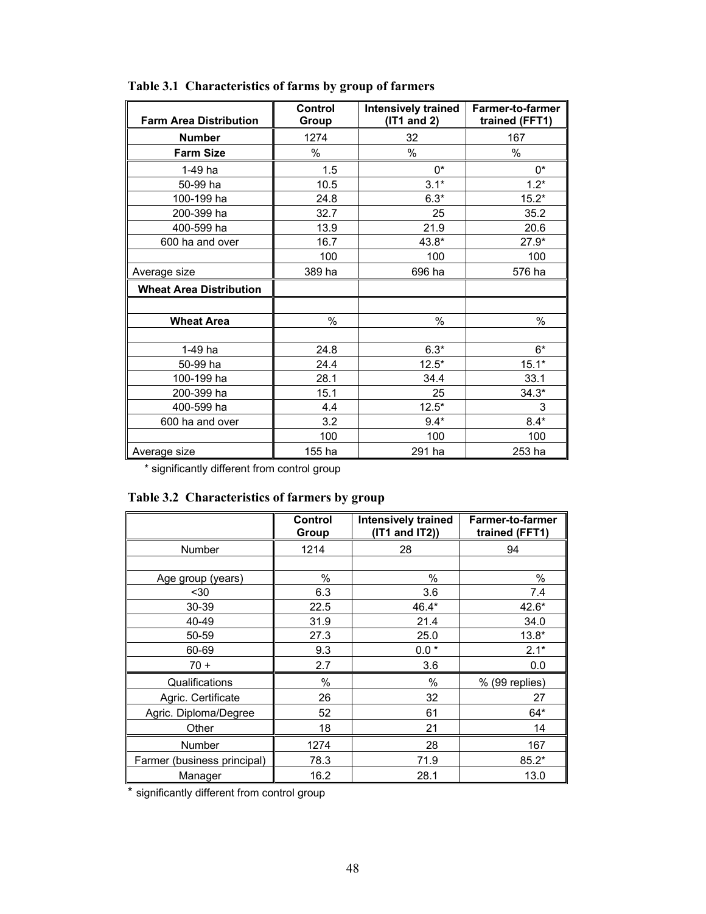**Table 3.1 Characteristics of farms by group of farmers**

| Farm Area Distribution | Control Group | Intensively trained (IT1 and 2) | Farmer-to-farmer trained (FFT1) |
|---|---|---|---|
| **Number** | 1274 | 32 | 167 |
| **Farm Size** | % | % | % |
| 1-49 ha | 1.5 | 0* | 0* |
| 50-99 ha | 10.5 | 3.1* | 1.2* |
| 100-199 ha | 24.8 | 6.3* | 15.2* |
| 200-399 ha | 32.7 | 25 | 35.2 |
| 400-599 ha | 13.9 | 21.9 | 20.6 |
| 600 ha and over | 16.7 | 43.8* | 27.9* |
| | 100 | 100 | 100 |
| Average size | 389 ha | 696 ha | 576 ha |
| **Wheat Area Distribution** | | | |
| | | | |
| **Wheat Area** | % | % | % |
| | | | |
| 1-49 ha | 24.8 | 6.3* | 6* |
| 50-99 ha | 24.4 | 12.5* | 15.1* |
| 100-199 ha | 28.1 | 34.4 | 33.1 |
| 200-399 ha | 15.1 | 25 | 34.3* |
| 400-599 ha | 4.4 | 12.5* | 3 |
| 600 ha and over | 3.2 | 9.4* | 8.4* |
| | 100 | 100 | 100 |
| Average size | 155 ha | 291 ha | 253 ha |

\* significantly different from control group

**Table 3.2 Characteristics of farmers by group**

| | Control Group | Intensively trained (IT1 and IT2)) | Farmer-to-farmer trained (FFT1) |
|---|---|---|---|
| Number | 1214 | 28 | 94 |
| | | | |
| Age group (years) | % | % | % |
| <30 | 6.3 | 3.6 | 7.4 |
| 30-39 | 22.5 | 46.4* | 42.6* |
| 40-49 | 31.9 | 21.4 | 34.0 |
| 50-59 | 27.3 | 25.0 | 13.8* |
| 60-69 | 9.3 | 0.0 * | 2.1* |
| 70 + | 2.7 | 3.6 | 0.0 |
| Qualifications | % | % | % (99 replies) |
| Agric. Certificate | 26 | 32 | 27 |
| Agric. Diploma/Degree | 52 | 61 | 64* |
| Other | 18 | 21 | 14 |
| Number | 1274 | 28 | 167 |
| Farmer (business principal) | 78.3 | 71.9 | 85.2* |
| Manager | 16.2 | 28.1 | 13.0 |

\* significantly different from control group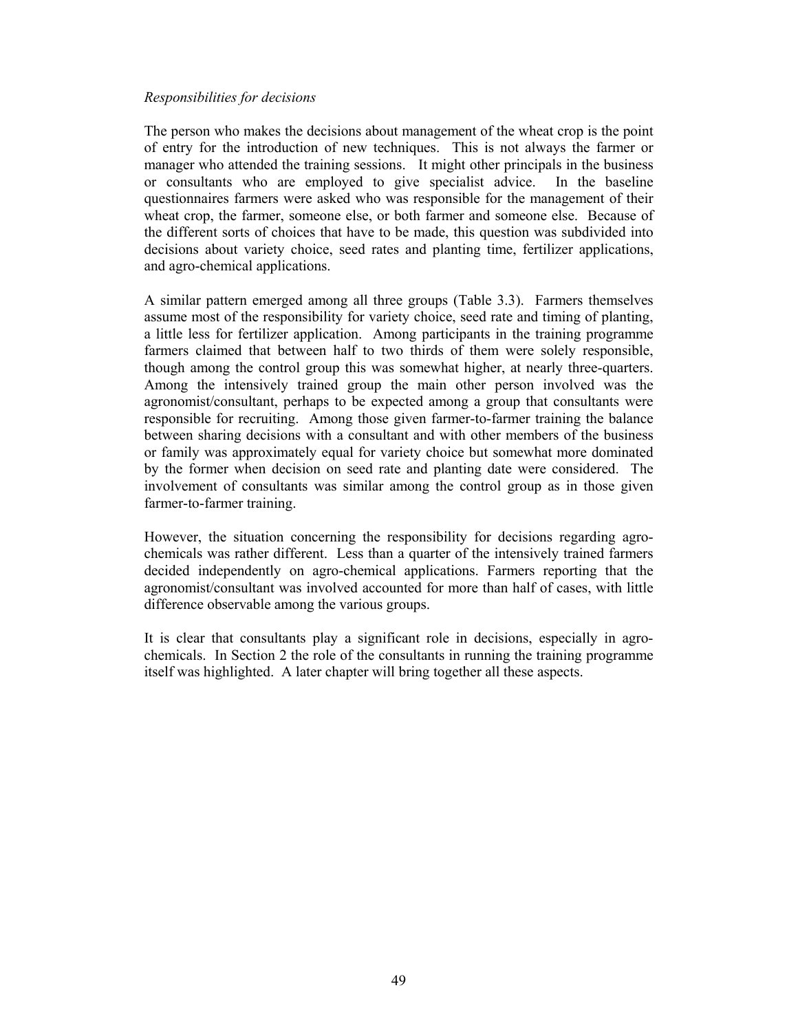*Responsibilities for decisions*

The person who makes the decisions about management of the wheat crop is the point of entry for the introduction of new techniques. This is not always the farmer or manager who attended the training sessions. It might other principals in the business or consultants who are employed to give specialist advice. In the baseline questionnaires farmers were asked who was responsible for the management of their wheat crop, the farmer, someone else, or both farmer and someone else. Because of the different sorts of choices that have to be made, this question was subdivided into decisions about variety choice, seed rates and planting time, fertilizer applications, and agro-chemical applications.

A similar pattern emerged among all three groups (Table 3.3). Farmers themselves assume most of the responsibility for variety choice, seed rate and timing of planting, a little less for fertilizer application. Among participants in the training programme farmers claimed that between half to two thirds of them were solely responsible, though among the control group this was somewhat higher, at nearly three-quarters. Among the intensively trained group the main other person involved was the agronomist/consultant, perhaps to be expected among a group that consultants were responsible for recruiting. Among those given farmer-to-farmer training the balance between sharing decisions with a consultant and with other members of the business or family was approximately equal for variety choice but somewhat more dominated by the former when decision on seed rate and planting date were considered. The involvement of consultants was similar among the control group as in those given farmer-to-farmer training.

However, the situation concerning the responsibility for decisions regarding agro-chemicals was rather different. Less than a quarter of the intensively trained farmers decided independently on agro-chemical applications. Farmers reporting that the agronomist/consultant was involved accounted for more than half of cases, with little difference observable among the various groups.

It is clear that consultants play a significant role in decisions, especially in agro-chemicals. In Section 2 the role of the consultants in running the training programme itself was highlighted. A later chapter will bring together all these aspects.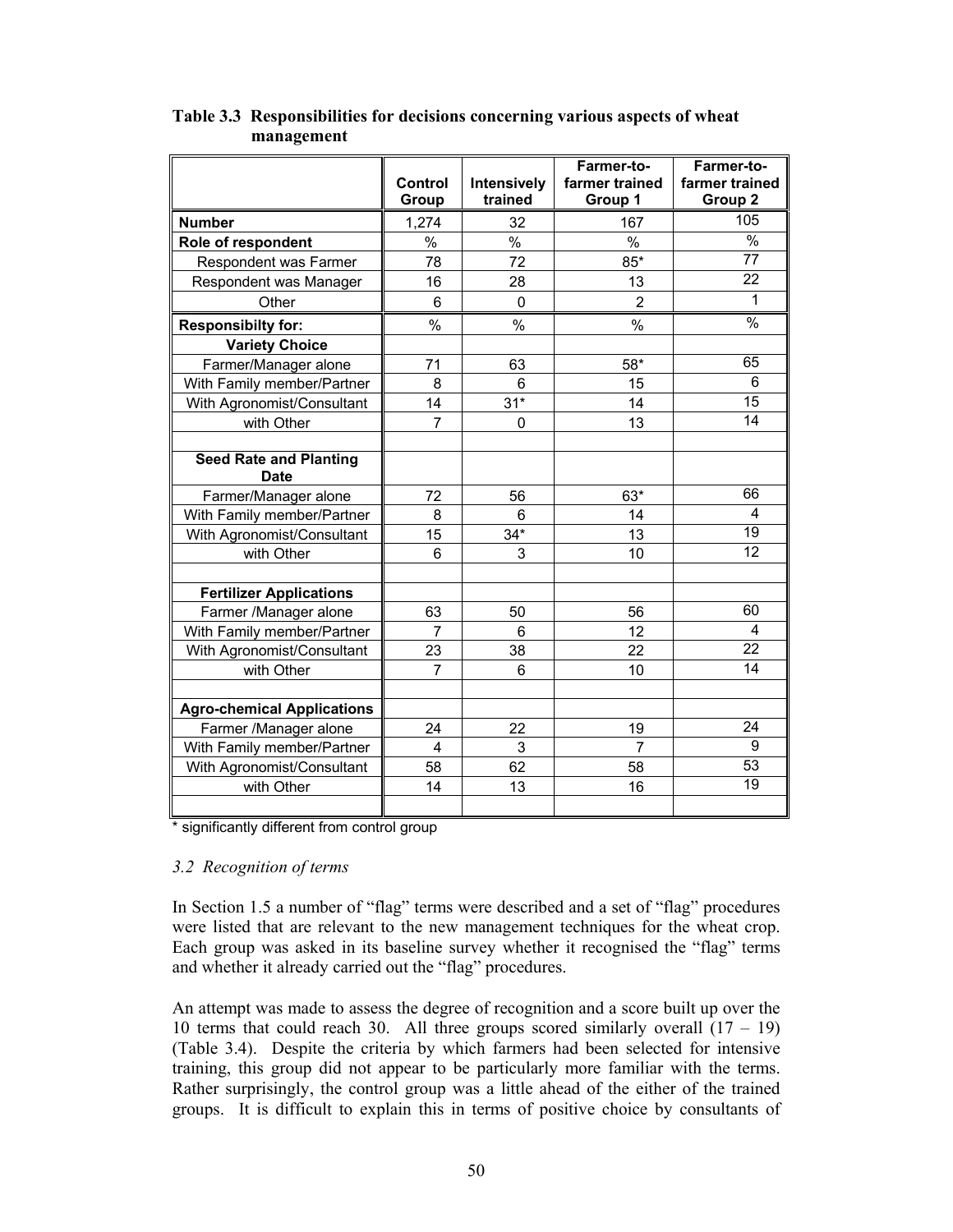**Table 3.3 Responsibilities for decisions concerning various aspects of wheat management**

| | Control Group | Intensively trained | Farmer-to-farmer trained Group 1 | Farmer-to-farmer trained Group 2 |
|---|---|---|---|---|
| **Number** | 1,274 | 32 | 167 | 105 |
| **Role of respondent** | % | % | % | % |
| Respondent was Farmer | 78 | 72 | 85* | 77 |
| Respondent was Manager | 16 | 28 | 13 | 22 |
| Other | 6 | 0 | 2 | 1 |
| **Responsibilty for:** | % | % | % | % |
| **Variety Choice** | | | | |
| Farmer/Manager alone | 71 | 63 | 58* | 65 |
| With Family member/Partner | 8 | 6 | 15 | 6 |
| With Agronomist/Consultant | 14 | 31* | 14 | 15 |
| with Other | 7 | 0 | 13 | 14 |
| | | | | |
| **Seed Rate and Planting Date** | | | | |
| Farmer/Manager alone | 72 | 56 | 63* | 66 |
| With Family member/Partner | 8 | 6 | 14 | 4 |
| With Agronomist/Consultant | 15 | 34* | 13 | 19 |
| with Other | 6 | 3 | 10 | 12 |
| | | | | |
| **Fertilizer Applications** | | | | |
| Farmer /Manager alone | 63 | 50 | 56 | 60 |
| With Family member/Partner | 7 | 6 | 12 | 4 |
| With Agronomist/Consultant | 23 | 38 | 22 | 22 |
| with Other | 7 | 6 | 10 | 14 |
| | | | | |
| **Agro-chemical Applications** | | | | |
| Farmer /Manager alone | 24 | 22 | 19 | 24 |
| With Family member/Partner | 4 | 3 | 7 | 9 |
| With Agronomist/Consultant | 58 | 62 | 58 | 53 |
| with Other | 14 | 13 | 16 | 19 |

\* significantly different from control group

### *3.2 Recognition of terms*

In Section 1.5 a number of "flag" terms were described and a set of "flag" procedures were listed that are relevant to the new management techniques for the wheat crop. Each group was asked in its baseline survey whether it recognised the "flag" terms and whether it already carried out the "flag" procedures.

An attempt was made to assess the degree of recognition and a score built up over the 10 terms that could reach 30. All three groups scored similarly overall (17 – 19) (Table 3.4). Despite the criteria by which farmers had been selected for intensive training, this group did not appear to be particularly more familiar with the terms. Rather surprisingly, the control group was a little ahead of the either of the trained groups. It is difficult to explain this in terms of positive choice by consultants of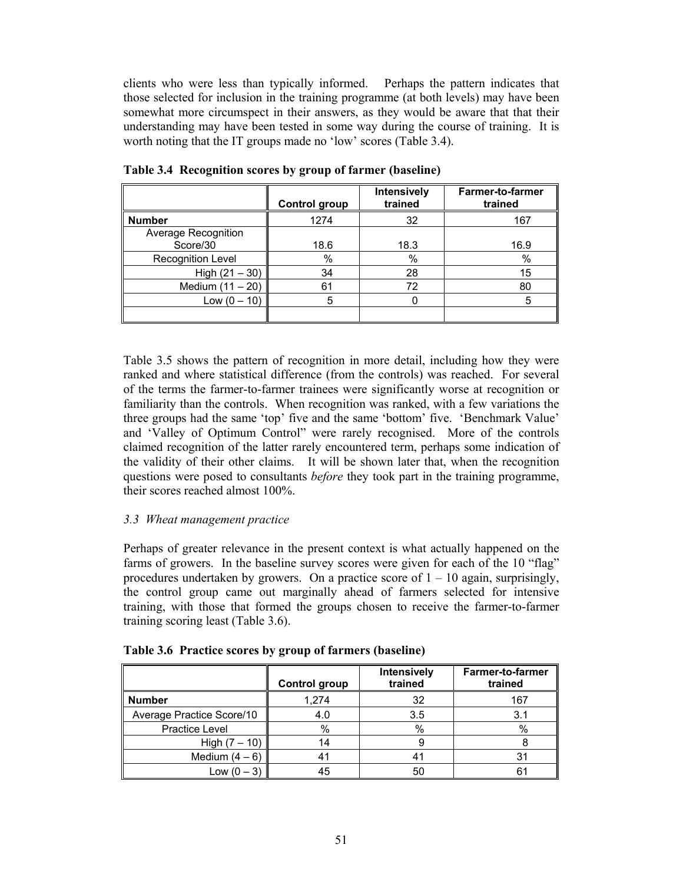clients who were less than typically informed. Perhaps the pattern indicates that those selected for inclusion in the training programme (at both levels) may have been somewhat more circumspect in their answers, as they would be aware that that their understanding may have been tested in some way during the course of training. It is worth noting that the IT groups made no 'low' scores (Table 3.4).

**Table 3.4 Recognition scores by group of farmer (baseline)**

| | Control group | Intensively trained | Farmer-to-farmer trained |
|---|---|---|---|
| **Number** | 1274 | 32 | 167 |
| Average Recognition Score/30 | 18.6 | 18.3 | 16.9 |
| Recognition Level | % | % | % |
| High (21 – 30) | 34 | 28 | 15 |
| Medium (11 – 20) | 61 | 72 | 80 |
| Low (0 – 10) | 5 | 0 | 5 |
| | | | |

Table 3.5 shows the pattern of recognition in more detail, including how they were ranked and where statistical difference (from the controls) was reached. For several of the terms the farmer-to-farmer trainees were significantly worse at recognition or familiarity than the controls. When recognition was ranked, with a few variations the three groups had the same 'top' five and the same 'bottom' five. 'Benchmark Value' and 'Valley of Optimum Control" were rarely recognised. More of the controls claimed recognition of the latter rarely encountered term, perhaps some indication of the validity of their other claims. It will be shown later that, when the recognition questions were posed to consultants *before* they took part in the training programme, their scores reached almost 100%.

### *3.3 Wheat management practice*

Perhaps of greater relevance in the present context is what actually happened on the farms of growers. In the baseline survey scores were given for each of the 10 "flag" procedures undertaken by growers. On a practice score of 1 – 10 again, surprisingly, the control group came out marginally ahead of farmers selected for intensive training, with those that formed the groups chosen to receive the farmer-to-farmer training scoring least (Table 3.6).

**Table 3.6 Practice scores by group of farmers (baseline)**

| | Control group | Intensively trained | Farmer-to-farmer trained |
|---|---|---|---|
| **Number** | 1,274 | 32 | 167 |
| Average Practice Score/10 | 4.0 | 3.5 | 3.1 |
| Practice Level | % | % | % |
| High (7 – 10) | 14 | 9 | 8 |
| Medium (4 – 6) | 41 | 41 | 31 |
| Low (0 – 3) | 45 | 50 | 61 |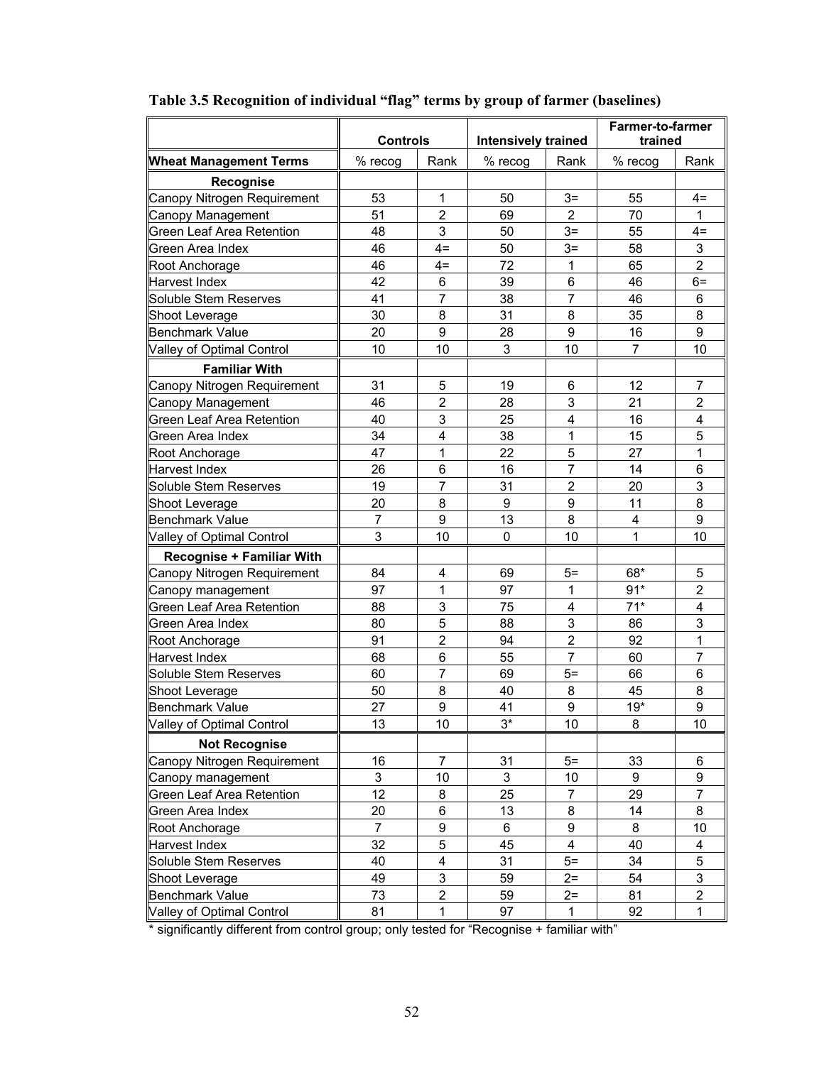**Table 3.5 Recognition of individual "flag" terms by group of farmer (baselines)**

| | Controls | | Intensively trained | | Farmer-to-farmer trained | |
|---|---|---|---|---|---|---|
| **Wheat Management Terms** | % recog | Rank | % recog | Rank | % recog | Rank |
| **Recognise** | | | | | | |
| Canopy Nitrogen Requirement | 53 | 1 | 50 | 3= | 55 | 4= |
| Canopy Management | 51 | 2 | 69 | 2 | 70 | 1 |
| Green Leaf Area Retention | 48 | 3 | 50 | 3= | 55 | 4= |
| Green Area Index | 46 | 4= | 50 | 3= | 58 | 3 |
| Root Anchorage | 46 | 4= | 72 | 1 | 65 | 2 |
| Harvest Index | 42 | 6 | 39 | 6 | 46 | 6= |
| Soluble Stem Reserves | 41 | 7 | 38 | 7 | 46 | 6 |
| Shoot Leverage | 30 | 8 | 31 | 8 | 35 | 8 |
| Benchmark Value | 20 | 9 | 28 | 9 | 16 | 9 |
| Valley of Optimal Control | 10 | 10 | 3 | 10 | 7 | 10 |
| **Familiar With** | | | | | | |
| Canopy Nitrogen Requirement | 31 | 5 | 19 | 6 | 12 | 7 |
| Canopy Management | 46 | 2 | 28 | 3 | 21 | 2 |
| Green Leaf Area Retention | 40 | 3 | 25 | 4 | 16 | 4 |
| Green Area Index | 34 | 4 | 38 | 1 | 15 | 5 |
| Root Anchorage | 47 | 1 | 22 | 5 | 27 | 1 |
| Harvest Index | 26 | 6 | 16 | 7 | 14 | 6 |
| Soluble Stem Reserves | 19 | 7 | 31 | 2 | 20 | 3 |
| Shoot Leverage | 20 | 8 | 9 | 9 | 11 | 8 |
| Benchmark Value | 7 | 9 | 13 | 8 | 4 | 9 |
| Valley of Optimal Control | 3 | 10 | 0 | 10 | 1 | 10 |
| **Recognise + Familiar With** | | | | | | |
| Canopy Nitrogen Requirement | 84 | 4 | 69 | 5= | 68* | 5 |
| Canopy management | 97 | 1 | 97 | 1 | 91* | 2 |
| Green Leaf Area Retention | 88 | 3 | 75 | 4 | 71* | 4 |
| Green Area Index | 80 | 5 | 88 | 3 | 86 | 3 |
| Root Anchorage | 91 | 2 | 94 | 2 | 92 | 1 |
| Harvest Index | 68 | 6 | 55 | 7 | 60 | 7 |
| Soluble Stem Reserves | 60 | 7 | 69 | 5= | 66 | 6 |
| Shoot Leverage | 50 | 8 | 40 | 8 | 45 | 8 |
| Benchmark Value | 27 | 9 | 41 | 9 | 19* | 9 |
| Valley of Optimal Control | 13 | 10 | 3* | 10 | 8 | 10 |
| **Not Recognise** | | | | | | |
| Canopy Nitrogen Requirement | 16 | 7 | 31 | 5= | 33 | 6 |
| Canopy management | 3 | 10 | 3 | 10 | 9 | 9 |
| Green Leaf Area Retention | 12 | 8 | 25 | 7 | 29 | 7 |
| Green Area Index | 20 | 6 | 13 | 8 | 14 | 8 |
| Root Anchorage | 7 | 9 | 6 | 9 | 8 | 10 |
| Harvest Index | 32 | 5 | 45 | 4 | 40 | 4 |
| Soluble Stem Reserves | 40 | 4 | 31 | 5= | 34 | 5 |
| Shoot Leverage | 49 | 3 | 59 | 2= | 54 | 3 |
| Benchmark Value | 73 | 2 | 59 | 2= | 81 | 2 |
| Valley of Optimal Control | 81 | 1 | 97 | 1 | 92 | 1 |

* significantly different from control group; only tested for "Recognise + familiar with"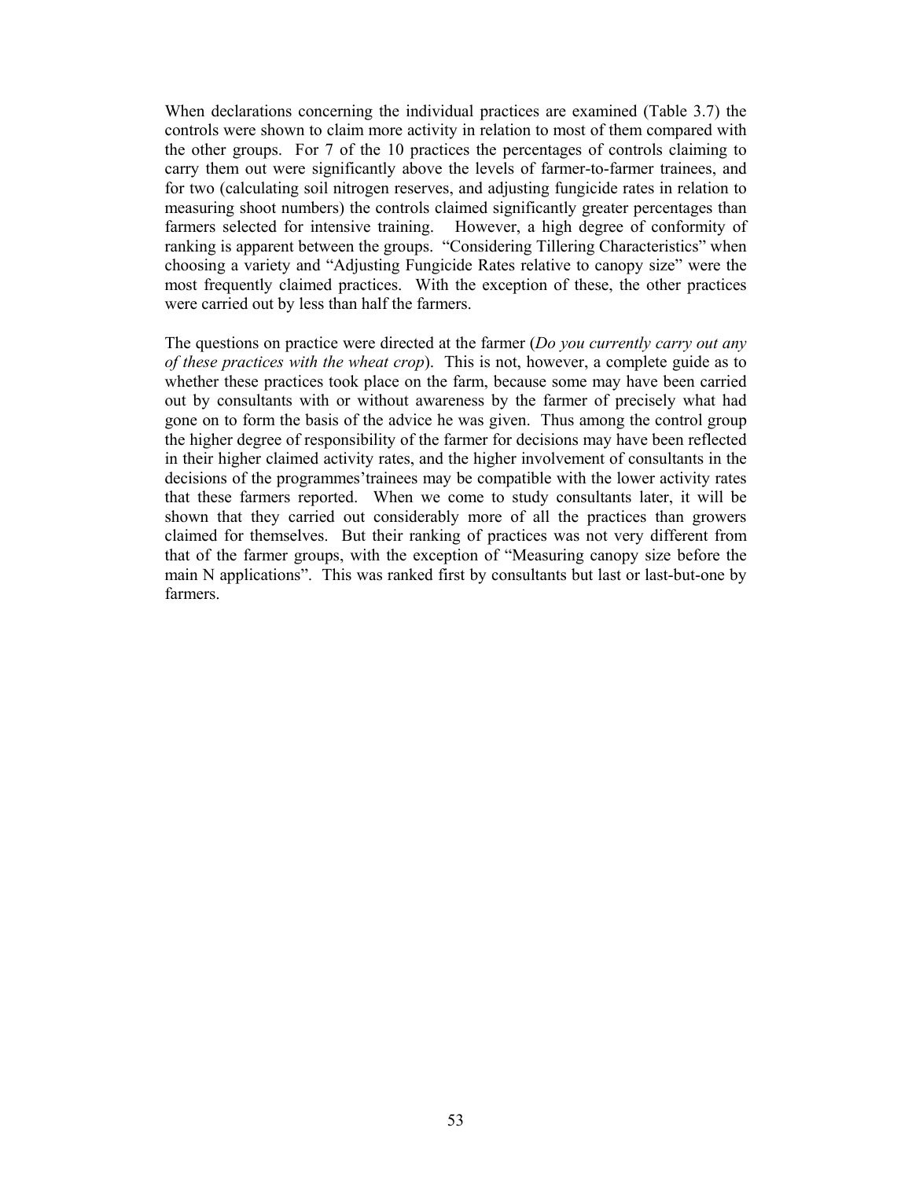When declarations concerning the individual practices are examined (Table 3.7) the controls were shown to claim more activity in relation to most of them compared with the other groups. For 7 of the 10 practices the percentages of controls claiming to carry them out were significantly above the levels of farmer-to-farmer trainees, and for two (calculating soil nitrogen reserves, and adjusting fungicide rates in relation to measuring shoot numbers) the controls claimed significantly greater percentages than farmers selected for intensive training. However, a high degree of conformity of ranking is apparent between the groups. "Considering Tillering Characteristics" when choosing a variety and "Adjusting Fungicide Rates relative to canopy size" were the most frequently claimed practices. With the exception of these, the other practices were carried out by less than half the farmers.

The questions on practice were directed at the farmer (*Do you currently carry out any of these practices with the wheat crop*). This is not, however, a complete guide as to whether these practices took place on the farm, because some may have been carried out by consultants with or without awareness by the farmer of precisely what had gone on to form the basis of the advice he was given. Thus among the control group the higher degree of responsibility of the farmer for decisions may have been reflected in their higher claimed activity rates, and the higher involvement of consultants in the decisions of the programmes'trainees may be compatible with the lower activity rates that these farmers reported. When we come to study consultants later, it will be shown that they carried out considerably more of all the practices than growers claimed for themselves. But their ranking of practices was not very different from that of the farmer groups, with the exception of "Measuring canopy size before the main N applications". This was ranked first by consultants but last or last-but-one by farmers.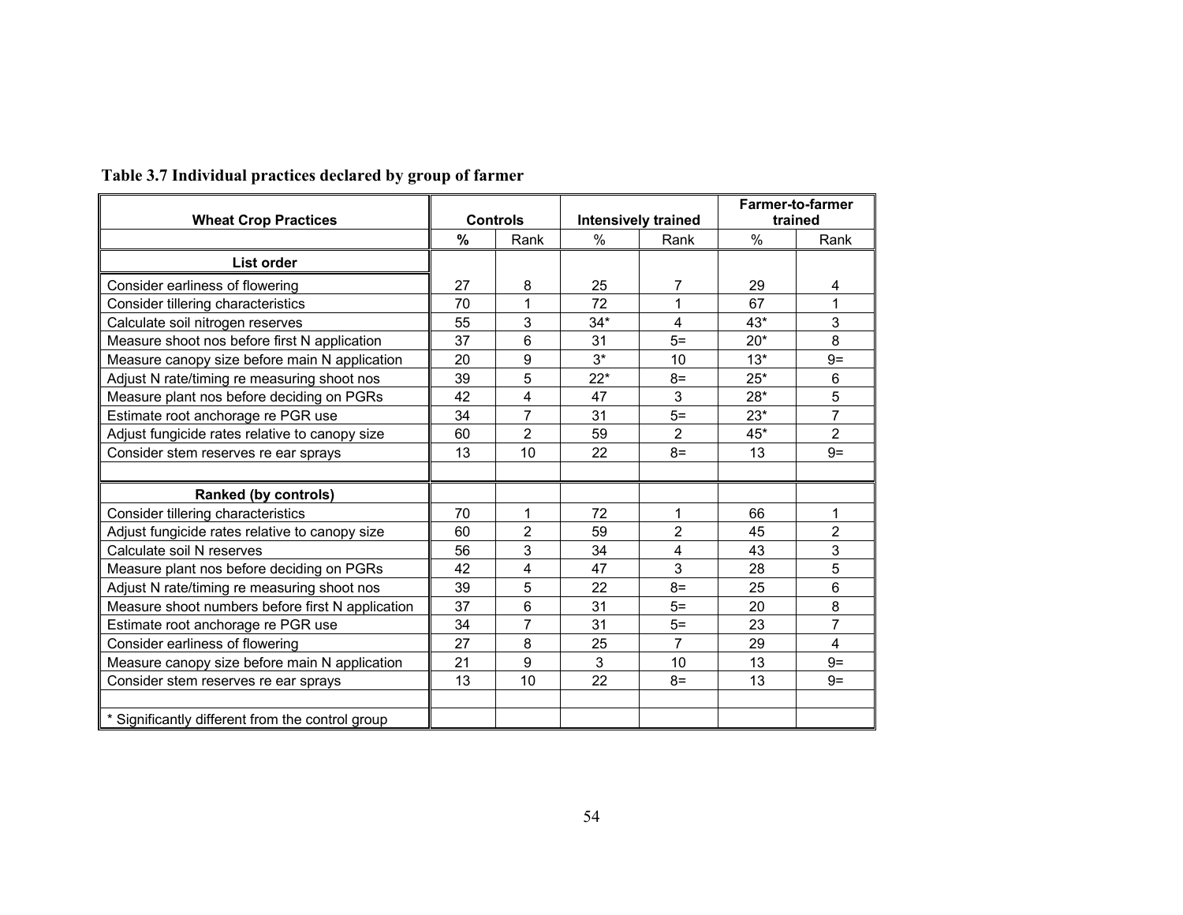**Table 3.7 Individual practices declared by group of farmer**

| Wheat Crop Practices | Controls | | Intensively trained | | Farmer-to-farmer trained | |
|---|---|---|---|---|---|---|
| | **%** | Rank | % | Rank | % | Rank |
| **List order** | | | | | | |
| Consider earliness of flowering | 27 | 8 | 25 | 7 | 29 | 4 |
| Consider tillering characteristics | 70 | 1 | 72 | 1 | 67 | 1 |
| Calculate soil nitrogen reserves | 55 | 3 | 34* | 4 | 43* | 3 |
| Measure shoot nos before first N application | 37 | 6 | 31 | 5= | 20* | 8 |
| Measure canopy size before main N application | 20 | 9 | 3* | 10 | 13* | 9= |
| Adjust N rate/timing re measuring shoot nos | 39 | 5 | 22* | 8= | 25* | 6 |
| Measure plant nos before deciding on PGRs | 42 | 4 | 47 | 3 | 28* | 5 |
| Estimate root anchorage re PGR use | 34 | 7 | 31 | 5= | 23* | 7 |
| Adjust fungicide rates relative to canopy size | 60 | 2 | 59 | 2 | 45* | 2 |
| Consider stem reserves re ear sprays | 13 | 10 | 22 | 8= | 13 | 9= |
| | | | | | | |
| **Ranked (by controls)** | | | | | | |
| Consider tillering characteristics | 70 | 1 | 72 | 1 | 66 | 1 |
| Adjust fungicide rates relative to canopy size | 60 | 2 | 59 | 2 | 45 | 2 |
| Calculate soil N reserves | 56 | 3 | 34 | 4 | 43 | 3 |
| Measure plant nos before deciding on PGRs | 42 | 4 | 47 | 3 | 28 | 5 |
| Adjust N rate/timing re measuring shoot nos | 39 | 5 | 22 | 8= | 25 | 6 |
| Measure shoot numbers before first N application | 37 | 6 | 31 | 5= | 20 | 8 |
| Estimate root anchorage re PGR use | 34 | 7 | 31 | 5= | 23 | 7 |
| Consider earliness of flowering | 27 | 8 | 25 | 7 | 29 | 4 |
| Measure canopy size before main N application | 21 | 9 | 3 | 10 | 13 | 9= |
| Consider stem reserves re ear sprays | 13 | 10 | 22 | 8= | 13 | 9= |
| | | | | | | |
| * Significantly different from the control group | | | | | | |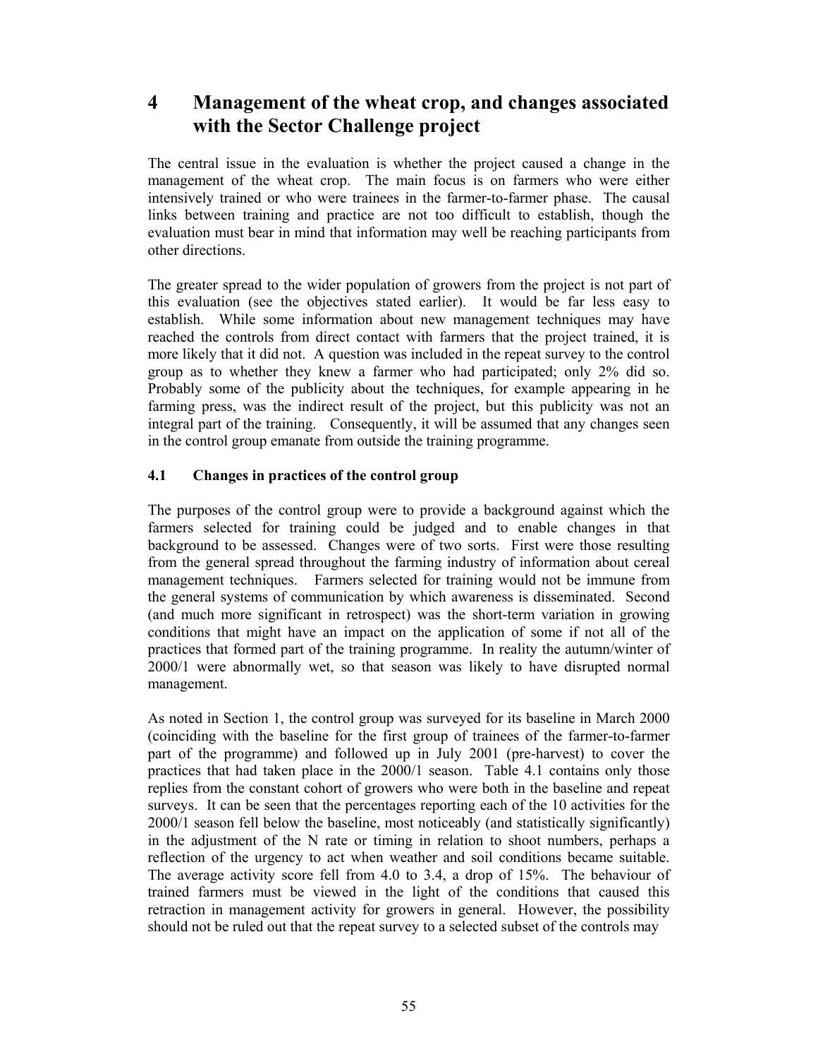# 4 Management of the wheat crop, and changes associated with the Sector Challenge project

The central issue in the evaluation is whether the project caused a change in the management of the wheat crop. The main focus is on farmers who were either intensively trained or who were trainees in the farmer-to-farmer phase. The causal links between training and practice are not too difficult to establish, though the evaluation must bear in mind that information may well be reaching participants from other directions.

The greater spread to the wider population of growers from the project is not part of this evaluation (see the objectives stated earlier). It would be far less easy to establish. While some information about new management techniques may have reached the controls from direct contact with farmers that the project trained, it is more likely that it did not. A question was included in the repeat survey to the control group as to whether they knew a farmer who had participated; only 2% did so. Probably some of the publicity about the techniques, for example appearing in he farming press, was the indirect result of the project, but this publicity was not an integral part of the training. Consequently, it will be assumed that any changes seen in the control group emanate from outside the training programme.

## 4.1 Changes in practices of the control group

The purposes of the control group were to provide a background against which the farmers selected for training could be judged and to enable changes in that background to be assessed. Changes were of two sorts. First were those resulting from the general spread throughout the farming industry of information about cereal management techniques. Farmers selected for training would not be immune from the general systems of communication by which awareness is disseminated. Second (and much more significant in retrospect) was the short-term variation in growing conditions that might have an impact on the application of some if not all of the practices that formed part of the training programme. In reality the autumn/winter of 2000/1 were abnormally wet, so that season was likely to have disrupted normal management.

As noted in Section 1, the control group was surveyed for its baseline in March 2000 (coinciding with the baseline for the first group of trainees of the farmer-to-farmer part of the programme) and followed up in July 2001 (pre-harvest) to cover the practices that had taken place in the 2000/1 season. Table 4.1 contains only those replies from the constant cohort of growers who were both in the baseline and repeat surveys. It can be seen that the percentages reporting each of the 10 activities for the 2000/1 season fell below the baseline, most noticeably (and statistically significantly) in the adjustment of the N rate or timing in relation to shoot numbers, perhaps a reflection of the urgency to act when weather and soil conditions became suitable. The average activity score fell from 4.0 to 3.4, a drop of 15%. The behaviour of trained farmers must be viewed in the light of the conditions that caused this retraction in management activity for growers in general. However, the possibility should not be ruled out that the repeat survey to a selected subset of the controls may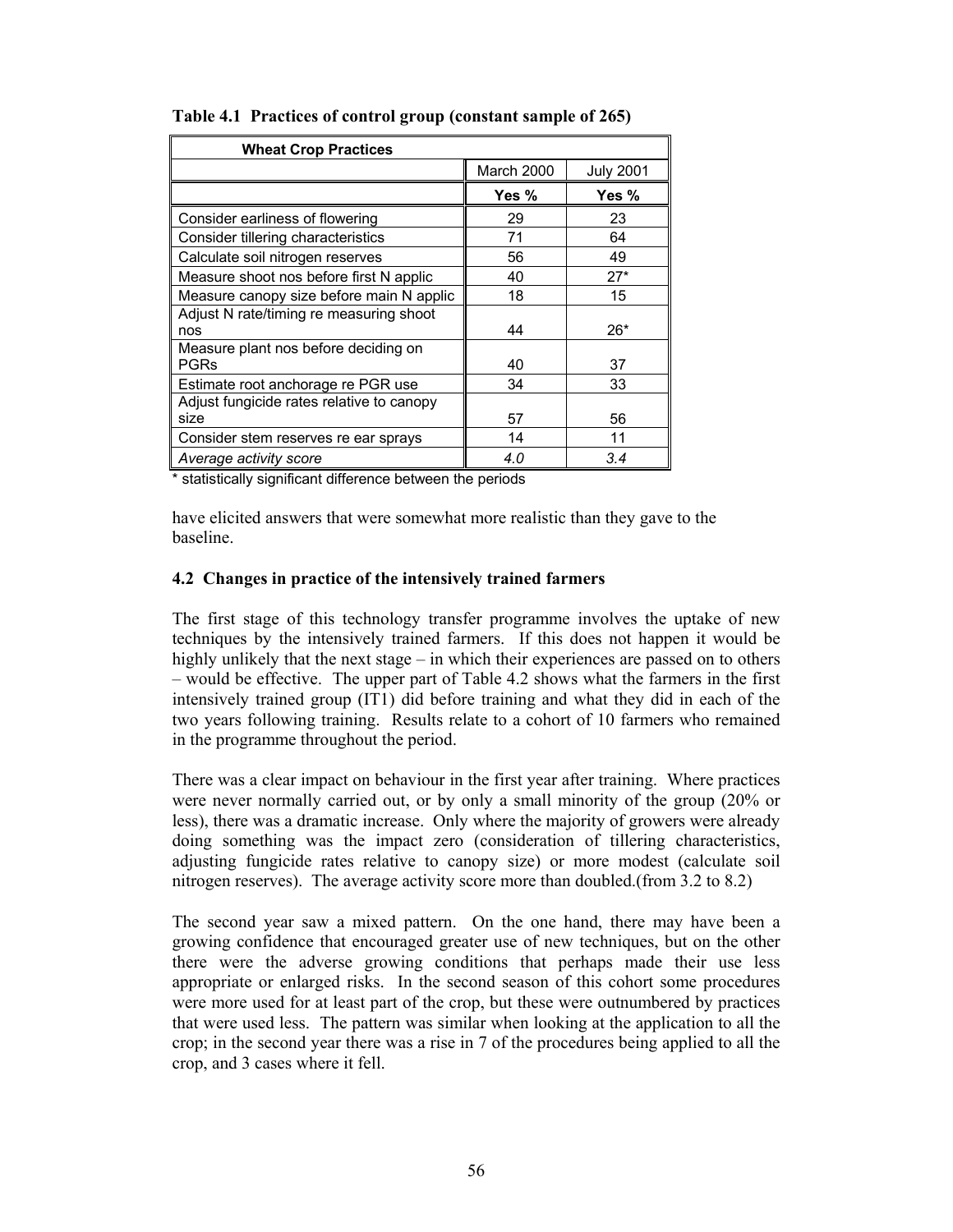**Table 4.1 Practices of control group (constant sample of 265)**

| Wheat Crop Practices | | |
|---|---|---|
| | March 2000 | July 2001 |
| | **Yes %** | **Yes %** |
| Consider earliness of flowering | 29 | 23 |
| Consider tillering characteristics | 71 | 64 |
| Calculate soil nitrogen reserves | 56 | 49 |
| Measure shoot nos before first N applic | 40 | 27* |
| Measure canopy size before main N applic | 18 | 15 |
| Adjust N rate/timing re measuring shoot nos | 44 | 26* |
| Measure plant nos before deciding on PGRs | 40 | 37 |
| Estimate root anchorage re PGR use | 34 | 33 |
| Adjust fungicide rates relative to canopy size | 57 | 56 |
| Consider stem reserves re ear sprays | 14 | 11 |
| *Average activity score* | *4.0* | *3.4* |

* statistically significant difference between the periods

have elicited answers that were somewhat more realistic than they gave to the baseline.

### 4.2 Changes in practice of the intensively trained farmers

The first stage of this technology transfer programme involves the uptake of new techniques by the intensively trained farmers. If this does not happen it would be highly unlikely that the next stage – in which their experiences are passed on to others – would be effective. The upper part of Table 4.2 shows what the farmers in the first intensively trained group (IT1) did before training and what they did in each of the two years following training. Results relate to a cohort of 10 farmers who remained in the programme throughout the period.

There was a clear impact on behaviour in the first year after training. Where practices were never normally carried out, or by only a small minority of the group (20% or less), there was a dramatic increase. Only where the majority of growers were already doing something was the impact zero (consideration of tillering characteristics, adjusting fungicide rates relative to canopy size) or more modest (calculate soil nitrogen reserves). The average activity score more than doubled.(from 3.2 to 8.2)

The second year saw a mixed pattern. On the one hand, there may have been a growing confidence that encouraged greater use of new techniques, but on the other there were the adverse growing conditions that perhaps made their use less appropriate or enlarged risks. In the second season of this cohort some procedures were more used for at least part of the crop, but these were outnumbered by practices that were used less. The pattern was similar when looking at the application to all the crop; in the second year there was a rise in 7 of the procedures being applied to all the crop, and 3 cases where it fell.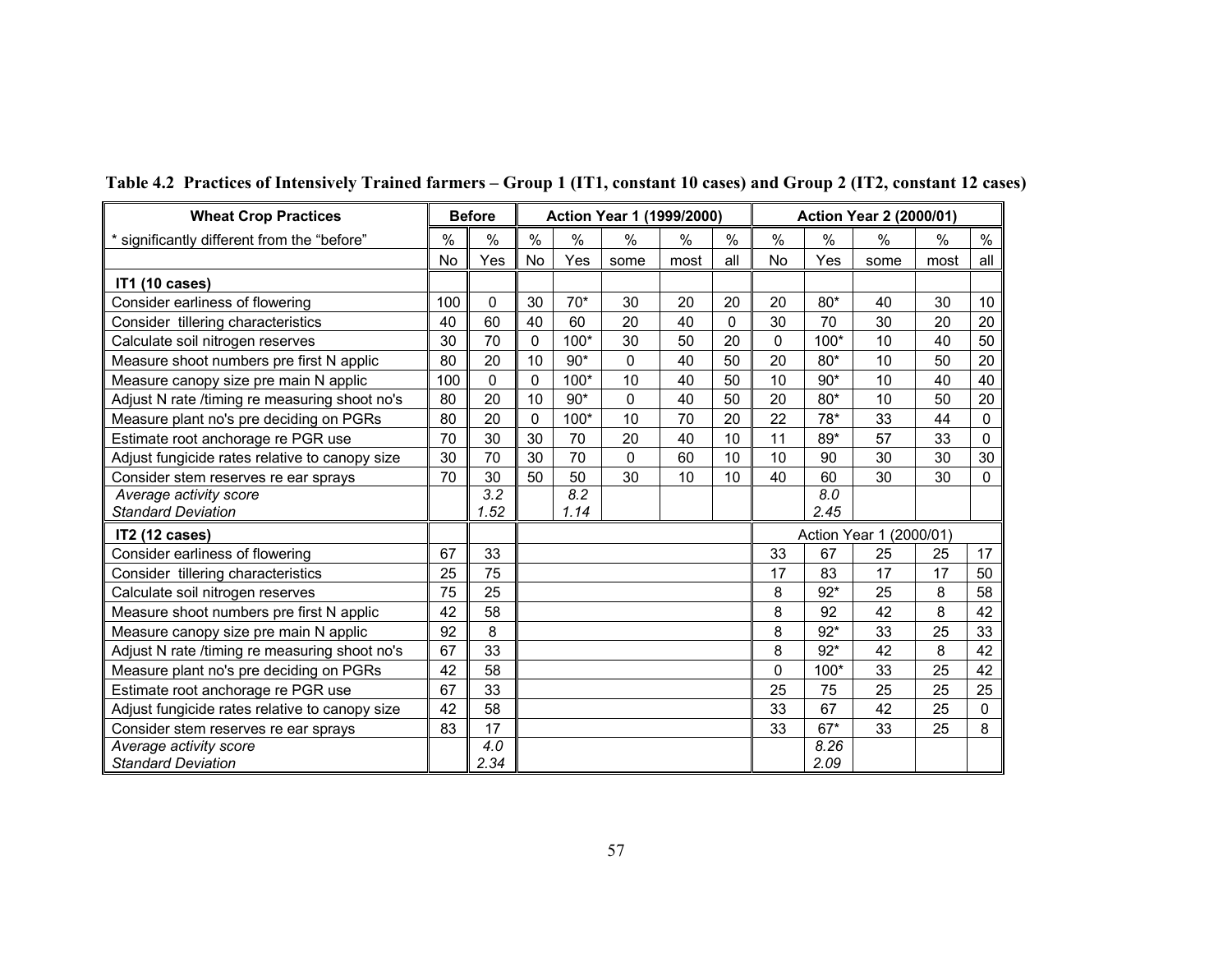**Table 4.2 Practices of Intensively Trained farmers – Group 1 (IT1, constant 10 cases) and Group 2 (IT2, constant 12 cases)**

| Wheat Crop Practices | Before | | Action Year 1 (1999/2000) | | | | | Action Year 2 (2000/01) | | | | |
|---|---|---|---|---|---|---|---|---|---|---|---|---|
| * significantly different from the "before" | % | % | % | % | % | % | % | % | % | % | % | % |
| | No | Yes | No | Yes | some | most | all | No | Yes | some | most | all |
| **IT1 (10 cases)** | | | | | | | | | | | | |
| Consider earliness of flowering | 100 | 0 | 30 | 70* | 30 | 20 | 20 | 20 | 80* | 40 | 30 | 10 |
| Consider tillering characteristics | 40 | 60 | 40 | 60 | 20 | 40 | 0 | 30 | 70 | 30 | 20 | 20 |
| Calculate soil nitrogen reserves | 30 | 70 | 0 | 100* | 30 | 50 | 20 | 0 | 100* | 10 | 40 | 50 |
| Measure shoot numbers pre first N applic | 80 | 20 | 10 | 90* | 0 | 40 | 50 | 20 | 80* | 10 | 50 | 20 |
| Measure canopy size pre main N applic | 100 | 0 | 0 | 100* | 10 | 40 | 50 | 10 | 90* | 10 | 40 | 40 |
| Adjust N rate /timing re measuring shoot no's | 80 | 20 | 10 | 90* | 0 | 40 | 50 | 20 | 80* | 10 | 50 | 20 |
| Measure plant no's pre deciding on PGRs | 80 | 20 | 0 | 100* | 10 | 70 | 20 | 22 | 78* | 33 | 44 | 0 |
| Estimate root anchorage re PGR use | 70 | 30 | 30 | 70 | 20 | 40 | 10 | 11 | 89* | 57 | 33 | 0 |
| Adjust fungicide rates relative to canopy size | 30 | 70 | 30 | 70 | 0 | 60 | 10 | 10 | 90 | 30 | 30 | 30 |
| Consider stem reserves re ear sprays | 70 | 30 | 50 | 50 | 30 | 10 | 10 | 40 | 60 | 30 | 30 | 0 |
| *Average activity score* | | *3.2* | | *8.2* | | | | | *8.0* | | | |
| *Standard Deviation* | | *1.52* | | *1.14* | | | | | *2.45* | | | |
| **IT2 (12 cases)** | | | | | | | | Action Year 1 (2000/01) | | | | |
| Consider earliness of flowering | 67 | 33 | | | | | | 33 | 67 | 25 | 25 | 17 |
| Consider tillering characteristics | 25 | 75 | | | | | | 17 | 83 | 17 | 17 | 50 |
| Calculate soil nitrogen reserves | 75 | 25 | | | | | | 8 | 92* | 25 | 8 | 58 |
| Measure shoot numbers pre first N applic | 42 | 58 | | | | | | 8 | 92 | 42 | 8 | 42 |
| Measure canopy size pre main N applic | 92 | 8 | | | | | | 8 | 92* | 33 | 25 | 33 |
| Adjust N rate /timing re measuring shoot no's | 67 | 33 | | | | | | 8 | 92* | 42 | 8 | 42 |
| Measure plant no's pre deciding on PGRs | 42 | 58 | | | | | | 0 | 100* | 33 | 25 | 42 |
| Estimate root anchorage re PGR use | 67 | 33 | | | | | | 25 | 75 | 25 | 25 | 25 |
| Adjust fungicide rates relative to canopy size | 42 | 58 | | | | | | 33 | 67 | 42 | 25 | 0 |
| Consider stem reserves re ear sprays | 83 | 17 | | | | | | 33 | 67* | 33 | 25 | 8 |
| *Average activity score* | | *4.0* | | | | | | | *8.26* | | | |
| *Standard Deviation* | | *2.34* | | | | | | | *2.09* | | | |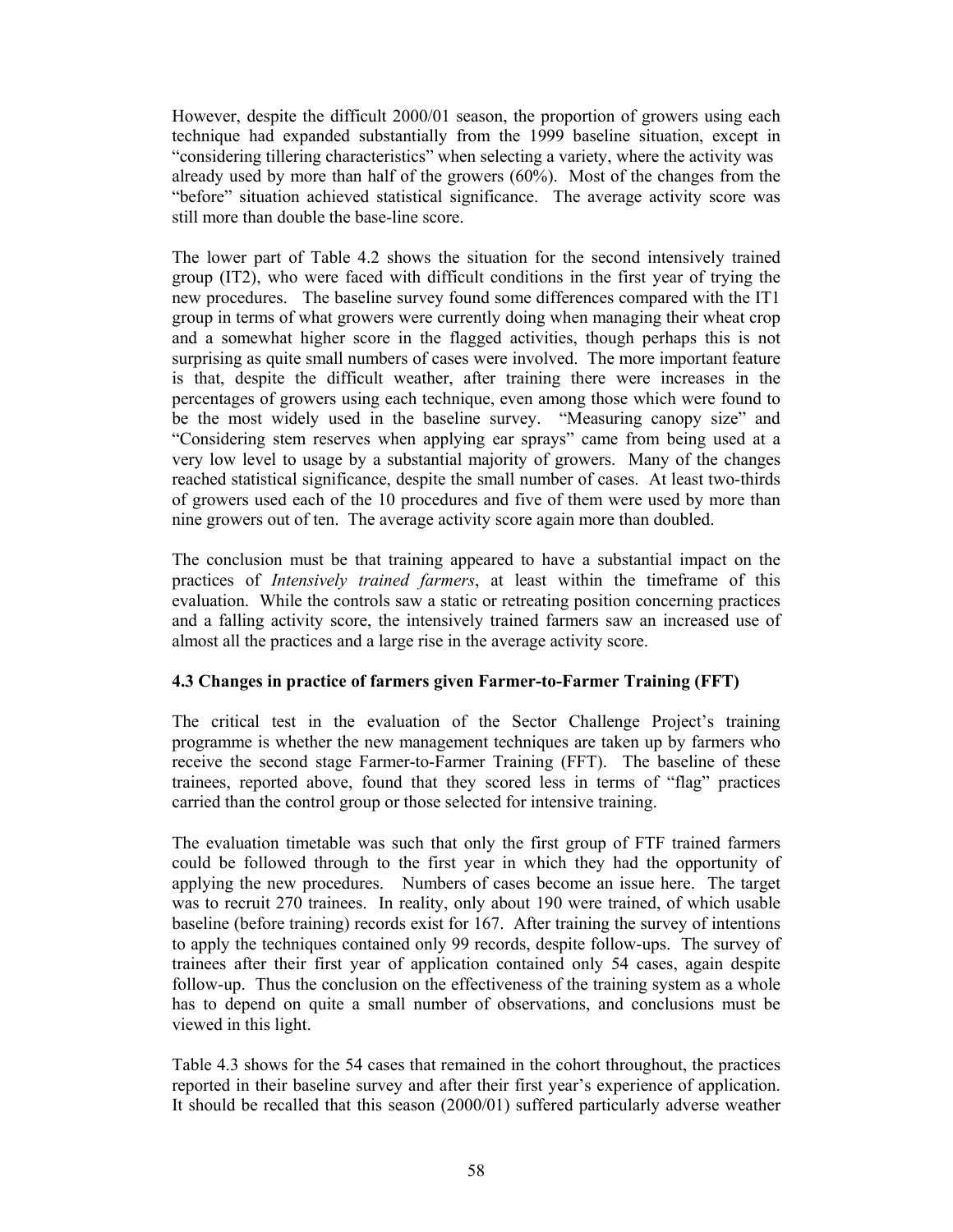However, despite the difficult 2000/01 season, the proportion of growers using each technique had expanded substantially from the 1999 baseline situation, except in "considering tillering characteristics" when selecting a variety, where the activity was already used by more than half of the growers (60%). Most of the changes from the "before" situation achieved statistical significance. The average activity score was still more than double the base-line score.

The lower part of Table 4.2 shows the situation for the second intensively trained group (IT2), who were faced with difficult conditions in the first year of trying the new procedures. The baseline survey found some differences compared with the IT1 group in terms of what growers were currently doing when managing their wheat crop and a somewhat higher score in the flagged activities, though perhaps this is not surprising as quite small numbers of cases were involved. The more important feature is that, despite the difficult weather, after training there were increases in the percentages of growers using each technique, even among those which were found to be the most widely used in the baseline survey. "Measuring canopy size" and "Considering stem reserves when applying ear sprays" came from being used at a very low level to usage by a substantial majority of growers. Many of the changes reached statistical significance, despite the small number of cases. At least two-thirds of growers used each of the 10 procedures and five of them were used by more than nine growers out of ten. The average activity score again more than doubled.

The conclusion must be that training appeared to have a substantial impact on the practices of *Intensively trained farmers*, at least within the timeframe of this evaluation. While the controls saw a static or retreating position concerning practices and a falling activity score, the intensively trained farmers saw an increased use of almost all the practices and a large rise in the average activity score.

### 4.3 Changes in practice of farmers given Farmer-to-Farmer Training (FFT)

The critical test in the evaluation of the Sector Challenge Project's training programme is whether the new management techniques are taken up by farmers who receive the second stage Farmer-to-Farmer Training (FFT). The baseline of these trainees, reported above, found that they scored less in terms of "flag" practices carried than the control group or those selected for intensive training.

The evaluation timetable was such that only the first group of FTF trained farmers could be followed through to the first year in which they had the opportunity of applying the new procedures. Numbers of cases become an issue here. The target was to recruit 270 trainees. In reality, only about 190 were trained, of which usable baseline (before training) records exist for 167. After training the survey of intentions to apply the techniques contained only 99 records, despite follow-ups. The survey of trainees after their first year of application contained only 54 cases, again despite follow-up. Thus the conclusion on the effectiveness of the training system as a whole has to depend on quite a small number of observations, and conclusions must be viewed in this light.

Table 4.3 shows for the 54 cases that remained in the cohort throughout, the practices reported in their baseline survey and after their first year's experience of application. It should be recalled that this season (2000/01) suffered particularly adverse weather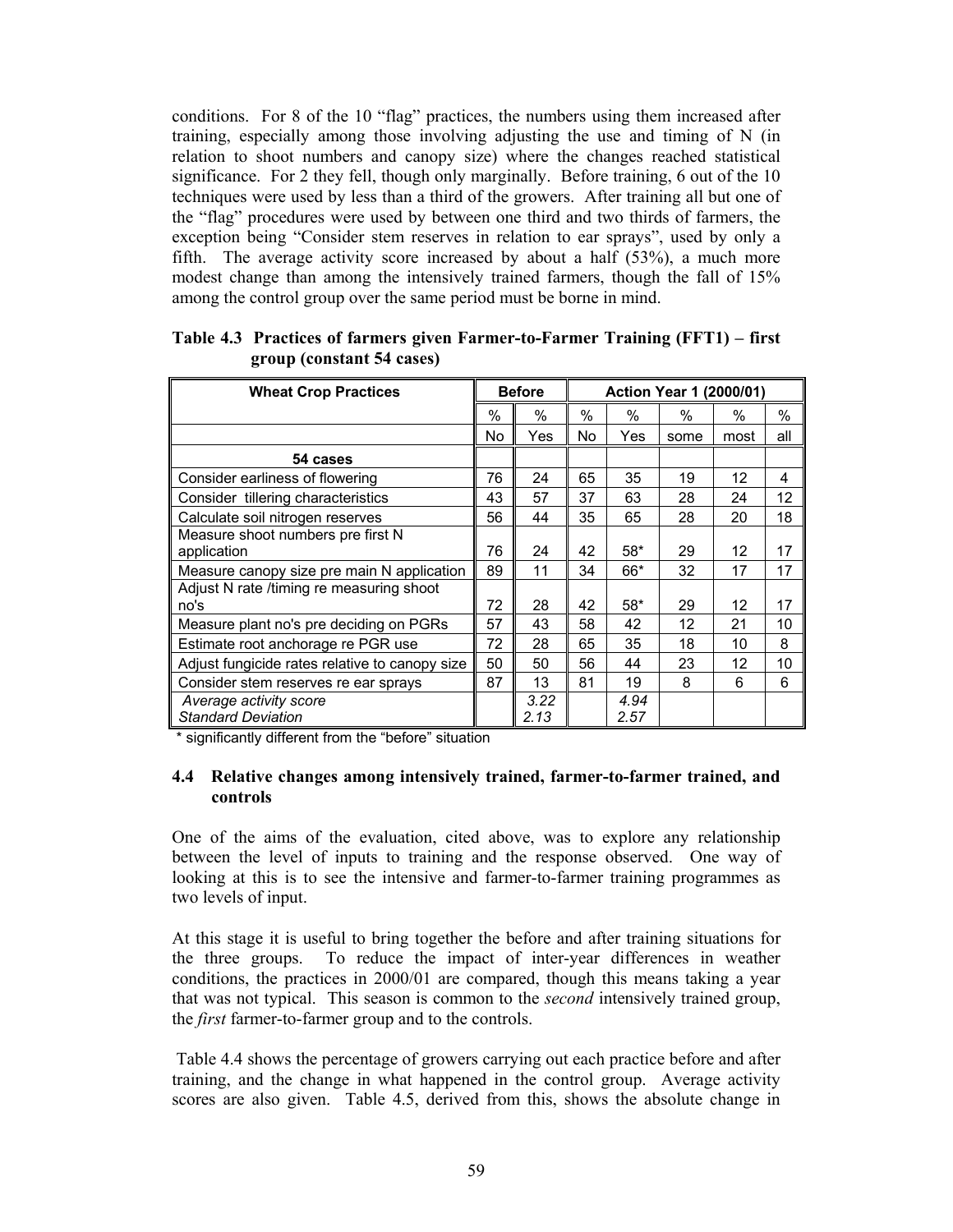conditions. For 8 of the 10 "flag" practices, the numbers using them increased after training, especially among those involving adjusting the use and timing of N (in relation to shoot numbers and canopy size) where the changes reached statistical significance. For 2 they fell, though only marginally. Before training, 6 out of the 10 techniques were used by less than a third of the growers. After training all but one of the "flag" procedures were used by between one third and two thirds of farmers, the exception being "Consider stem reserves in relation to ear sprays", used by only a fifth. The average activity score increased by about a half (53%), a much more modest change than among the intensively trained farmers, though the fall of 15% among the control group over the same period must be borne in mind.

**Table 4.3 Practices of farmers given Farmer-to-Farmer Training (FFT1) – first group (constant 54 cases)**

| Wheat Crop Practices | Before | | Action Year 1 (2000/01) | | | | |
|---|---|---|---|---|---|---|---|
| | % | % | % | % | % | % | % |
| | No | Yes | No | Yes | some | most | all |
| **54 cases** | | | | | | | |
| Consider earliness of flowering | 76 | 24 | 65 | 35 | 19 | 12 | 4 |
| Consider tillering characteristics | 43 | 57 | 37 | 63 | 28 | 24 | 12 |
| Calculate soil nitrogen reserves | 56 | 44 | 35 | 65 | 28 | 20 | 18 |
| Measure shoot numbers pre first N application | 76 | 24 | 42 | 58* | 29 | 12 | 17 |
| Measure canopy size pre main N application | 89 | 11 | 34 | 66* | 32 | 17 | 17 |
| Adjust N rate /timing re measuring shoot no's | 72 | 28 | 42 | 58* | 29 | 12 | 17 |
| Measure plant no's pre deciding on PGRs | 57 | 43 | 58 | 42 | 12 | 21 | 10 |
| Estimate root anchorage re PGR use | 72 | 28 | 65 | 35 | 18 | 10 | 8 |
| Adjust fungicide rates relative to canopy size | 50 | 50 | 56 | 44 | 23 | 12 | 10 |
| Consider stem reserves re ear sprays | 87 | 13 | 81 | 19 | 8 | 6 | 6 |
| *Average activity score* | | *3.22* | | *4.94* | | | |
| *Standard Deviation* | | *2.13* | | *2.57* | | | |

\* significantly different from the "before" situation

## 4.4 Relative changes among intensively trained, farmer-to-farmer trained, and controls

One of the aims of the evaluation, cited above, was to explore any relationship between the level of inputs to training and the response observed. One way of looking at this is to see the intensive and farmer-to-farmer training programmes as two levels of input.

At this stage it is useful to bring together the before and after training situations for the three groups. To reduce the impact of inter-year differences in weather conditions, the practices in 2000/01 are compared, though this means taking a year that was not typical. This season is common to the *second* intensively trained group, the *first* farmer-to-farmer group and to the controls.

Table 4.4 shows the percentage of growers carrying out each practice before and after training, and the change in what happened in the control group. Average activity scores are also given. Table 4.5, derived from this, shows the absolute change in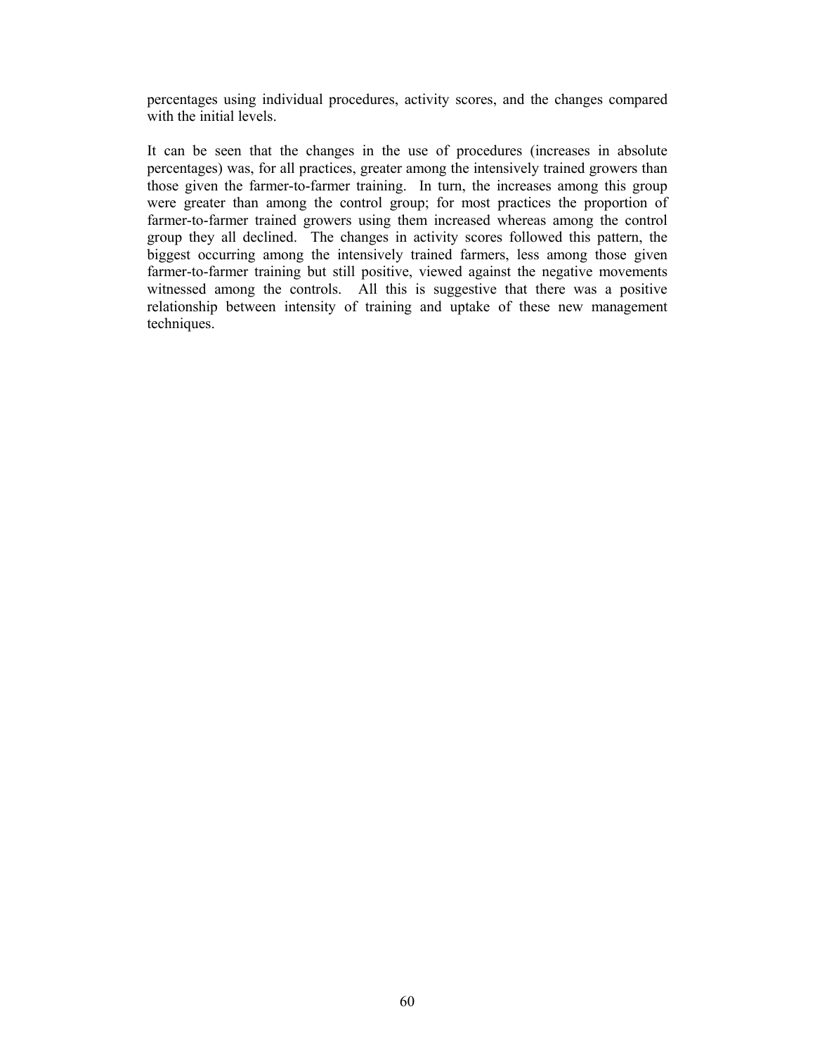percentages using individual procedures, activity scores, and the changes compared with the initial levels.

It can be seen that the changes in the use of procedures (increases in absolute percentages) was, for all practices, greater among the intensively trained growers than those given the farmer-to-farmer training. In turn, the increases among this group were greater than among the control group; for most practices the proportion of farmer-to-farmer trained growers using them increased whereas among the control group they all declined. The changes in activity scores followed this pattern, the biggest occurring among the intensively trained farmers, less among those given farmer-to-farmer training but still positive, viewed against the negative movements witnessed among the controls. All this is suggestive that there was a positive relationship between intensity of training and uptake of these new management techniques.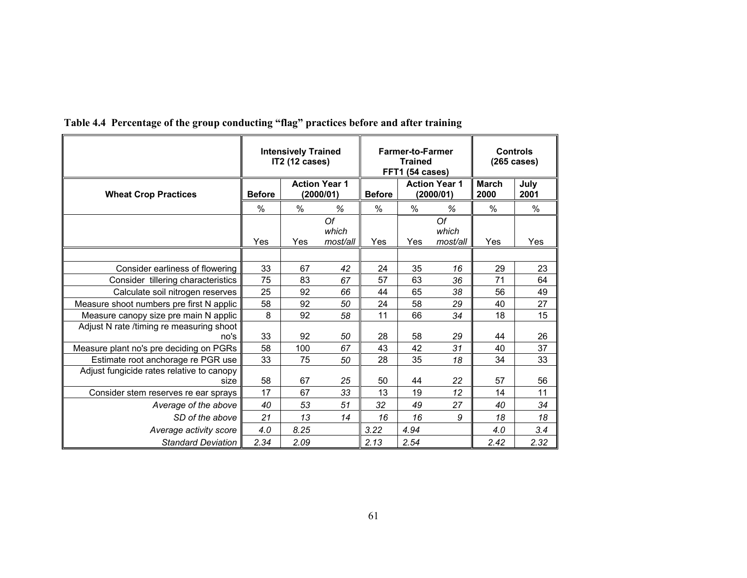**Table 4.4 Percentage of the group conducting "flag" practices before and after training**

| | Intensively Trained IT2 (12 cases) | | | Farmer-to-Farmer Trained FFT1 (54 cases) | | | Controls (265 cases) | |
|---|---|---|---|---|---|---|---|---|
| **Wheat Crop Practices** | **Before** | **Action Year 1 (2000/01)** | | **Before** | **Action Year 1 (2000/01)** | | **March 2000** | **July 2001** |
| | % | % | *%* | % | % | *%* | % | % |
| | Yes | Yes | *Of which most/all* | Yes | Yes | *Of which most/all* | Yes | Yes |
| Consider earliness of flowering | 33 | 67 | *42* | 24 | 35 | *16* | 29 | 23 |
| Consider tillering characteristics | 75 | 83 | *67* | 57 | 63 | *36* | 71 | 64 |
| Calculate soil nitrogen reserves | 25 | 92 | *66* | 44 | 65 | *38* | 56 | 49 |
| Measure shoot numbers pre first N applic | 58 | 92 | *50* | 24 | 58 | *29* | 40 | 27 |
| Measure canopy size pre main N applic | 8 | 92 | *58* | 11 | 66 | *34* | 18 | 15 |
| Adjust N rate /timing re measuring shoot no's | 33 | 92 | *50* | 28 | 58 | *29* | 44 | 26 |
| Measure plant no's pre deciding on PGRs | 58 | 100 | *67* | 43 | 42 | *31* | 40 | 37 |
| Estimate root anchorage re PGR use | 33 | 75 | *50* | 28 | 35 | *18* | 34 | 33 |
| Adjust fungicide rates relative to canopy size | 58 | 67 | *25* | 50 | 44 | *22* | 57 | 56 |
| Consider stem reserves re ear sprays | 17 | 67 | *33* | 13 | 19 | *12* | 14 | 11 |
| *Average of the above* | *40* | *53* | *51* | *32* | *49* | *27* | *40* | *34* |
| *SD of the above* | *21* | *13* | *14* | *16* | *16* | *9* | *18* | *18* |
| *Average activity score* | *4.0* | *8.25* | | *3.22* | *4.94* | | *4.0* | *3.4* |
| *Standard Deviation* | *2.34* | *2.09* | | *2.13* | *2.54* | | *2.42* | *2.32* |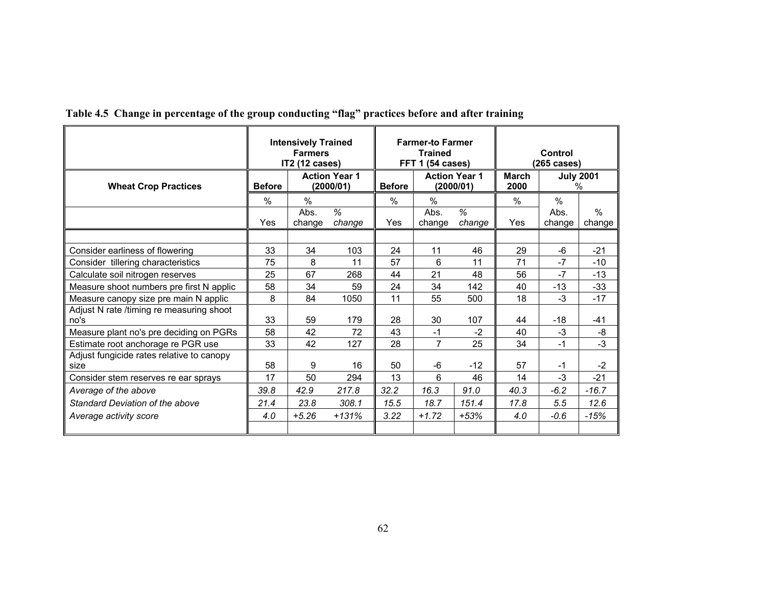**Table 4.5 Change in percentage of the group conducting "flag" practices before and after training**

| | Intensively Trained Farmers IT2 (12 cases) | | | Farmer-to Farmer Trained FFT 1 (54 cases) | | | Control (265 cases) | | |
|---|---|---|---|---|---|---|---|---|---|
| **Wheat Crop Practices** | **Before** | **Action Year 1 (2000/01)** | | **Before** | **Action Year 1 (2000/01)** | | **March 2000** | **July 2001** % | |
| | % | % | | % | % | | % | % | |
| | Yes | Abs. change | *% change* | Yes | Abs. change | *% change* | Yes | Abs. change | % change |
| Consider earliness of flowering | 33 | 34 | 103 | 24 | 11 | 46 | 29 | -6 | -21 |
| Consider tillering characteristics | 75 | 8 | 11 | 57 | 6 | 11 | 71 | -7 | -10 |
| Calculate soil nitrogen reserves | 25 | 67 | 268 | 44 | 21 | 48 | 56 | -7 | -13 |
| Measure shoot numbers pre first N applic | 58 | 34 | 59 | 24 | 34 | 142 | 40 | -13 | -33 |
| Measure canopy size pre main N applic | 8 | 84 | 1050 | 11 | 55 | 500 | 18 | -3 | -17 |
| Adjust N rate /timing re measuring shoot no's | 33 | 59 | 179 | 28 | 30 | 107 | 44 | -18 | -41 |
| Measure plant no's pre deciding on PGRs | 58 | 42 | 72 | 43 | -1 | -2 | 40 | -3 | -8 |
| Estimate root anchorage re PGR use | 33 | 42 | 127 | 28 | 7 | 25 | 34 | -1 | -3 |
| Adjust fungicide rates relative to canopy size | 58 | 9 | 16 | 50 | -6 | -12 | 57 | -1 | -2 |
| Consider stem reserves re ear sprays | 17 | 50 | 294 | 13 | 6 | 46 | 14 | -3 | -21 |
| *Average of the above* | *39.8* | *42.9* | *217.8* | *32.2* | *16.3* | *91.0* | *40.3* | *-6.2* | *-16.7* |
| *Standard Deviation of the above* | *21.4* | *23.8* | *308.1* | *15.5* | *18.7* | *151.4* | *17.8* | *5.5* | *12.6* |
| *Average activity score* | *4.0* | *+5.26* | *+131%* | *3.22* | *+1.72* | *+53%* | *4.0* | *-0.6* | *-15%* |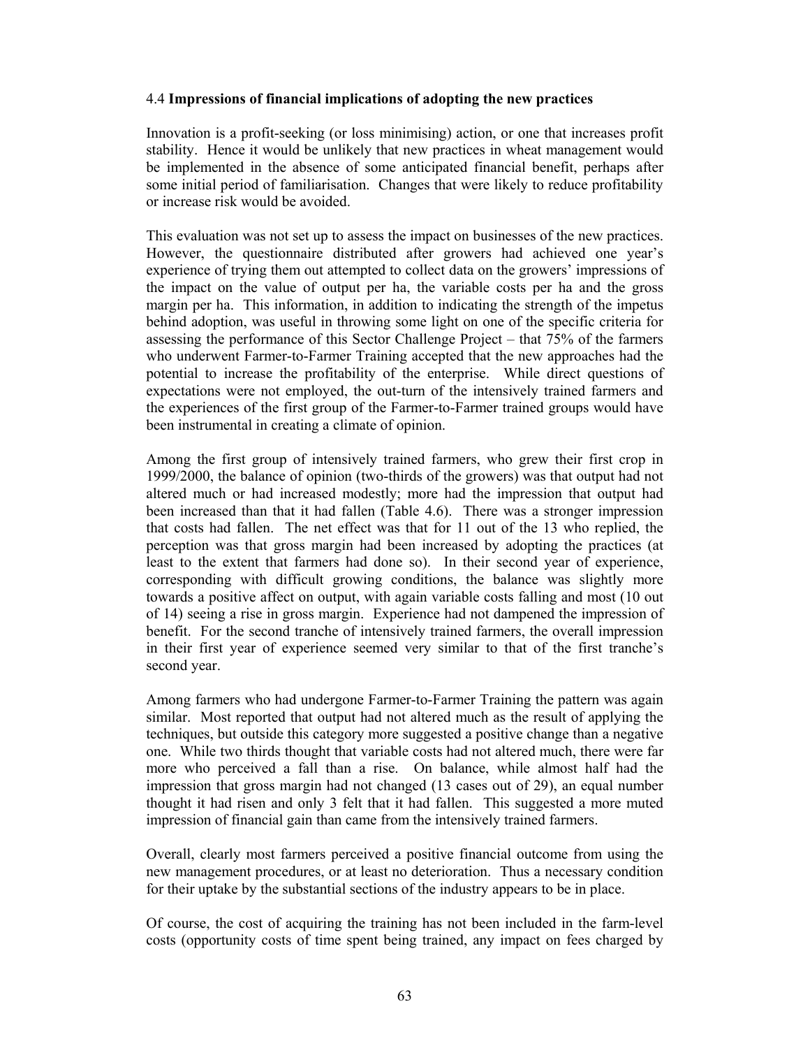### 4.4 **Impressions of financial implications of adopting the new practices**

Innovation is a profit-seeking (or loss minimising) action, or one that increases profit stability. Hence it would be unlikely that new practices in wheat management would be implemented in the absence of some anticipated financial benefit, perhaps after some initial period of familiarisation. Changes that were likely to reduce profitability or increase risk would be avoided.

This evaluation was not set up to assess the impact on businesses of the new practices. However, the questionnaire distributed after growers had achieved one year's experience of trying them out attempted to collect data on the growers' impressions of the impact on the value of output per ha, the variable costs per ha and the gross margin per ha. This information, in addition to indicating the strength of the impetus behind adoption, was useful in throwing some light on one of the specific criteria for assessing the performance of this Sector Challenge Project – that 75% of the farmers who underwent Farmer-to-Farmer Training accepted that the new approaches had the potential to increase the profitability of the enterprise. While direct questions of expectations were not employed, the out-turn of the intensively trained farmers and the experiences of the first group of the Farmer-to-Farmer trained groups would have been instrumental in creating a climate of opinion.

Among the first group of intensively trained farmers, who grew their first crop in 1999/2000, the balance of opinion (two-thirds of the growers) was that output had not altered much or had increased modestly; more had the impression that output had been increased than that it had fallen (Table 4.6). There was a stronger impression that costs had fallen. The net effect was that for 11 out of the 13 who replied, the perception was that gross margin had been increased by adopting the practices (at least to the extent that farmers had done so). In their second year of experience, corresponding with difficult growing conditions, the balance was slightly more towards a positive affect on output, with again variable costs falling and most (10 out of 14) seeing a rise in gross margin. Experience had not dampened the impression of benefit. For the second tranche of intensively trained farmers, the overall impression in their first year of experience seemed very similar to that of the first tranche's second year.

Among farmers who had undergone Farmer-to-Farmer Training the pattern was again similar. Most reported that output had not altered much as the result of applying the techniques, but outside this category more suggested a positive change than a negative one. While two thirds thought that variable costs had not altered much, there were far more who perceived a fall than a rise. On balance, while almost half had the impression that gross margin had not changed (13 cases out of 29), an equal number thought it had risen and only 3 felt that it had fallen. This suggested a more muted impression of financial gain than came from the intensively trained farmers.

Overall, clearly most farmers perceived a positive financial outcome from using the new management procedures, or at least no deterioration. Thus a necessary condition for their uptake by the substantial sections of the industry appears to be in place.

Of course, the cost of acquiring the training has not been included in the farm-level costs (opportunity costs of time spent being trained, any impact on fees charged by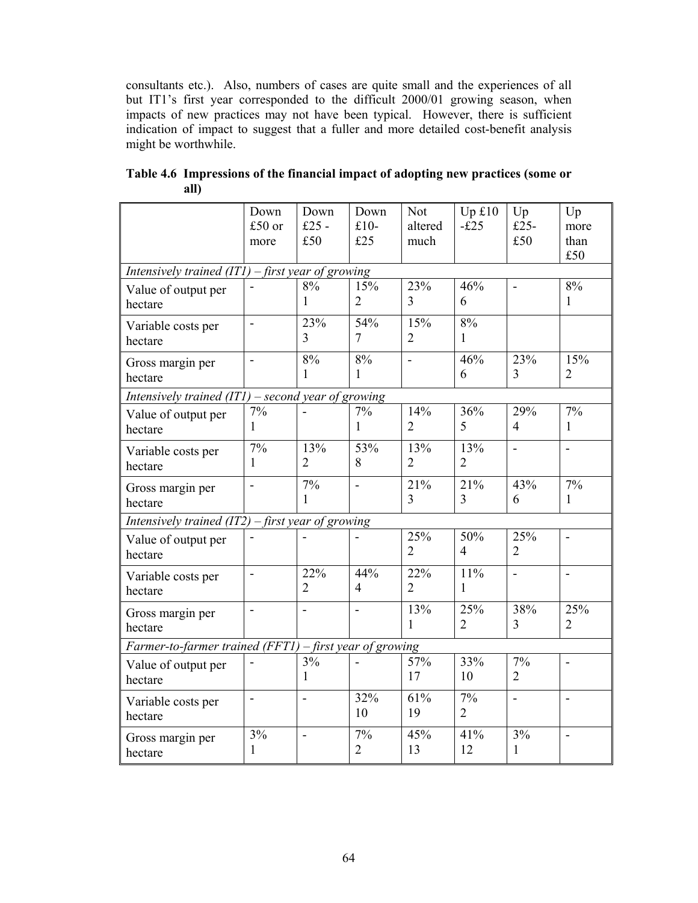consultants etc.). Also, numbers of cases are quite small and the experiences of all but IT1's first year corresponded to the difficult 2000/01 growing season, when impacts of new practices may not have been typical. However, there is sufficient indication of impact to suggest that a fuller and more detailed cost-benefit analysis might be worthwhile.

**Table 4.6 Impressions of the financial impact of adopting new practices (some or all)**

| | Down £50 or more | Down £25 - £50 | Down £10- £25 | Not altered much | Up £10 -£25 | Up £25- £50 | Up more than £50 |
|---|---|---|---|---|---|---|---|
| *Intensively trained (IT1) – first year of growing* | | | | | | | |
| Value of output per hectare | - | 8% 1 | 15% 2 | 23% 3 | 46% 6 | - | 8% 1 |
| Variable costs per hectare | - | 23% 3 | 54% 7 | 15% 2 | 8% 1 | | |
| Gross margin per hectare | - | 8% 1 | 8% 1 | - | 46% 6 | 23% 3 | 15% 2 |
| *Intensively trained (IT1) – second year of growing* | | | | | | | |
| Value of output per hectare | 7% 1 | - | 7% 1 | 14% 2 | 36% 5 | 29% 4 | 7% 1 |
| Variable costs per hectare | 7% 1 | 13% 2 | 53% 8 | 13% 2 | 13% 2 | - | - |
| Gross margin per hectare | - | 7% 1 | - | 21% 3 | 21% 3 | 43% 6 | 7% 1 |
| *Intensively trained (IT2) – first year of growing* | | | | | | | |
| Value of output per hectare | - | - | - | 25% 2 | 50% 4 | 25% 2 | - |
| Variable costs per hectare | - | 22% 2 | 44% 4 | 22% 2 | 11% 1 | - | - |
| Gross margin per hectare | - | - | - | 13% 1 | 25% 2 | 38% 3 | 25% 2 |
| *Farmer-to-farmer trained (FFT1) – first year of growing* | | | | | | | |
| Value of output per hectare | - | 3% 1 | - | 57% 17 | 33% 10 | 7% 2 | - |
| Variable costs per hectare | - | - | 32% 10 | 61% 19 | 7% 2 | - | - |
| Gross margin per hectare | 3% 1 | - | 7% 2 | 45% 13 | 41% 12 | 3% 1 | - |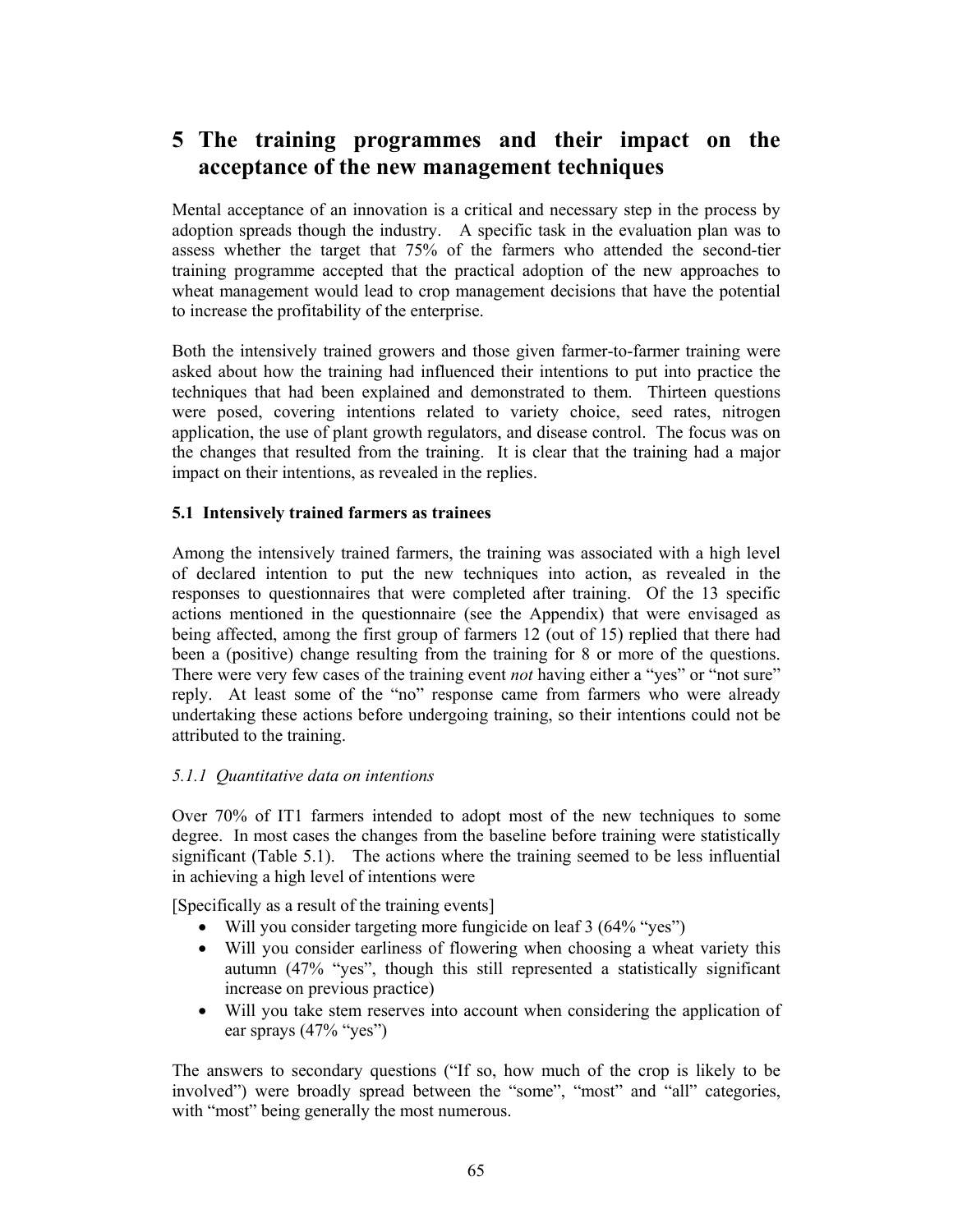# 5 The training programmes and their impact on the acceptance of the new management techniques

Mental acceptance of an innovation is a critical and necessary step in the process by adoption spreads though the industry. A specific task in the evaluation plan was to assess whether the target that 75% of the farmers who attended the second-tier training programme accepted that the practical adoption of the new approaches to wheat management would lead to crop management decisions that have the potential to increase the profitability of the enterprise.

Both the intensively trained growers and those given farmer-to-farmer training were asked about how the training had influenced their intentions to put into practice the techniques that had been explained and demonstrated to them. Thirteen questions were posed, covering intentions related to variety choice, seed rates, nitrogen application, the use of plant growth regulators, and disease control. The focus was on the changes that resulted from the training. It is clear that the training had a major impact on their intentions, as revealed in the replies.

### 5.1 Intensively trained farmers as trainees

Among the intensively trained farmers, the training was associated with a high level of declared intention to put the new techniques into action, as revealed in the responses to questionnaires that were completed after training. Of the 13 specific actions mentioned in the questionnaire (see the Appendix) that were envisaged as being affected, among the first group of farmers 12 (out of 15) replied that there had been a (positive) change resulting from the training for 8 or more of the questions. There were very few cases of the training event *not* having either a "yes" or "not sure" reply. At least some of the "no" response came from farmers who were already undertaking these actions before undergoing training, so their intentions could not be attributed to the training.

#### *5.1.1 Quantitative data on intentions*

Over 70% of IT1 farmers intended to adopt most of the new techniques to some degree. In most cases the changes from the baseline before training were statistically significant (Table 5.1). The actions where the training seemed to be less influential in achieving a high level of intentions were

[Specifically as a result of the training events]

- Will you consider targeting more fungicide on leaf 3 (64% "yes")
- Will you consider earliness of flowering when choosing a wheat variety this autumn (47% "yes", though this still represented a statistically significant increase on previous practice)
- Will you take stem reserves into account when considering the application of ear sprays (47% "yes")

The answers to secondary questions ("If so, how much of the crop is likely to be involved") were broadly spread between the "some", "most" and "all" categories, with "most" being generally the most numerous.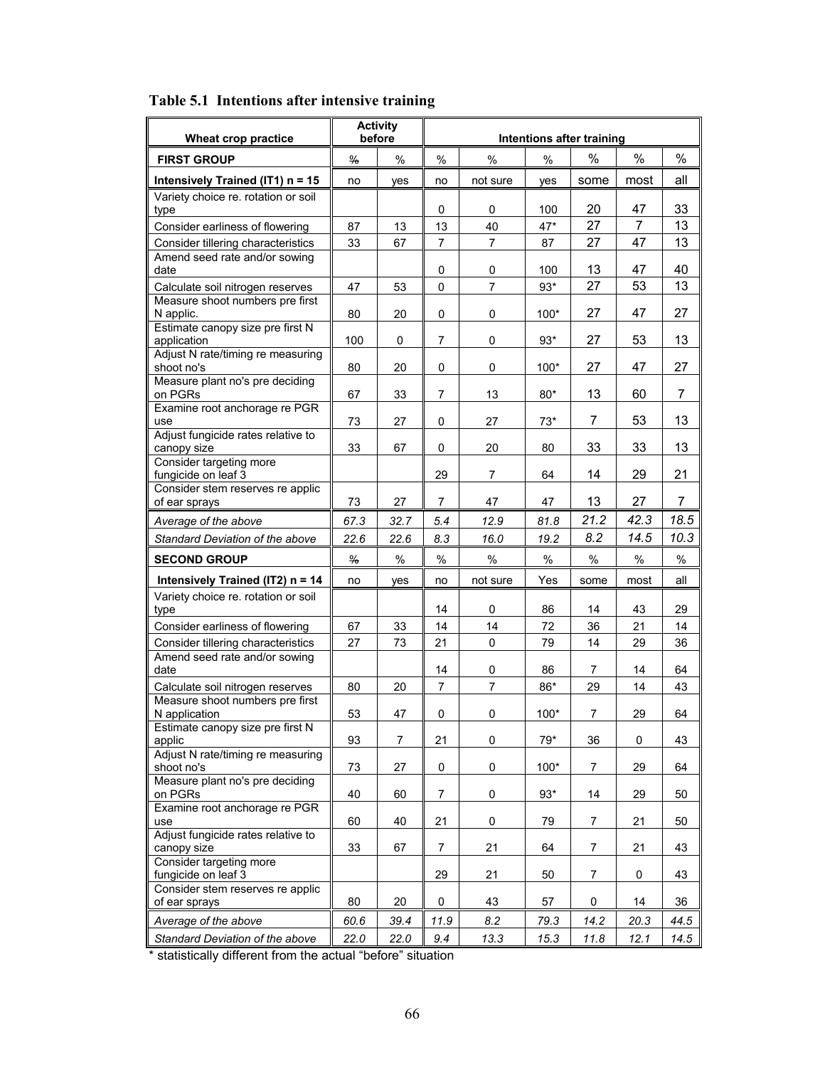**Table 5.1 Intentions after intensive training**

| Wheat crop practice | Activity before | | Intentions after training | | | | | |
|---|---|---|---|---|---|---|---|---|
| **FIRST GROUP** | % | % | % | % | % | % | % | % |
| **Intensively Trained (IT1) n = 15** | no | yes | no | not sure | yes | some | most | all |
| Variety choice re. rotation or soil type | | | 0 | 0 | 100 | 20 | 47 | 33 |
| Consider earliness of flowering | 87 | 13 | 13 | 40 | 47* | 27 | 7 | 13 |
| Consider tillering characteristics | 33 | 67 | 7 | 7 | 87 | 27 | 47 | 13 |
| Amend seed rate and/or sowing date | | | 0 | 0 | 100 | 13 | 47 | 40 |
| Calculate soil nitrogen reserves | 47 | 53 | 0 | 7 | 93* | 27 | 53 | 13 |
| Measure shoot numbers pre first N applic. | 80 | 20 | 0 | 0 | 100* | 27 | 47 | 27 |
| Estimate canopy size pre first N application | 100 | 0 | 7 | 0 | 93* | 27 | 53 | 13 |
| Adjust N rate/timing re measuring shoot no's | 80 | 20 | 0 | 0 | 100* | 27 | 47 | 27 |
| Measure plant no's pre deciding on PGRs | 67 | 33 | 7 | 13 | 80* | 13 | 60 | 7 |
| Examine root anchorage re PGR use | 73 | 27 | 0 | 27 | 73* | 7 | 53 | 13 |
| Adjust fungicide rates relative to canopy size | 33 | 67 | 0 | 20 | 80 | 33 | 33 | 13 |
| Consider targeting more fungicide on leaf 3 | | | 29 | 7 | 64 | 14 | 29 | 21 |
| Consider stem reserves re applic of ear sprays | 73 | 27 | 7 | 47 | 47 | 13 | 27 | 7 |
| *Average of the above* | *67.3* | *32.7* | *5.4* | *12.9* | *81.8* | *21.2* | *42.3* | *18.5* |
| *Standard Deviation of the above* | *22.6* | *22.6* | *8.3* | *16.0* | *19.2* | *8.2* | *14.5* | *10.3* |
| **SECOND GROUP** | % | % | % | % | % | % | % | % |
| **Intensively Trained (IT2) n = 14** | no | yes | no | not sure | Yes | some | most | all |
| Variety choice re. rotation or soil type | | | 14 | 0 | 86 | 14 | 43 | 29 |
| Consider earliness of flowering | 67 | 33 | 14 | 14 | 72 | 36 | 21 | 14 |
| Consider tillering characteristics | 27 | 73 | 21 | 0 | 79 | 14 | 29 | 36 |
| Amend seed rate and/or sowing date | | | 14 | 0 | 86 | 7 | 14 | 64 |
| Calculate soil nitrogen reserves | 80 | 20 | 7 | 7 | 86* | 29 | 14 | 43 |
| Measure shoot numbers pre first N application | 53 | 47 | 0 | 0 | 100* | 7 | 29 | 64 |
| Estimate canopy size pre first N applic | 93 | 7 | 21 | 0 | 79* | 36 | 0 | 43 |
| Adjust N rate/timing re measuring shoot no's | 73 | 27 | 0 | 0 | 100* | 7 | 29 | 64 |
| Measure plant no's pre deciding on PGRs | 40 | 60 | 7 | 0 | 93* | 14 | 29 | 50 |
| Examine root anchorage re PGR use | 60 | 40 | 21 | 0 | 79 | 7 | 21 | 50 |
| Adjust fungicide rates relative to canopy size | 33 | 67 | 7 | 21 | 64 | 7 | 21 | 43 |
| Consider targeting more fungicide on leaf 3 | | | 29 | 21 | 50 | 7 | 0 | 43 |
| Consider stem reserves re applic of ear sprays | 80 | 20 | 0 | 43 | 57 | 0 | 14 | 36 |
| *Average of the above* | *60.6* | *39.4* | *11.9* | *8.2* | *79.3* | *14.2* | *20.3* | *44.5* |
| *Standard Deviation of the above* | *22.0* | *22.0* | *9.4* | *13.3* | *15.3* | *11.8* | *12.1* | *14.5* |

* statistically different from the actual "before" situation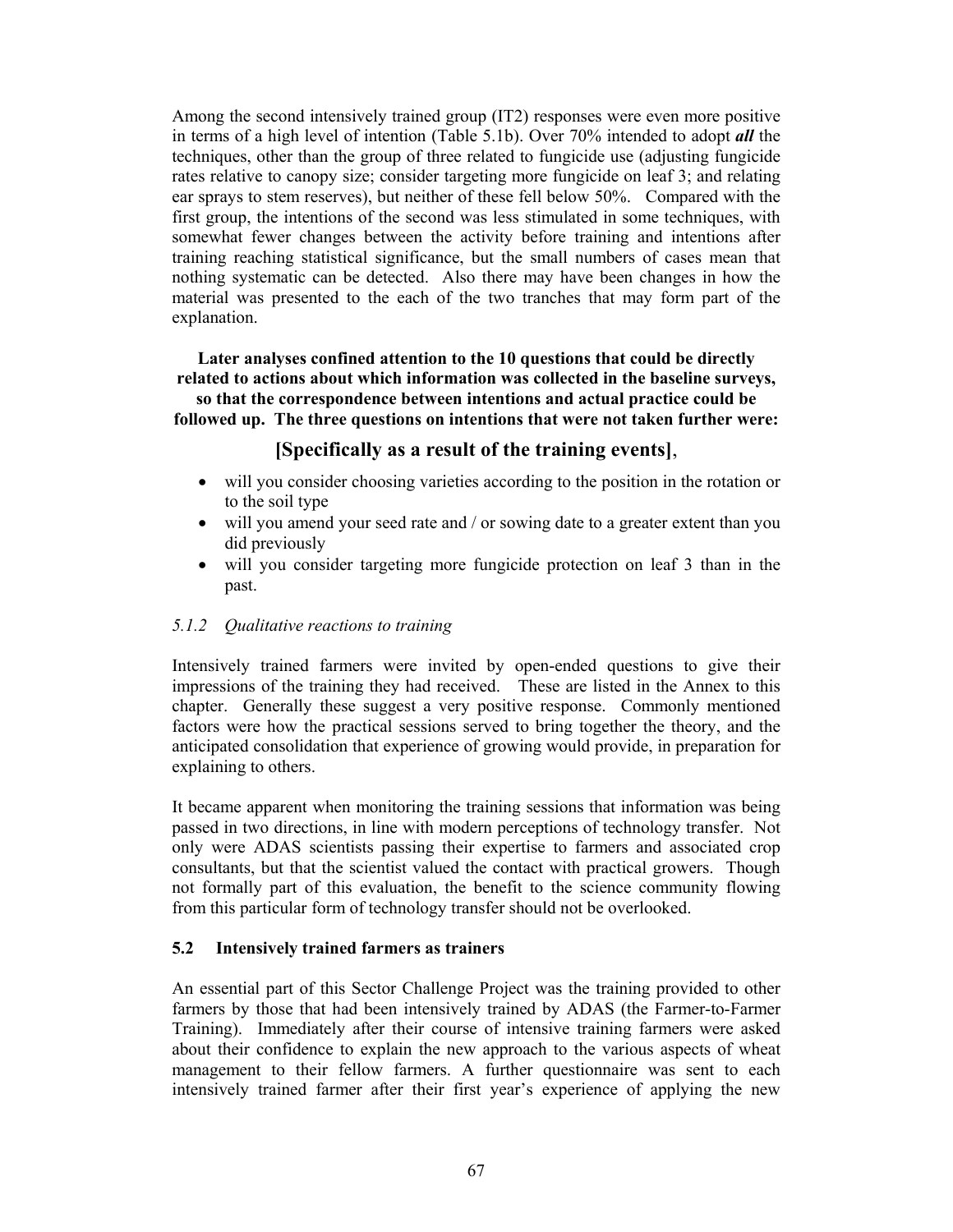Among the second intensively trained group (IT2) responses were even more positive in terms of a high level of intention (Table 5.1b). Over 70% intended to adopt ***all*** the techniques, other than the group of three related to fungicide use (adjusting fungicide rates relative to canopy size; consider targeting more fungicide on leaf 3; and relating ear sprays to stem reserves), but neither of these fell below 50%. Compared with the first group, the intentions of the second was less stimulated in some techniques, with somewhat fewer changes between the activity before training and intentions after training reaching statistical significance, but the small numbers of cases mean that nothing systematic can be detected. Also there may have been changes in how the material was presented to the each of the two tranches that may form part of the explanation.

**Later analyses confined attention to the 10 questions that could be directly related to actions about which information was collected in the baseline surveys, so that the correspondence between intentions and actual practice could be followed up. The three questions on intentions that were not taken further were:**

**[Specifically as a result of the training events]**,

- will you consider choosing varieties according to the position in the rotation or to the soil type
- will you amend your seed rate and / or sowing date to a greater extent than you did previously
- will you consider targeting more fungicide protection on leaf 3 than in the past.

### *5.1.2 Qualitative reactions to training*

Intensively trained farmers were invited by open-ended questions to give their impressions of the training they had received. These are listed in the Annex to this chapter. Generally these suggest a very positive response. Commonly mentioned factors were how the practical sessions served to bring together the theory, and the anticipated consolidation that experience of growing would provide, in preparation for explaining to others.

It became apparent when monitoring the training sessions that information was being passed in two directions, in line with modern perceptions of technology transfer. Not only were ADAS scientists passing their expertise to farmers and associated crop consultants, but that the scientist valued the contact with practical growers. Though not formally part of this evaluation, the benefit to the science community flowing from this particular form of technology transfer should not be overlooked.

## 5.2 Intensively trained farmers as trainers

An essential part of this Sector Challenge Project was the training provided to other farmers by those that had been intensively trained by ADAS (the Farmer-to-Farmer Training). Immediately after their course of intensive training farmers were asked about their confidence to explain the new approach to the various aspects of wheat management to their fellow farmers. A further questionnaire was sent to each intensively trained farmer after their first year's experience of applying the new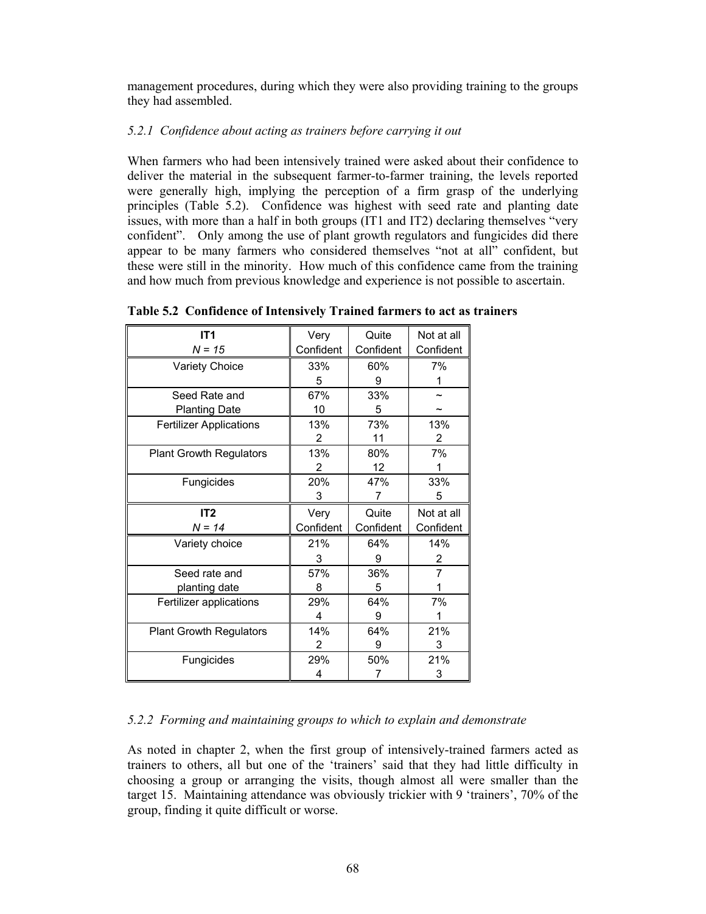management procedures, during which they were also providing training to the groups they had assembled.

### *5.2.1 Confidence about acting as trainers before carrying it out*

When farmers who had been intensively trained were asked about their confidence to deliver the material in the subsequent farmer-to-farmer training, the levels reported were generally high, implying the perception of a firm grasp of the underlying principles (Table 5.2). Confidence was highest with seed rate and planting date issues, with more than a half in both groups (IT1 and IT2) declaring themselves "very confident". Only among the use of plant growth regulators and fungicides did there appear to be many farmers who considered themselves "not at all" confident, but these were still in the minority. How much of this confidence came from the training and how much from previous knowledge and experience is not possible to ascertain.

**Table 5.2 Confidence of Intensively Trained farmers to act as trainers**

| **IT1** *N = 15* | Very Confident | Quite Confident | Not at all Confident |
|---|---|---|---|
| Variety Choice | 33% 5 | 60% 9 | 7% 1 |
| Seed Rate and Planting Date | 67% 10 | 33% 5 | ~ ~ |
| Fertilizer Applications | 13% 2 | 73% 11 | 13% 2 |
| Plant Growth Regulators | 13% 2 | 80% 12 | 7% 1 |
| Fungicides | 20% 3 | 47% 7 | 33% 5 |
| **IT2** *N = 14* | Very Confident | Quite Confident | Not at all Confident |
| Variety choice | 21% 3 | 64% 9 | 14% 2 |
| Seed rate and planting date | 57% 8 | 36% 5 | 7 1 |
| Fertilizer applications | 29% 4 | 64% 9 | 7% 1 |
| Plant Growth Regulators | 14% 2 | 64% 9 | 21% 3 |
| Fungicides | 29% 4 | 50% 7 | 21% 3 |

### *5.2.2 Forming and maintaining groups to which to explain and demonstrate*

As noted in chapter 2, when the first group of intensively-trained farmers acted as trainers to others, all but one of the 'trainers' said that they had little difficulty in choosing a group or arranging the visits, though almost all were smaller than the target 15. Maintaining attendance was obviously trickier with 9 'trainers', 70% of the group, finding it quite difficult or worse.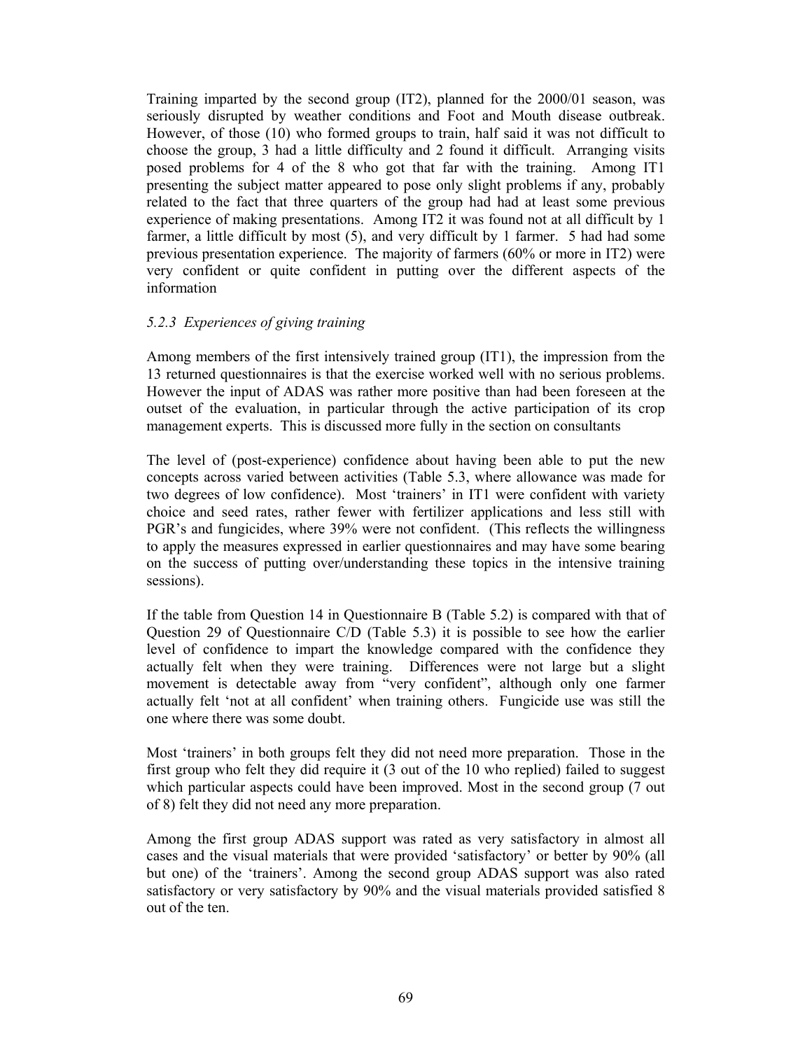Training imparted by the second group (IT2), planned for the 2000/01 season, was seriously disrupted by weather conditions and Foot and Mouth disease outbreak. However, of those (10) who formed groups to train, half said it was not difficult to choose the group, 3 had a little difficulty and 2 found it difficult. Arranging visits posed problems for 4 of the 8 who got that far with the training. Among IT1 presenting the subject matter appeared to pose only slight problems if any, probably related to the fact that three quarters of the group had had at least some previous experience of making presentations. Among IT2 it was found not at all difficult by 1 farmer, a little difficult by most (5), and very difficult by 1 farmer. 5 had had some previous presentation experience. The majority of farmers (60% or more in IT2) were very confident or quite confident in putting over the different aspects of the information

### *5.2.3 Experiences of giving training*

Among members of the first intensively trained group (IT1), the impression from the 13 returned questionnaires is that the exercise worked well with no serious problems. However the input of ADAS was rather more positive than had been foreseen at the outset of the evaluation, in particular through the active participation of its crop management experts. This is discussed more fully in the section on consultants

The level of (post-experience) confidence about having been able to put the new concepts across varied between activities (Table 5.3, where allowance was made for two degrees of low confidence). Most 'trainers' in IT1 were confident with variety choice and seed rates, rather fewer with fertilizer applications and less still with PGR's and fungicides, where 39% were not confident. (This reflects the willingness to apply the measures expressed in earlier questionnaires and may have some bearing on the success of putting over/understanding these topics in the intensive training sessions).

If the table from Question 14 in Questionnaire B (Table 5.2) is compared with that of Question 29 of Questionnaire C/D (Table 5.3) it is possible to see how the earlier level of confidence to impart the knowledge compared with the confidence they actually felt when they were training. Differences were not large but a slight movement is detectable away from "very confident", although only one farmer actually felt 'not at all confident' when training others. Fungicide use was still the one where there was some doubt.

Most 'trainers' in both groups felt they did not need more preparation. Those in the first group who felt they did require it (3 out of the 10 who replied) failed to suggest which particular aspects could have been improved. Most in the second group (7 out of 8) felt they did not need any more preparation.

Among the first group ADAS support was rated as very satisfactory in almost all cases and the visual materials that were provided 'satisfactory' or better by 90% (all but one) of the 'trainers'. Among the second group ADAS support was also rated satisfactory or very satisfactory by 90% and the visual materials provided satisfied 8 out of the ten.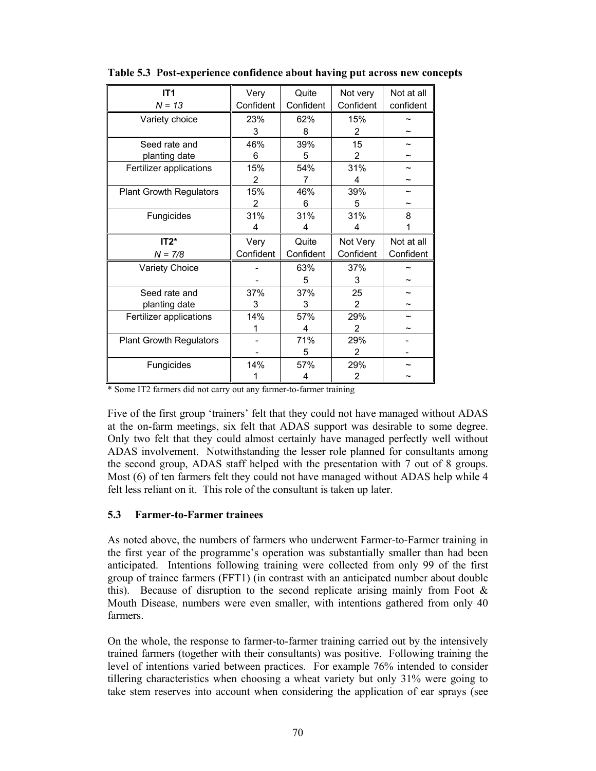**Table 5.3 Post-experience confidence about having put across new concepts**

| IT1<br>*N = 13* | Very Confident | Quite Confident | Not very Confident | Not at all confident |
|---|---|---|---|---|
| Variety choice | 23%<br>3 | 62%<br>8 | 15%<br>2 | ~<br>~ |
| Seed rate and planting date | 46%<br>6 | 39%<br>5 | 15<br>2 | ~<br>~ |
| Fertilizer applications | 15%<br>2 | 54%<br>7 | 31%<br>4 | ~<br>~ |
| Plant Growth Regulators | 15%<br>2 | 46%<br>6 | 39%<br>5 | ~<br>~ |
| Fungicides | 31%<br>4 | 31%<br>4 | 31%<br>4 | 8<br>1 |
| **IT2\***<br>*N = 7/8* | **Very Confident** | **Quite Confident** | **Not Very Confident** | **Not at all Confident** |
| Variety Choice | -<br>- | 63%<br>5 | 37%<br>3 | ~<br>~ |
| Seed rate and planting date | 37%<br>3 | 37%<br>3 | 25<br>2 | ~<br>~ |
| Fertilizer applications | 14%<br>1 | 57%<br>4 | 29%<br>2 | ~<br>~ |
| Plant Growth Regulators | -<br>- | 71%<br>5 | 29%<br>2 | -<br>- |
| Fungicides | 14%<br>1 | 57%<br>4 | 29%<br>2 | ~<br>~ |

\* Some IT2 farmers did not carry out any farmer-to-farmer training

Five of the first group 'trainers' felt that they could not have managed without ADAS at the on-farm meetings, six felt that ADAS support was desirable to some degree. Only two felt that they could almost certainly have managed perfectly well without ADAS involvement. Notwithstanding the lesser role planned for consultants among the second group, ADAS staff helped with the presentation with 7 out of 8 groups. Most (6) of ten farmers felt they could not have managed without ADAS help while 4 felt less reliant on it. This role of the consultant is taken up later.

## 5.3 Farmer-to-Farmer trainees

As noted above, the numbers of farmers who underwent Farmer-to-Farmer training in the first year of the programme's operation was substantially smaller than had been anticipated. Intentions following training were collected from only 99 of the first group of trainee farmers (FFT1) (in contrast with an anticipated number about double this). Because of disruption to the second replicate arising mainly from Foot & Mouth Disease, numbers were even smaller, with intentions gathered from only 40 farmers.

On the whole, the response to farmer-to-farmer training carried out by the intensively trained farmers (together with their consultants) was positive. Following training the level of intentions varied between practices. For example 76% intended to consider tillering characteristics when choosing a wheat variety but only 31% were going to take stem reserves into account when considering the application of ear sprays (see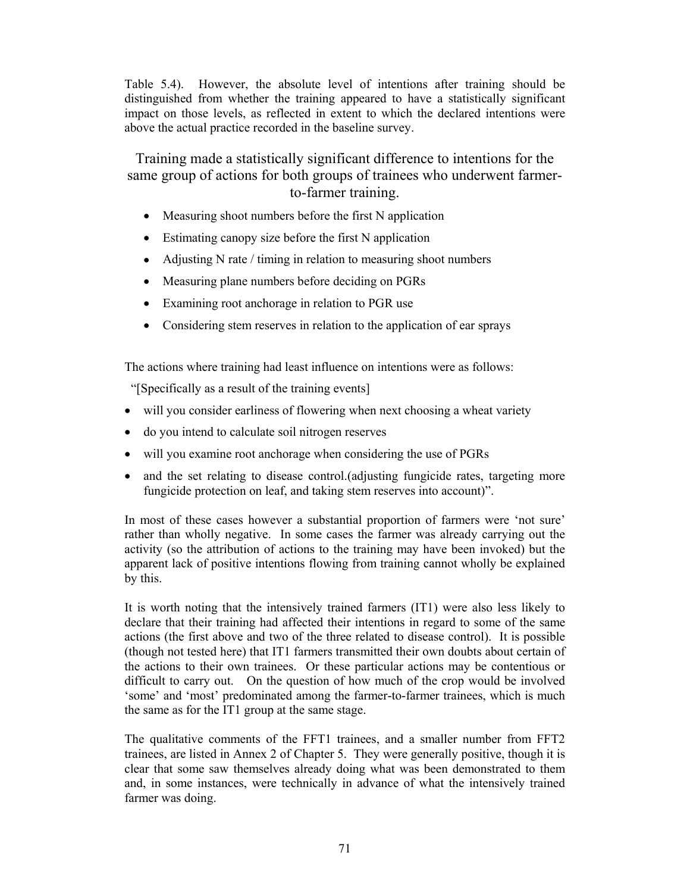Table 5.4). However, the absolute level of intentions after training should be distinguished from whether the training appeared to have a statistically significant impact on those levels, as reflected in extent to which the declared intentions were above the actual practice recorded in the baseline survey.

## Training made a statistically significant difference to intentions for the same group of actions for both groups of trainees who underwent farmer-to-farmer training.

- Measuring shoot numbers before the first N application
- Estimating canopy size before the first N application
- Adjusting N rate / timing in relation to measuring shoot numbers
- Measuring plane numbers before deciding on PGRs
- Examining root anchorage in relation to PGR use
- Considering stem reserves in relation to the application of ear sprays

The actions where training had least influence on intentions were as follows:

"[Specifically as a result of the training events]

- will you consider earliness of flowering when next choosing a wheat variety
- do you intend to calculate soil nitrogen reserves
- will you examine root anchorage when considering the use of PGRs
- and the set relating to disease control.(adjusting fungicide rates, targeting more fungicide protection on leaf, and taking stem reserves into account)".

In most of these cases however a substantial proportion of farmers were 'not sure' rather than wholly negative. In some cases the farmer was already carrying out the activity (so the attribution of actions to the training may have been invoked) but the apparent lack of positive intentions flowing from training cannot wholly be explained by this.

It is worth noting that the intensively trained farmers (IT1) were also less likely to declare that their training had affected their intentions in regard to some of the same actions (the first above and two of the three related to disease control). It is possible (though not tested here) that IT1 farmers transmitted their own doubts about certain of the actions to their own trainees. Or these particular actions may be contentious or difficult to carry out. On the question of how much of the crop would be involved 'some' and 'most' predominated among the farmer-to-farmer trainees, which is much the same as for the IT1 group at the same stage.

The qualitative comments of the FFT1 trainees, and a smaller number from FFT2 trainees, are listed in Annex 2 of Chapter 5. They were generally positive, though it is clear that some saw themselves already doing what was been demonstrated to them and, in some instances, were technically in advance of what the intensively trained farmer was doing.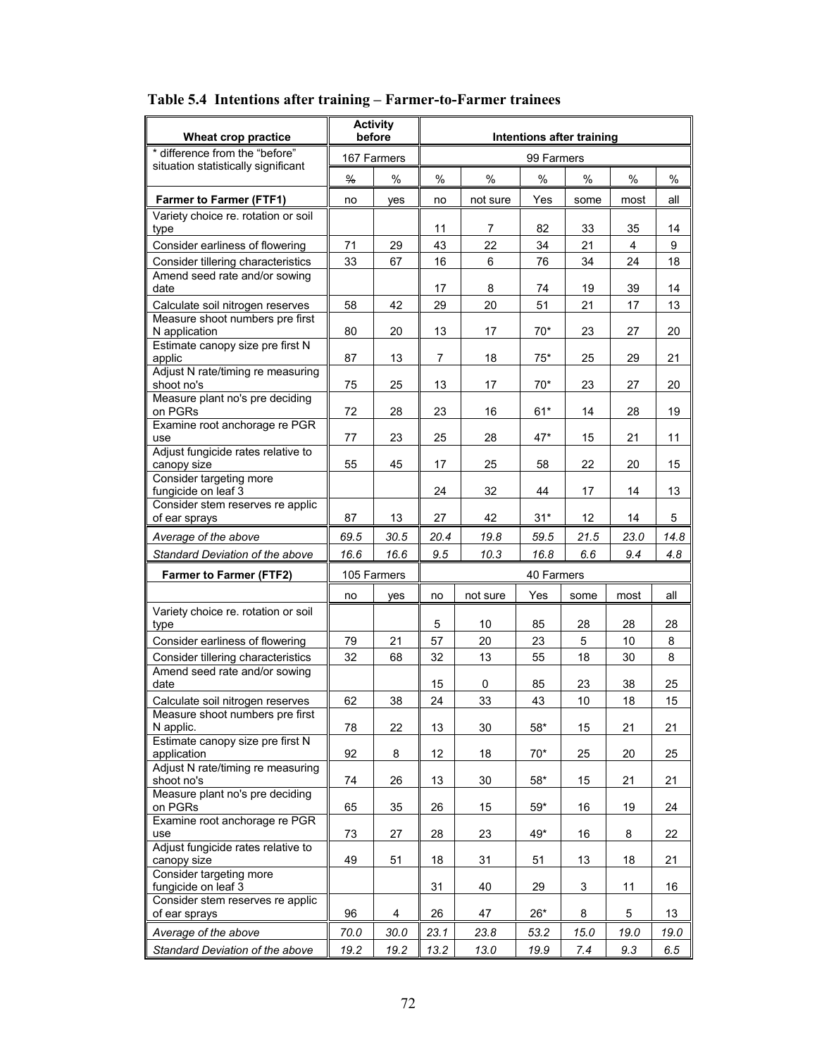**Table 5.4 Intentions after training – Farmer-to-Farmer trainees**

| Wheat crop practice | Activity before | | Intentions after training | | | | | |
|---|---|---|---|---|---|---|---|---|
| * difference from the "before" situation statistically significant | 167 Farmers | | 99 Farmers | | | | | |
| | % | % | % | % | % | % | % | % |
| **Farmer to Farmer (FTF1)** | no | yes | no | not sure | Yes | some | most | all |
| Variety choice re. rotation or soil type | | | 11 | 7 | 82 | 33 | 35 | 14 |
| Consider earliness of flowering | 71 | 29 | 43 | 22 | 34 | 21 | 4 | 9 |
| Consider tillering characteristics | 33 | 67 | 16 | 6 | 76 | 34 | 24 | 18 |
| Amend seed rate and/or sowing date | | | 17 | 8 | 74 | 19 | 39 | 14 |
| Calculate soil nitrogen reserves | 58 | 42 | 29 | 20 | 51 | 21 | 17 | 13 |
| Measure shoot numbers pre first N application | 80 | 20 | 13 | 17 | 70* | 23 | 27 | 20 |
| Estimate canopy size pre first N applic | 87 | 13 | 7 | 18 | 75* | 25 | 29 | 21 |
| Adjust N rate/timing re measuring shoot no's | 75 | 25 | 13 | 17 | 70* | 23 | 27 | 20 |
| Measure plant no's pre deciding on PGRs | 72 | 28 | 23 | 16 | 61* | 14 | 28 | 19 |
| Examine root anchorage re PGR use | 77 | 23 | 25 | 28 | 47* | 15 | 21 | 11 |
| Adjust fungicide rates relative to canopy size | 55 | 45 | 17 | 25 | 58 | 22 | 20 | 15 |
| Consider targeting more fungicide on leaf 3 | | | 24 | 32 | 44 | 17 | 14 | 13 |
| Consider stem reserves re applic of ear sprays | 87 | 13 | 27 | 42 | 31* | 12 | 14 | 5 |
| *Average of the above* | *69.5* | *30.5* | *20.4* | *19.8* | *59.5* | *21.5* | *23.0* | *14.8* |
| *Standard Deviation of the above* | *16.6* | *16.6* | *9.5* | *10.3* | *16.8* | *6.6* | *9.4* | *4.8* |
| **Farmer to Farmer (FTF2)** | 105 Farmers | | 40 Farmers | | | | | |
| | no | yes | no | not sure | Yes | some | most | all |
| Variety choice re. rotation or soil type | | | 5 | 10 | 85 | 28 | 28 | 28 |
| Consider earliness of flowering | 79 | 21 | 57 | 20 | 23 | 5 | 10 | 8 |
| Consider tillering characteristics | 32 | 68 | 32 | 13 | 55 | 18 | 30 | 8 |
| Amend seed rate and/or sowing date | | | 15 | 0 | 85 | 23 | 38 | 25 |
| Calculate soil nitrogen reserves | 62 | 38 | 24 | 33 | 43 | 10 | 18 | 15 |
| Measure shoot numbers pre first N applic. | 78 | 22 | 13 | 30 | 58* | 15 | 21 | 21 |
| Estimate canopy size pre first N application | 92 | 8 | 12 | 18 | 70* | 25 | 20 | 25 |
| Adjust N rate/timing re measuring shoot no's | 74 | 26 | 13 | 30 | 58* | 15 | 21 | 21 |
| Measure plant no's pre deciding on PGRs | 65 | 35 | 26 | 15 | 59* | 16 | 19 | 24 |
| Examine root anchorage re PGR use | 73 | 27 | 28 | 23 | 49* | 16 | 8 | 22 |
| Adjust fungicide rates relative to canopy size | 49 | 51 | 18 | 31 | 51 | 13 | 18 | 21 |
| Consider targeting more fungicide on leaf 3 | | | 31 | 40 | 29 | 3 | 11 | 16 |
| Consider stem reserves re applic of ear sprays | 96 | 4 | 26 | 47 | 26* | 8 | 5 | 13 |
| *Average of the above* | *70.0* | *30.0* | *23.1* | *23.8* | *53.2* | *15.0* | *19.0* | *19.0* |
| *Standard Deviation of the above* | *19.2* | *19.2* | *13.2* | *13.0* | *19.9* | *7.4* | *9.3* | *6.5* |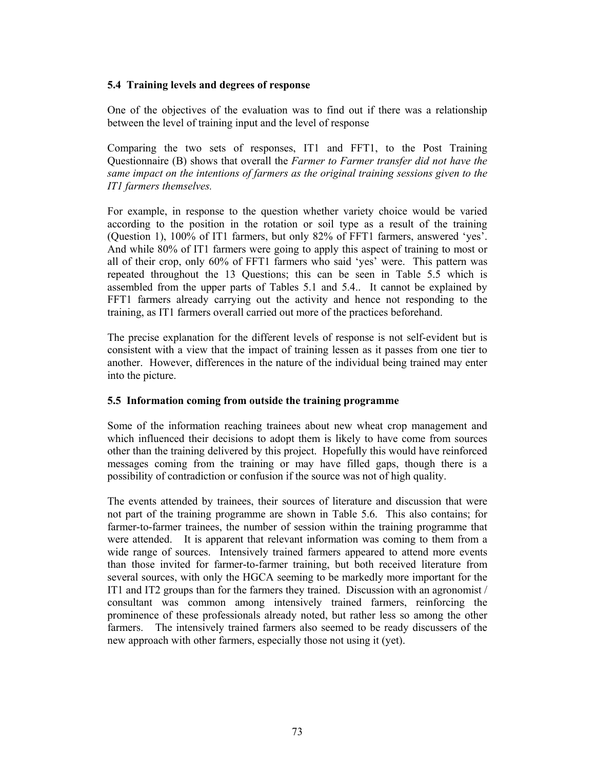## 5.4 Training levels and degrees of response

One of the objectives of the evaluation was to find out if there was a relationship between the level of training input and the level of response

Comparing the two sets of responses, IT1 and FFT1, to the Post Training Questionnaire (B) shows that overall the *Farmer to Farmer transfer did not have the same impact on the intentions of farmers as the original training sessions given to the IT1 farmers themselves.*

For example, in response to the question whether variety choice would be varied according to the position in the rotation or soil type as a result of the training (Question 1), 100% of IT1 farmers, but only 82% of FFT1 farmers, answered 'yes'. And while 80% of IT1 farmers were going to apply this aspect of training to most or all of their crop, only 60% of FFT1 farmers who said 'yes' were. This pattern was repeated throughout the 13 Questions; this can be seen in Table 5.5 which is assembled from the upper parts of Tables 5.1 and 5.4.. It cannot be explained by FFT1 farmers already carrying out the activity and hence not responding to the training, as IT1 farmers overall carried out more of the practices beforehand.

The precise explanation for the different levels of response is not self-evident but is consistent with a view that the impact of training lessen as it passes from one tier to another. However, differences in the nature of the individual being trained may enter into the picture.

## 5.5 Information coming from outside the training programme

Some of the information reaching trainees about new wheat crop management and which influenced their decisions to adopt them is likely to have come from sources other than the training delivered by this project. Hopefully this would have reinforced messages coming from the training or may have filled gaps, though there is a possibility of contradiction or confusion if the source was not of high quality.

The events attended by trainees, their sources of literature and discussion that were not part of the training programme are shown in Table 5.6. This also contains; for farmer-to-farmer trainees, the number of session within the training programme that were attended. It is apparent that relevant information was coming to them from a wide range of sources. Intensively trained farmers appeared to attend more events than those invited for farmer-to-farmer training, but both received literature from several sources, with only the HGCA seeming to be markedly more important for the IT1 and IT2 groups than for the farmers they trained. Discussion with an agronomist / consultant was common among intensively trained farmers, reinforcing the prominence of these professionals already noted, but rather less so among the other farmers. The intensively trained farmers also seemed to be ready discussers of the new approach with other farmers, especially those not using it (yet).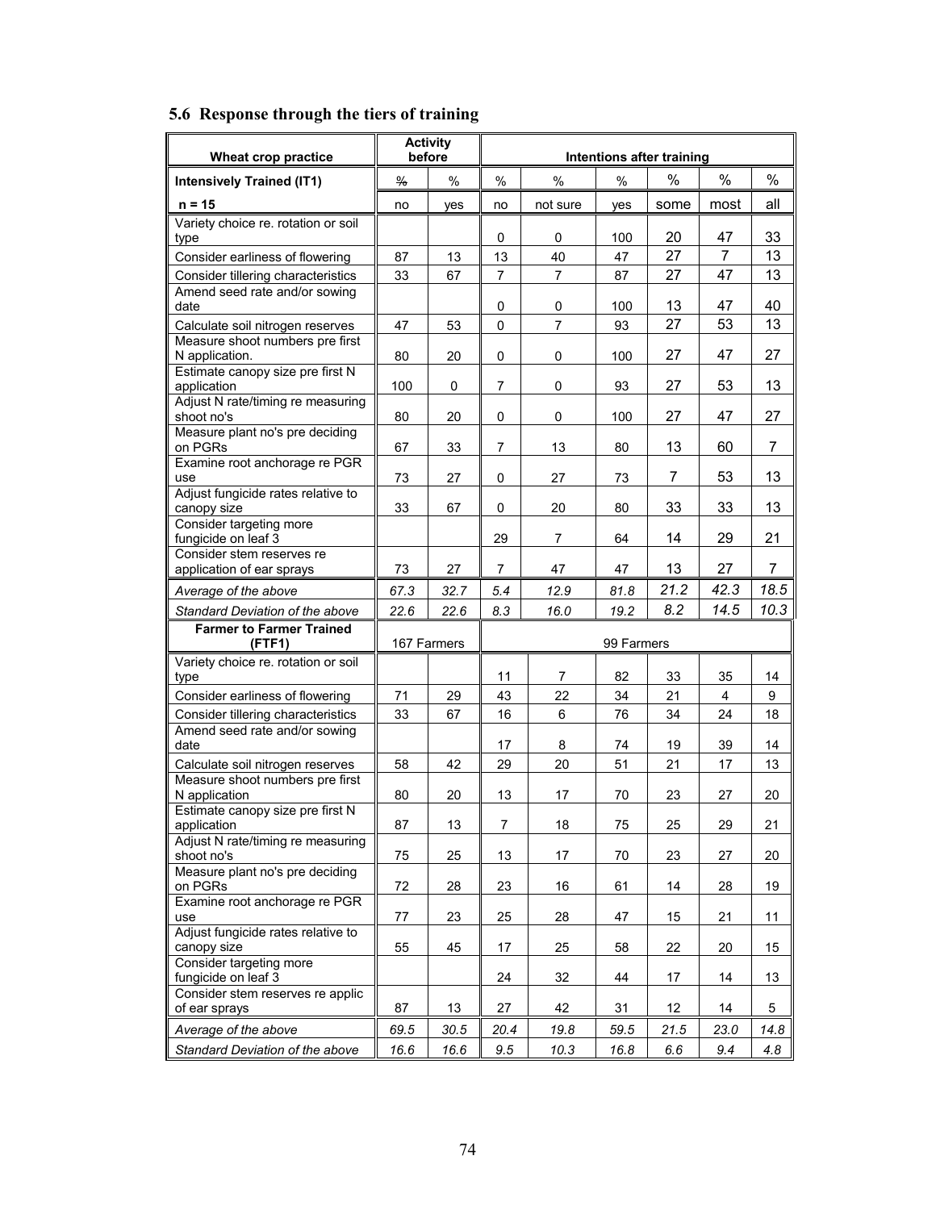## 5.6 Response through the tiers of training

| Wheat crop practice | Activity before | | Intentions after training | | | | | |
|---|---|---|---|---|---|---|---|---|
| **Intensively Trained (IT1)** | % | % | % | % | % | % | % | % |
| **n = 15** | no | yes | no | not sure | yes | some | most | all |
| Variety choice re. rotation or soil type | | | 0 | 0 | 100 | 20 | 47 | 33 |
| Consider earliness of flowering | 87 | 13 | 13 | 40 | 47 | 27 | 7 | 13 |
| Consider tillering characteristics | 33 | 67 | 7 | 7 | 87 | 27 | 47 | 13 |
| Amend seed rate and/or sowing date | | | 0 | 0 | 100 | 13 | 47 | 40 |
| Calculate soil nitrogen reserves | 47 | 53 | 0 | 7 | 93 | 27 | 53 | 13 |
| Measure shoot numbers pre first N application. | 80 | 20 | 0 | 0 | 100 | 27 | 47 | 27 |
| Estimate canopy size pre first N application | 100 | 0 | 7 | 0 | 93 | 27 | 53 | 13 |
| Adjust N rate/timing re measuring shoot no's | 80 | 20 | 0 | 0 | 100 | 27 | 47 | 27 |
| Measure plant no's pre deciding on PGRs | 67 | 33 | 7 | 13 | 80 | 13 | 60 | 7 |
| Examine root anchorage re PGR use | 73 | 27 | 0 | 27 | 73 | 7 | 53 | 13 |
| Adjust fungicide rates relative to canopy size | 33 | 67 | 0 | 20 | 80 | 33 | 33 | 13 |
| Consider targeting more fungicide on leaf 3 | | | 29 | 7 | 64 | 14 | 29 | 21 |
| Consider stem reserves re application of ear sprays | 73 | 27 | 7 | 47 | 47 | 13 | 27 | 7 |
| *Average of the above* | *67.3* | *32.7* | *5.4* | *12.9* | *81.8* | *21.2* | *42.3* | *18.5* |
| *Standard Deviation of the above* | *22.6* | *22.6* | *8.3* | *16.0* | *19.2* | *8.2* | *14.5* | *10.3* |
| **Farmer to Farmer Trained (FTF1)** | 167 Farmers | | 99 Farmers | | | | | |
| Variety choice re. rotation or soil type | | | 11 | 7 | 82 | 33 | 35 | 14 |
| Consider earliness of flowering | 71 | 29 | 43 | 22 | 34 | 21 | 4 | 9 |
| Consider tillering characteristics | 33 | 67 | 16 | 6 | 76 | 34 | 24 | 18 |
| Amend seed rate and/or sowing date | | | 17 | 8 | 74 | 19 | 39 | 14 |
| Calculate soil nitrogen reserves | 58 | 42 | 29 | 20 | 51 | 21 | 17 | 13 |
| Measure shoot numbers pre first N application | 80 | 20 | 13 | 17 | 70 | 23 | 27 | 20 |
| Estimate canopy size pre first N application | 87 | 13 | 7 | 18 | 75 | 25 | 29 | 21 |
| Adjust N rate/timing re measuring shoot no's | 75 | 25 | 13 | 17 | 70 | 23 | 27 | 20 |
| Measure plant no's pre deciding on PGRs | 72 | 28 | 23 | 16 | 61 | 14 | 28 | 19 |
| Examine root anchorage re PGR use | 77 | 23 | 25 | 28 | 47 | 15 | 21 | 11 |
| Adjust fungicide rates relative to canopy size | 55 | 45 | 17 | 25 | 58 | 22 | 20 | 15 |
| Consider targeting more fungicide on leaf 3 | | | 24 | 32 | 44 | 17 | 14 | 13 |
| Consider stem reserves re applic of ear sprays | 87 | 13 | 27 | 42 | 31 | 12 | 14 | 5 |
| *Average of the above* | *69.5* | *30.5* | *20.4* | *19.8* | *59.5* | *21.5* | *23.0* | *14.8* |
| *Standard Deviation of the above* | *16.6* | *16.6* | *9.5* | *10.3* | *16.8* | *6.6* | *9.4* | *4.8* |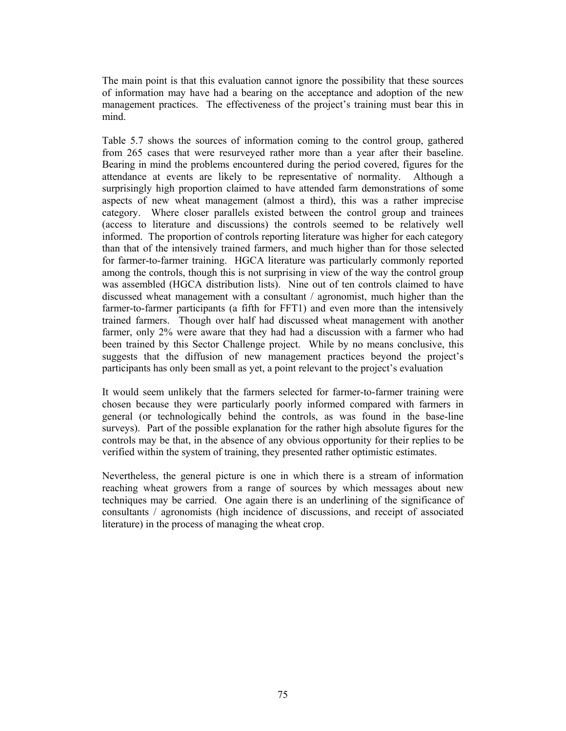The main point is that this evaluation cannot ignore the possibility that these sources of information may have had a bearing on the acceptance and adoption of the new management practices. The effectiveness of the project's training must bear this in mind.

Table 5.7 shows the sources of information coming to the control group, gathered from 265 cases that were resurveyed rather more than a year after their baseline. Bearing in mind the problems encountered during the period covered, figures for the attendance at events are likely to be representative of normality. Although a surprisingly high proportion claimed to have attended farm demonstrations of some aspects of new wheat management (almost a third), this was a rather imprecise category. Where closer parallels existed between the control group and trainees (access to literature and discussions) the controls seemed to be relatively well informed. The proportion of controls reporting literature was higher for each category than that of the intensively trained farmers, and much higher than for those selected for farmer-to-farmer training. HGCA literature was particularly commonly reported among the controls, though this is not surprising in view of the way the control group was assembled (HGCA distribution lists). Nine out of ten controls claimed to have discussed wheat management with a consultant / agronomist, much higher than the farmer-to-farmer participants (a fifth for FFT1) and even more than the intensively trained farmers. Though over half had discussed wheat management with another farmer, only 2% were aware that they had had a discussion with a farmer who had been trained by this Sector Challenge project. While by no means conclusive, this suggests that the diffusion of new management practices beyond the project's participants has only been small as yet, a point relevant to the project's evaluation

It would seem unlikely that the farmers selected for farmer-to-farmer training were chosen because they were particularly poorly informed compared with farmers in general (or technologically behind the controls, as was found in the base-line surveys). Part of the possible explanation for the rather high absolute figures for the controls may be that, in the absence of any obvious opportunity for their replies to be verified within the system of training, they presented rather optimistic estimates.

Nevertheless, the general picture is one in which there is a stream of information reaching wheat growers from a range of sources by which messages about new techniques may be carried. One again there is an underlining of the significance of consultants / agronomists (high incidence of discussions, and receipt of associated literature) in the process of managing the wheat crop.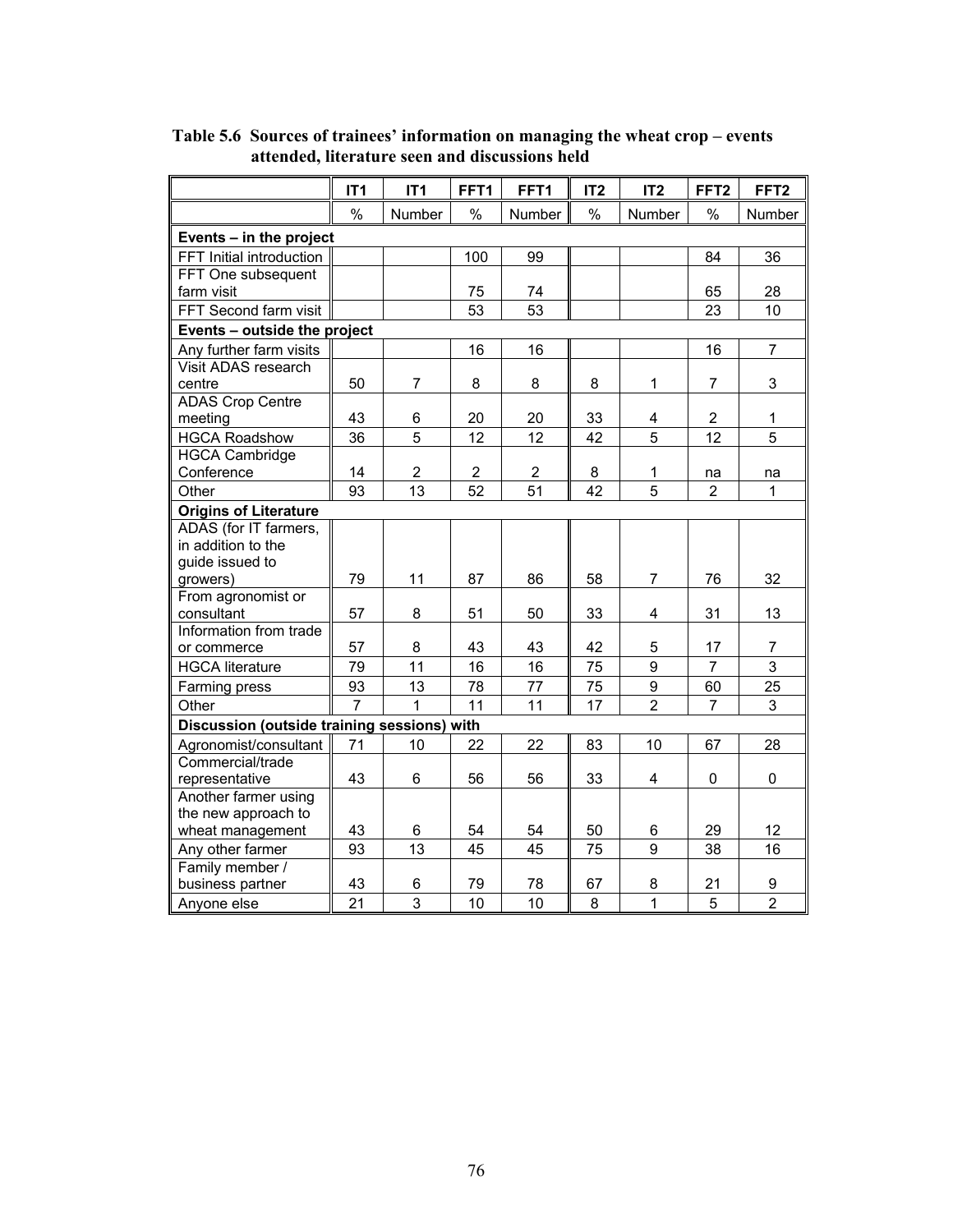**Table 5.6 Sources of trainees' information on managing the wheat crop – events attended, literature seen and discussions held**

| | IT1 | IT1 | FFT1 | FFT1 | IT2 | IT2 | FFT2 | FFT2 |
|---|---|---|---|---|---|---|---|---|
| | % | Number | % | Number | % | Number | % | Number |
| **Events – in the project** | | | | | | | | |
| FFT Initial introduction | | | 100 | 99 | | | 84 | 36 |
| FFT One subsequent farm visit | | | 75 | 74 | | | 65 | 28 |
| FFT Second farm visit | | | 53 | 53 | | | 23 | 10 |
| **Events – outside the project** | | | | | | | | |
| Any further farm visits | | | 16 | 16 | | | 16 | 7 |
| Visit ADAS research centre | 50 | 7 | 8 | 8 | 8 | 1 | 7 | 3 |
| ADAS Crop Centre meeting | 43 | 6 | 20 | 20 | 33 | 4 | 2 | 1 |
| HGCA Roadshow | 36 | 5 | 12 | 12 | 42 | 5 | 12 | 5 |
| HGCA Cambridge Conference | 14 | 2 | 2 | 2 | 8 | 1 | na | na |
| Other | 93 | 13 | 52 | 51 | 42 | 5 | 2 | 1 |
| **Origins of Literature** | | | | | | | | |
| ADAS (for IT farmers, in addition to the guide issued to growers) | 79 | 11 | 87 | 86 | 58 | 7 | 76 | 32 |
| From agronomist or consultant | 57 | 8 | 51 | 50 | 33 | 4 | 31 | 13 |
| Information from trade or commerce | 57 | 8 | 43 | 43 | 42 | 5 | 17 | 7 |
| HGCA literature | 79 | 11 | 16 | 16 | 75 | 9 | 7 | 3 |
| Farming press | 93 | 13 | 78 | 77 | 75 | 9 | 60 | 25 |
| Other | 7 | 1 | 11 | 11 | 17 | 2 | 7 | 3 |
| **Discussion (outside training sessions) with** | | | | | | | | |
| Agronomist/consultant | 71 | 10 | 22 | 22 | 83 | 10 | 67 | 28 |
| Commercial/trade representative | 43 | 6 | 56 | 56 | 33 | 4 | 0 | 0 |
| Another farmer using the new approach to wheat management | 43 | 6 | 54 | 54 | 50 | 6 | 29 | 12 |
| Any other farmer | 93 | 13 | 45 | 45 | 75 | 9 | 38 | 16 |
| Family member / business partner | 43 | 6 | 79 | 78 | 67 | 8 | 21 | 9 |
| Anyone else | 21 | 3 | 10 | 10 | 8 | 1 | 5 | 2 |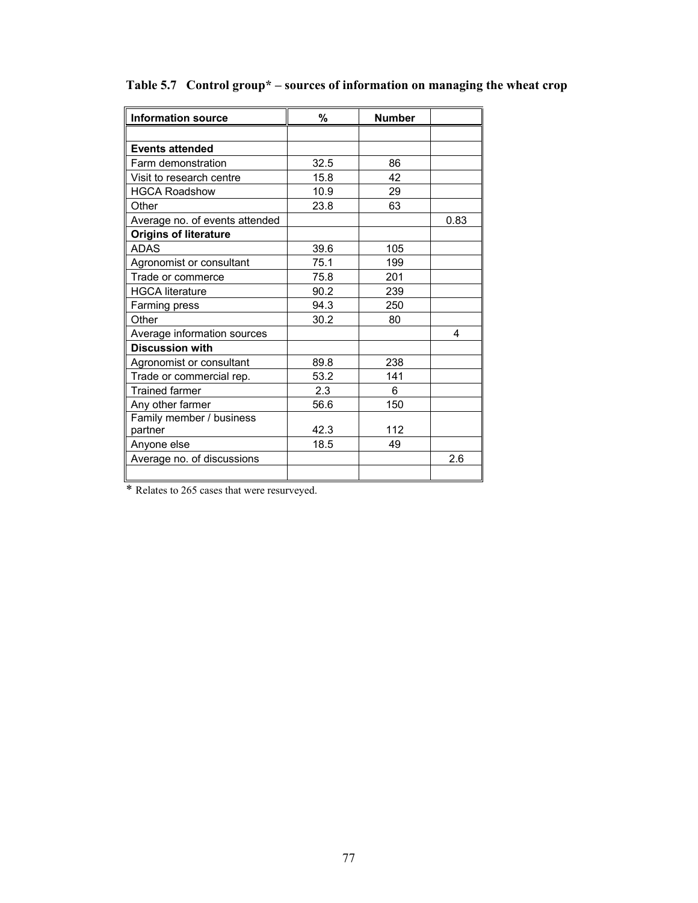**Table 5.7 Control group* – sources of information on managing the wheat crop**

| Information source | % | Number | |
|---|---|---|---|
| | | | |
| **Events attended** | | | |
| Farm demonstration | 32.5 | 86 | |
| Visit to research centre | 15.8 | 42 | |
| HGCA Roadshow | 10.9 | 29 | |
| Other | 23.8 | 63 | |
| Average no. of events attended | | | 0.83 |
| **Origins of literature** | | | |
| ADAS | 39.6 | 105 | |
| Agronomist or consultant | 75.1 | 199 | |
| Trade or commerce | 75.8 | 201 | |
| HGCA literature | 90.2 | 239 | |
| Farming press | 94.3 | 250 | |
| Other | 30.2 | 80 | |
| Average information sources | | | 4 |
| **Discussion with** | | | |
| Agronomist or consultant | 89.8 | 238 | |
| Trade or commercial rep. | 53.2 | 141 | |
| Trained farmer | 2.3 | 6 | |
| Any other farmer | 56.6 | 150 | |
| Family member / business partner | 42.3 | 112 | |
| Anyone else | 18.5 | 49 | |
| Average no. of discussions | | | 2.6 |
| | | | |

* Relates to 265 cases that were resurveyed.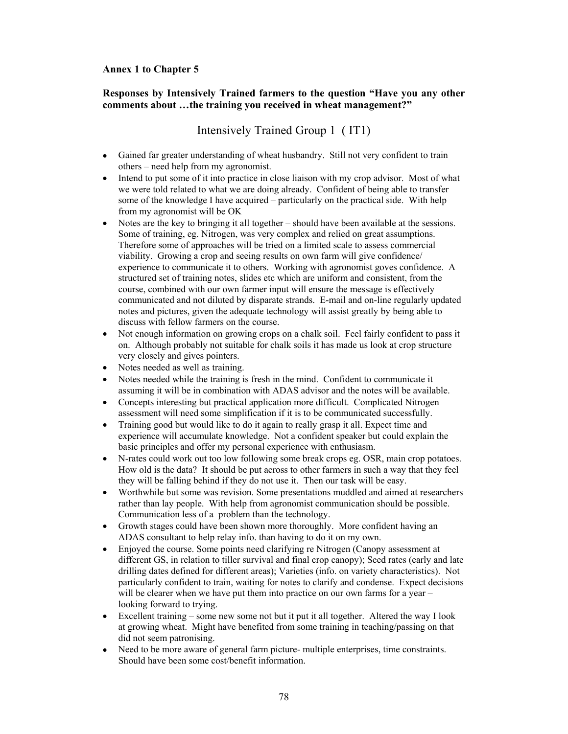**Annex 1 to Chapter 5**

**Responses by Intensively Trained farmers to the question "Have you any other comments about …the training you received in wheat management?"**

## Intensively Trained Group 1 ( IT1)

- Gained far greater understanding of wheat husbandry. Still not very confident to train others – need help from my agronomist.
- Intend to put some of it into practice in close liaison with my crop advisor. Most of what we were told related to what we are doing already. Confident of being able to transfer some of the knowledge I have acquired – particularly on the practical side. With help from my agronomist will be OK
- Notes are the key to bringing it all together – should have been available at the sessions. Some of training, eg. Nitrogen, was very complex and relied on great assumptions. Therefore some of approaches will be tried on a limited scale to assess commercial viability. Growing a crop and seeing results on own farm will give confidence/ experience to communicate it to others. Working with agronomist goves confidence. A structured set of training notes, slides etc which are uniform and consistent, from the course, combined with our own farmer input will ensure the message is effectively communicated and not diluted by disparate strands. E-mail and on-line regularly updated notes and pictures, given the adequate technology will assist greatly by being able to discuss with fellow farmers on the course.
- Not enough information on growing crops on a chalk soil. Feel fairly confident to pass it on. Although probably not suitable for chalk soils it has made us look at crop structure very closely and gives pointers.
- Notes needed as well as training.
- Notes needed while the training is fresh in the mind. Confident to communicate it assuming it will be in combination with ADAS advisor and the notes will be available.
- Concepts interesting but practical application more difficult. Complicated Nitrogen assessment will need some simplification if it is to be communicated successfully.
- Training good but would like to do it again to really grasp it all. Expect time and experience will accumulate knowledge. Not a confident speaker but could explain the basic principles and offer my personal experience with enthusiasm.
- N-rates could work out too low following some break crops eg. OSR, main crop potatoes. How old is the data? It should be put across to other farmers in such a way that they feel they will be falling behind if they do not use it. Then our task will be easy.
- Worthwhile but some was revision. Some presentations muddled and aimed at researchers rather than lay people. With help from agronomist communication should be possible. Communication less of a problem than the technology.
- Growth stages could have been shown more thoroughly. More confident having an ADAS consultant to help relay info. than having to do it on my own.
- Enjoyed the course. Some points need clarifying re Nitrogen (Canopy assessment at different GS, in relation to tiller survival and final crop canopy); Seed rates (early and late drilling dates defined for different areas); Varieties (info. on variety characteristics). Not particularly confident to train, waiting for notes to clarify and condense. Expect decisions will be clearer when we have put them into practice on our own farms for a year – looking forward to trying.
- Excellent training – some new some not but it put it all together. Altered the way I look at growing wheat. Might have benefited from some training in teaching/passing on that did not seem patronising.
- Need to be more aware of general farm picture- multiple enterprises, time constraints. Should have been some cost/benefit information.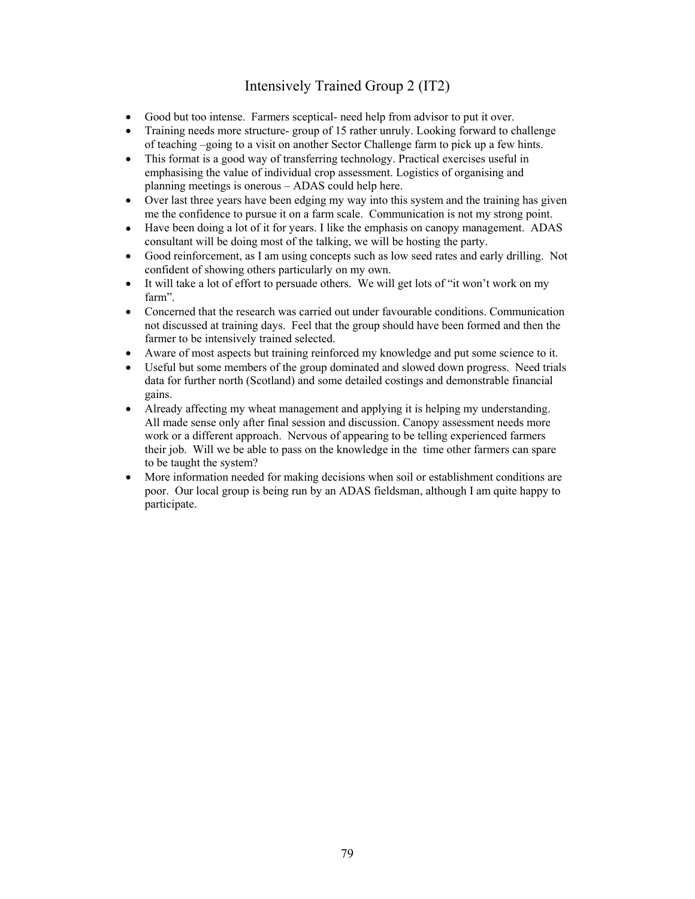## Intensively Trained Group 2 (IT2)

- Good but too intense. Farmers sceptical- need help from advisor to put it over.
- Training needs more structure- group of 15 rather unruly. Looking forward to challenge of teaching –going to a visit on another Sector Challenge farm to pick up a few hints.
- This format is a good way of transferring technology. Practical exercises useful in emphasising the value of individual crop assessment. Logistics of organising and planning meetings is onerous – ADAS could help here.
- Over last three years have been edging my way into this system and the training has given me the confidence to pursue it on a farm scale. Communication is not my strong point.
- Have been doing a lot of it for years. I like the emphasis on canopy management. ADAS consultant will be doing most of the talking, we will be hosting the party.
- Good reinforcement, as I am using concepts such as low seed rates and early drilling. Not confident of showing others particularly on my own.
- It will take a lot of effort to persuade others. We will get lots of "it won't work on my farm".
- Concerned that the research was carried out under favourable conditions. Communication not discussed at training days. Feel that the group should have been formed and then the farmer to be intensively trained selected.
- Aware of most aspects but training reinforced my knowledge and put some science to it.
- Useful but some members of the group dominated and slowed down progress. Need trials data for further north (Scotland) and some detailed costings and demonstrable financial gains.
- Already affecting my wheat management and applying it is helping my understanding. All made sense only after final session and discussion. Canopy assessment needs more work or a different approach. Nervous of appearing to be telling experienced farmers their job. Will we be able to pass on the knowledge in the time other farmers can spare to be taught the system?
- More information needed for making decisions when soil or establishment conditions are poor. Our local group is being run by an ADAS fieldsman, although I am quite happy to participate.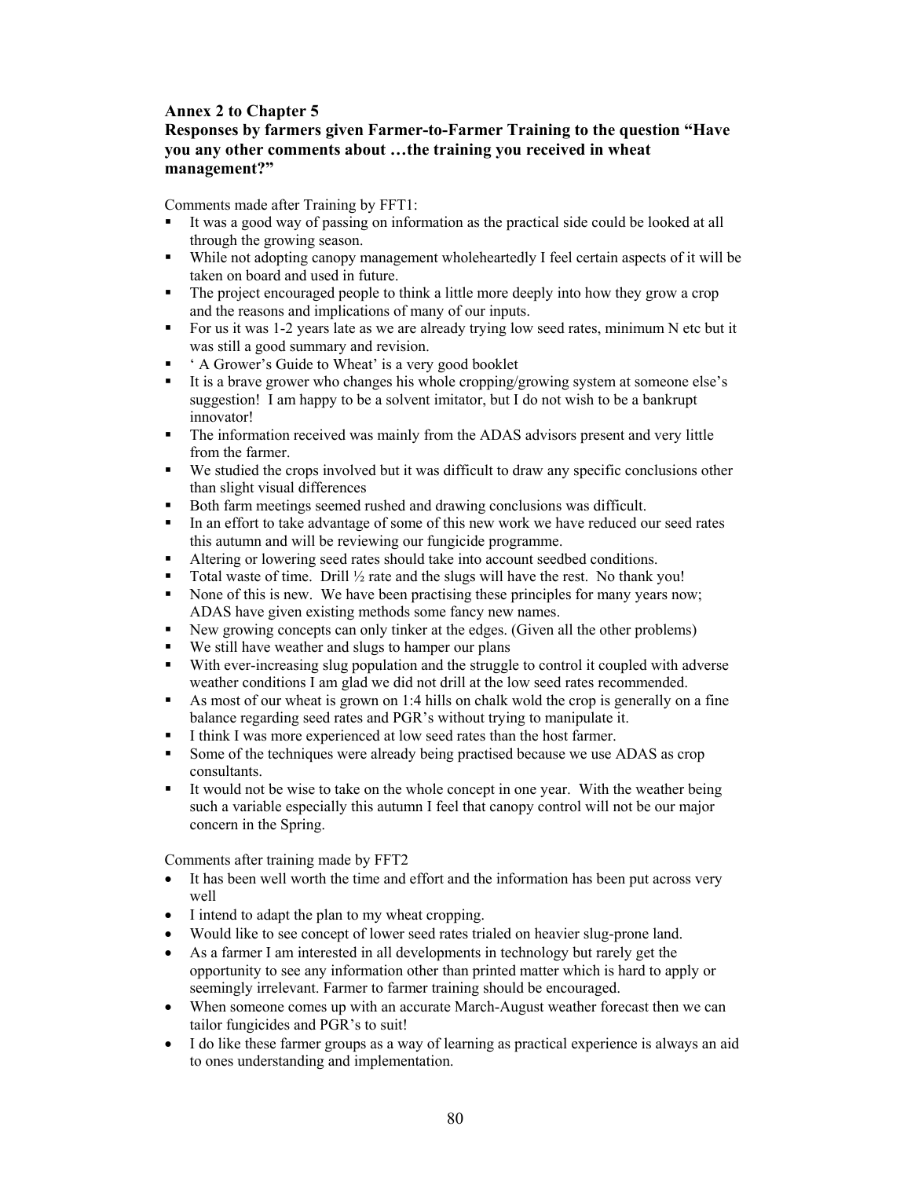**Annex 2 to Chapter 5**
**Responses by farmers given Farmer-to-Farmer Training to the question "Have you any other comments about …the training you received in wheat management?"**

Comments made after Training by FFT1:

- It was a good way of passing on information as the practical side could be looked at all through the growing season.
- While not adopting canopy management wholeheartedly I feel certain aspects of it will be taken on board and used in future.
- The project encouraged people to think a little more deeply into how they grow a crop and the reasons and implications of many of our inputs.
- For us it was 1-2 years late as we are already trying low seed rates, minimum N etc but it was still a good summary and revision.
- ' A Grower's Guide to Wheat' is a very good booklet
- It is a brave grower who changes his whole cropping/growing system at someone else's suggestion! I am happy to be a solvent imitator, but I do not wish to be a bankrupt innovator!
- The information received was mainly from the ADAS advisors present and very little from the farmer.
- We studied the crops involved but it was difficult to draw any specific conclusions other than slight visual differences
- Both farm meetings seemed rushed and drawing conclusions was difficult.
- In an effort to take advantage of some of this new work we have reduced our seed rates this autumn and will be reviewing our fungicide programme.
- Altering or lowering seed rates should take into account seedbed conditions.
- Total waste of time. Drill ½ rate and the slugs will have the rest. No thank you!
- None of this is new. We have been practising these principles for many years now; ADAS have given existing methods some fancy new names.
- New growing concepts can only tinker at the edges. (Given all the other problems)
- We still have weather and slugs to hamper our plans
- With ever-increasing slug population and the struggle to control it coupled with adverse weather conditions I am glad we did not drill at the low seed rates recommended.
- As most of our wheat is grown on 1:4 hills on chalk wold the crop is generally on a fine balance regarding seed rates and PGR's without trying to manipulate it.
- I think I was more experienced at low seed rates than the host farmer.
- Some of the techniques were already being practised because we use ADAS as crop consultants.
- It would not be wise to take on the whole concept in one year. With the weather being such a variable especially this autumn I feel that canopy control will not be our major concern in the Spring.

Comments after training made by FFT2

- It has been well worth the time and effort and the information has been put across very well
- I intend to adapt the plan to my wheat cropping.
- Would like to see concept of lower seed rates trialed on heavier slug-prone land.
- As a farmer I am interested in all developments in technology but rarely get the opportunity to see any information other than printed matter which is hard to apply or seemingly irrelevant. Farmer to farmer training should be encouraged.
- When someone comes up with an accurate March-August weather forecast then we can tailor fungicides and PGR's to suit!
- I do like these farmer groups as a way of learning as practical experience is always an aid to ones understanding and implementation.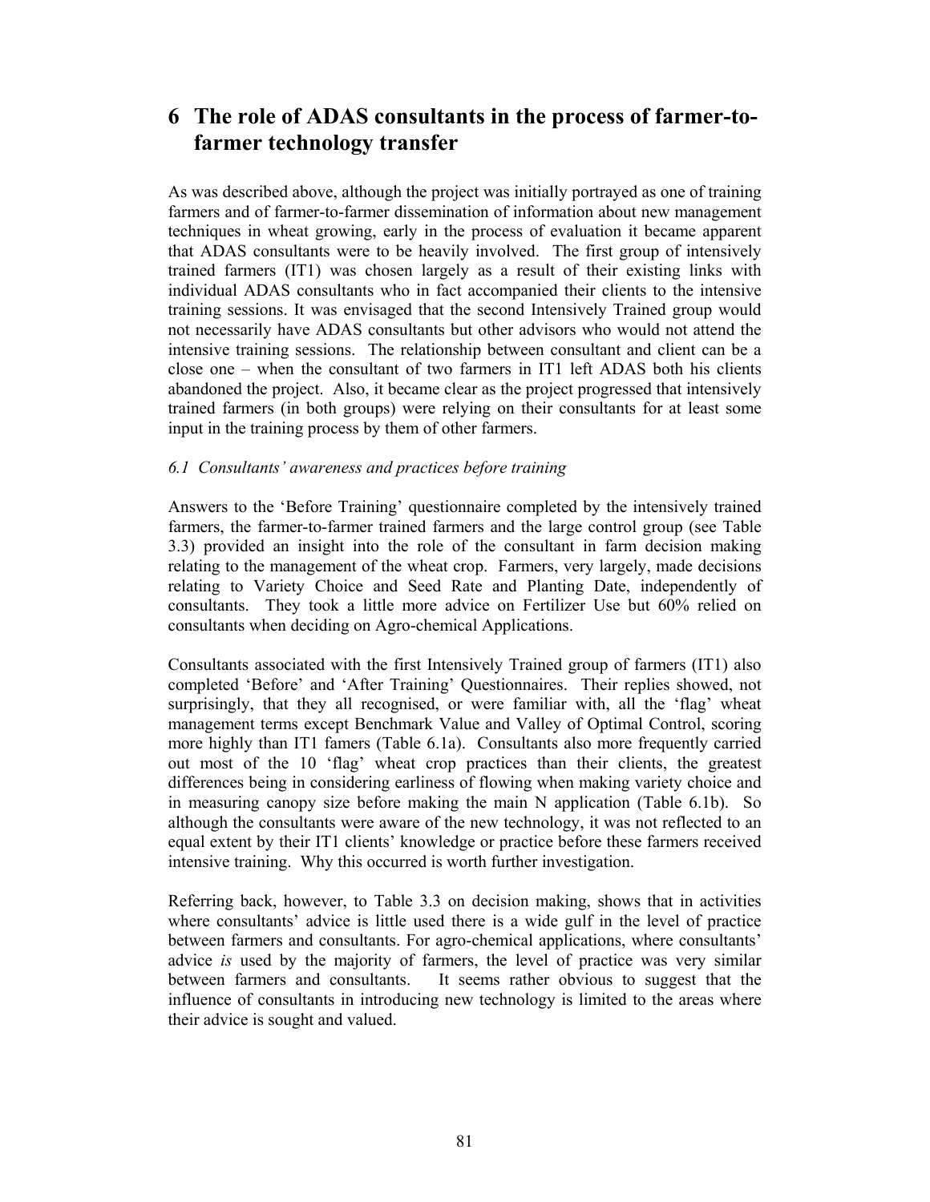# 6 The role of ADAS consultants in the process of farmer-to-farmer technology transfer

As was described above, although the project was initially portrayed as one of training farmers and of farmer-to-farmer dissemination of information about new management techniques in wheat growing, early in the process of evaluation it became apparent that ADAS consultants were to be heavily involved. The first group of intensively trained farmers (IT1) was chosen largely as a result of their existing links with individual ADAS consultants who in fact accompanied their clients to the intensive training sessions. It was envisaged that the second Intensively Trained group would not necessarily have ADAS consultants but other advisors who would not attend the intensive training sessions. The relationship between consultant and client can be a close one – when the consultant of two farmers in IT1 left ADAS both his clients abandoned the project. Also, it became clear as the project progressed that intensively trained farmers (in both groups) were relying on their consultants for at least some input in the training process by them of other farmers.

*6.1 Consultants' awareness and practices before training*

Answers to the 'Before Training' questionnaire completed by the intensively trained farmers, the farmer-to-farmer trained farmers and the large control group (see Table 3.3) provided an insight into the role of the consultant in farm decision making relating to the management of the wheat crop. Farmers, very largely, made decisions relating to Variety Choice and Seed Rate and Planting Date, independently of consultants. They took a little more advice on Fertilizer Use but 60% relied on consultants when deciding on Agro-chemical Applications.

Consultants associated with the first Intensively Trained group of farmers (IT1) also completed 'Before' and 'After Training' Questionnaires. Their replies showed, not surprisingly, that they all recognised, or were familiar with, all the 'flag' wheat management terms except Benchmark Value and Valley of Optimal Control, scoring more highly than IT1 famers (Table 6.1a). Consultants also more frequently carried out most of the 10 'flag' wheat crop practices than their clients, the greatest differences being in considering earliness of flowing when making variety choice and in measuring canopy size before making the main N application (Table 6.1b). So although the consultants were aware of the new technology, it was not reflected to an equal extent by their IT1 clients' knowledge or practice before these farmers received intensive training. Why this occurred is worth further investigation.

Referring back, however, to Table 3.3 on decision making, shows that in activities where consultants' advice is little used there is a wide gulf in the level of practice between farmers and consultants. For agro-chemical applications, where consultants' advice *is* used by the majority of farmers, the level of practice was very similar between farmers and consultants. It seems rather obvious to suggest that the influence of consultants in introducing new technology is limited to the areas where their advice is sought and valued.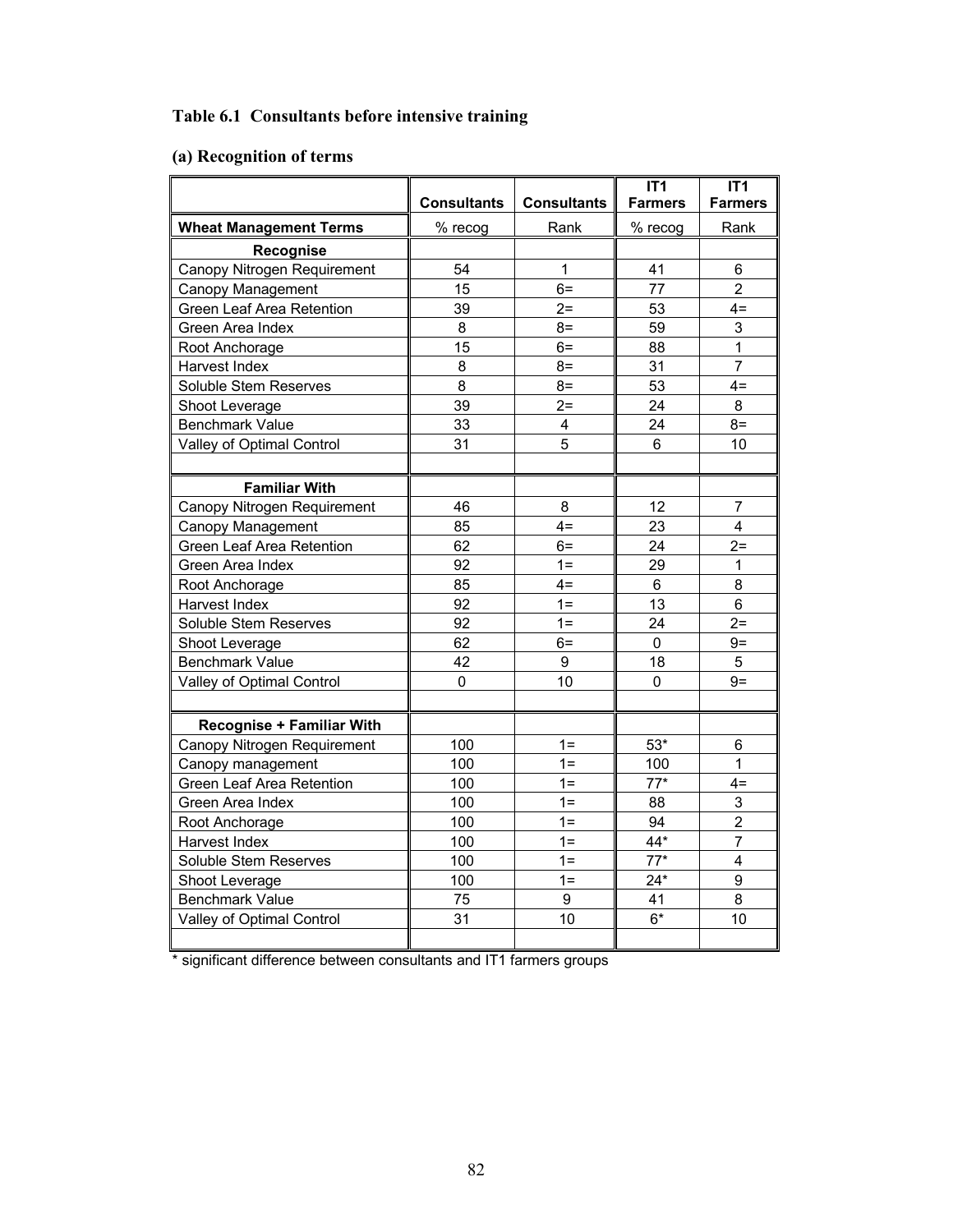**Table 6.1 Consultants before intensive training**

**(a) Recognition of terms**

| | Consultants | Consultants | IT1 Farmers | IT1 Farmers |
|---|---|---|---|---|
| **Wheat Management Terms** | % recog | Rank | % recog | Rank |
| **Recognise** | | | | |
| Canopy Nitrogen Requirement | 54 | 1 | 41 | 6 |
| Canopy Management | 15 | 6= | 77 | 2 |
| Green Leaf Area Retention | 39 | 2= | 53 | 4= |
| Green Area Index | 8 | 8= | 59 | 3 |
| Root Anchorage | 15 | 6= | 88 | 1 |
| Harvest Index | 8 | 8= | 31 | 7 |
| Soluble Stem Reserves | 8 | 8= | 53 | 4= |
| Shoot Leverage | 39 | 2= | 24 | 8 |
| Benchmark Value | 33 | 4 | 24 | 8= |
| Valley of Optimal Control | 31 | 5 | 6 | 10 |
| | | | | |
| **Familiar With** | | | | |
| Canopy Nitrogen Requirement | 46 | 8 | 12 | 7 |
| Canopy Management | 85 | 4= | 23 | 4 |
| Green Leaf Area Retention | 62 | 6= | 24 | 2= |
| Green Area Index | 92 | 1= | 29 | 1 |
| Root Anchorage | 85 | 4= | 6 | 8 |
| Harvest Index | 92 | 1= | 13 | 6 |
| Soluble Stem Reserves | 92 | 1= | 24 | 2= |
| Shoot Leverage | 62 | 6= | 0 | 9= |
| Benchmark Value | 42 | 9 | 18 | 5 |
| Valley of Optimal Control | 0 | 10 | 0 | 9= |
| | | | | |
| **Recognise + Familiar With** | | | | |
| Canopy Nitrogen Requirement | 100 | 1= | 53* | 6 |
| Canopy management | 100 | 1= | 100 | 1 |
| Green Leaf Area Retention | 100 | 1= | 77* | 4= |
| Green Area Index | 100 | 1= | 88 | 3 |
| Root Anchorage | 100 | 1= | 94 | 2 |
| Harvest Index | 100 | 1= | 44* | 7 |
| Soluble Stem Reserves | 100 | 1= | 77* | 4 |
| Shoot Leverage | 100 | 1= | 24* | 9 |
| Benchmark Value | 75 | 9 | 41 | 8 |
| Valley of Optimal Control | 31 | 10 | 6* | 10 |
| | | | | |

* significant difference between consultants and IT1 farmers groups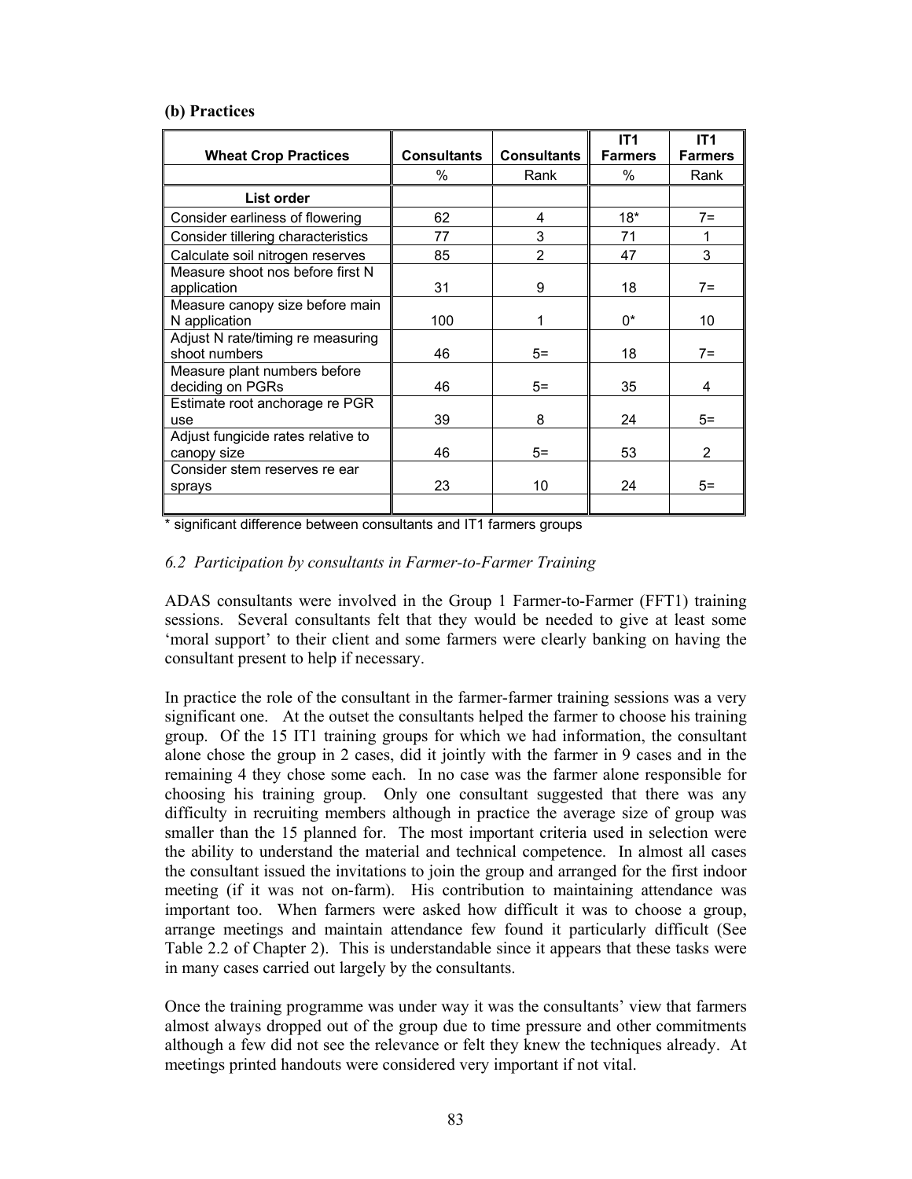**(b) Practices**

| Wheat Crop Practices | Consultants | Consultants | IT1 Farmers | IT1 Farmers |
|---|---|---|---|---|
| | % | Rank | % | Rank |
| **List order** | | | | |
| Consider earliness of flowering | 62 | 4 | 18* | 7= |
| Consider tillering characteristics | 77 | 3 | 71 | 1 |
| Calculate soil nitrogen reserves | 85 | 2 | 47 | 3 |
| Measure shoot nos before first N application | 31 | 9 | 18 | 7= |
| Measure canopy size before main N application | 100 | 1 | 0* | 10 |
| Adjust N rate/timing re measuring shoot numbers | 46 | 5= | 18 | 7= |
| Measure plant numbers before deciding on PGRs | 46 | 5= | 35 | 4 |
| Estimate root anchorage re PGR use | 39 | 8 | 24 | 5= |
| Adjust fungicide rates relative to canopy size | 46 | 5= | 53 | 2 |
| Consider stem reserves re ear sprays | 23 | 10 | 24 | 5= |

\* significant difference between consultants and IT1 farmers groups

### *6.2 Participation by consultants in Farmer-to-Farmer Training*

ADAS consultants were involved in the Group 1 Farmer-to-Farmer (FFT1) training sessions. Several consultants felt that they would be needed to give at least some 'moral support' to their client and some farmers were clearly banking on having the consultant present to help if necessary.

In practice the role of the consultant in the farmer-farmer training sessions was a very significant one. At the outset the consultants helped the farmer to choose his training group. Of the 15 IT1 training groups for which we had information, the consultant alone chose the group in 2 cases, did it jointly with the farmer in 9 cases and in the remaining 4 they chose some each. In no case was the farmer alone responsible for choosing his training group. Only one consultant suggested that there was any difficulty in recruiting members although in practice the average size of group was smaller than the 15 planned for. The most important criteria used in selection were the ability to understand the material and technical competence. In almost all cases the consultant issued the invitations to join the group and arranged for the first indoor meeting (if it was not on-farm). His contribution to maintaining attendance was important too. When farmers were asked how difficult it was to choose a group, arrange meetings and maintain attendance few found it particularly difficult (See Table 2.2 of Chapter 2). This is understandable since it appears that these tasks were in many cases carried out largely by the consultants.

Once the training programme was under way it was the consultants' view that farmers almost always dropped out of the group due to time pressure and other commitments although a few did not see the relevance or felt they knew the techniques already. At meetings printed handouts were considered very important if not vital.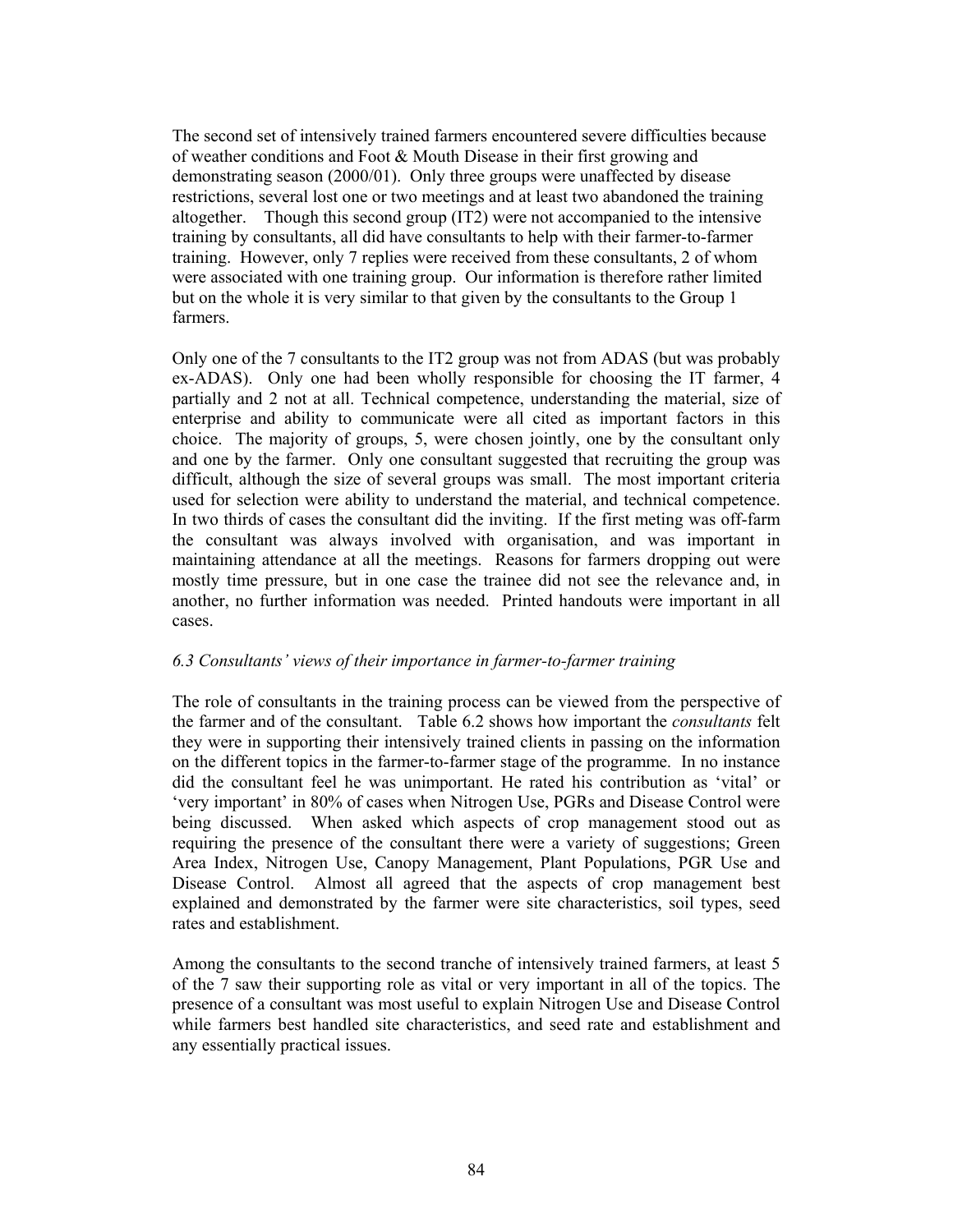The second set of intensively trained farmers encountered severe difficulties because of weather conditions and Foot & Mouth Disease in their first growing and demonstrating season (2000/01). Only three groups were unaffected by disease restrictions, several lost one or two meetings and at least two abandoned the training altogether. Though this second group (IT2) were not accompanied to the intensive training by consultants, all did have consultants to help with their farmer-to-farmer training. However, only 7 replies were received from these consultants, 2 of whom were associated with one training group. Our information is therefore rather limited but on the whole it is very similar to that given by the consultants to the Group 1 farmers.

Only one of the 7 consultants to the IT2 group was not from ADAS (but was probably ex-ADAS). Only one had been wholly responsible for choosing the IT farmer, 4 partially and 2 not at all. Technical competence, understanding the material, size of enterprise and ability to communicate were all cited as important factors in this choice. The majority of groups, 5, were chosen jointly, one by the consultant only and one by the farmer. Only one consultant suggested that recruiting the group was difficult, although the size of several groups was small. The most important criteria used for selection were ability to understand the material, and technical competence. In two thirds of cases the consultant did the inviting. If the first meting was off-farm the consultant was always involved with organisation, and was important in maintaining attendance at all the meetings. Reasons for farmers dropping out were mostly time pressure, but in one case the trainee did not see the relevance and, in another, no further information was needed. Printed handouts were important in all cases.

### *6.3 Consultants' views of their importance in farmer-to-farmer training*

The role of consultants in the training process can be viewed from the perspective of the farmer and of the consultant. Table 6.2 shows how important the *consultants* felt they were in supporting their intensively trained clients in passing on the information on the different topics in the farmer-to-farmer stage of the programme. In no instance did the consultant feel he was unimportant. He rated his contribution as 'vital' or 'very important' in 80% of cases when Nitrogen Use, PGRs and Disease Control were being discussed. When asked which aspects of crop management stood out as requiring the presence of the consultant there were a variety of suggestions; Green Area Index, Nitrogen Use, Canopy Management, Plant Populations, PGR Use and Disease Control. Almost all agreed that the aspects of crop management best explained and demonstrated by the farmer were site characteristics, soil types, seed rates and establishment.

Among the consultants to the second tranche of intensively trained farmers, at least 5 of the 7 saw their supporting role as vital or very important in all of the topics. The presence of a consultant was most useful to explain Nitrogen Use and Disease Control while farmers best handled site characteristics, and seed rate and establishment and any essentially practical issues.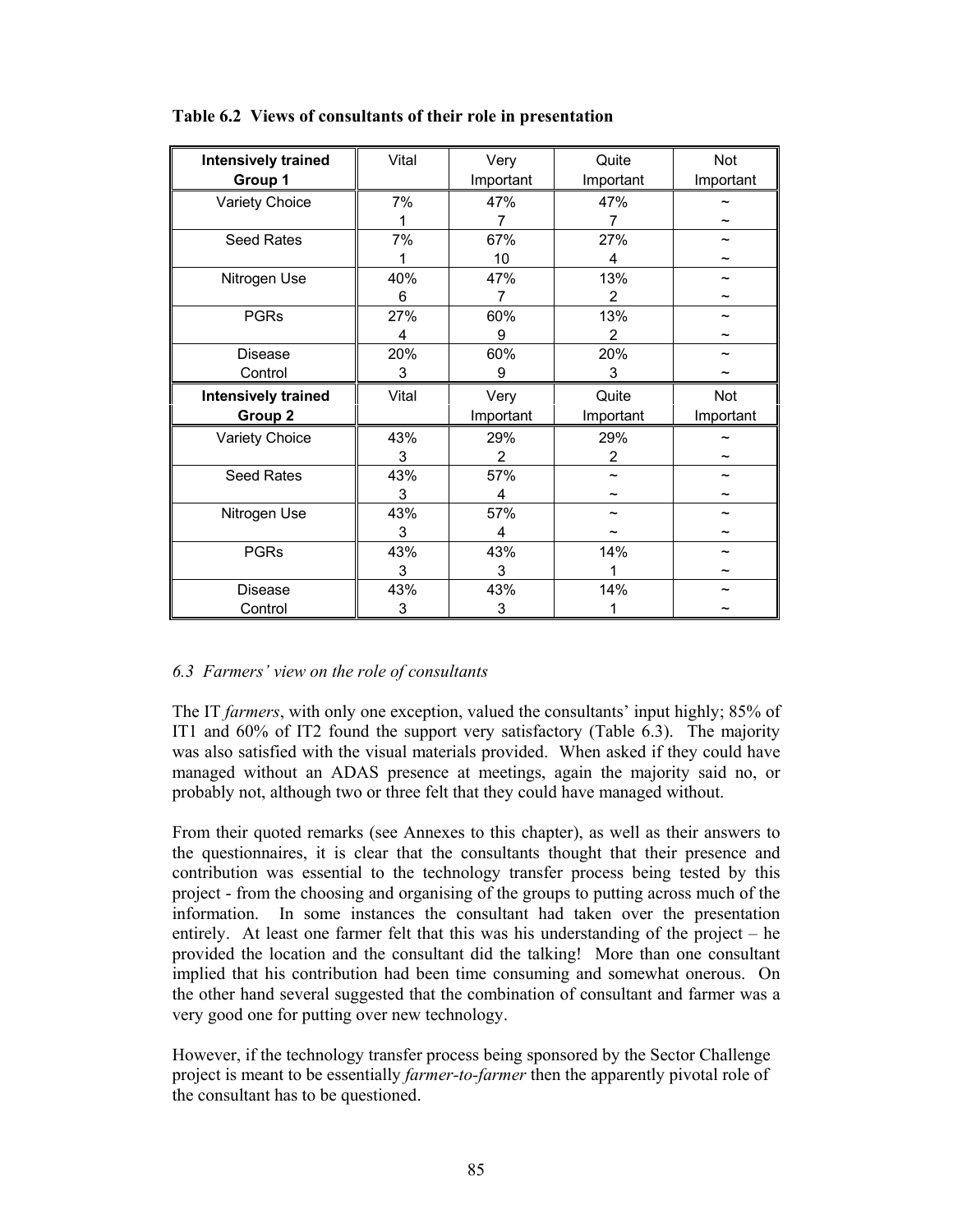**Table 6.2 Views of consultants of their role in presentation**

| Intensively trained Group 1 | Vital | Very Important | Quite Important | Not Important |
|---|---|---|---|---|
| Variety Choice | 7%<br>1 | 47%<br>7 | 47%<br>7 | ~<br>~ |
| Seed Rates | 7%<br>1 | 67%<br>10 | 27%<br>4 | ~<br>~ |
| Nitrogen Use | 40%<br>6 | 47%<br>7 | 13%<br>2 | ~<br>~ |
| PGRs | 27%<br>4 | 60%<br>9 | 13%<br>2 | ~<br>~ |
| Disease Control | 20%<br>3 | 60%<br>9 | 20%<br>3 | ~<br>~ |
| **Intensively trained Group 2** | Vital | Very Important | Quite Important | Not Important |
| Variety Choice | 43%<br>3 | 29%<br>2 | 29%<br>2 | ~<br>~ |
| Seed Rates | 43%<br>3 | 57%<br>4 | ~<br>~ | ~<br>~ |
| Nitrogen Use | 43%<br>3 | 57%<br>4 | ~<br>~ | ~<br>~ |
| PGRs | 43%<br>3 | 43%<br>3 | 14%<br>1 | ~<br>~ |
| Disease Control | 43%<br>3 | 43%<br>3 | 14%<br>1 | ~<br>~ |

### *6.3 Farmers' view on the role of consultants*

The IT *farmers*, with only one exception, valued the consultants' input highly; 85% of IT1 and 60% of IT2 found the support very satisfactory (Table 6.3). The majority was also satisfied with the visual materials provided. When asked if they could have managed without an ADAS presence at meetings, again the majority said no, or probably not, although two or three felt that they could have managed without.

From their quoted remarks (see Annexes to this chapter), as well as their answers to the questionnaires, it is clear that the consultants thought that their presence and contribution was essential to the technology transfer process being tested by this project - from the choosing and organising of the groups to putting across much of the information. In some instances the consultant had taken over the presentation entirely. At least one farmer felt that this was his understanding of the project – he provided the location and the consultant did the talking! More than one consultant implied that his contribution had been time consuming and somewhat onerous. On the other hand several suggested that the combination of consultant and farmer was a very good one for putting over new technology.

However, if the technology transfer process being sponsored by the Sector Challenge project is meant to be essentially *farmer-to-farmer* then the apparently pivotal role of the consultant has to be questioned.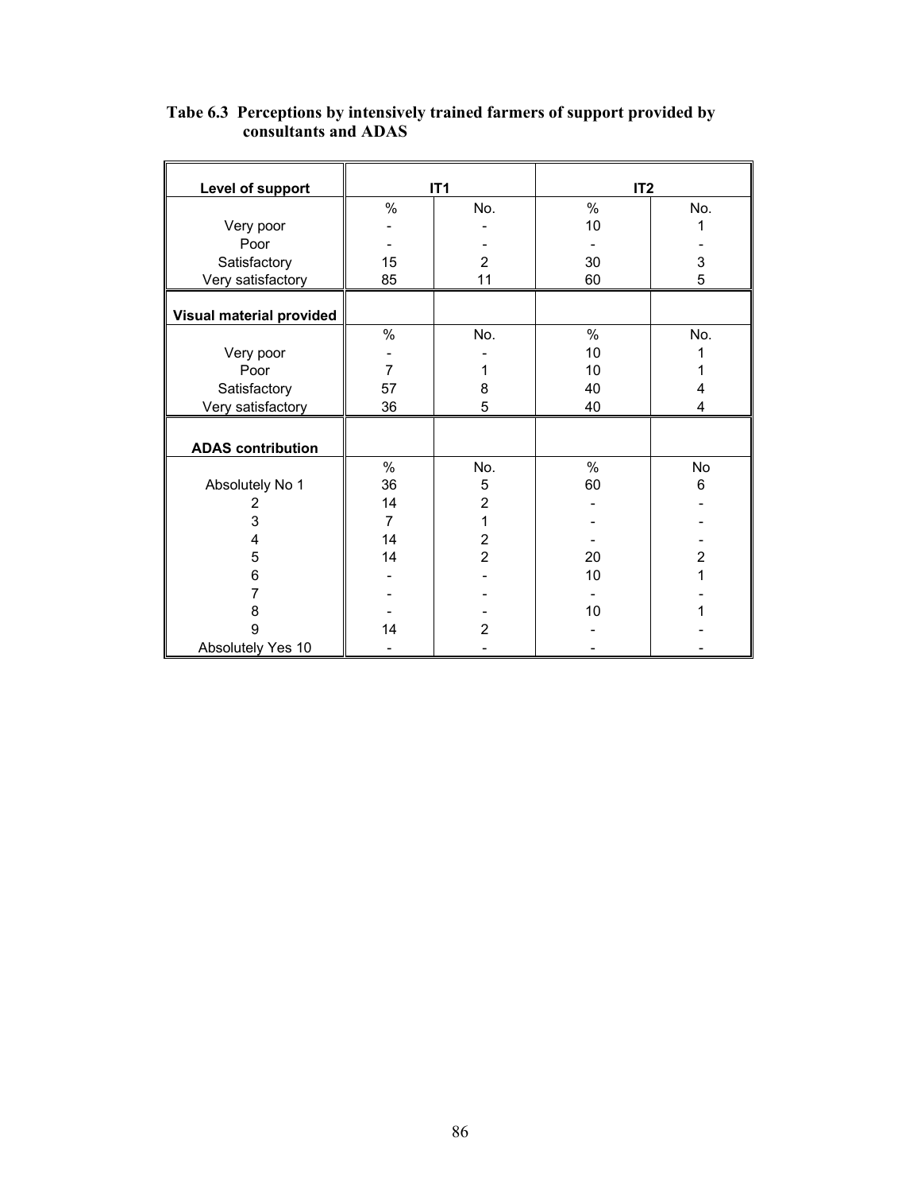**Tabe 6.3 Perceptions by intensively trained farmers of support provided by consultants and ADAS**

| Level of support | IT1 | | IT2 | |
|---|---|---|---|---|
| | % | No. | % | No. |
| Very poor | - | - | 10 | 1 |
| Poor | - | - | - | - |
| Satisfactory | 15 | 2 | 30 | 3 |
| Very satisfactory | 85 | 11 | 60 | 5 |
| **Visual material provided** | | | | |
| | % | No. | % | No. |
| Very poor | - | - | 10 | 1 |
| Poor | 7 | 1 | 10 | 1 |
| Satisfactory | 57 | 8 | 40 | 4 |
| Very satisfactory | 36 | 5 | 40 | 4 |
| **ADAS contribution** | | | | |
| | % | No. | % | No |
| Absolutely No 1 | 36 | 5 | 60 | 6 |
| 2 | 14 | 2 | - | - |
| 3 | 7 | 1 | - | - |
| 4 | 14 | 2 | - | - |
| 5 | 14 | 2 | 20 | 2 |
| 6 | - | - | 10 | 1 |
| 7 | - | - | - | - |
| 8 | - | - | 10 | 1 |
| 9 | 14 | 2 | - | - |
| Absolutely Yes 10 | - | - | - | - |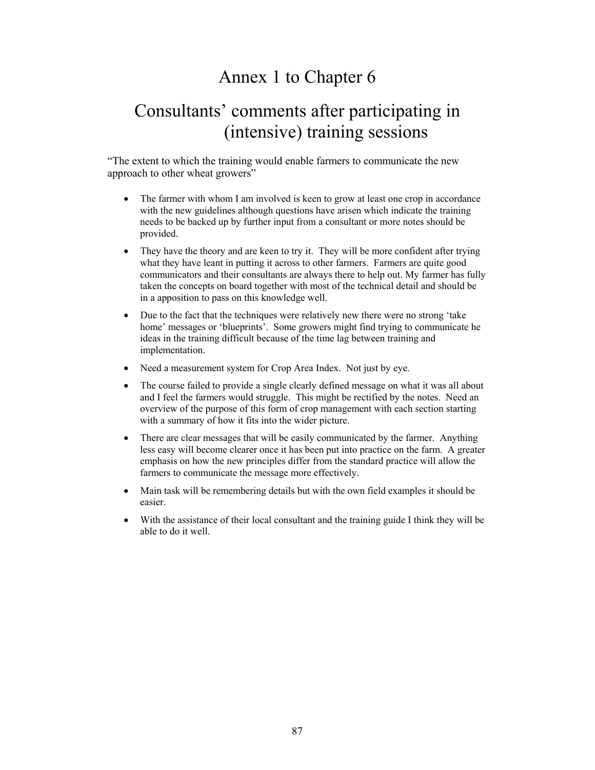# Annex 1 to Chapter 6

# Consultants' comments after participating in (intensive) training sessions

"The extent to which the training would enable farmers to communicate the new approach to other wheat growers"

- The farmer with whom I am involved is keen to grow at least one crop in accordance with the new guidelines although questions have arisen which indicate the training needs to be backed up by further input from a consultant or more notes should be provided.
- They have the theory and are keen to try it. They will be more confident after trying what they have leant in putting it across to other farmers. Farmers are quite good communicators and their consultants are always there to help out. My farmer has fully taken the concepts on board together with most of the technical detail and should be in a apposition to pass on this knowledge well.
- Due to the fact that the techniques were relatively new there were no strong 'take home' messages or 'blueprints'. Some growers might find trying to communicate he ideas in the training difficult because of the time lag between training and implementation.
- Need a measurement system for Crop Area Index. Not just by eye.
- The course failed to provide a single clearly defined message on what it was all about and I feel the farmers would struggle. This might be rectified by the notes. Need an overview of the purpose of this form of crop management with each section starting with a summary of how it fits into the wider picture.
- There are clear messages that will be easily communicated by the farmer. Anything less easy will become clearer once it has been put into practice on the farm. A greater emphasis on how the new principles differ from the standard practice will allow the farmers to communicate the message more effectively.
- Main task will be remembering details but with the own field examples it should be easier.
- With the assistance of their local consultant and the training guide I think they will be able to do it well.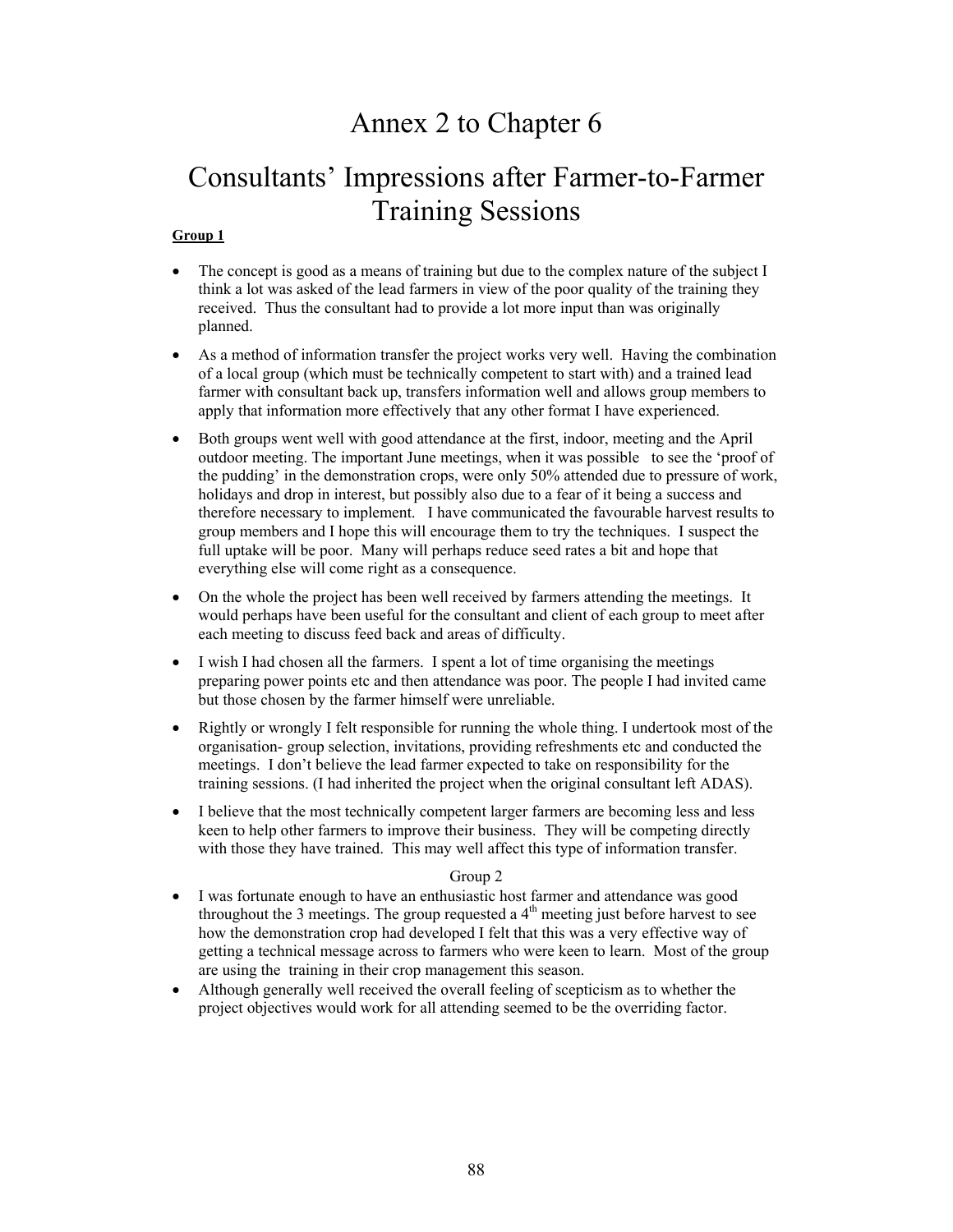# Annex 2 to Chapter 6

# Consultants' Impressions after Farmer-to-Farmer Training Sessions

**Group 1**

- The concept is good as a means of training but due to the complex nature of the subject I think a lot was asked of the lead farmers in view of the poor quality of the training they received. Thus the consultant had to provide a lot more input than was originally planned.
- As a method of information transfer the project works very well. Having the combination of a local group (which must be technically competent to start with) and a trained lead farmer with consultant back up, transfers information well and allows group members to apply that information more effectively that any other format I have experienced.
- Both groups went well with good attendance at the first, indoor, meeting and the April outdoor meeting. The important June meetings, when it was possible to see the 'proof of the pudding' in the demonstration crops, were only 50% attended due to pressure of work, holidays and drop in interest, but possibly also due to a fear of it being a success and therefore necessary to implement. I have communicated the favourable harvest results to group members and I hope this will encourage them to try the techniques. I suspect the full uptake will be poor. Many will perhaps reduce seed rates a bit and hope that everything else will come right as a consequence.
- On the whole the project has been well received by farmers attending the meetings. It would perhaps have been useful for the consultant and client of each group to meet after each meeting to discuss feed back and areas of difficulty.
- I wish I had chosen all the farmers. I spent a lot of time organising the meetings preparing power points etc and then attendance was poor. The people I had invited came but those chosen by the farmer himself were unreliable.
- Rightly or wrongly I felt responsible for running the whole thing. I undertook most of the organisation- group selection, invitations, providing refreshments etc and conducted the meetings. I don't believe the lead farmer expected to take on responsibility for the training sessions. (I had inherited the project when the original consultant left ADAS).
- I believe that the most technically competent larger farmers are becoming less and less keen to help other farmers to improve their business. They will be competing directly with those they have trained. This may well affect this type of information transfer.

Group 2

- I was fortunate enough to have an enthusiastic host farmer and attendance was good throughout the 3 meetings. The group requested a 4th meeting just before harvest to see how the demonstration crop had developed I felt that this was a very effective way of getting a technical message across to farmers who were keen to learn. Most of the group are using the training in their crop management this season.
- Although generally well received the overall feeling of scepticism as to whether the project objectives would work for all attending seemed to be the overriding factor.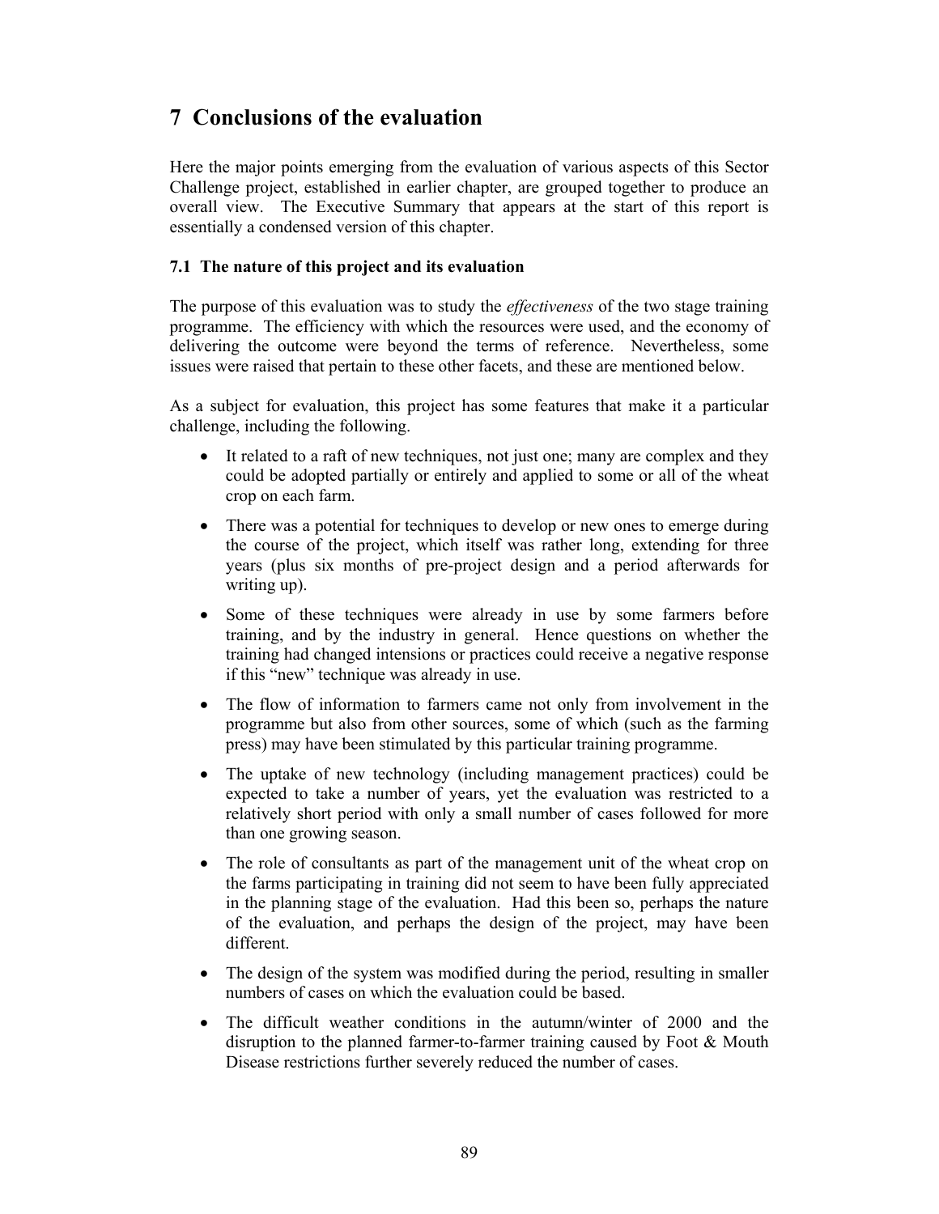# 7 Conclusions of the evaluation

Here the major points emerging from the evaluation of various aspects of this Sector Challenge project, established in earlier chapter, are grouped together to produce an overall view. The Executive Summary that appears at the start of this report is essentially a condensed version of this chapter.

### 7.1 The nature of this project and its evaluation

The purpose of this evaluation was to study the *effectiveness* of the two stage training programme. The efficiency with which the resources were used, and the economy of delivering the outcome were beyond the terms of reference. Nevertheless, some issues were raised that pertain to these other facets, and these are mentioned below.

As a subject for evaluation, this project has some features that make it a particular challenge, including the following.

- It related to a raft of new techniques, not just one; many are complex and they could be adopted partially or entirely and applied to some or all of the wheat crop on each farm.
- There was a potential for techniques to develop or new ones to emerge during the course of the project, which itself was rather long, extending for three years (plus six months of pre-project design and a period afterwards for writing up).
- Some of these techniques were already in use by some farmers before training, and by the industry in general. Hence questions on whether the training had changed intensions or practices could receive a negative response if this "new" technique was already in use.
- The flow of information to farmers came not only from involvement in the programme but also from other sources, some of which (such as the farming press) may have been stimulated by this particular training programme.
- The uptake of new technology (including management practices) could be expected to take a number of years, yet the evaluation was restricted to a relatively short period with only a small number of cases followed for more than one growing season.
- The role of consultants as part of the management unit of the wheat crop on the farms participating in training did not seem to have been fully appreciated in the planning stage of the evaluation. Had this been so, perhaps the nature of the evaluation, and perhaps the design of the project, may have been different.
- The design of the system was modified during the period, resulting in smaller numbers of cases on which the evaluation could be based.
- The difficult weather conditions in the autumn/winter of 2000 and the disruption to the planned farmer-to-farmer training caused by Foot & Mouth Disease restrictions further severely reduced the number of cases.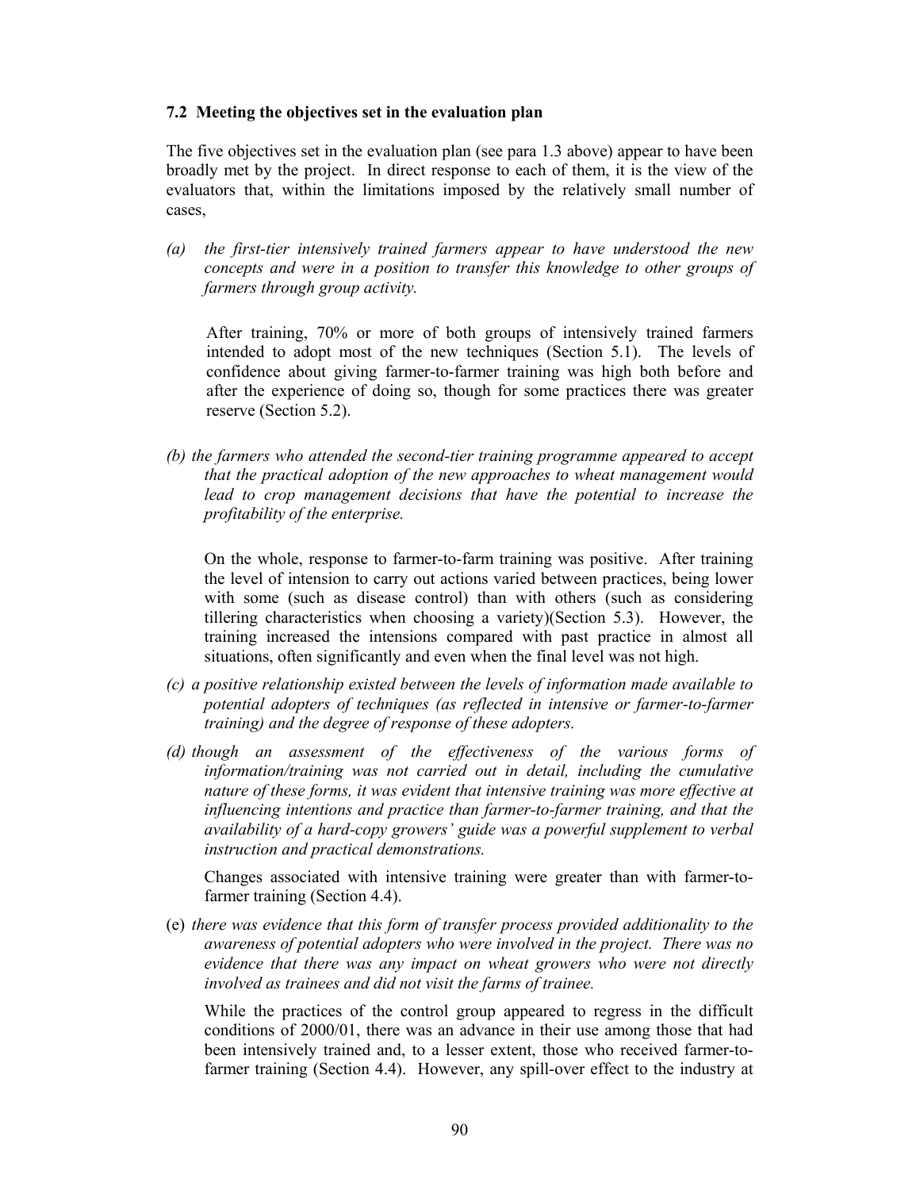### 7.2 Meeting the objectives set in the evaluation plan

The five objectives set in the evaluation plan (see para 1.3 above) appear to have been broadly met by the project. In direct response to each of them, it is the view of the evaluators that, within the limitations imposed by the relatively small number of cases,

*(a) the first-tier intensively trained farmers appear to have understood the new concepts and were in a position to transfer this knowledge to other groups of farmers through group activity.*

After training, 70% or more of both groups of intensively trained farmers intended to adopt most of the new techniques (Section 5.1). The levels of confidence about giving farmer-to-farmer training was high both before and after the experience of doing so, though for some practices there was greater reserve (Section 5.2).

*(b) the farmers who attended the second-tier training programme appeared to accept that the practical adoption of the new approaches to wheat management would lead to crop management decisions that have the potential to increase the profitability of the enterprise.*

On the whole, response to farmer-to-farm training was positive. After training the level of intension to carry out actions varied between practices, being lower with some (such as disease control) than with others (such as considering tillering characteristics when choosing a variety)(Section 5.3). However, the training increased the intensions compared with past practice in almost all situations, often significantly and even when the final level was not high.

*(c) a positive relationship existed between the levels of information made available to potential adopters of techniques (as reflected in intensive or farmer-to-farmer training) and the degree of response of these adopters.*

*(d) though an assessment of the effectiveness of the various forms of information/training was not carried out in detail, including the cumulative nature of these forms, it was evident that intensive training was more effective at influencing intentions and practice than farmer-to-farmer training, and that the availability of a hard-copy growers' guide was a powerful supplement to verbal instruction and practical demonstrations.*

Changes associated with intensive training were greater than with farmer-to-farmer training (Section 4.4).

(e) *there was evidence that this form of transfer process provided additionality to the awareness of potential adopters who were involved in the project. There was no evidence that there was any impact on wheat growers who were not directly involved as trainees and did not visit the farms of trainee.*

While the practices of the control group appeared to regress in the difficult conditions of 2000/01, there was an advance in their use among those that had been intensively trained and, to a lesser extent, those who received farmer-to-farmer training (Section 4.4). However, any spill-over effect to the industry at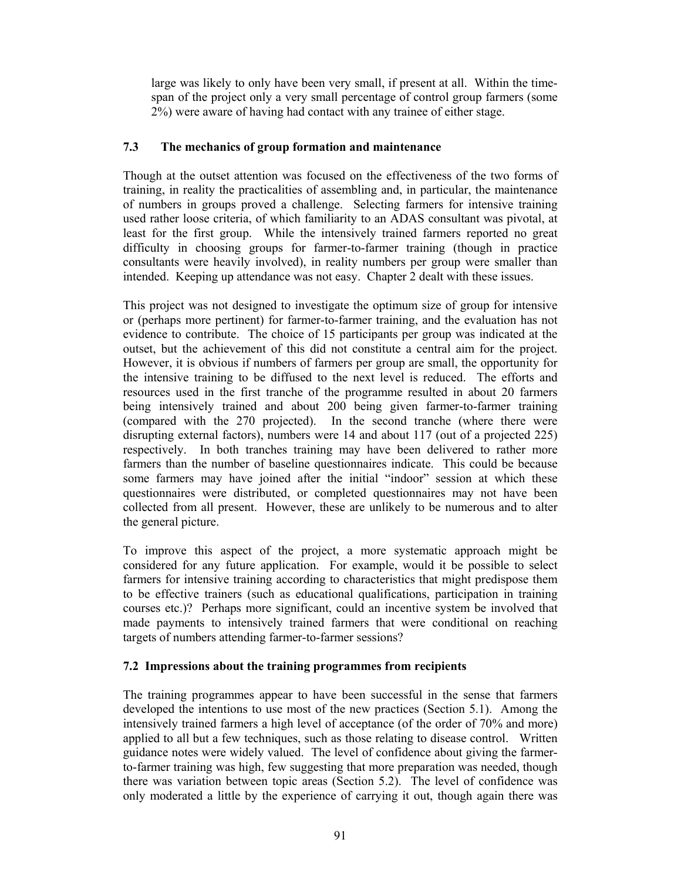large was likely to only have been very small, if present at all. Within the time-span of the project only a very small percentage of control group farmers (some 2%) were aware of having had contact with any trainee of either stage.

### 7.3 The mechanics of group formation and maintenance

Though at the outset attention was focused on the effectiveness of the two forms of training, in reality the practicalities of assembling and, in particular, the maintenance of numbers in groups proved a challenge. Selecting farmers for intensive training used rather loose criteria, of which familiarity to an ADAS consultant was pivotal, at least for the first group. While the intensively trained farmers reported no great difficulty in choosing groups for farmer-to-farmer training (though in practice consultants were heavily involved), in reality numbers per group were smaller than intended. Keeping up attendance was not easy. Chapter 2 dealt with these issues.

This project was not designed to investigate the optimum size of group for intensive or (perhaps more pertinent) for farmer-to-farmer training, and the evaluation has not evidence to contribute. The choice of 15 participants per group was indicated at the outset, but the achievement of this did not constitute a central aim for the project. However, it is obvious if numbers of farmers per group are small, the opportunity for the intensive training to be diffused to the next level is reduced. The efforts and resources used in the first tranche of the programme resulted in about 20 farmers being intensively trained and about 200 being given farmer-to-farmer training (compared with the 270 projected). In the second tranche (where there were disrupting external factors), numbers were 14 and about 117 (out of a projected 225) respectively. In both tranches training may have been delivered to rather more farmers than the number of baseline questionnaires indicate. This could be because some farmers may have joined after the initial "indoor" session at which these questionnaires were distributed, or completed questionnaires may not have been collected from all present. However, these are unlikely to be numerous and to alter the general picture.

To improve this aspect of the project, a more systematic approach might be considered for any future application. For example, would it be possible to select farmers for intensive training according to characteristics that might predispose them to be effective trainers (such as educational qualifications, participation in training courses etc.)? Perhaps more significant, could an incentive system be involved that made payments to intensively trained farmers that were conditional on reaching targets of numbers attending farmer-to-farmer sessions?

### 7.2 Impressions about the training programmes from recipients

The training programmes appear to have been successful in the sense that farmers developed the intentions to use most of the new practices (Section 5.1). Among the intensively trained farmers a high level of acceptance (of the order of 70% and more) applied to all but a few techniques, such as those relating to disease control. Written guidance notes were widely valued. The level of confidence about giving the farmer-to-farmer training was high, few suggesting that more preparation was needed, though there was variation between topic areas (Section 5.2). The level of confidence was only moderated a little by the experience of carrying it out, though again there was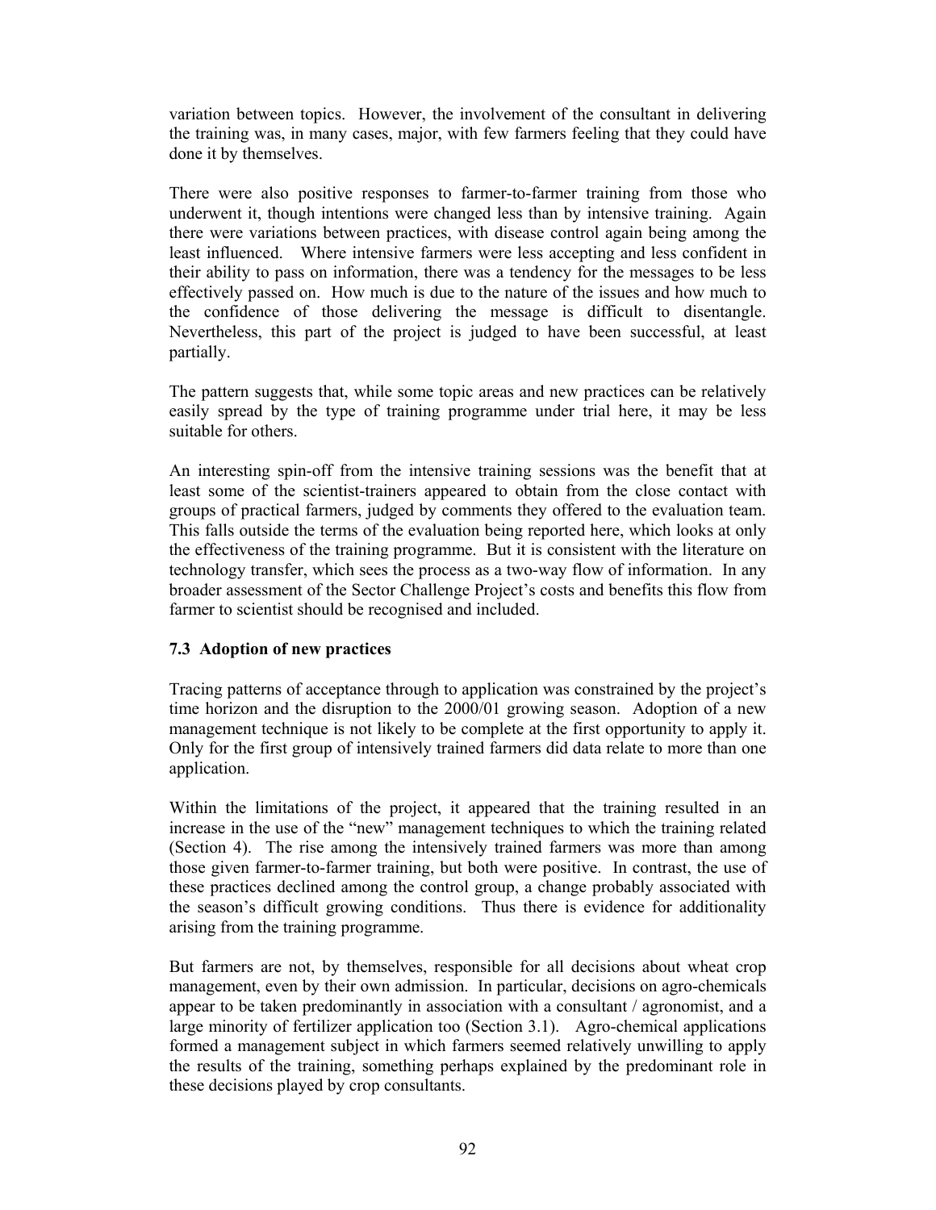variation between topics. However, the involvement of the consultant in delivering the training was, in many cases, major, with few farmers feeling that they could have done it by themselves.

There were also positive responses to farmer-to-farmer training from those who underwent it, though intentions were changed less than by intensive training. Again there were variations between practices, with disease control again being among the least influenced. Where intensive farmers were less accepting and less confident in their ability to pass on information, there was a tendency for the messages to be less effectively passed on. How much is due to the nature of the issues and how much to the confidence of those delivering the message is difficult to disentangle. Nevertheless, this part of the project is judged to have been successful, at least partially.

The pattern suggests that, while some topic areas and new practices can be relatively easily spread by the type of training programme under trial here, it may be less suitable for others.

An interesting spin-off from the intensive training sessions was the benefit that at least some of the scientist-trainers appeared to obtain from the close contact with groups of practical farmers, judged by comments they offered to the evaluation team. This falls outside the terms of the evaluation being reported here, which looks at only the effectiveness of the training programme. But it is consistent with the literature on technology transfer, which sees the process as a two-way flow of information. In any broader assessment of the Sector Challenge Project's costs and benefits this flow from farmer to scientist should be recognised and included.

### 7.3 Adoption of new practices

Tracing patterns of acceptance through to application was constrained by the project's time horizon and the disruption to the 2000/01 growing season. Adoption of a new management technique is not likely to be complete at the first opportunity to apply it. Only for the first group of intensively trained farmers did data relate to more than one application.

Within the limitations of the project, it appeared that the training resulted in an increase in the use of the "new" management techniques to which the training related (Section 4). The rise among the intensively trained farmers was more than among those given farmer-to-farmer training, but both were positive. In contrast, the use of these practices declined among the control group, a change probably associated with the season's difficult growing conditions. Thus there is evidence for additionality arising from the training programme.

But farmers are not, by themselves, responsible for all decisions about wheat crop management, even by their own admission. In particular, decisions on agro-chemicals appear to be taken predominantly in association with a consultant / agronomist, and a large minority of fertilizer application too (Section 3.1). Agro-chemical applications formed a management subject in which farmers seemed relatively unwilling to apply the results of the training, something perhaps explained by the predominant role in these decisions played by crop consultants.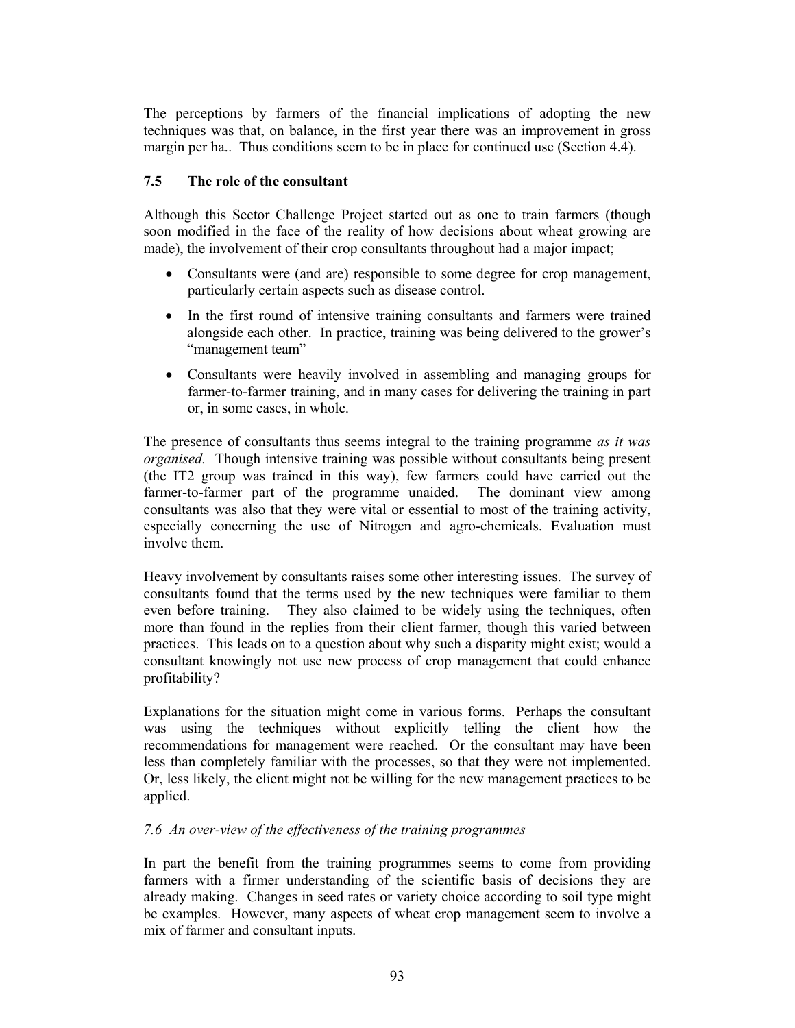The perceptions by farmers of the financial implications of adopting the new techniques was that, on balance, in the first year there was an improvement in gross margin per ha.. Thus conditions seem to be in place for continued use (Section 4.4).

### 7.5 The role of the consultant

Although this Sector Challenge Project started out as one to train farmers (though soon modified in the face of the reality of how decisions about wheat growing are made), the involvement of their crop consultants throughout had a major impact;

- Consultants were (and are) responsible to some degree for crop management, particularly certain aspects such as disease control.
- In the first round of intensive training consultants and farmers were trained alongside each other. In practice, training was being delivered to the grower's "management team"
- Consultants were heavily involved in assembling and managing groups for farmer-to-farmer training, and in many cases for delivering the training in part or, in some cases, in whole.

The presence of consultants thus seems integral to the training programme *as it was organised.* Though intensive training was possible without consultants being present (the IT2 group was trained in this way), few farmers could have carried out the farmer-to-farmer part of the programme unaided. The dominant view among consultants was also that they were vital or essential to most of the training activity, especially concerning the use of Nitrogen and agro-chemicals. Evaluation must involve them.

Heavy involvement by consultants raises some other interesting issues. The survey of consultants found that the terms used by the new techniques were familiar to them even before training. They also claimed to be widely using the techniques, often more than found in the replies from their client farmer, though this varied between practices. This leads on to a question about why such a disparity might exist; would a consultant knowingly not use new process of crop management that could enhance profitability?

Explanations for the situation might come in various forms. Perhaps the consultant was using the techniques without explicitly telling the client how the recommendations for management were reached. Or the consultant may have been less than completely familiar with the processes, so that they were not implemented. Or, less likely, the client might not be willing for the new management practices to be applied.

### *7.6 An over-view of the effectiveness of the training programmes*

In part the benefit from the training programmes seems to come from providing farmers with a firmer understanding of the scientific basis of decisions they are already making. Changes in seed rates or variety choice according to soil type might be examples. However, many aspects of wheat crop management seem to involve a mix of farmer and consultant inputs.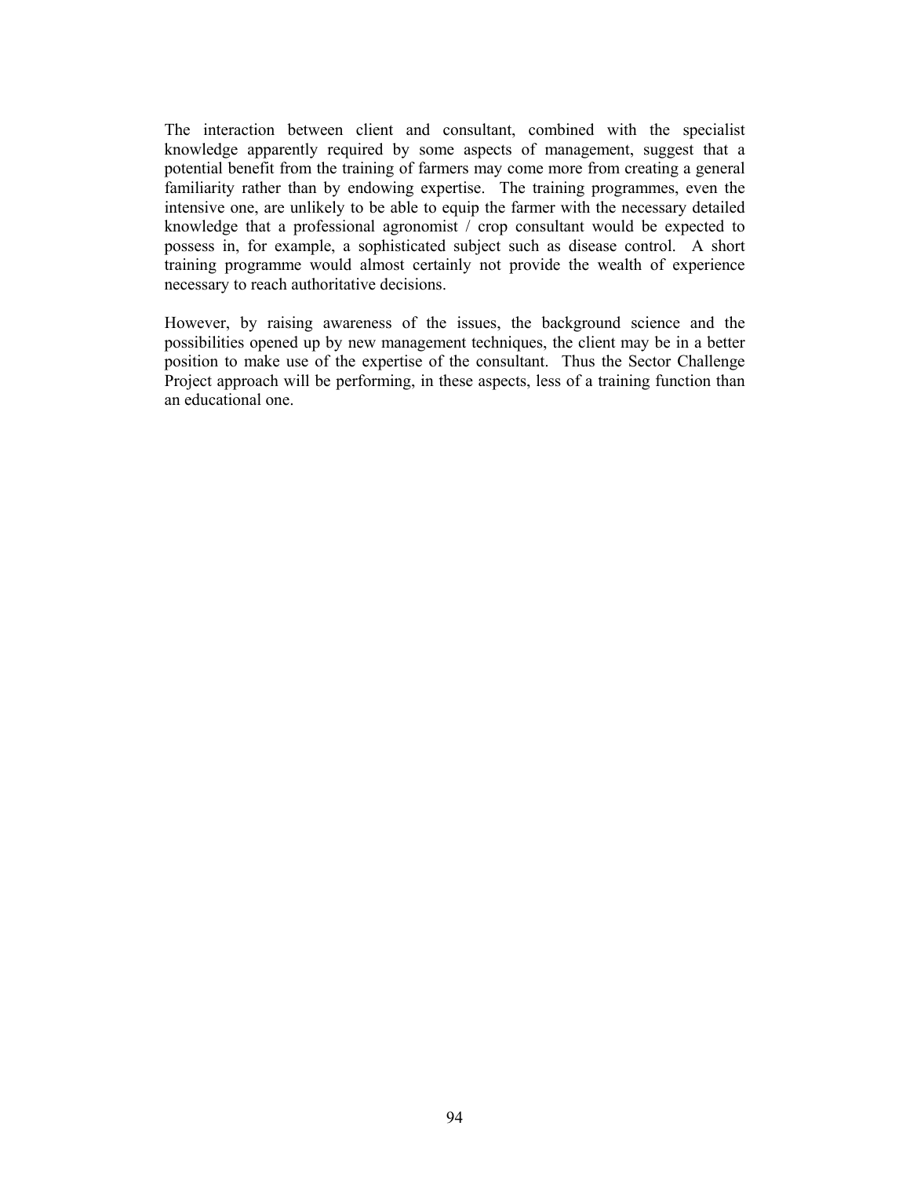The interaction between client and consultant, combined with the specialist knowledge apparently required by some aspects of management, suggest that a potential benefit from the training of farmers may come more from creating a general familiarity rather than by endowing expertise. The training programmes, even the intensive one, are unlikely to be able to equip the farmer with the necessary detailed knowledge that a professional agronomist / crop consultant would be expected to possess in, for example, a sophisticated subject such as disease control. A short training programme would almost certainly not provide the wealth of experience necessary to reach authoritative decisions.

However, by raising awareness of the issues, the background science and the possibilities opened up by new management techniques, the client may be in a better position to make use of the expertise of the consultant. Thus the Sector Challenge Project approach will be performing, in these aspects, less of a training function than an educational one.